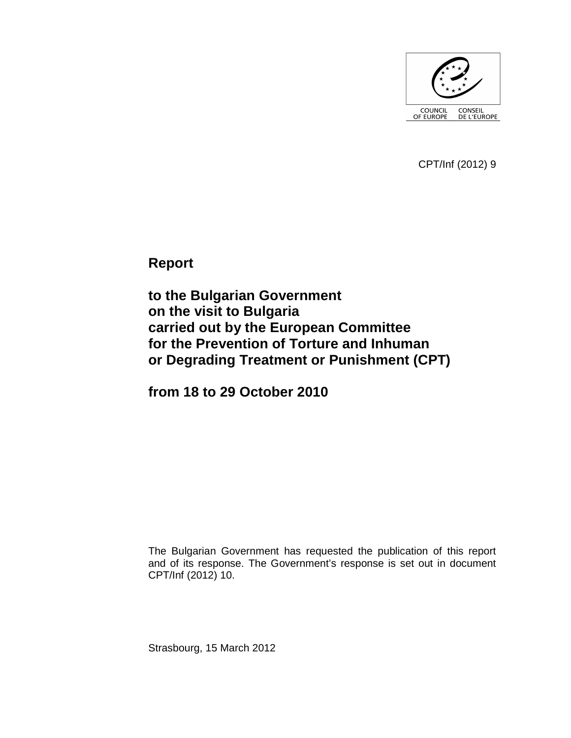COUNCIL OF EUROPE CONSEIL DE L'EUROPE

CPT/Inf (2012) 9

**Report**

**to the Bulgarian Government on the visit to Bulgaria carried out by the European Committee for the Prevention of Torture and Inhuman or Degrading Treatment or Punishment (CPT)**

**from 18 to 29 October 2010**

The Bulgarian Government has requested the publication of this report and of its response. The Government's response is set out in document CPT/Inf (2012) 10.

Strasbourg, 15 March 2012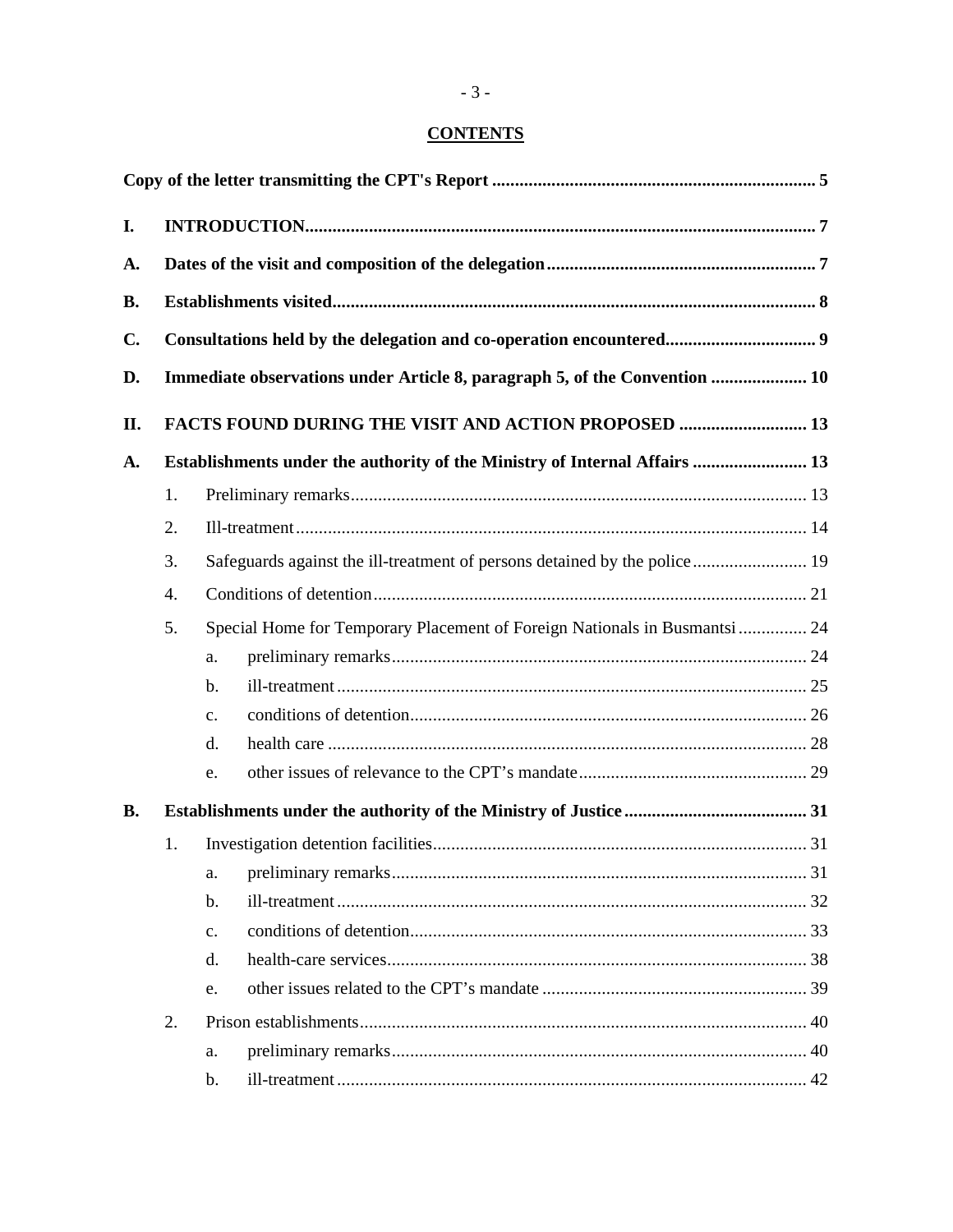# CONTENTS

**Copy of the letter transmitting the CPT's Report** ..................................................................... 5

**I. INTRODUCTION** ............................................................................................................. 7

**A. Dates of the visit and composition of the delegation** .......................................................... 7

**B. Establishments visited** ........................................................................................................ 8

**C. Consultations held by the delegation and co-operation encountered** ................................ 9

**D. Immediate observations under Article 8, paragraph 5, of the Convention** .................... 10

**II. FACTS FOUND DURING THE VISIT AND ACTION PROPOSED** ........................... 13

**A. Establishments under the authority of the Ministry of Internal Affairs** ......................... 13

1. Preliminary remarks ................................................................................................... 13
2. Ill-treatment ............................................................................................................... 14
3. Safeguards against the ill-treatment of persons detained by the police ......................... 19
4. Conditions of detention .............................................................................................. 21
5. Special Home for Temporary Placement of Foreign Nationals in Busmantsi ............... 24
   a. preliminary remarks .......................................................................................... 24
   b. ill-treatment ...................................................................................................... 25
   c. conditions of detention ...................................................................................... 26
   d. health care ........................................................................................................ 28
   e. other issues of relevance to the CPT's mandate ................................................. 29

**B. Establishments under the authority of the Ministry of Justice** ........................................ 31

1. Investigation detention facilities ................................................................................. 31
   a. preliminary remarks .......................................................................................... 31
   b. ill-treatment ...................................................................................................... 32
   c. conditions of detention ...................................................................................... 33
   d. health-care services ........................................................................................... 38
   e. other issues related to the CPT's mandate .......................................................... 39
2. Prison establishments ................................................................................................. 40
   a. preliminary remarks .......................................................................................... 40
   b. ill-treatment ...................................................................................................... 42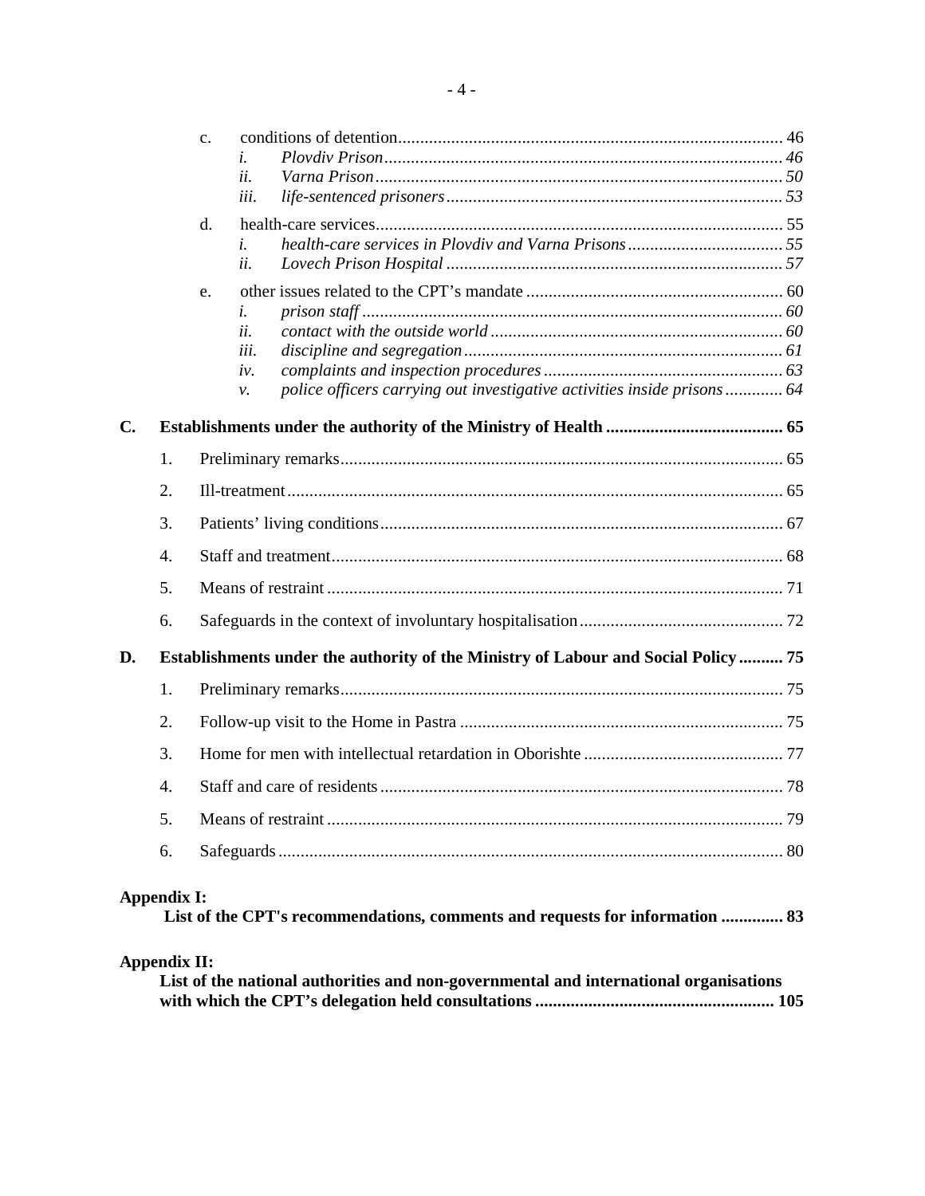c. conditions of detention ........ 46

   i. *Plovdiv Prison* ........ *46*

   ii. *Varna Prison* ........ *50*

   iii. *life-sentenced prisoners* ........ *53*

d. health-care services ........ 55

   i. *health-care services in Plovdiv and Varna Prisons* ........ *55*

   ii. *Lovech Prison Hospital* ........ *57*

e. other issues related to the CPT's mandate ........ 60

   i. *prison staff* ........ *60*

   ii. *contact with the outside world* ........ *60*

   iii. *discipline and segregation* ........ *61*

   iv. *complaints and inspection procedures* ........ *63*

   v. *police officers carrying out investigative activities inside prisons* ........ *64*

**C. Establishments under the authority of the Ministry of Health ........ 65**

1. Preliminary remarks ........ 65
2. Ill-treatment ........ 65
3. Patients' living conditions ........ 67
4. Staff and treatment ........ 68
5. Means of restraint ........ 71
6. Safeguards in the context of involuntary hospitalisation ........ 72

**D. Establishments under the authority of the Ministry of Labour and Social Policy ........ 75**

1. Preliminary remarks ........ 75
2. Follow-up visit to the Home in Pastra ........ 75
3. Home for men with intellectual retardation in Oborishte ........ 77
4. Staff and care of residents ........ 78
5. Means of restraint ........ 79
6. Safeguards ........ 80

**Appendix I:**
**List of the CPT's recommendations, comments and requests for information ........ 83**

**Appendix II:**
**List of the national authorities and non-governmental and international organisations with which the CPT's delegation held consultations ........ 105**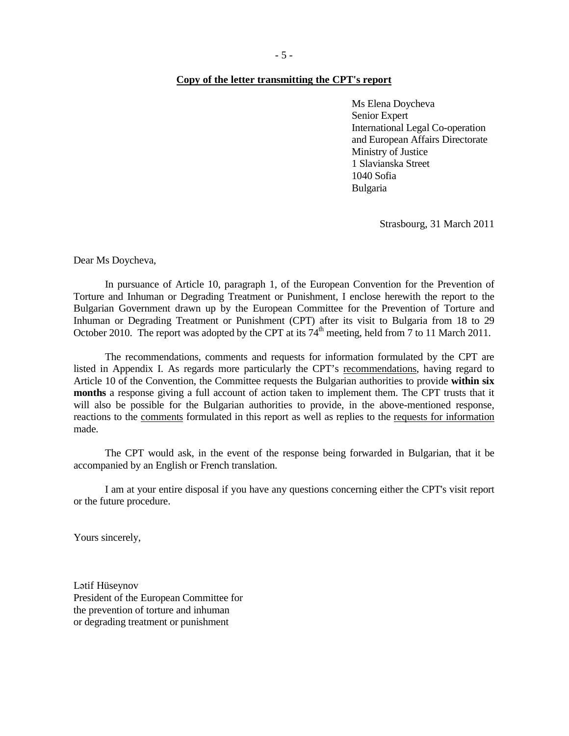**<u>Copy of the letter transmitting the CPT's report</u>**

Ms Elena Doycheva
Senior Expert
International Legal Co-operation
and European Affairs Directorate
Ministry of Justice
1 Slavianska Street
1040 Sofia
Bulgaria

Strasbourg, 31 March 2011

Dear Ms Doycheva,

In pursuance of Article 10, paragraph 1, of the European Convention for the Prevention of Torture and Inhuman or Degrading Treatment or Punishment, I enclose herewith the report to the Bulgarian Government drawn up by the European Committee for the Prevention of Torture and Inhuman or Degrading Treatment or Punishment (CPT) after its visit to Bulgaria from 18 to 29 October 2010. The report was adopted by the CPT at its 74th meeting, held from 7 to 11 March 2011.

The recommendations, comments and requests for information formulated by the CPT are listed in Appendix I. As regards more particularly the CPT's <u>recommendations</u>, having regard to Article 10 of the Convention, the Committee requests the Bulgarian authorities to provide **within six months** a response giving a full account of action taken to implement them. The CPT trusts that it will also be possible for the Bulgarian authorities to provide, in the above-mentioned response, reactions to the <u>comments</u> formulated in this report as well as replies to the <u>requests for information</u> made.

The CPT would ask, in the event of the response being forwarded in Bulgarian, that it be accompanied by an English or French translation.

I am at your entire disposal if you have any questions concerning either the CPT's visit report or the future procedure.

Yours sincerely,

Lətif Hüseynov
President of the European Committee for
the prevention of torture and inhuman
or degrading treatment or punishment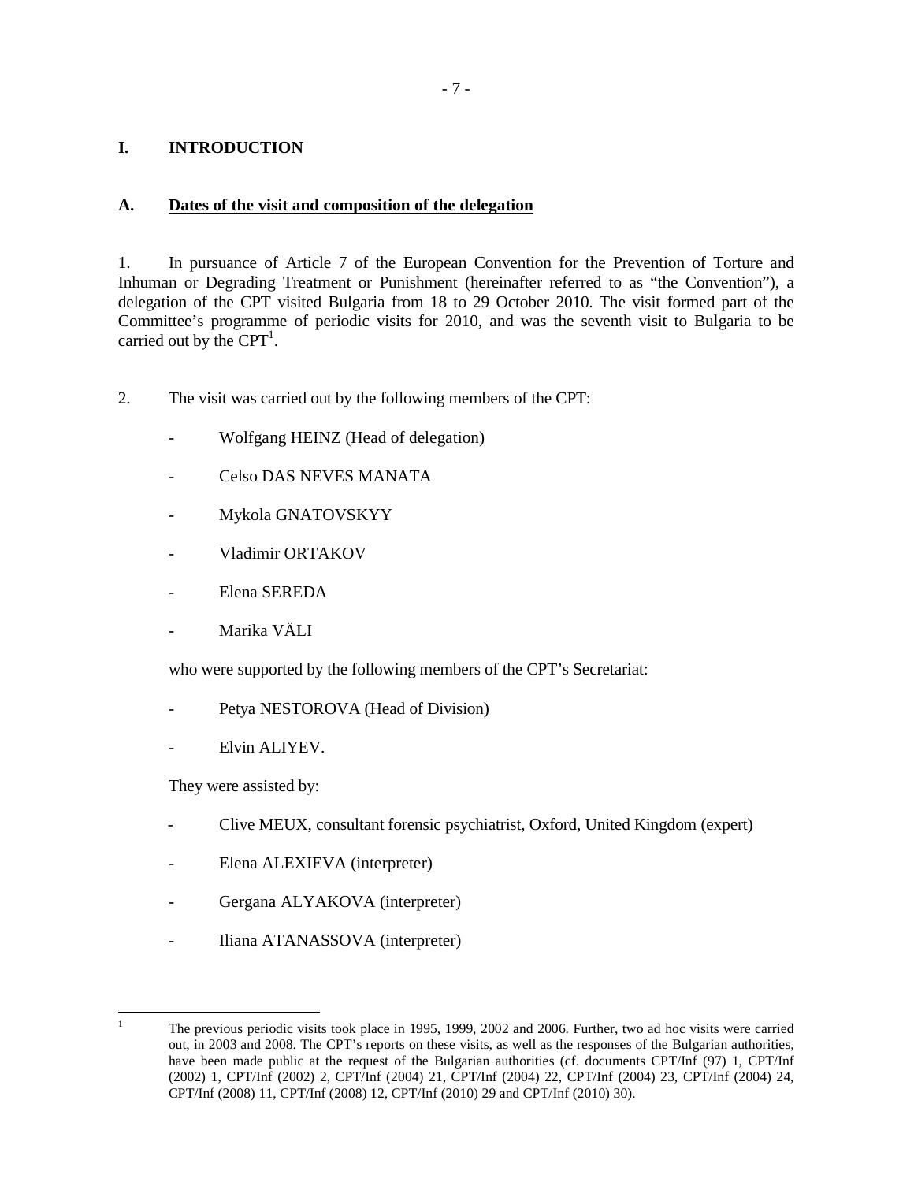# I. INTRODUCTION

## A. Dates of the visit and composition of the delegation

1. In pursuance of Article 7 of the European Convention for the Prevention of Torture and Inhuman or Degrading Treatment or Punishment (hereinafter referred to as "the Convention"), a delegation of the CPT visited Bulgaria from 18 to 29 October 2010. The visit formed part of the Committee's programme of periodic visits for 2010, and was the seventh visit to Bulgaria to be carried out by the CPT[1].

2. The visit was carried out by the following members of the CPT:

- Wolfgang HEINZ (Head of delegation)
- Celso DAS NEVES MANATA
- Mykola GNATOVSKYY
- Vladimir ORTAKOV
- Elena SEREDA
- Marika VÄLI

who were supported by the following members of the CPT's Secretariat:

- Petya NESTOROVA (Head of Division)
- Elvin ALIYEV.

They were assisted by:

- Clive MEUX, consultant forensic psychiatrist, Oxford, United Kingdom (expert)
- Elena ALEXIEVA (interpreter)
- Gergana ALYAKOVA (interpreter)
- Iliana ATANASSOVA (interpreter)

---

[1] The previous periodic visits took place in 1995, 1999, 2002 and 2006. Further, two ad hoc visits were carried out, in 2003 and 2008. The CPT's reports on these visits, as well as the responses of the Bulgarian authorities, have been made public at the request of the Bulgarian authorities (cf. documents CPT/Inf (97) 1, CPT/Inf (2002) 1, CPT/Inf (2002) 2, CPT/Inf (2004) 21, CPT/Inf (2004) 22, CPT/Inf (2004) 23, CPT/Inf (2004) 24, CPT/Inf (2008) 11, CPT/Inf (2008) 12, CPT/Inf (2010) 29 and CPT/Inf (2010) 30).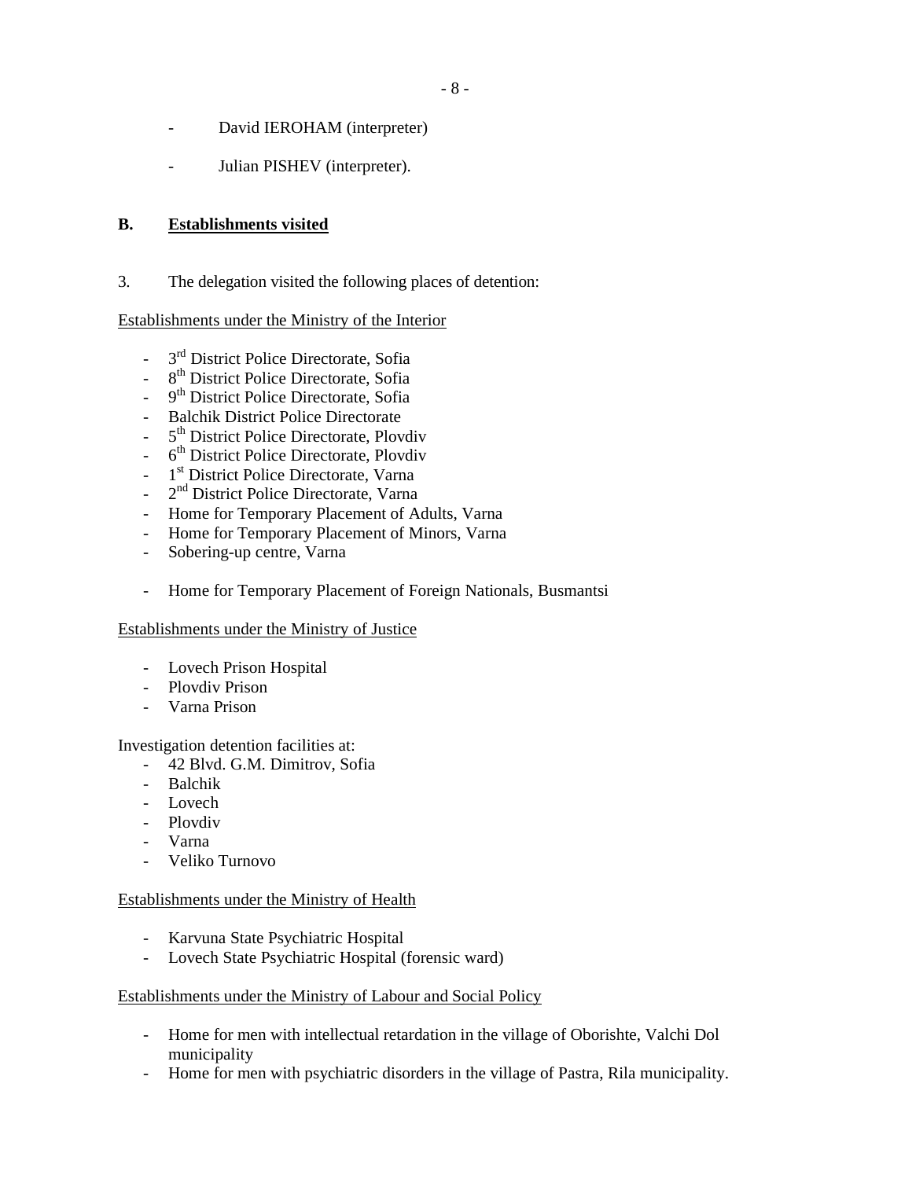- David IEROHAM (interpreter)

- Julian PISHEV (interpreter).

## B. Establishments visited

3. The delegation visited the following places of detention:

Establishments under the Ministry of the Interior

- 3rd District Police Directorate, Sofia
- 8th District Police Directorate, Sofia
- 9th District Police Directorate, Sofia
- Balchik District Police Directorate
- 5th District Police Directorate, Plovdiv
- 6th District Police Directorate, Plovdiv
- 1st District Police Directorate, Varna
- 2nd District Police Directorate, Varna
- Home for Temporary Placement of Adults, Varna
- Home for Temporary Placement of Minors, Varna
- Sobering-up centre, Varna

- Home for Temporary Placement of Foreign Nationals, Busmantsi

Establishments under the Ministry of Justice

- Lovech Prison Hospital
- Plovdiv Prison
- Varna Prison

Investigation detention facilities at:

- 42 Blvd. G.M. Dimitrov, Sofia
- Balchik
- Lovech
- Plovdiv
- Varna
- Veliko Turnovo

Establishments under the Ministry of Health

- Karvuna State Psychiatric Hospital
- Lovech State Psychiatric Hospital (forensic ward)

Establishments under the Ministry of Labour and Social Policy

- Home for men with intellectual retardation in the village of Oborishte, Valchi Dol municipality
- Home for men with psychiatric disorders in the village of Pastra, Rila municipality.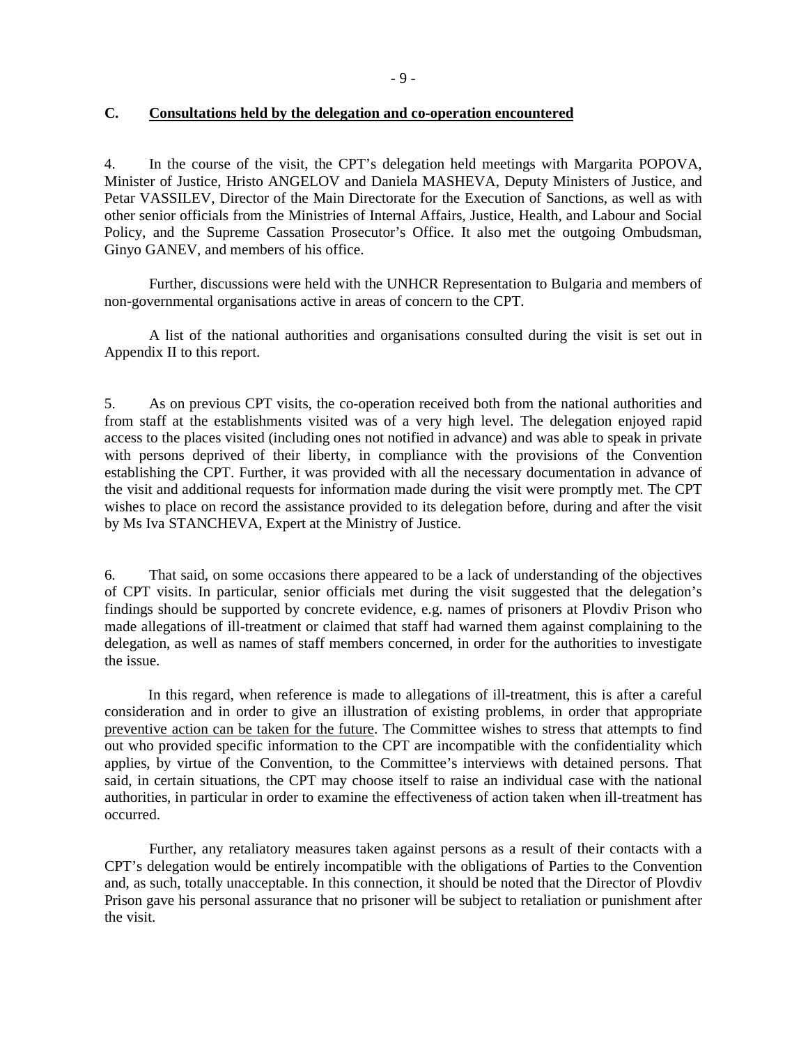## C. Consultations held by the delegation and co-operation encountered

4. In the course of the visit, the CPT's delegation held meetings with Margarita POPOVA, Minister of Justice, Hristo ANGELOV and Daniela MASHEVA, Deputy Ministers of Justice, and Petar VASSILEV, Director of the Main Directorate for the Execution of Sanctions, as well as with other senior officials from the Ministries of Internal Affairs, Justice, Health, and Labour and Social Policy, and the Supreme Cassation Prosecutor's Office. It also met the outgoing Ombudsman, Ginyo GANEV, and members of his office.

Further, discussions were held with the UNHCR Representation to Bulgaria and members of non-governmental organisations active in areas of concern to the CPT.

A list of the national authorities and organisations consulted during the visit is set out in Appendix II to this report.

5. As on previous CPT visits, the co-operation received both from the national authorities and from staff at the establishments visited was of a very high level. The delegation enjoyed rapid access to the places visited (including ones not notified in advance) and was able to speak in private with persons deprived of their liberty, in compliance with the provisions of the Convention establishing the CPT. Further, it was provided with all the necessary documentation in advance of the visit and additional requests for information made during the visit were promptly met. The CPT wishes to place on record the assistance provided to its delegation before, during and after the visit by Ms Iva STANCHEVA, Expert at the Ministry of Justice.

6. That said, on some occasions there appeared to be a lack of understanding of the objectives of CPT visits. In particular, senior officials met during the visit suggested that the delegation's findings should be supported by concrete evidence, e.g. names of prisoners at Plovdiv Prison who made allegations of ill-treatment or claimed that staff had warned them against complaining to the delegation, as well as names of staff members concerned, in order for the authorities to investigate the issue.

In this regard, when reference is made to allegations of ill-treatment, this is after a careful consideration and in order to give an illustration of existing problems, in order that appropriate preventive action can be taken for the future. The Committee wishes to stress that attempts to find out who provided specific information to the CPT are incompatible with the confidentiality which applies, by virtue of the Convention, to the Committee's interviews with detained persons. That said, in certain situations, the CPT may choose itself to raise an individual case with the national authorities, in particular in order to examine the effectiveness of action taken when ill-treatment has occurred.

Further, any retaliatory measures taken against persons as a result of their contacts with a CPT's delegation would be entirely incompatible with the obligations of Parties to the Convention and, as such, totally unacceptable. In this connection, it should be noted that the Director of Plovdiv Prison gave his personal assurance that no prisoner will be subject to retaliation or punishment after the visit.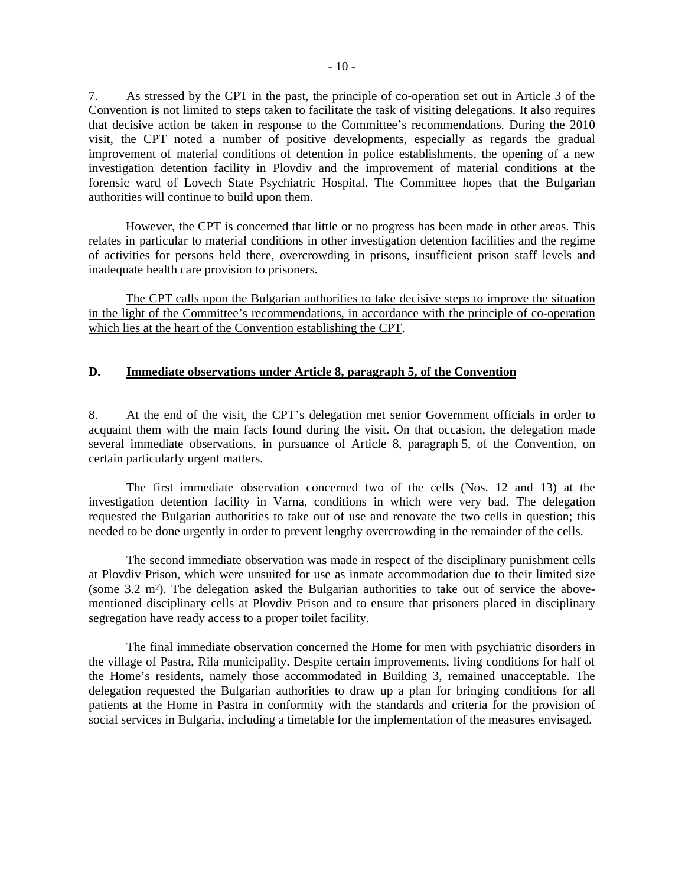7. As stressed by the CPT in the past, the principle of co-operation set out in Article 3 of the Convention is not limited to steps taken to facilitate the task of visiting delegations. It also requires that decisive action be taken in response to the Committee's recommendations. During the 2010 visit, the CPT noted a number of positive developments, especially as regards the gradual improvement of material conditions of detention in police establishments, the opening of a new investigation detention facility in Plovdiv and the improvement of material conditions at the forensic ward of Lovech State Psychiatric Hospital. The Committee hopes that the Bulgarian authorities will continue to build upon them.

However, the CPT is concerned that little or no progress has been made in other areas. This relates in particular to material conditions in other investigation detention facilities and the regime of activities for persons held there, overcrowding in prisons, insufficient prison staff levels and inadequate health care provision to prisoners.

<u>The CPT calls upon the Bulgarian authorities to take decisive steps to improve the situation in the light of the Committee's recommendations, in accordance with the principle of co-operation which lies at the heart of the Convention establishing the CPT</u>.

## D. Immediate observations under Article 8, paragraph 5, of the Convention

8. At the end of the visit, the CPT's delegation met senior Government officials in order to acquaint them with the main facts found during the visit. On that occasion, the delegation made several immediate observations, in pursuance of Article 8, paragraph 5, of the Convention, on certain particularly urgent matters.

The first immediate observation concerned two of the cells (Nos. 12 and 13) at the investigation detention facility in Varna, conditions in which were very bad. The delegation requested the Bulgarian authorities to take out of use and renovate the two cells in question; this needed to be done urgently in order to prevent lengthy overcrowding in the remainder of the cells.

The second immediate observation was made in respect of the disciplinary punishment cells at Plovdiv Prison, which were unsuited for use as inmate accommodation due to their limited size (some 3.2 m²). The delegation asked the Bulgarian authorities to take out of service the above-mentioned disciplinary cells at Plovdiv Prison and to ensure that prisoners placed in disciplinary segregation have ready access to a proper toilet facility.

The final immediate observation concerned the Home for men with psychiatric disorders in the village of Pastra, Rila municipality. Despite certain improvements, living conditions for half of the Home's residents, namely those accommodated in Building 3, remained unacceptable. The delegation requested the Bulgarian authorities to draw up a plan for bringing conditions for all patients at the Home in Pastra in conformity with the standards and criteria for the provision of social services in Bulgaria, including a timetable for the implementation of the measures envisaged.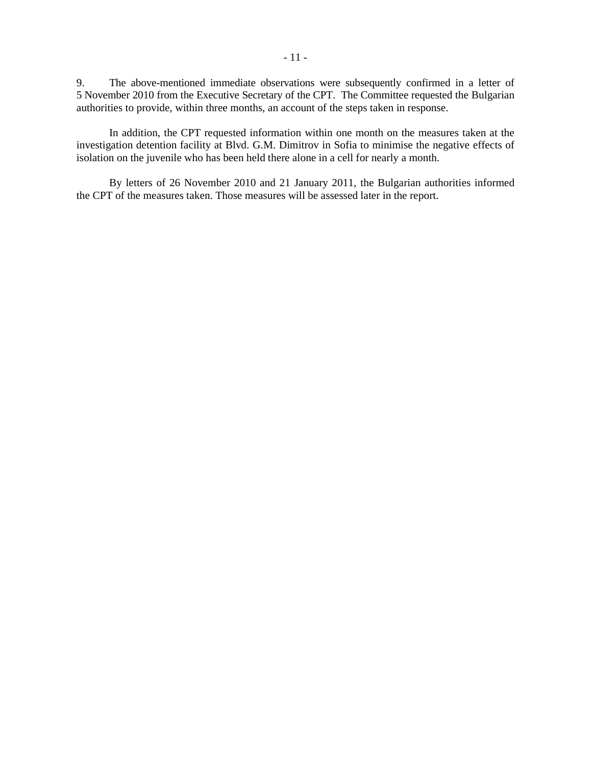9. The above-mentioned immediate observations were subsequently confirmed in a letter of 5 November 2010 from the Executive Secretary of the CPT. The Committee requested the Bulgarian authorities to provide, within three months, an account of the steps taken in response.

In addition, the CPT requested information within one month on the measures taken at the investigation detention facility at Blvd. G.M. Dimitrov in Sofia to minimise the negative effects of isolation on the juvenile who has been held there alone in a cell for nearly a month.

By letters of 26 November 2010 and 21 January 2011, the Bulgarian authorities informed the CPT of the measures taken. Those measures will be assessed later in the report.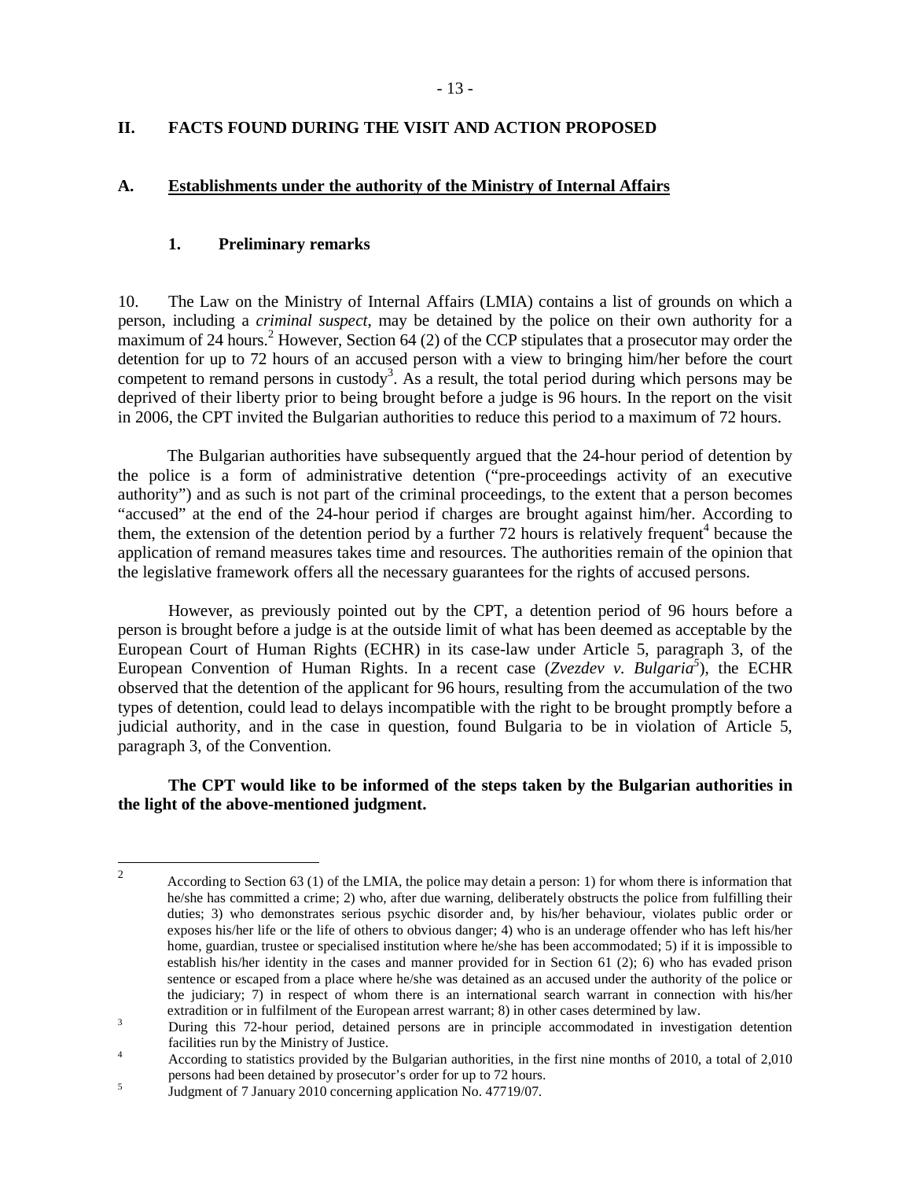## II. FACTS FOUND DURING THE VISIT AND ACTION PROPOSED

### A. Establishments under the authority of the Ministry of Internal Affairs

#### 1. Preliminary remarks

10. The Law on the Ministry of Internal Affairs (LMIA) contains a list of grounds on which a person, including a *criminal suspect*, may be detained by the police on their own authority for a maximum of 24 hours.[2] However, Section 64 (2) of the CCP stipulates that a prosecutor may order the detention for up to 72 hours of an accused person with a view to bringing him/her before the court competent to remand persons in custody[3]. As a result, the total period during which persons may be deprived of their liberty prior to being brought before a judge is 96 hours. In the report on the visit in 2006, the CPT invited the Bulgarian authorities to reduce this period to a maximum of 72 hours.

The Bulgarian authorities have subsequently argued that the 24-hour period of detention by the police is a form of administrative detention ("pre-proceedings activity of an executive authority") and as such is not part of the criminal proceedings, to the extent that a person becomes "accused" at the end of the 24-hour period if charges are brought against him/her. According to them, the extension of the detention period by a further 72 hours is relatively frequent[4] because the application of remand measures takes time and resources. The authorities remain of the opinion that the legislative framework offers all the necessary guarantees for the rights of accused persons.

However, as previously pointed out by the CPT, a detention period of 96 hours before a person is brought before a judge is at the outside limit of what has been deemed as acceptable by the European Court of Human Rights (ECHR) in its case-law under Article 5, paragraph 3, of the European Convention of Human Rights. In a recent case (*Zvezdev v. Bulgaria*[5]), the ECHR observed that the detention of the applicant for 96 hours, resulting from the accumulation of the two types of detention, could lead to delays incompatible with the right to be brought promptly before a judicial authority, and in the case in question, found Bulgaria to be in violation of Article 5, paragraph 3, of the Convention.

**The CPT would like to be informed of the steps taken by the Bulgarian authorities in the light of the above-mentioned judgment.**

---

[2] According to Section 63 (1) of the LMIA, the police may detain a person: 1) for whom there is information that he/she has committed a crime; 2) who, after due warning, deliberately obstructs the police from fulfilling their duties; 3) who demonstrates serious psychic disorder and, by his/her behaviour, violates public order or exposes his/her life or the life of others to obvious danger; 4) who is an underage offender who has left his/her home, guardian, trustee or specialised institution where he/she has been accommodated; 5) if it is impossible to establish his/her identity in the cases and manner provided for in Section 61 (2); 6) who has evaded prison sentence or escaped from a place where he/she was detained as an accused under the authority of the police or the judiciary; 7) in respect of whom there is an international search warrant in connection with his/her extradition or in fulfilment of the European arrest warrant; 8) in other cases determined by law.

[3] During this 72-hour period, detained persons are in principle accommodated in investigation detention facilities run by the Ministry of Justice.

[4] According to statistics provided by the Bulgarian authorities, in the first nine months of 2010, a total of 2,010 persons had been detained by prosecutor's order for up to 72 hours.

[5] Judgment of 7 January 2010 concerning application No. 47719/07.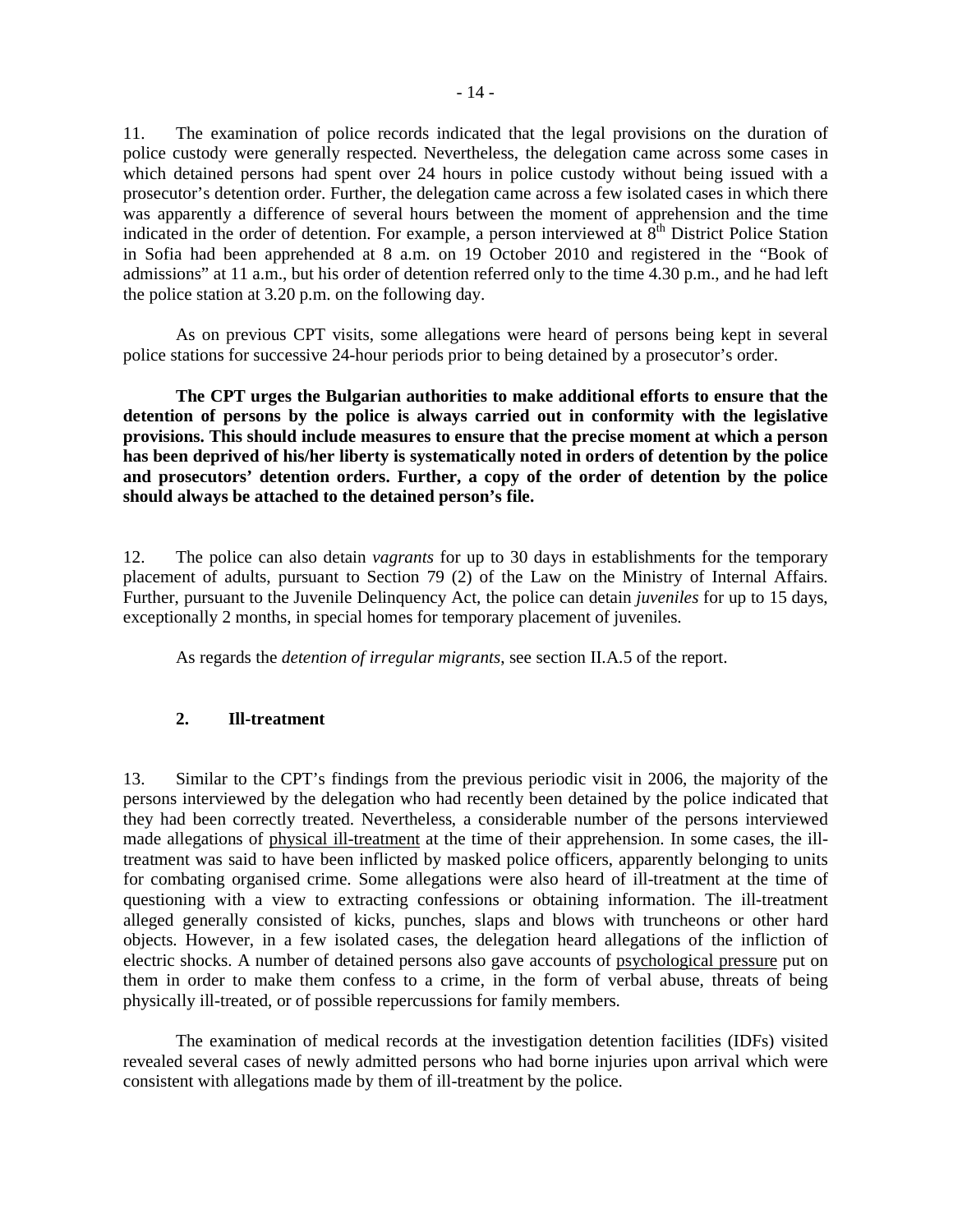11. The examination of police records indicated that the legal provisions on the duration of police custody were generally respected. Nevertheless, the delegation came across some cases in which detained persons had spent over 24 hours in police custody without being issued with a prosecutor's detention order. Further, the delegation came across a few isolated cases in which there was apparently a difference of several hours between the moment of apprehension and the time indicated in the order of detention. For example, a person interviewed at 8th District Police Station in Sofia had been apprehended at 8 a.m. on 19 October 2010 and registered in the "Book of admissions" at 11 a.m., but his order of detention referred only to the time 4.30 p.m., and he had left the police station at 3.20 p.m. on the following day.

As on previous CPT visits, some allegations were heard of persons being kept in several police stations for successive 24-hour periods prior to being detained by a prosecutor's order.

**The CPT urges the Bulgarian authorities to make additional efforts to ensure that the detention of persons by the police is always carried out in conformity with the legislative provisions. This should include measures to ensure that the precise moment at which a person has been deprived of his/her liberty is systematically noted in orders of detention by the police and prosecutors' detention orders. Further, a copy of the order of detention by the police should always be attached to the detained person's file.**

12. The police can also detain *vagrants* for up to 30 days in establishments for the temporary placement of adults, pursuant to Section 79 (2) of the Law on the Ministry of Internal Affairs. Further, pursuant to the Juvenile Delinquency Act, the police can detain *juveniles* for up to 15 days, exceptionally 2 months, in special homes for temporary placement of juveniles.

As regards the *detention of irregular migrants*, see section II.A.5 of the report.

### 2. Ill-treatment

13. Similar to the CPT's findings from the previous periodic visit in 2006, the majority of the persons interviewed by the delegation who had recently been detained by the police indicated that they had been correctly treated. Nevertheless, a considerable number of the persons interviewed made allegations of physical ill-treatment at the time of their apprehension. In some cases, the ill-treatment was said to have been inflicted by masked police officers, apparently belonging to units for combating organised crime. Some allegations were also heard of ill-treatment at the time of questioning with a view to extracting confessions or obtaining information. The ill-treatment alleged generally consisted of kicks, punches, slaps and blows with truncheons or other hard objects. However, in a few isolated cases, the delegation heard allegations of the infliction of electric shocks. A number of detained persons also gave accounts of psychological pressure put on them in order to make them confess to a crime, in the form of verbal abuse, threats of being physically ill-treated, or of possible repercussions for family members.

The examination of medical records at the investigation detention facilities (IDFs) visited revealed several cases of newly admitted persons who had borne injuries upon arrival which were consistent with allegations made by them of ill-treatment by the police.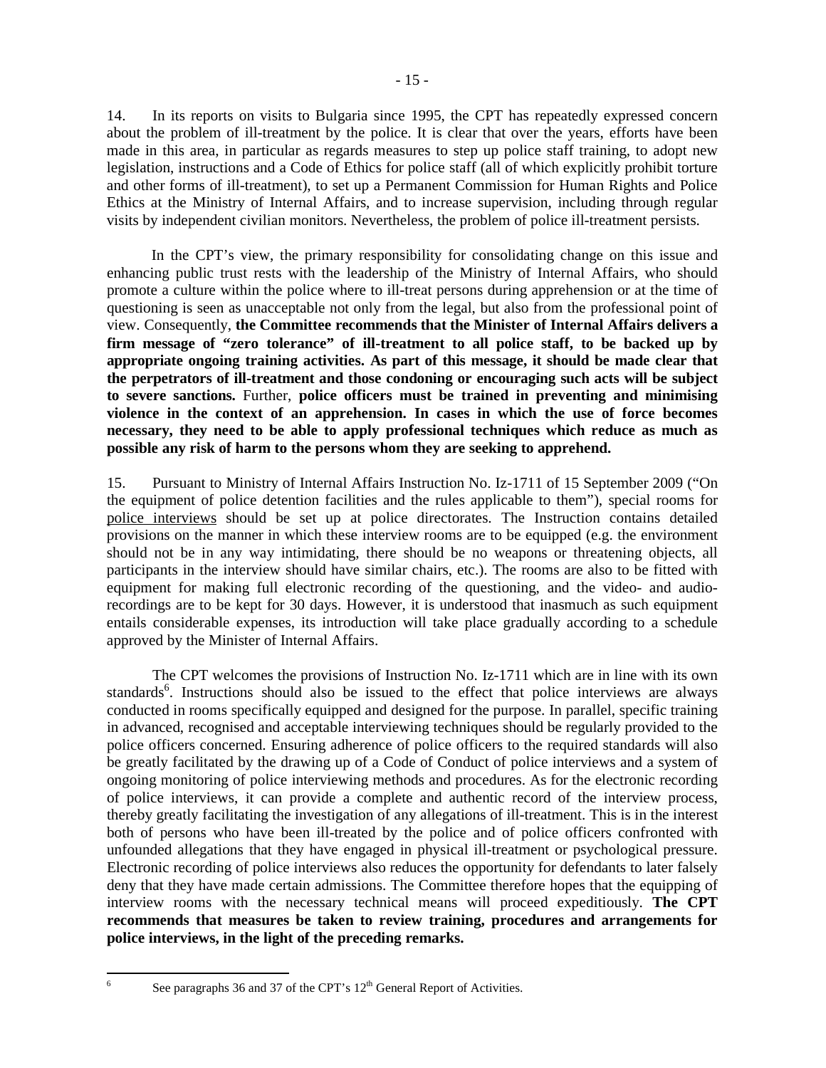14. In its reports on visits to Bulgaria since 1995, the CPT has repeatedly expressed concern about the problem of ill-treatment by the police. It is clear that over the years, efforts have been made in this area, in particular as regards measures to step up police staff training, to adopt new legislation, instructions and a Code of Ethics for police staff (all of which explicitly prohibit torture and other forms of ill-treatment), to set up a Permanent Commission for Human Rights and Police Ethics at the Ministry of Internal Affairs, and to increase supervision, including through regular visits by independent civilian monitors. Nevertheless, the problem of police ill-treatment persists.

In the CPT's view, the primary responsibility for consolidating change on this issue and enhancing public trust rests with the leadership of the Ministry of Internal Affairs, who should promote a culture within the police where to ill-treat persons during apprehension or at the time of questioning is seen as unacceptable not only from the legal, but also from the professional point of view. Consequently, **the Committee recommends that the Minister of Internal Affairs delivers a firm message of "zero tolerance" of ill-treatment to all police staff, to be backed up by appropriate ongoing training activities. As part of this message, it should be made clear that the perpetrators of ill-treatment and those condoning or encouraging such acts will be subject to severe sanctions.** Further, **police officers must be trained in preventing and minimising violence in the context of an apprehension. In cases in which the use of force becomes necessary, they need to be able to apply professional techniques which reduce as much as possible any risk of harm to the persons whom they are seeking to apprehend.**

15. Pursuant to Ministry of Internal Affairs Instruction No. Iz-1711 of 15 September 2009 ("On the equipment of police detention facilities and the rules applicable to them"), special rooms for police interviews should be set up at police directorates. The Instruction contains detailed provisions on the manner in which these interview rooms are to be equipped (e.g. the environment should not be in any way intimidating, there should be no weapons or threatening objects, all participants in the interview should have similar chairs, etc.). The rooms are also to be fitted with equipment for making full electronic recording of the questioning, and the video- and audio-recordings are to be kept for 30 days. However, it is understood that inasmuch as such equipment entails considerable expenses, its introduction will take place gradually according to a schedule approved by the Minister of Internal Affairs.

The CPT welcomes the provisions of Instruction No. Iz-1711 which are in line with its own standards[6]. Instructions should also be issued to the effect that police interviews are always conducted in rooms specifically equipped and designed for the purpose. In parallel, specific training in advanced, recognised and acceptable interviewing techniques should be regularly provided to the police officers concerned. Ensuring adherence of police officers to the required standards will also be greatly facilitated by the drawing up of a Code of Conduct of police interviews and a system of ongoing monitoring of police interviewing methods and procedures. As for the electronic recording of police interviews, it can provide a complete and authentic record of the interview process, thereby greatly facilitating the investigation of any allegations of ill-treatment. This is in the interest both of persons who have been ill-treated by the police and of police officers confronted with unfounded allegations that they have engaged in physical ill-treatment or psychological pressure. Electronic recording of police interviews also reduces the opportunity for defendants to later falsely deny that they have made certain admissions. The Committee therefore hopes that the equipping of interview rooms with the necessary technical means will proceed expeditiously. **The CPT recommends that measures be taken to review training, procedures and arrangements for police interviews, in the light of the preceding remarks.**

[6] See paragraphs 36 and 37 of the CPT's 12th General Report of Activities.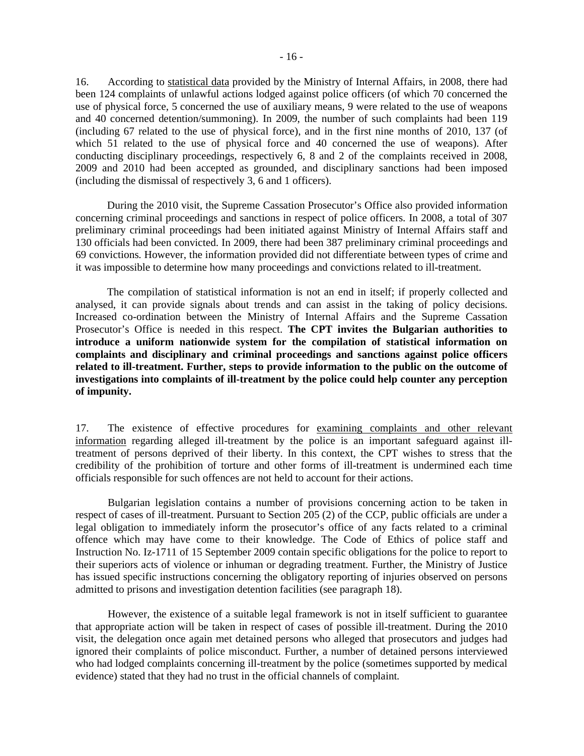16. According to statistical data provided by the Ministry of Internal Affairs, in 2008, there had been 124 complaints of unlawful actions lodged against police officers (of which 70 concerned the use of physical force, 5 concerned the use of auxiliary means, 9 were related to the use of weapons and 40 concerned detention/summoning). In 2009, the number of such complaints had been 119 (including 67 related to the use of physical force), and in the first nine months of 2010, 137 (of which 51 related to the use of physical force and 40 concerned the use of weapons). After conducting disciplinary proceedings, respectively 6, 8 and 2 of the complaints received in 2008, 2009 and 2010 had been accepted as grounded, and disciplinary sanctions had been imposed (including the dismissal of respectively 3, 6 and 1 officers).

During the 2010 visit, the Supreme Cassation Prosecutor's Office also provided information concerning criminal proceedings and sanctions in respect of police officers. In 2008, a total of 307 preliminary criminal proceedings had been initiated against Ministry of Internal Affairs staff and 130 officials had been convicted. In 2009, there had been 387 preliminary criminal proceedings and 69 convictions. However, the information provided did not differentiate between types of crime and it was impossible to determine how many proceedings and convictions related to ill-treatment.

The compilation of statistical information is not an end in itself; if properly collected and analysed, it can provide signals about trends and can assist in the taking of policy decisions. Increased co-ordination between the Ministry of Internal Affairs and the Supreme Cassation Prosecutor's Office is needed in this respect. **The CPT invites the Bulgarian authorities to introduce a uniform nationwide system for the compilation of statistical information on complaints and disciplinary and criminal proceedings and sanctions against police officers related to ill-treatment. Further, steps to provide information to the public on the outcome of investigations into complaints of ill-treatment by the police could help counter any perception of impunity.**

17. The existence of effective procedures for examining complaints and other relevant information regarding alleged ill-treatment by the police is an important safeguard against ill-treatment of persons deprived of their liberty. In this context, the CPT wishes to stress that the credibility of the prohibition of torture and other forms of ill-treatment is undermined each time officials responsible for such offences are not held to account for their actions.

Bulgarian legislation contains a number of provisions concerning action to be taken in respect of cases of ill-treatment. Pursuant to Section 205 (2) of the CCP, public officials are under a legal obligation to immediately inform the prosecutor's office of any facts related to a criminal offence which may have come to their knowledge. The Code of Ethics of police staff and Instruction No. Iz-1711 of 15 September 2009 contain specific obligations for the police to report to their superiors acts of violence or inhuman or degrading treatment. Further, the Ministry of Justice has issued specific instructions concerning the obligatory reporting of injuries observed on persons admitted to prisons and investigation detention facilities (see paragraph 18).

However, the existence of a suitable legal framework is not in itself sufficient to guarantee that appropriate action will be taken in respect of cases of possible ill-treatment. During the 2010 visit, the delegation once again met detained persons who alleged that prosecutors and judges had ignored their complaints of police misconduct. Further, a number of detained persons interviewed who had lodged complaints concerning ill-treatment by the police (sometimes supported by medical evidence) stated that they had no trust in the official channels of complaint.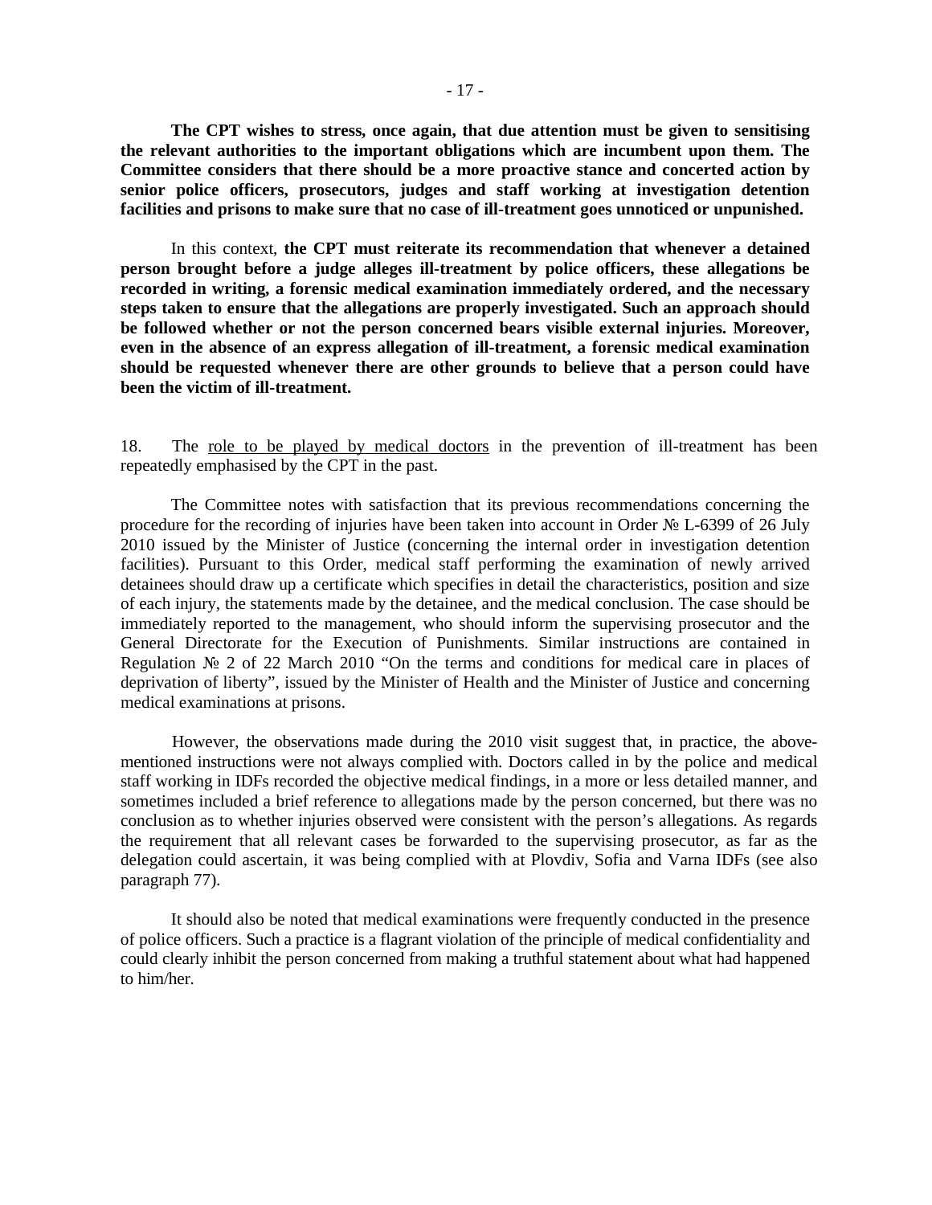**The CPT wishes to stress, once again, that due attention must be given to sensitising the relevant authorities to the important obligations which are incumbent upon them. The Committee considers that there should be a more proactive stance and concerted action by senior police officers, prosecutors, judges and staff working at investigation detention facilities and prisons to make sure that no case of ill-treatment goes unnoticed or unpunished.**

In this context, **the CPT must reiterate its recommendation that whenever a detained person brought before a judge alleges ill-treatment by police officers, these allegations be recorded in writing, a forensic medical examination immediately ordered, and the necessary steps taken to ensure that the allegations are properly investigated. Such an approach should be followed whether or not the person concerned bears visible external injuries. Moreover, even in the absence of an express allegation of ill-treatment, a forensic medical examination should be requested whenever there are other grounds to believe that a person could have been the victim of ill-treatment.**

18. The <u>role to be played by medical doctors</u> in the prevention of ill-treatment has been repeatedly emphasised by the CPT in the past.

The Committee notes with satisfaction that its previous recommendations concerning the procedure for the recording of injuries have been taken into account in Order № L-6399 of 26 July 2010 issued by the Minister of Justice (concerning the internal order in investigation detention facilities). Pursuant to this Order, medical staff performing the examination of newly arrived detainees should draw up a certificate which specifies in detail the characteristics, position and size of each injury, the statements made by the detainee, and the medical conclusion. The case should be immediately reported to the management, who should inform the supervising prosecutor and the General Directorate for the Execution of Punishments. Similar instructions are contained in Regulation № 2 of 22 March 2010 "On the terms and conditions for medical care in places of deprivation of liberty", issued by the Minister of Health and the Minister of Justice and concerning medical examinations at prisons.

However, the observations made during the 2010 visit suggest that, in practice, the above-mentioned instructions were not always complied with. Doctors called in by the police and medical staff working in IDFs recorded the objective medical findings, in a more or less detailed manner, and sometimes included a brief reference to allegations made by the person concerned, but there was no conclusion as to whether injuries observed were consistent with the person's allegations. As regards the requirement that all relevant cases be forwarded to the supervising prosecutor, as far as the delegation could ascertain, it was being complied with at Plovdiv, Sofia and Varna IDFs (see also paragraph 77).

It should also be noted that medical examinations were frequently conducted in the presence of police officers. Such a practice is a flagrant violation of the principle of medical confidentiality and could clearly inhibit the person concerned from making a truthful statement about what had happened to him/her.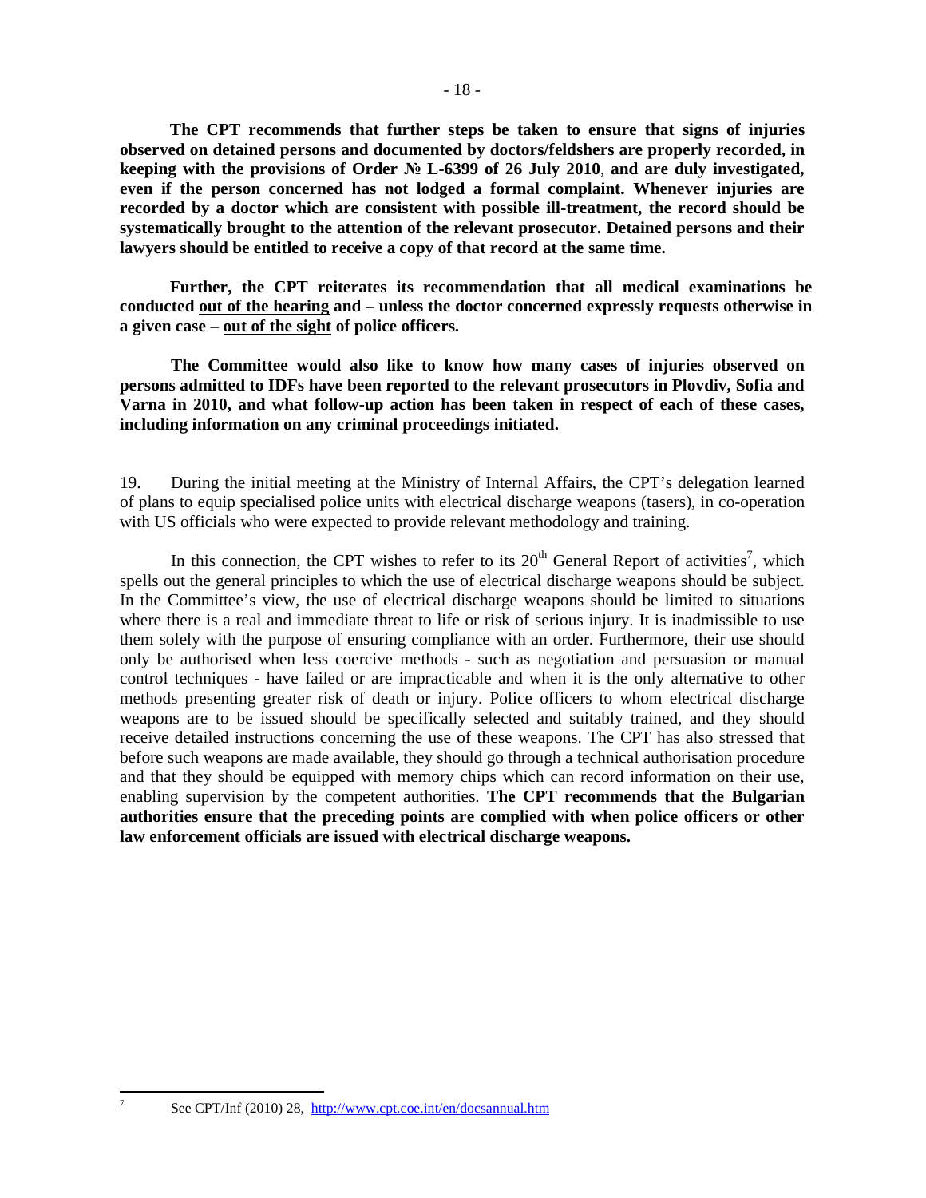**The CPT recommends that further steps be taken to ensure that signs of injuries observed on detained persons and documented by doctors/feldshers are properly recorded, in keeping with the provisions of Order № L-6399 of 26 July 2010, and are duly investigated, even if the person concerned has not lodged a formal complaint. Whenever injuries are recorded by a doctor which are consistent with possible ill-treatment, the record should be systematically brought to the attention of the relevant prosecutor. Detained persons and their lawyers should be entitled to receive a copy of that record at the same time.**

**Further, the CPT reiterates its recommendation that all medical examinations be conducted <u>out of the hearing</u> and – unless the doctor concerned expressly requests otherwise in a given case – <u>out of the sight</u> of police officers.**

**The Committee would also like to know how many cases of injuries observed on persons admitted to IDFs have been reported to the relevant prosecutors in Plovdiv, Sofia and Varna in 2010, and what follow-up action has been taken in respect of each of these cases, including information on any criminal proceedings initiated.**

19. During the initial meeting at the Ministry of Internal Affairs, the CPT's delegation learned of plans to equip specialised police units with <u>electrical discharge weapons</u> (tasers), in co-operation with US officials who were expected to provide relevant methodology and training.

In this connection, the CPT wishes to refer to its 20th General Report of activities[7], which spells out the general principles to which the use of electrical discharge weapons should be subject. In the Committee's view, the use of electrical discharge weapons should be limited to situations where there is a real and immediate threat to life or risk of serious injury. It is inadmissible to use them solely with the purpose of ensuring compliance with an order. Furthermore, their use should only be authorised when less coercive methods - such as negotiation and persuasion or manual control techniques - have failed or are impracticable and when it is the only alternative to other methods presenting greater risk of death or injury. Police officers to whom electrical discharge weapons are to be issued should be specifically selected and suitably trained, and they should receive detailed instructions concerning the use of these weapons. The CPT has also stressed that before such weapons are made available, they should go through a technical authorisation procedure and that they should be equipped with memory chips which can record information on their use, enabling supervision by the competent authorities. **The CPT recommends that the Bulgarian authorities ensure that the preceding points are complied with when police officers or other law enforcement officials are issued with electrical discharge weapons.**

---

[7] See CPT/Inf (2010) 28, http://www.cpt.coe.int/en/docsannual.htm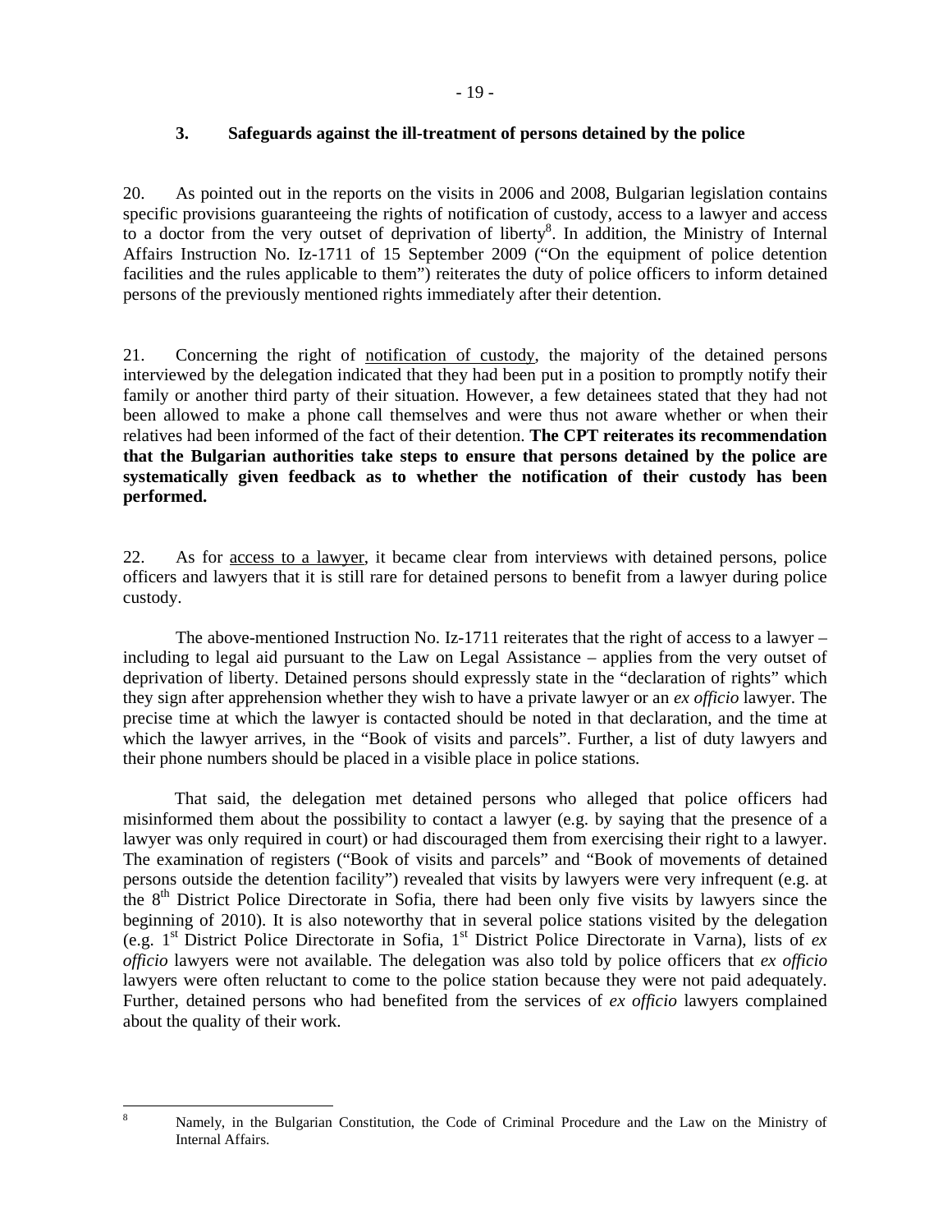### 3. Safeguards against the ill-treatment of persons detained by the police

20. As pointed out in the reports on the visits in 2006 and 2008, Bulgarian legislation contains specific provisions guaranteeing the rights of notification of custody, access to a lawyer and access to a doctor from the very outset of deprivation of liberty[8]. In addition, the Ministry of Internal Affairs Instruction No. Iz-1711 of 15 September 2009 ("On the equipment of police detention facilities and the rules applicable to them") reiterates the duty of police officers to inform detained persons of the previously mentioned rights immediately after their detention.

21. Concerning the right of notification of custody, the majority of the detained persons interviewed by the delegation indicated that they had been put in a position to promptly notify their family or another third party of their situation. However, a few detainees stated that they had not been allowed to make a phone call themselves and were thus not aware whether or when their relatives had been informed of the fact of their detention. **The CPT reiterates its recommendation that the Bulgarian authorities take steps to ensure that persons detained by the police are systematically given feedback as to whether the notification of their custody has been performed.**

22. As for access to a lawyer, it became clear from interviews with detained persons, police officers and lawyers that it is still rare for detained persons to benefit from a lawyer during police custody.

The above-mentioned Instruction No. Iz-1711 reiterates that the right of access to a lawyer – including to legal aid pursuant to the Law on Legal Assistance – applies from the very outset of deprivation of liberty. Detained persons should expressly state in the "declaration of rights" which they sign after apprehension whether they wish to have a private lawyer or an *ex officio* lawyer. The precise time at which the lawyer is contacted should be noted in that declaration, and the time at which the lawyer arrives, in the "Book of visits and parcels". Further, a list of duty lawyers and their phone numbers should be placed in a visible place in police stations.

That said, the delegation met detained persons who alleged that police officers had misinformed them about the possibility to contact a lawyer (e.g. by saying that the presence of a lawyer was only required in court) or had discouraged them from exercising their right to a lawyer. The examination of registers ("Book of visits and parcels" and "Book of movements of detained persons outside the detention facility") revealed that visits by lawyers were very infrequent (e.g. at the 8th District Police Directorate in Sofia, there had been only five visits by lawyers since the beginning of 2010). It is also noteworthy that in several police stations visited by the delegation (e.g. 1st District Police Directorate in Sofia, 1st District Police Directorate in Varna), lists of *ex officio* lawyers were not available. The delegation was also told by police officers that *ex officio* lawyers were often reluctant to come to the police station because they were not paid adequately. Further, detained persons who had benefited from the services of *ex officio* lawyers complained about the quality of their work.

---

[8] Namely, in the Bulgarian Constitution, the Code of Criminal Procedure and the Law on the Ministry of Internal Affairs.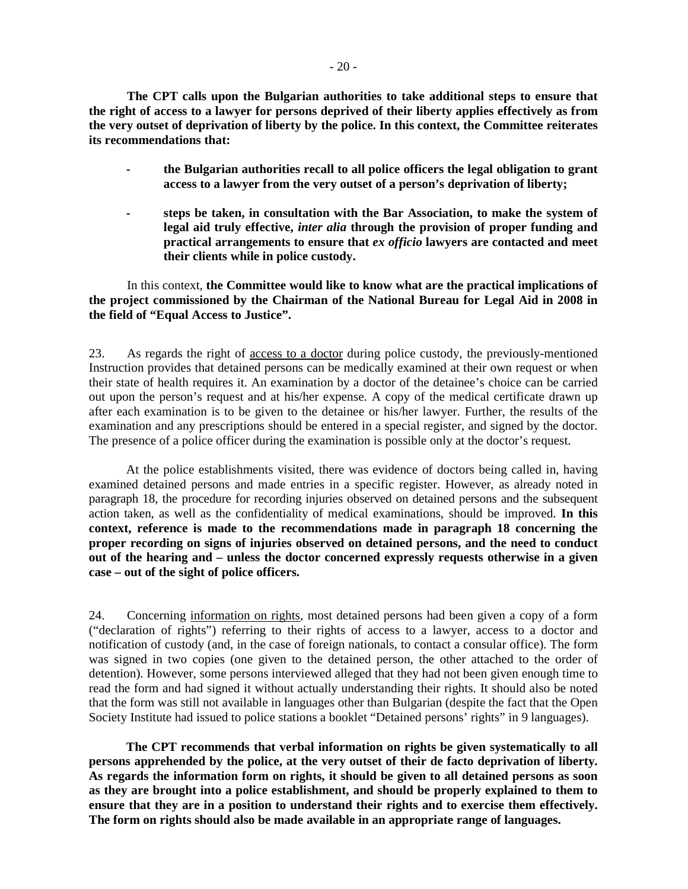**The CPT calls upon the Bulgarian authorities to take additional steps to ensure that the right of access to a lawyer for persons deprived of their liberty applies effectively as from the very outset of deprivation of liberty by the police. In this context, the Committee reiterates its recommendations that:**

- **the Bulgarian authorities recall to all police officers the legal obligation to grant access to a lawyer from the very outset of a person's deprivation of liberty;**

- **steps be taken, in consultation with the Bar Association, to make the system of legal aid truly effective, *inter alia* through the provision of proper funding and practical arrangements to ensure that *ex officio* lawyers are contacted and meet their clients while in police custody.**

In this context, **the Committee would like to know what are the practical implications of the project commissioned by the Chairman of the National Bureau for Legal Aid in 2008 in the field of "Equal Access to Justice".**

23. As regards the right of <u>access to a doctor</u> during police custody, the previously-mentioned Instruction provides that detained persons can be medically examined at their own request or when their state of health requires it. An examination by a doctor of the detainee's choice can be carried out upon the person's request and at his/her expense. A copy of the medical certificate drawn up after each examination is to be given to the detainee or his/her lawyer. Further, the results of the examination and any prescriptions should be entered in a special register, and signed by the doctor. The presence of a police officer during the examination is possible only at the doctor's request.

At the police establishments visited, there was evidence of doctors being called in, having examined detained persons and made entries in a specific register. However, as already noted in paragraph 18, the procedure for recording injuries observed on detained persons and the subsequent action taken, as well as the confidentiality of medical examinations, should be improved. **In this context, reference is made to the recommendations made in paragraph 18 concerning the proper recording on signs of injuries observed on detained persons, and the need to conduct out of the hearing and – unless the doctor concerned expressly requests otherwise in a given case – out of the sight of police officers.**

24. Concerning <u>information on rights</u>, most detained persons had been given a copy of a form ("declaration of rights") referring to their rights of access to a lawyer, access to a doctor and notification of custody (and, in the case of foreign nationals, to contact a consular office). The form was signed in two copies (one given to the detained person, the other attached to the order of detention). However, some persons interviewed alleged that they had not been given enough time to read the form and had signed it without actually understanding their rights. It should also be noted that the form was still not available in languages other than Bulgarian (despite the fact that the Open Society Institute had issued to police stations a booklet "Detained persons' rights" in 9 languages).

**The CPT recommends that verbal information on rights be given systematically to all persons apprehended by the police, at the very outset of their de facto deprivation of liberty. As regards the information form on rights, it should be given to all detained persons as soon as they are brought into a police establishment, and should be properly explained to them to ensure that they are in a position to understand their rights and to exercise them effectively. The form on rights should also be made available in an appropriate range of languages.**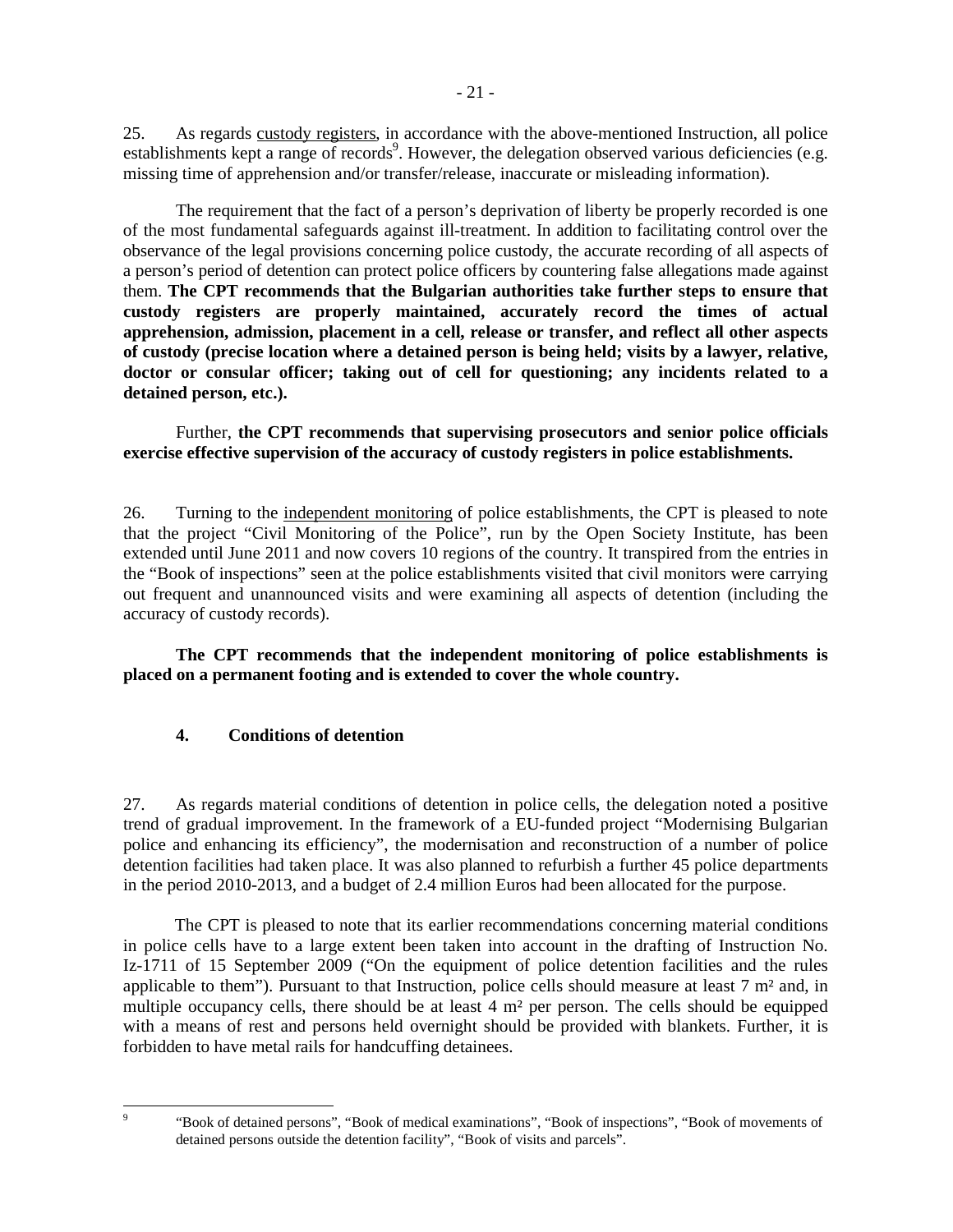25. As regards custody registers, in accordance with the above-mentioned Instruction, all police establishments kept a range of records[9]. However, the delegation observed various deficiencies (e.g. missing time of apprehension and/or transfer/release, inaccurate or misleading information).

The requirement that the fact of a person's deprivation of liberty be properly recorded is one of the most fundamental safeguards against ill-treatment. In addition to facilitating control over the observance of the legal provisions concerning police custody, the accurate recording of all aspects of a person's period of detention can protect police officers by countering false allegations made against them. **The CPT recommends that the Bulgarian authorities take further steps to ensure that custody registers are properly maintained, accurately record the times of actual apprehension, admission, placement in a cell, release or transfer, and reflect all other aspects of custody (precise location where a detained person is being held; visits by a lawyer, relative, doctor or consular officer; taking out of cell for questioning; any incidents related to a detained person, etc.).**

Further, **the CPT recommends that supervising prosecutors and senior police officials exercise effective supervision of the accuracy of custody registers in police establishments.**

26. Turning to the independent monitoring of police establishments, the CPT is pleased to note that the project "Civil Monitoring of the Police", run by the Open Society Institute, has been extended until June 2011 and now covers 10 regions of the country. It transpired from the entries in the "Book of inspections" seen at the police establishments visited that civil monitors were carrying out frequent and unannounced visits and were examining all aspects of detention (including the accuracy of custody records).

**The CPT recommends that the independent monitoring of police establishments is placed on a permanent footing and is extended to cover the whole country.**

### 4. Conditions of detention

27. As regards material conditions of detention in police cells, the delegation noted a positive trend of gradual improvement. In the framework of a EU-funded project "Modernising Bulgarian police and enhancing its efficiency", the modernisation and reconstruction of a number of police detention facilities had taken place. It was also planned to refurbish a further 45 police departments in the period 2010-2013, and a budget of 2.4 million Euros had been allocated for the purpose.

The CPT is pleased to note that its earlier recommendations concerning material conditions in police cells have to a large extent been taken into account in the drafting of Instruction No. Iz-1711 of 15 September 2009 ("On the equipment of police detention facilities and the rules applicable to them"). Pursuant to that Instruction, police cells should measure at least 7 m² and, in multiple occupancy cells, there should be at least 4 m² per person. The cells should be equipped with a means of rest and persons held overnight should be provided with blankets. Further, it is forbidden to have metal rails for handcuffing detainees.

---

[9] "Book of detained persons", "Book of medical examinations", "Book of inspections", "Book of movements of detained persons outside the detention facility", "Book of visits and parcels".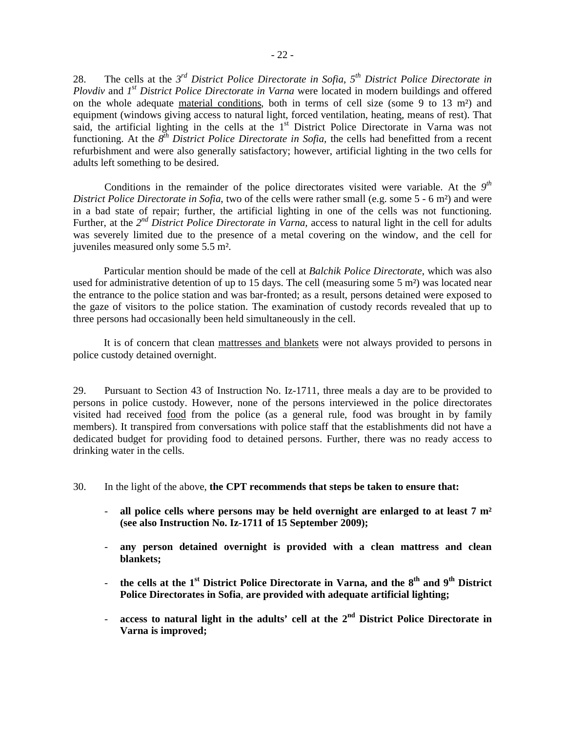28. The cells at the *3rd District Police Directorate in Sofia*, *5th District Police Directorate in Plovdiv* and *1st District Police Directorate in Varna* were located in modern buildings and offered on the whole adequate material conditions, both in terms of cell size (some 9 to 13 m²) and equipment (windows giving access to natural light, forced ventilation, heating, means of rest). That said, the artificial lighting in the cells at the 1st District Police Directorate in Varna was not functioning. At the *8th District Police Directorate in Sofia*, the cells had benefitted from a recent refurbishment and were also generally satisfactory; however, artificial lighting in the two cells for adults left something to be desired.

Conditions in the remainder of the police directorates visited were variable. At the *9th District Police Directorate in Sofia*, two of the cells were rather small (e.g. some 5 - 6 m²) and were in a bad state of repair; further, the artificial lighting in one of the cells was not functioning. Further, at the *2nd District Police Directorate in Varna*, access to natural light in the cell for adults was severely limited due to the presence of a metal covering on the window, and the cell for juveniles measured only some 5.5 m².

Particular mention should be made of the cell at *Balchik Police Directorate*, which was also used for administrative detention of up to 15 days. The cell (measuring some 5 m²) was located near the entrance to the police station and was bar-fronted; as a result, persons detained were exposed to the gaze of visitors to the police station. The examination of custody records revealed that up to three persons had occasionally been held simultaneously in the cell.

It is of concern that clean mattresses and blankets were not always provided to persons in police custody detained overnight.

29. Pursuant to Section 43 of Instruction No. Iz-1711, three meals a day are to be provided to persons in police custody. However, none of the persons interviewed in the police directorates visited had received food from the police (as a general rule, food was brought in by family members). It transpired from conversations with police staff that the establishments did not have a dedicated budget for providing food to detained persons. Further, there was no ready access to drinking water in the cells.

30. In the light of the above, **the CPT recommends that steps be taken to ensure that:**

- **all police cells where persons may be held overnight are enlarged to at least 7 m² (see also Instruction No. Iz-1711 of 15 September 2009);**
- **any person detained overnight is provided with a clean mattress and clean blankets;**
- **the cells at the 1st District Police Directorate in Varna, and the 8th and 9th District Police Directorates in Sofia, are provided with adequate artificial lighting;**
- **access to natural light in the adults' cell at the 2nd District Police Directorate in Varna is improved;**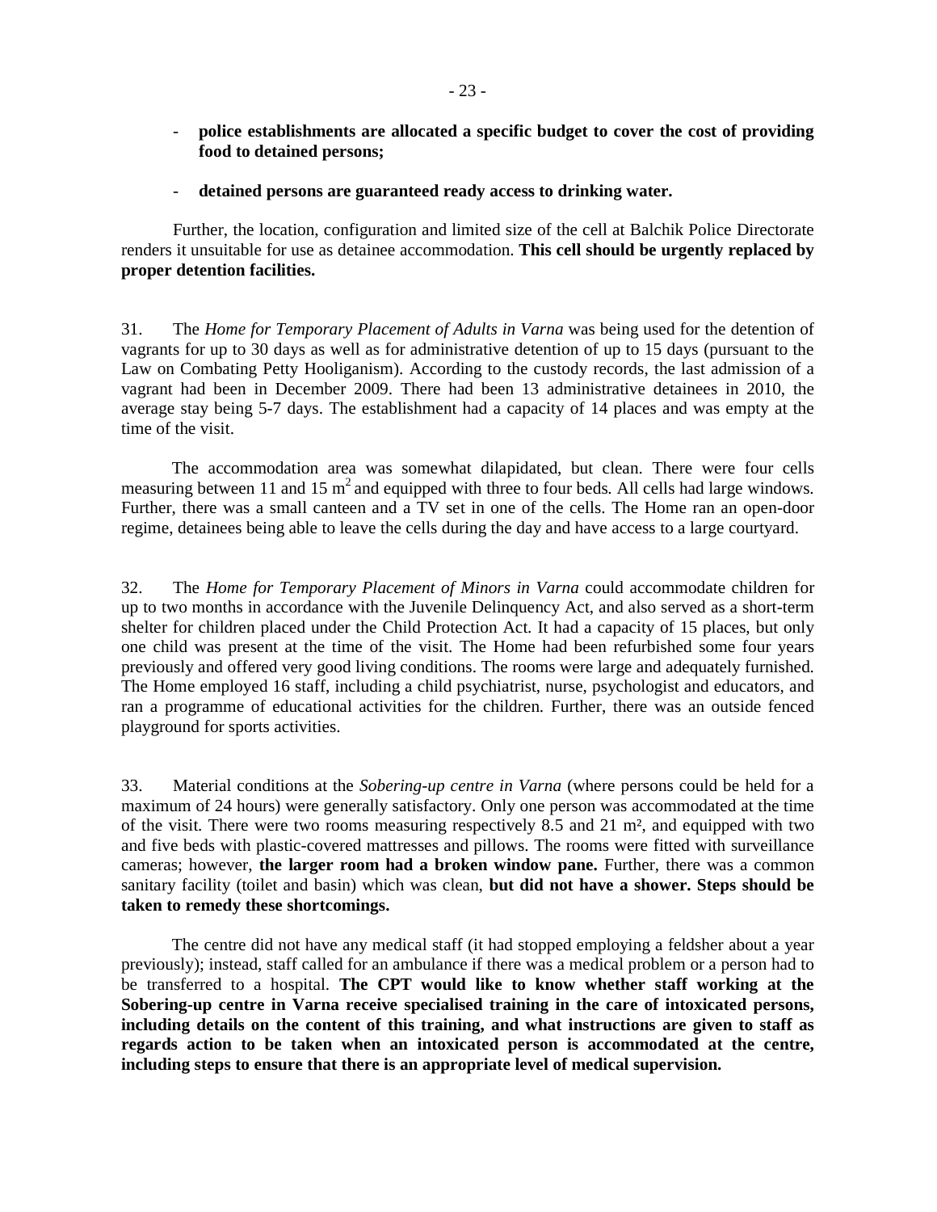- **police establishments are allocated a specific budget to cover the cost of providing food to detained persons;**

- **detained persons are guaranteed ready access to drinking water.**

Further, the location, configuration and limited size of the cell at Balchik Police Directorate renders it unsuitable for use as detainee accommodation. **This cell should be urgently replaced by proper detention facilities.**

31. The *Home for Temporary Placement of Adults in Varna* was being used for the detention of vagrants for up to 30 days as well as for administrative detention of up to 15 days (pursuant to the Law on Combating Petty Hooliganism). According to the custody records, the last admission of a vagrant had been in December 2009. There had been 13 administrative detainees in 2010, the average stay being 5-7 days. The establishment had a capacity of 14 places and was empty at the time of the visit.

The accommodation area was somewhat dilapidated, but clean. There were four cells measuring between 11 and 15 $m^2$ and equipped with three to four beds. All cells had large windows. Further, there was a small canteen and a TV set in one of the cells. The Home ran an open-door regime, detainees being able to leave the cells during the day and have access to a large courtyard.

32. The *Home for Temporary Placement of Minors in Varna* could accommodate children for up to two months in accordance with the Juvenile Delinquency Act, and also served as a short-term shelter for children placed under the Child Protection Act. It had a capacity of 15 places, but only one child was present at the time of the visit. The Home had been refurbished some four years previously and offered very good living conditions. The rooms were large and adequately furnished. The Home employed 16 staff, including a child psychiatrist, nurse, psychologist and educators, and ran a programme of educational activities for the children. Further, there was an outside fenced playground for sports activities.

33. Material conditions at the *Sobering-up centre in Varna* (where persons could be held for a maximum of 24 hours) were generally satisfactory. Only one person was accommodated at the time of the visit. There were two rooms measuring respectively 8.5 and 21 $m^2$, and equipped with two and five beds with plastic-covered mattresses and pillows. The rooms were fitted with surveillance cameras; however, **the larger room had a broken window pane.** Further, there was a common sanitary facility (toilet and basin) which was clean, **but did not have a shower. Steps should be taken to remedy these shortcomings.**

The centre did not have any medical staff (it had stopped employing a feldsher about a year previously); instead, staff called for an ambulance if there was a medical problem or a person had to be transferred to a hospital. **The CPT would like to know whether staff working at the Sobering-up centre in Varna receive specialised training in the care of intoxicated persons, including details on the content of this training, and what instructions are given to staff as regards action to be taken when an intoxicated person is accommodated at the centre, including steps to ensure that there is an appropriate level of medical supervision.**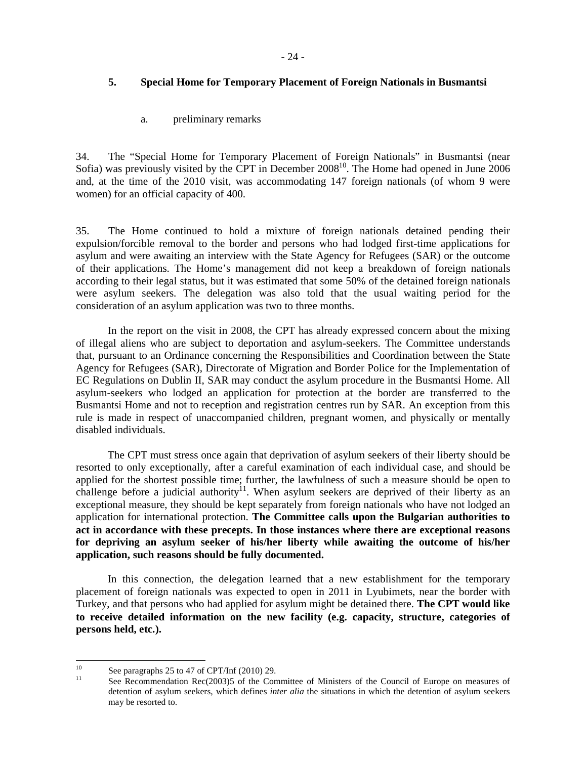### 5. Special Home for Temporary Placement of Foreign Nationals in Busmantsi

#### a. preliminary remarks

34. The "Special Home for Temporary Placement of Foreign Nationals" in Busmantsi (near Sofia) was previously visited by the CPT in December 2008[10]. The Home had opened in June 2006 and, at the time of the 2010 visit, was accommodating 147 foreign nationals (of whom 9 were women) for an official capacity of 400.

35. The Home continued to hold a mixture of foreign nationals detained pending their expulsion/forcible removal to the border and persons who had lodged first-time applications for asylum and were awaiting an interview with the State Agency for Refugees (SAR) or the outcome of their applications. The Home's management did not keep a breakdown of foreign nationals according to their legal status, but it was estimated that some 50% of the detained foreign nationals were asylum seekers. The delegation was also told that the usual waiting period for the consideration of an asylum application was two to three months.

In the report on the visit in 2008, the CPT has already expressed concern about the mixing of illegal aliens who are subject to deportation and asylum-seekers. The Committee understands that, pursuant to an Ordinance concerning the Responsibilities and Coordination between the State Agency for Refugees (SAR), Directorate of Migration and Border Police for the Implementation of EC Regulations on Dublin II, SAR may conduct the asylum procedure in the Busmantsi Home. All asylum-seekers who lodged an application for protection at the border are transferred to the Busmantsi Home and not to reception and registration centres run by SAR. An exception from this rule is made in respect of unaccompanied children, pregnant women, and physically or mentally disabled individuals.

The CPT must stress once again that deprivation of asylum seekers of their liberty should be resorted to only exceptionally, after a careful examination of each individual case, and should be applied for the shortest possible time; further, the lawfulness of such a measure should be open to challenge before a judicial authority[11]. When asylum seekers are deprived of their liberty as an exceptional measure, they should be kept separately from foreign nationals who have not lodged an application for international protection. **The Committee calls upon the Bulgarian authorities to act in accordance with these precepts. In those instances where there are exceptional reasons for depriving an asylum seeker of his/her liberty while awaiting the outcome of his/her application, such reasons should be fully documented.**

In this connection, the delegation learned that a new establishment for the temporary placement of foreign nationals was expected to open in 2011 in Lyubimets, near the border with Turkey, and that persons who had applied for asylum might be detained there. **The CPT would like to receive detailed information on the new facility (e.g. capacity, structure, categories of persons held, etc.).**

---

[10] See paragraphs 25 to 47 of CPT/Inf (2010) 29.

[11] See Recommendation Rec(2003)5 of the Committee of Ministers of the Council of Europe on measures of detention of asylum seekers, which defines *inter alia* the situations in which the detention of asylum seekers may be resorted to.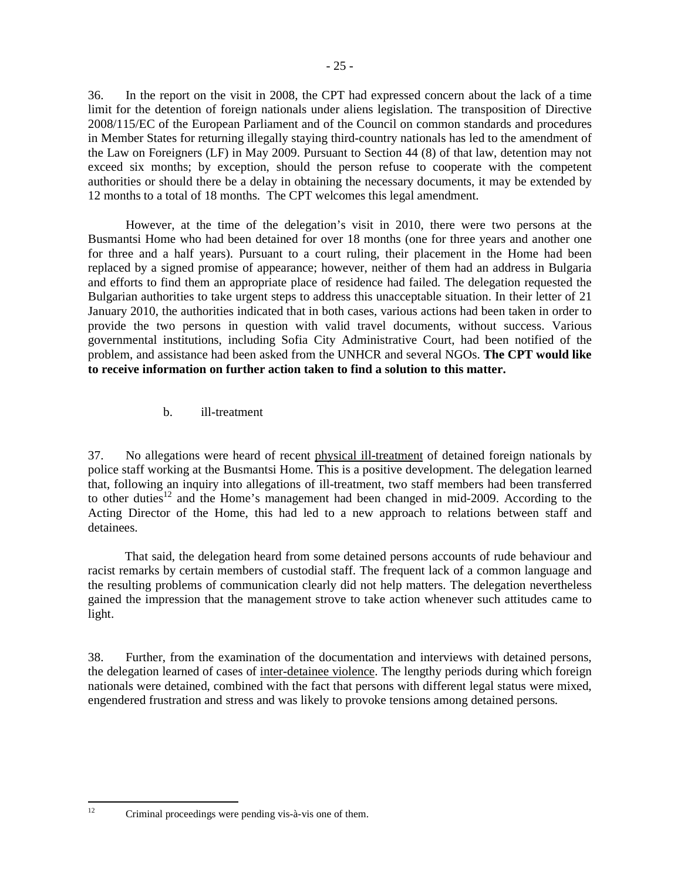36. In the report on the visit in 2008, the CPT had expressed concern about the lack of a time limit for the detention of foreign nationals under aliens legislation. The transposition of Directive 2008/115/EC of the European Parliament and of the Council on common standards and procedures in Member States for returning illegally staying third-country nationals has led to the amendment of the Law on Foreigners (LF) in May 2009. Pursuant to Section 44 (8) of that law, detention may not exceed six months; by exception, should the person refuse to cooperate with the competent authorities or should there be a delay in obtaining the necessary documents, it may be extended by 12 months to a total of 18 months. The CPT welcomes this legal amendment.

However, at the time of the delegation's visit in 2010, there were two persons at the Busmantsi Home who had been detained for over 18 months (one for three years and another one for three and a half years). Pursuant to a court ruling, their placement in the Home had been replaced by a signed promise of appearance; however, neither of them had an address in Bulgaria and efforts to find them an appropriate place of residence had failed. The delegation requested the Bulgarian authorities to take urgent steps to address this unacceptable situation. In their letter of 21 January 2010, the authorities indicated that in both cases, various actions had been taken in order to provide the two persons in question with valid travel documents, without success. Various governmental institutions, including Sofia City Administrative Court, had been notified of the problem, and assistance had been asked from the UNHCR and several NGOs. **The CPT would like to receive information on further action taken to find a solution to this matter.**

b. ill-treatment

37. No allegations were heard of recent physical ill-treatment of detained foreign nationals by police staff working at the Busmantsi Home. This is a positive development. The delegation learned that, following an inquiry into allegations of ill-treatment, two staff members had been transferred to other duties[12] and the Home's management had been changed in mid-2009. According to the Acting Director of the Home, this had led to a new approach to relations between staff and detainees.

That said, the delegation heard from some detained persons accounts of rude behaviour and racist remarks by certain members of custodial staff. The frequent lack of a common language and the resulting problems of communication clearly did not help matters. The delegation nevertheless gained the impression that the management strove to take action whenever such attitudes came to light.

38. Further, from the examination of the documentation and interviews with detained persons, the delegation learned of cases of inter-detainee violence. The lengthy periods during which foreign nationals were detained, combined with the fact that persons with different legal status were mixed, engendered frustration and stress and was likely to provoke tensions among detained persons.

---

[12] Criminal proceedings were pending vis-à-vis one of them.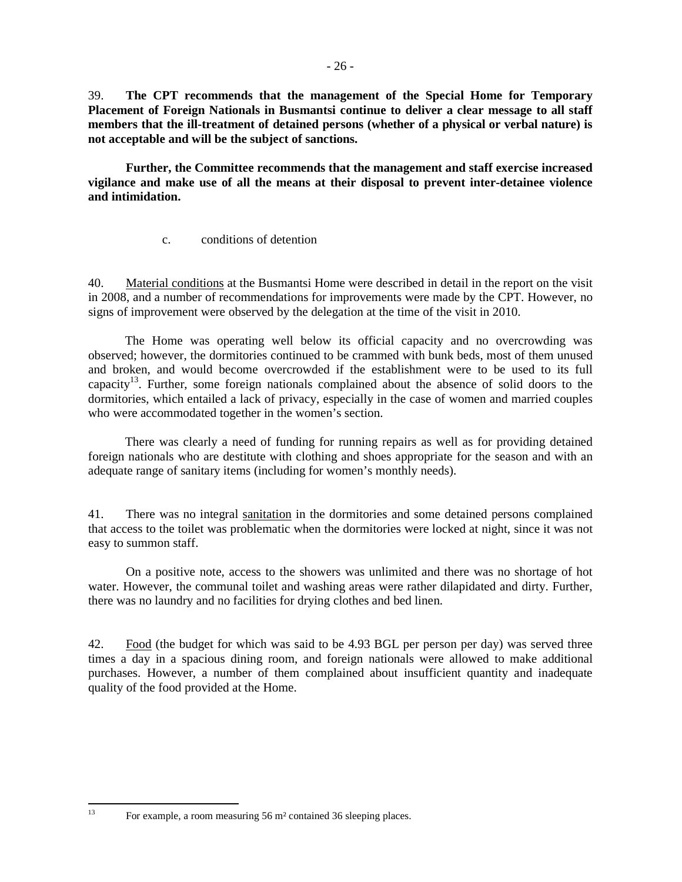39. **The CPT recommends that the management of the Special Home for Temporary Placement of Foreign Nationals in Busmantsi continue to deliver a clear message to all staff members that the ill-treatment of detained persons (whether of a physical or verbal nature) is not acceptable and will be the subject of sanctions.**

**Further, the Committee recommends that the management and staff exercise increased vigilance and make use of all the means at their disposal to prevent inter-detainee violence and intimidation.**

c. conditions of detention

40. Material conditions at the Busmantsi Home were described in detail in the report on the visit in 2008, and a number of recommendations for improvements were made by the CPT. However, no signs of improvement were observed by the delegation at the time of the visit in 2010.

The Home was operating well below its official capacity and no overcrowding was observed; however, the dormitories continued to be crammed with bunk beds, most of them unused and broken, and would become overcrowded if the establishment were to be used to its full capacity[13]. Further, some foreign nationals complained about the absence of solid doors to the dormitories, which entailed a lack of privacy, especially in the case of women and married couples who were accommodated together in the women's section.

There was clearly a need of funding for running repairs as well as for providing detained foreign nationals who are destitute with clothing and shoes appropriate for the season and with an adequate range of sanitary items (including for women's monthly needs).

41. There was no integral sanitation in the dormitories and some detained persons complained that access to the toilet was problematic when the dormitories were locked at night, since it was not easy to summon staff.

On a positive note, access to the showers was unlimited and there was no shortage of hot water. However, the communal toilet and washing areas were rather dilapidated and dirty. Further, there was no laundry and no facilities for drying clothes and bed linen.

42. Food (the budget for which was said to be 4.93 BGL per person per day) was served three times a day in a spacious dining room, and foreign nationals were allowed to make additional purchases. However, a number of them complained about insufficient quantity and inadequate quality of the food provided at the Home.

---

[13] For example, a room measuring 56 m² contained 36 sleeping places.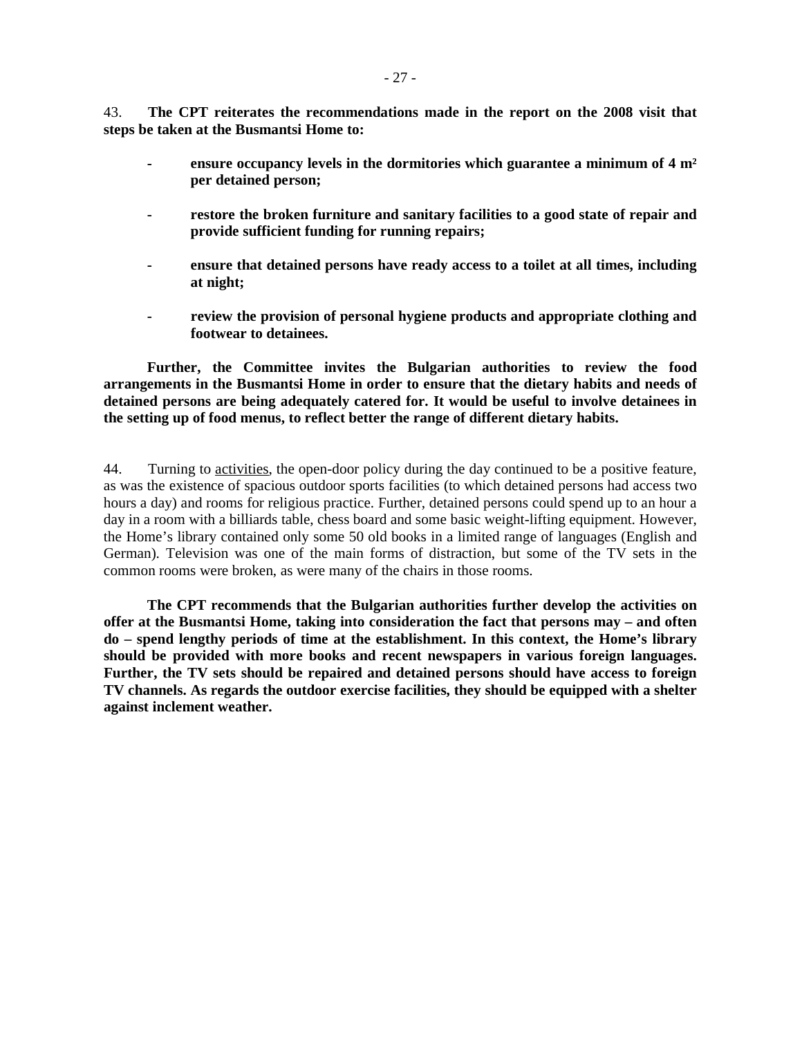43. **The CPT reiterates the recommendations made in the report on the 2008 visit that steps be taken at the Busmantsi Home to:**

- **ensure occupancy levels in the dormitories which guarantee a minimum of 4 m² per detained person;**

- **restore the broken furniture and sanitary facilities to a good state of repair and provide sufficient funding for running repairs;**

- **ensure that detained persons have ready access to a toilet at all times, including at night;**

- **review the provision of personal hygiene products and appropriate clothing and footwear to detainees.**

**Further, the Committee invites the Bulgarian authorities to review the food arrangements in the Busmantsi Home in order to ensure that the dietary habits and needs of detained persons are being adequately catered for. It would be useful to involve detainees in the setting up of food menus, to reflect better the range of different dietary habits.**

44. Turning to activities, the open-door policy during the day continued to be a positive feature, as was the existence of spacious outdoor sports facilities (to which detained persons had access two hours a day) and rooms for religious practice. Further, detained persons could spend up to an hour a day in a room with a billiards table, chess board and some basic weight-lifting equipment. However, the Home's library contained only some 50 old books in a limited range of languages (English and German). Television was one of the main forms of distraction, but some of the TV sets in the common rooms were broken, as were many of the chairs in those rooms.

**The CPT recommends that the Bulgarian authorities further develop the activities on offer at the Busmantsi Home, taking into consideration the fact that persons may – and often do – spend lengthy periods of time at the establishment. In this context, the Home's library should be provided with more books and recent newspapers in various foreign languages. Further, the TV sets should be repaired and detained persons should have access to foreign TV channels. As regards the outdoor exercise facilities, they should be equipped with a shelter against inclement weather.**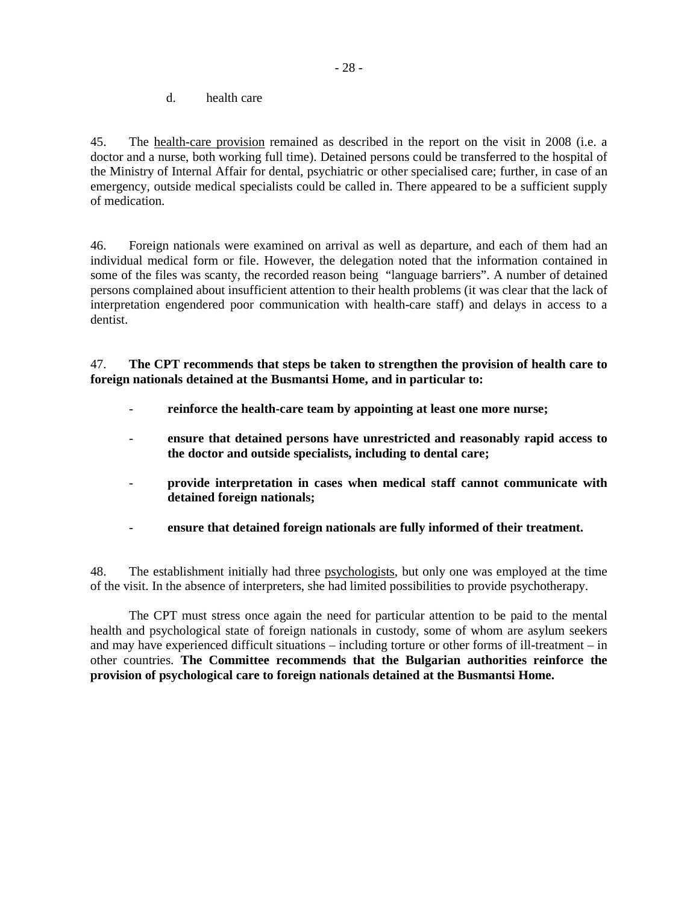d. health care

45. The health-care provision remained as described in the report on the visit in 2008 (i.e. a doctor and a nurse, both working full time). Detained persons could be transferred to the hospital of the Ministry of Internal Affair for dental, psychiatric or other specialised care; further, in case of an emergency, outside medical specialists could be called in. There appeared to be a sufficient supply of medication.

46. Foreign nationals were examined on arrival as well as departure, and each of them had an individual medical form or file. However, the delegation noted that the information contained in some of the files was scanty, the recorded reason being "language barriers". A number of detained persons complained about insufficient attention to their health problems (it was clear that the lack of interpretation engendered poor communication with health-care staff) and delays in access to a dentist.

47. **The CPT recommends that steps be taken to strengthen the provision of health care to foreign nationals detained at the Busmantsi Home, and in particular to:**

- **reinforce the health-care team by appointing at least one more nurse;**
- **ensure that detained persons have unrestricted and reasonably rapid access to the doctor and outside specialists, including to dental care;**
- **provide interpretation in cases when medical staff cannot communicate with detained foreign nationals;**
- **ensure that detained foreign nationals are fully informed of their treatment.**

48. The establishment initially had three psychologists, but only one was employed at the time of the visit. In the absence of interpreters, she had limited possibilities to provide psychotherapy.

The CPT must stress once again the need for particular attention to be paid to the mental health and psychological state of foreign nationals in custody, some of whom are asylum seekers and may have experienced difficult situations – including torture or other forms of ill-treatment – in other countries. **The Committee recommends that the Bulgarian authorities reinforce the provision of psychological care to foreign nationals detained at the Busmantsi Home.**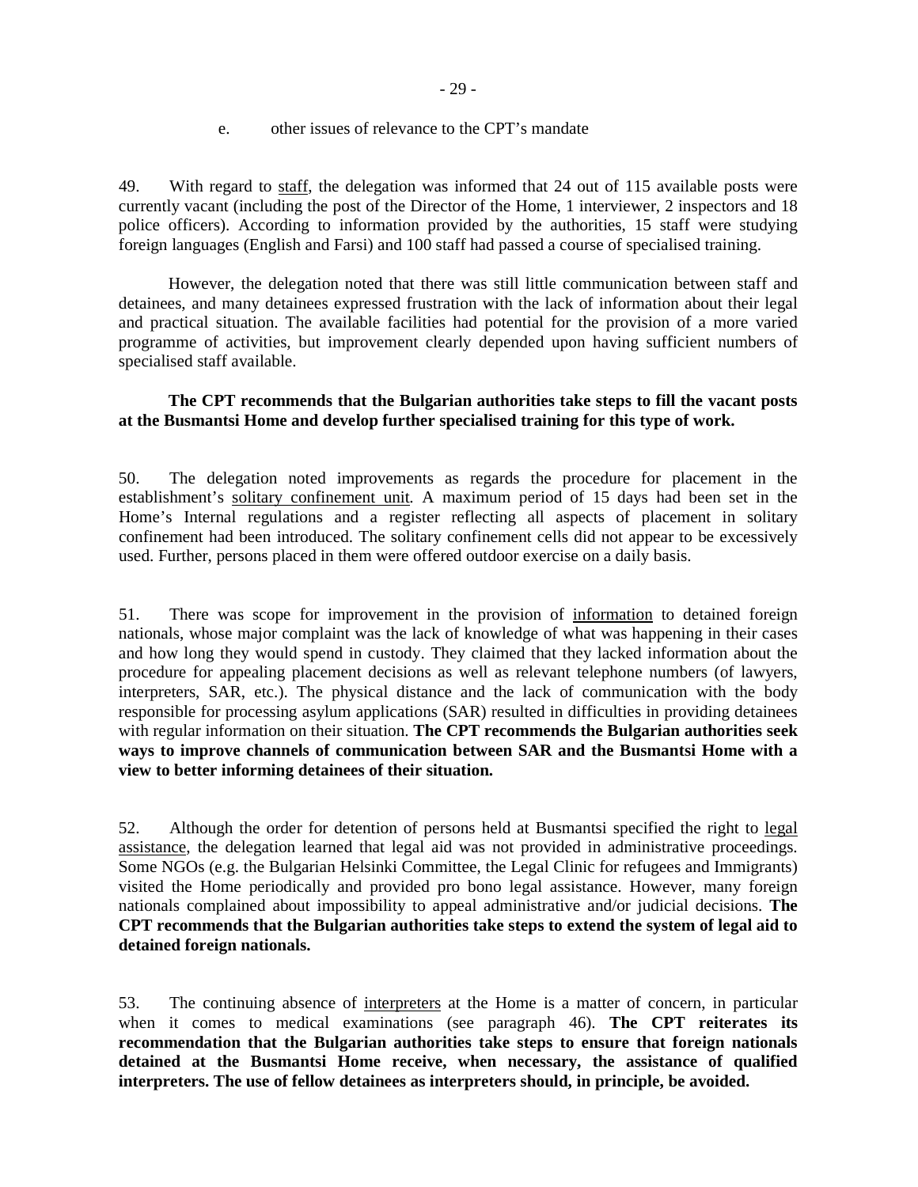e. other issues of relevance to the CPT's mandate

49. With regard to staff, the delegation was informed that 24 out of 115 available posts were currently vacant (including the post of the Director of the Home, 1 interviewer, 2 inspectors and 18 police officers). According to information provided by the authorities, 15 staff were studying foreign languages (English and Farsi) and 100 staff had passed a course of specialised training.

However, the delegation noted that there was still little communication between staff and detainees, and many detainees expressed frustration with the lack of information about their legal and practical situation. The available facilities had potential for the provision of a more varied programme of activities, but improvement clearly depended upon having sufficient numbers of specialised staff available.

**The CPT recommends that the Bulgarian authorities take steps to fill the vacant posts at the Busmantsi Home and develop further specialised training for this type of work.**

50. The delegation noted improvements as regards the procedure for placement in the establishment's solitary confinement unit. A maximum period of 15 days had been set in the Home's Internal regulations and a register reflecting all aspects of placement in solitary confinement had been introduced. The solitary confinement cells did not appear to be excessively used. Further, persons placed in them were offered outdoor exercise on a daily basis.

51. There was scope for improvement in the provision of information to detained foreign nationals, whose major complaint was the lack of knowledge of what was happening in their cases and how long they would spend in custody. They claimed that they lacked information about the procedure for appealing placement decisions as well as relevant telephone numbers (of lawyers, interpreters, SAR, etc.). The physical distance and the lack of communication with the body responsible for processing asylum applications (SAR) resulted in difficulties in providing detainees with regular information on their situation. **The CPT recommends the Bulgarian authorities seek ways to improve channels of communication between SAR and the Busmantsi Home with a view to better informing detainees of their situation.**

52. Although the order for detention of persons held at Busmantsi specified the right to legal assistance, the delegation learned that legal aid was not provided in administrative proceedings. Some NGOs (e.g. the Bulgarian Helsinki Committee, the Legal Clinic for refugees and Immigrants) visited the Home periodically and provided pro bono legal assistance. However, many foreign nationals complained about impossibility to appeal administrative and/or judicial decisions. **The CPT recommends that the Bulgarian authorities take steps to extend the system of legal aid to detained foreign nationals.**

53. The continuing absence of interpreters at the Home is a matter of concern, in particular when it comes to medical examinations (see paragraph 46). **The CPT reiterates its recommendation that the Bulgarian authorities take steps to ensure that foreign nationals detained at the Busmantsi Home receive, when necessary, the assistance of qualified interpreters. The use of fellow detainees as interpreters should, in principle, be avoided.**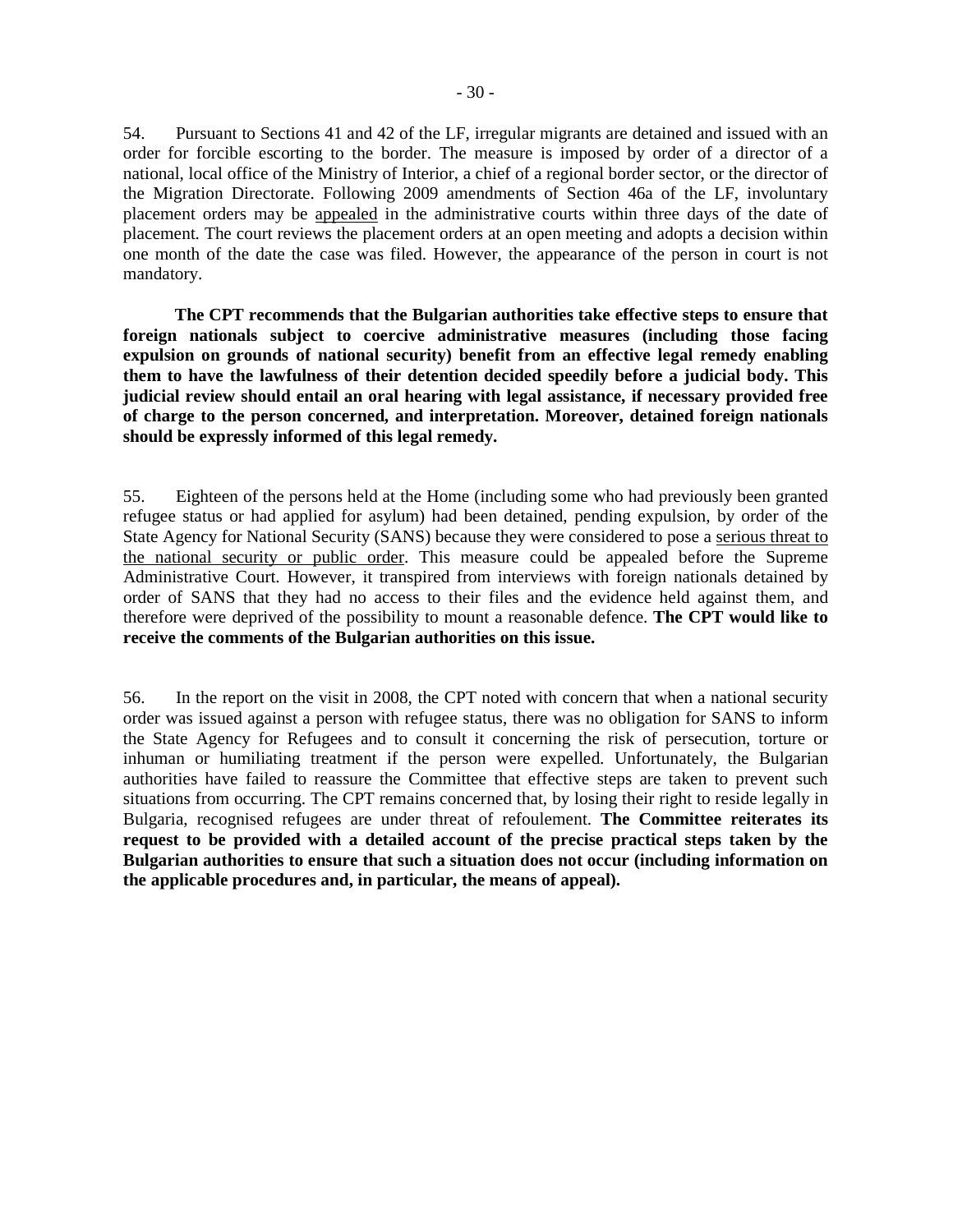54. Pursuant to Sections 41 and 42 of the LF, irregular migrants are detained and issued with an order for forcible escorting to the border. The measure is imposed by order of a director of a national, local office of the Ministry of Interior, a chief of a regional border sector, or the director of the Migration Directorate. Following 2009 amendments of Section 46a of the LF, involuntary placement orders may be appealed in the administrative courts within three days of the date of placement. The court reviews the placement orders at an open meeting and adopts a decision within one month of the date the case was filed. However, the appearance of the person in court is not mandatory.

**The CPT recommends that the Bulgarian authorities take effective steps to ensure that foreign nationals subject to coercive administrative measures (including those facing expulsion on grounds of national security) benefit from an effective legal remedy enabling them to have the lawfulness of their detention decided speedily before a judicial body. This judicial review should entail an oral hearing with legal assistance, if necessary provided free of charge to the person concerned, and interpretation. Moreover, detained foreign nationals should be expressly informed of this legal remedy.**

55. Eighteen of the persons held at the Home (including some who had previously been granted refugee status or had applied for asylum) had been detained, pending expulsion, by order of the State Agency for National Security (SANS) because they were considered to pose a serious threat to the national security or public order. This measure could be appealed before the Supreme Administrative Court. However, it transpired from interviews with foreign nationals detained by order of SANS that they had no access to their files and the evidence held against them, and therefore were deprived of the possibility to mount a reasonable defence. **The CPT would like to receive the comments of the Bulgarian authorities on this issue.**

56. In the report on the visit in 2008, the CPT noted with concern that when a national security order was issued against a person with refugee status, there was no obligation for SANS to inform the State Agency for Refugees and to consult it concerning the risk of persecution, torture or inhuman or humiliating treatment if the person were expelled. Unfortunately, the Bulgarian authorities have failed to reassure the Committee that effective steps are taken to prevent such situations from occurring. The CPT remains concerned that, by losing their right to reside legally in Bulgaria, recognised refugees are under threat of refoulement. **The Committee reiterates its request to be provided with a detailed account of the precise practical steps taken by the Bulgarian authorities to ensure that such a situation does not occur (including information on the applicable procedures and, in particular, the means of appeal).**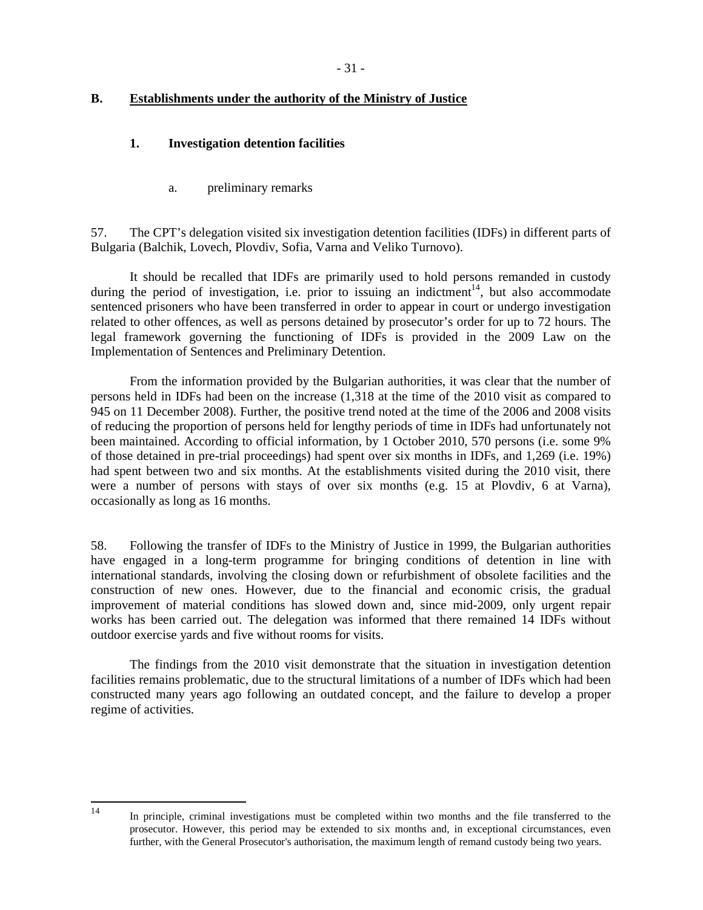## B. Establishments under the authority of the Ministry of Justice

### 1. Investigation detention facilities

#### a. preliminary remarks

57. The CPT's delegation visited six investigation detention facilities (IDFs) in different parts of Bulgaria (Balchik, Lovech, Plovdiv, Sofia, Varna and Veliko Turnovo).

It should be recalled that IDFs are primarily used to hold persons remanded in custody during the period of investigation, i.e. prior to issuing an indictment[14], but also accommodate sentenced prisoners who have been transferred in order to appear in court or undergo investigation related to other offences, as well as persons detained by prosecutor's order for up to 72 hours. The legal framework governing the functioning of IDFs is provided in the 2009 Law on the Implementation of Sentences and Preliminary Detention.

From the information provided by the Bulgarian authorities, it was clear that the number of persons held in IDFs had been on the increase (1,318 at the time of the 2010 visit as compared to 945 on 11 December 2008). Further, the positive trend noted at the time of the 2006 and 2008 visits of reducing the proportion of persons held for lengthy periods of time in IDFs had unfortunately not been maintained. According to official information, by 1 October 2010, 570 persons (i.e. some 9% of those detained in pre-trial proceedings) had spent over six months in IDFs, and 1,269 (i.e. 19%) had spent between two and six months. At the establishments visited during the 2010 visit, there were a number of persons with stays of over six months (e.g. 15 at Plovdiv, 6 at Varna), occasionally as long as 16 months.

58. Following the transfer of IDFs to the Ministry of Justice in 1999, the Bulgarian authorities have engaged in a long-term programme for bringing conditions of detention in line with international standards, involving the closing down or refurbishment of obsolete facilities and the construction of new ones. However, due to the financial and economic crisis, the gradual improvement of material conditions has slowed down and, since mid-2009, only urgent repair works has been carried out. The delegation was informed that there remained 14 IDFs without outdoor exercise yards and five without rooms for visits.

The findings from the 2010 visit demonstrate that the situation in investigation detention facilities remains problematic, due to the structural limitations of a number of IDFs which had been constructed many years ago following an outdated concept, and the failure to develop a proper regime of activities.

---

[14] In principle, criminal investigations must be completed within two months and the file transferred to the prosecutor. However, this period may be extended to six months and, in exceptional circumstances, even further, with the General Prosecutor's authorisation, the maximum length of remand custody being two years.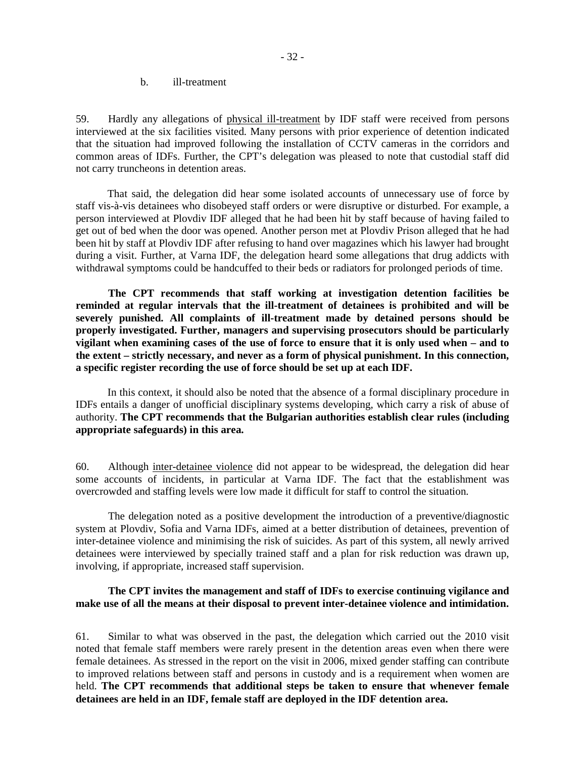b. ill-treatment

59. Hardly any allegations of physical ill-treatment by IDF staff were received from persons interviewed at the six facilities visited. Many persons with prior experience of detention indicated that the situation had improved following the installation of CCTV cameras in the corridors and common areas of IDFs. Further, the CPT's delegation was pleased to note that custodial staff did not carry truncheons in detention areas.

That said, the delegation did hear some isolated accounts of unnecessary use of force by staff vis-à-vis detainees who disobeyed staff orders or were disruptive or disturbed. For example, a person interviewed at Plovdiv IDF alleged that he had been hit by staff because of having failed to get out of bed when the door was opened. Another person met at Plovdiv Prison alleged that he had been hit by staff at Plovdiv IDF after refusing to hand over magazines which his lawyer had brought during a visit. Further, at Varna IDF, the delegation heard some allegations that drug addicts with withdrawal symptoms could be handcuffed to their beds or radiators for prolonged periods of time.

**The CPT recommends that staff working at investigation detention facilities be reminded at regular intervals that the ill-treatment of detainees is prohibited and will be severely punished. All complaints of ill-treatment made by detained persons should be properly investigated. Further, managers and supervising prosecutors should be particularly vigilant when examining cases of the use of force to ensure that it is only used when – and to the extent – strictly necessary, and never as a form of physical punishment. In this connection, a specific register recording the use of force should be set up at each IDF.**

In this context, it should also be noted that the absence of a formal disciplinary procedure in IDFs entails a danger of unofficial disciplinary systems developing, which carry a risk of abuse of authority. **The CPT recommends that the Bulgarian authorities establish clear rules (including appropriate safeguards) in this area.**

60. Although inter-detainee violence did not appear to be widespread, the delegation did hear some accounts of incidents, in particular at Varna IDF. The fact that the establishment was overcrowded and staffing levels were low made it difficult for staff to control the situation.

The delegation noted as a positive development the introduction of a preventive/diagnostic system at Plovdiv, Sofia and Varna IDFs, aimed at a better distribution of detainees, prevention of inter-detainee violence and minimising the risk of suicides. As part of this system, all newly arrived detainees were interviewed by specially trained staff and a plan for risk reduction was drawn up, involving, if appropriate, increased staff supervision.

**The CPT invites the management and staff of IDFs to exercise continuing vigilance and make use of all the means at their disposal to prevent inter-detainee violence and intimidation.**

61. Similar to what was observed in the past, the delegation which carried out the 2010 visit noted that female staff members were rarely present in the detention areas even when there were female detainees. As stressed in the report on the visit in 2006, mixed gender staffing can contribute to improved relations between staff and persons in custody and is a requirement when women are held. **The CPT recommends that additional steps be taken to ensure that whenever female detainees are held in an IDF, female staff are deployed in the IDF detention area.**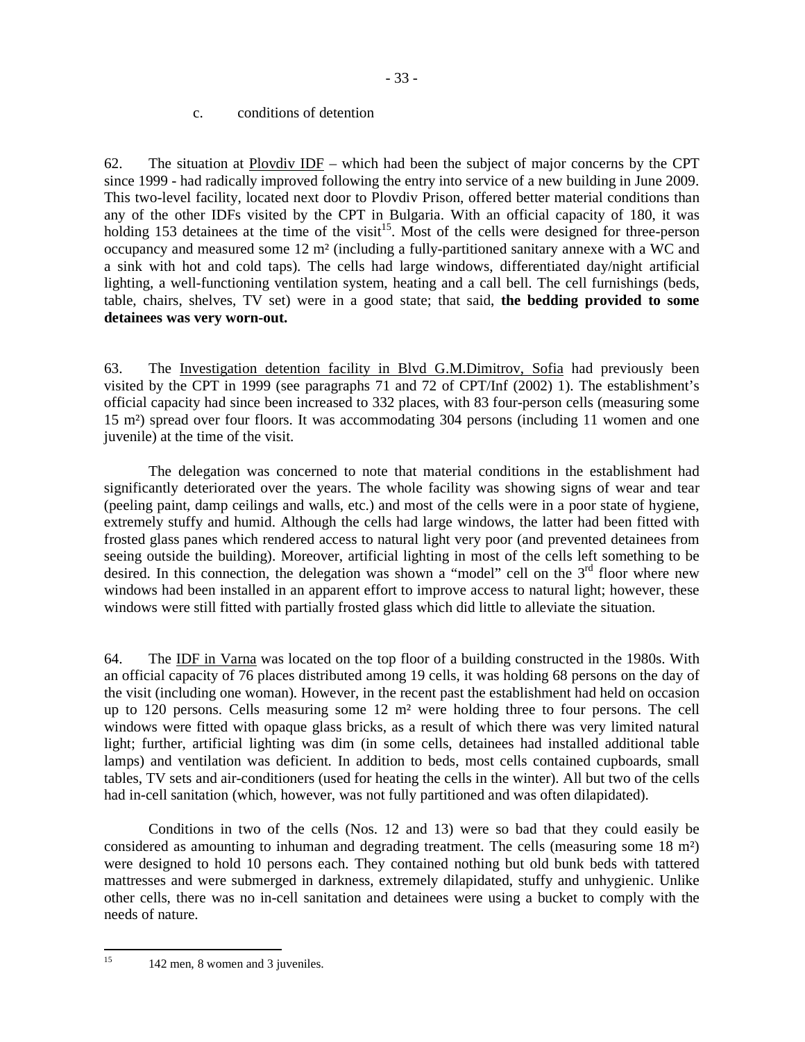c. conditions of detention

62. The situation at Plovdiv IDF – which had been the subject of major concerns by the CPT since 1999 - had radically improved following the entry into service of a new building in June 2009. This two-level facility, located next door to Plovdiv Prison, offered better material conditions than any of the other IDFs visited by the CPT in Bulgaria. With an official capacity of 180, it was holding 153 detainees at the time of the visit[15]. Most of the cells were designed for three-person occupancy and measured some 12 m² (including a fully-partitioned sanitary annexe with a WC and a sink with hot and cold taps). The cells had large windows, differentiated day/night artificial lighting, a well-functioning ventilation system, heating and a call bell. The cell furnishings (beds, table, chairs, shelves, TV set) were in a good state; that said, **the bedding provided to some detainees was very worn-out.**

63. The Investigation detention facility in Blvd G.M.Dimitrov, Sofia had previously been visited by the CPT in 1999 (see paragraphs 71 and 72 of CPT/Inf (2002) 1). The establishment's official capacity had since been increased to 332 places, with 83 four-person cells (measuring some 15 m²) spread over four floors. It was accommodating 304 persons (including 11 women and one juvenile) at the time of the visit.

The delegation was concerned to note that material conditions in the establishment had significantly deteriorated over the years. The whole facility was showing signs of wear and tear (peeling paint, damp ceilings and walls, etc.) and most of the cells were in a poor state of hygiene, extremely stuffy and humid. Although the cells had large windows, the latter had been fitted with frosted glass panes which rendered access to natural light very poor (and prevented detainees from seeing outside the building). Moreover, artificial lighting in most of the cells left something to be desired. In this connection, the delegation was shown a "model" cell on the 3rd floor where new windows had been installed in an apparent effort to improve access to natural light; however, these windows were still fitted with partially frosted glass which did little to alleviate the situation.

64. The IDF in Varna was located on the top floor of a building constructed in the 1980s. With an official capacity of 76 places distributed among 19 cells, it was holding 68 persons on the day of the visit (including one woman). However, in the recent past the establishment had held on occasion up to 120 persons. Cells measuring some 12 m² were holding three to four persons. The cell windows were fitted with opaque glass bricks, as a result of which there was very limited natural light; further, artificial lighting was dim (in some cells, detainees had installed additional table lamps) and ventilation was deficient. In addition to beds, most cells contained cupboards, small tables, TV sets and air-conditioners (used for heating the cells in the winter). All but two of the cells had in-cell sanitation (which, however, was not fully partitioned and was often dilapidated).

Conditions in two of the cells (Nos. 12 and 13) were so bad that they could easily be considered as amounting to inhuman and degrading treatment. The cells (measuring some 18 m²) were designed to hold 10 persons each. They contained nothing but old bunk beds with tattered mattresses and were submerged in darkness, extremely dilapidated, stuffy and unhygienic. Unlike other cells, there was no in-cell sanitation and detainees were using a bucket to comply with the needs of nature.

---

[15] 142 men, 8 women and 3 juveniles.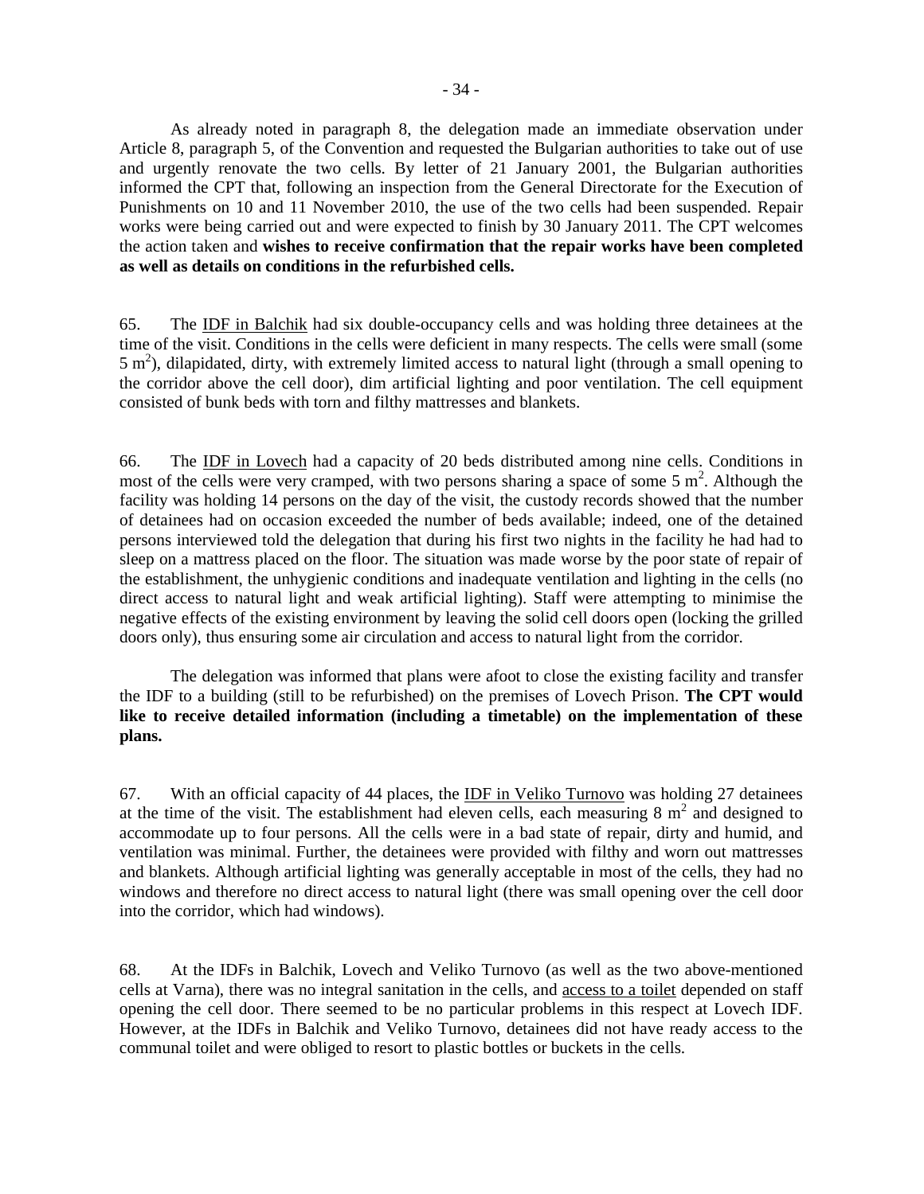As already noted in paragraph 8, the delegation made an immediate observation under Article 8, paragraph 5, of the Convention and requested the Bulgarian authorities to take out of use and urgently renovate the two cells. By letter of 21 January 2001, the Bulgarian authorities informed the CPT that, following an inspection from the General Directorate for the Execution of Punishments on 10 and 11 November 2010, the use of the two cells had been suspended. Repair works were being carried out and were expected to finish by 30 January 2011. The CPT welcomes the action taken and **wishes to receive confirmation that the repair works have been completed as well as details on conditions in the refurbished cells.**

65. The IDF in Balchik had six double-occupancy cells and was holding three detainees at the time of the visit. Conditions in the cells were deficient in many respects. The cells were small (some 5 $m^2$), dilapidated, dirty, with extremely limited access to natural light (through a small opening to the corridor above the cell door), dim artificial lighting and poor ventilation. The cell equipment consisted of bunk beds with torn and filthy mattresses and blankets.

66. The IDF in Lovech had a capacity of 20 beds distributed among nine cells. Conditions in most of the cells were very cramped, with two persons sharing a space of some 5 $m^2$. Although the facility was holding 14 persons on the day of the visit, the custody records showed that the number of detainees had on occasion exceeded the number of beds available; indeed, one of the detained persons interviewed told the delegation that during his first two nights in the facility he had had to sleep on a mattress placed on the floor. The situation was made worse by the poor state of repair of the establishment, the unhygienic conditions and inadequate ventilation and lighting in the cells (no direct access to natural light and weak artificial lighting). Staff were attempting to minimise the negative effects of the existing environment by leaving the solid cell doors open (locking the grilled doors only), thus ensuring some air circulation and access to natural light from the corridor.

The delegation was informed that plans were afoot to close the existing facility and transfer the IDF to a building (still to be refurbished) on the premises of Lovech Prison. **The CPT would like to receive detailed information (including a timetable) on the implementation of these plans.**

67. With an official capacity of 44 places, the IDF in Veliko Turnovo was holding 27 detainees at the time of the visit. The establishment had eleven cells, each measuring 8 $m^2$ and designed to accommodate up to four persons. All the cells were in a bad state of repair, dirty and humid, and ventilation was minimal. Further, the detainees were provided with filthy and worn out mattresses and blankets. Although artificial lighting was generally acceptable in most of the cells, they had no windows and therefore no direct access to natural light (there was small opening over the cell door into the corridor, which had windows).

68. At the IDFs in Balchik, Lovech and Veliko Turnovo (as well as the two above-mentioned cells at Varna), there was no integral sanitation in the cells, and access to a toilet depended on staff opening the cell door. There seemed to be no particular problems in this respect at Lovech IDF. However, at the IDFs in Balchik and Veliko Turnovo, detainees did not have ready access to the communal toilet and were obliged to resort to plastic bottles or buckets in the cells.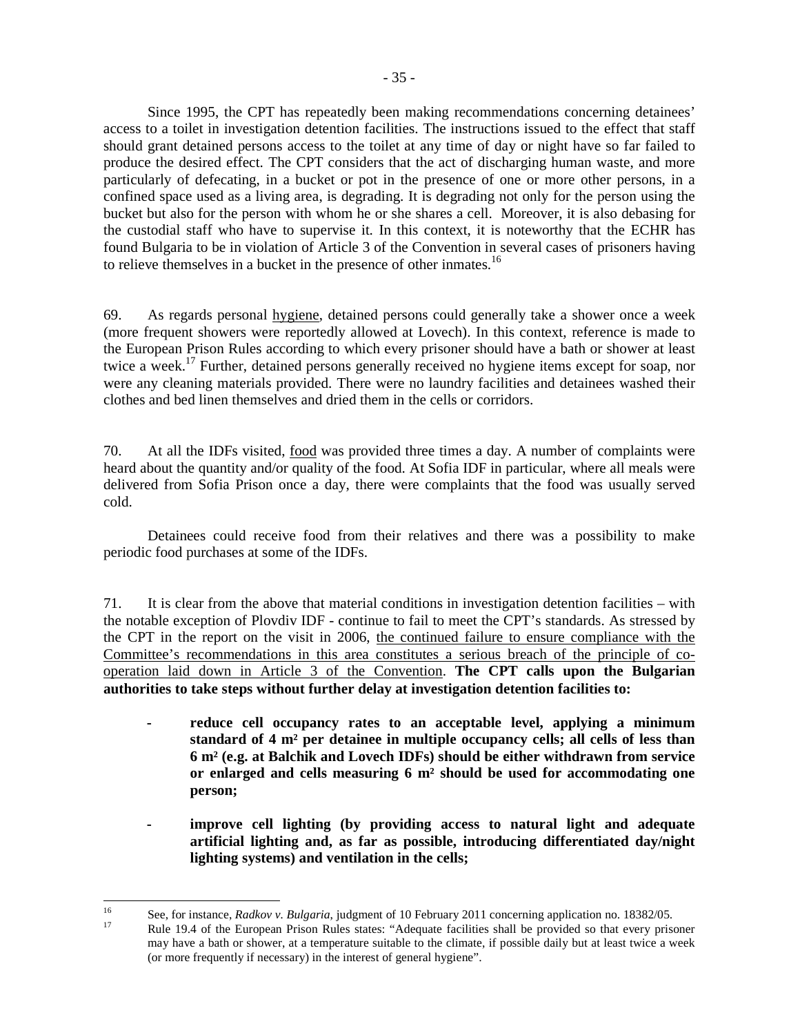Since 1995, the CPT has repeatedly been making recommendations concerning detainees' access to a toilet in investigation detention facilities. The instructions issued to the effect that staff should grant detained persons access to the toilet at any time of day or night have so far failed to produce the desired effect. The CPT considers that the act of discharging human waste, and more particularly of defecating, in a bucket or pot in the presence of one or more other persons, in a confined space used as a living area, is degrading. It is degrading not only for the person using the bucket but also for the person with whom he or she shares a cell. Moreover, it is also debasing for the custodial staff who have to supervise it. In this context, it is noteworthy that the ECHR has found Bulgaria to be in violation of Article 3 of the Convention in several cases of prisoners having to relieve themselves in a bucket in the presence of other inmates.[16]

69. As regards personal hygiene, detained persons could generally take a shower once a week (more frequent showers were reportedly allowed at Lovech). In this context, reference is made to the European Prison Rules according to which every prisoner should have a bath or shower at least twice a week.[17] Further, detained persons generally received no hygiene items except for soap, nor were any cleaning materials provided. There were no laundry facilities and detainees washed their clothes and bed linen themselves and dried them in the cells or corridors.

70. At all the IDFs visited, food was provided three times a day. A number of complaints were heard about the quantity and/or quality of the food. At Sofia IDF in particular, where all meals were delivered from Sofia Prison once a day, there were complaints that the food was usually served cold.

Detainees could receive food from their relatives and there was a possibility to make periodic food purchases at some of the IDFs.

71. It is clear from the above that material conditions in investigation detention facilities – with the notable exception of Plovdiv IDF - continue to fail to meet the CPT's standards. As stressed by the CPT in the report on the visit in 2006, the continued failure to ensure compliance with the Committee's recommendations in this area constitutes a serious breach of the principle of co-operation laid down in Article 3 of the Convention. **The CPT calls upon the Bulgarian authorities to take steps without further delay at investigation detention facilities to:**

- **reduce cell occupancy rates to an acceptable level, applying a minimum standard of 4 m² per detainee in multiple occupancy cells; all cells of less than 6 m² (e.g. at Balchik and Lovech IDFs) should be either withdrawn from service or enlarged and cells measuring 6 m² should be used for accommodating one person;**

- **improve cell lighting (by providing access to natural light and adequate artificial lighting and, as far as possible, introducing differentiated day/night lighting systems) and ventilation in the cells;**

---

[16] See, for instance, *Radkov v. Bulgaria*, judgment of 10 February 2011 concerning application no. 18382/05.

[17] Rule 19.4 of the European Prison Rules states: "Adequate facilities shall be provided so that every prisoner may have a bath or shower, at a temperature suitable to the climate, if possible daily but at least twice a week (or more frequently if necessary) in the interest of general hygiene".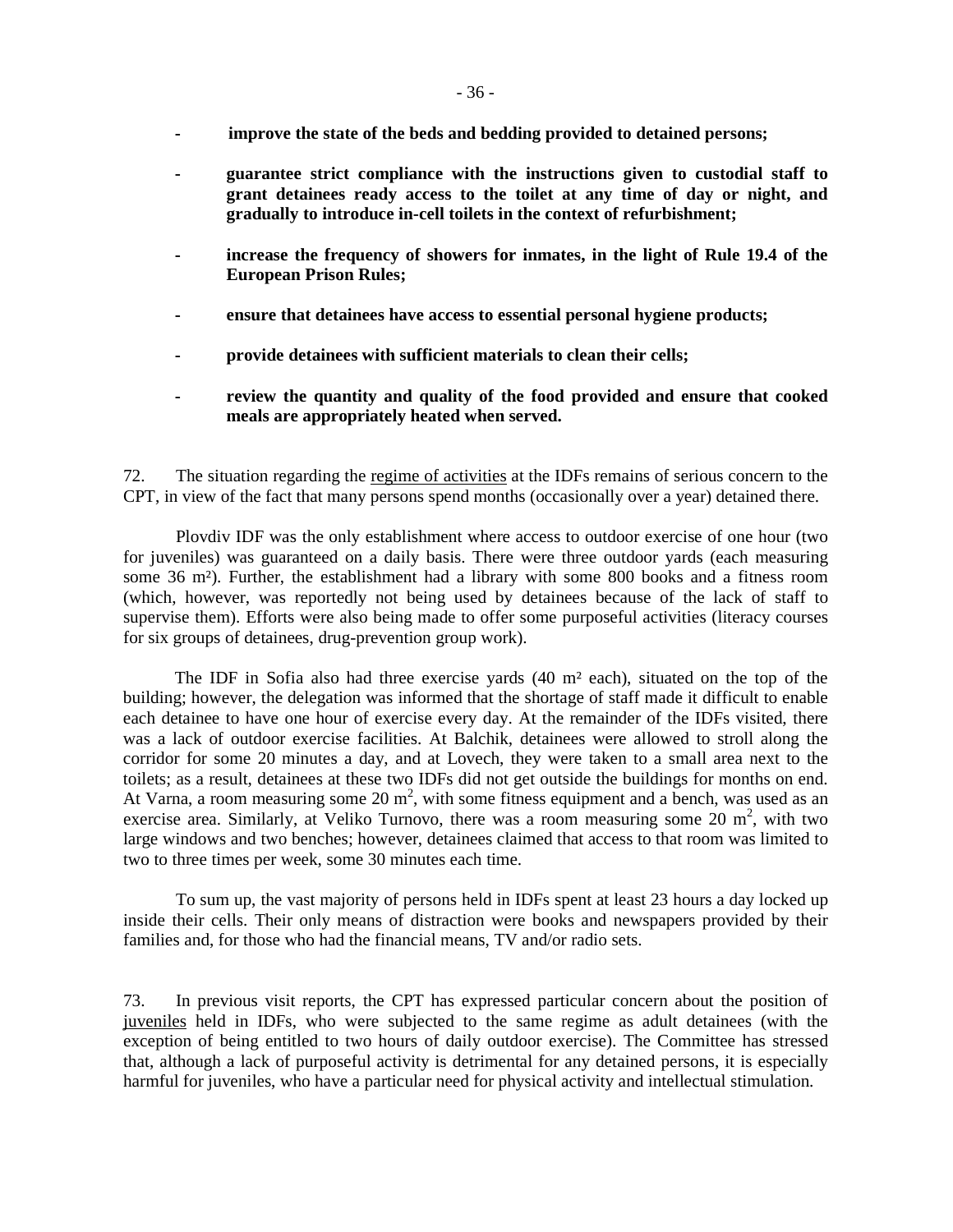- **improve the state of the beds and bedding provided to detained persons;**

- **guarantee strict compliance with the instructions given to custodial staff to grant detainees ready access to the toilet at any time of day or night, and gradually to introduce in-cell toilets in the context of refurbishment;**

- **increase the frequency of showers for inmates, in the light of Rule 19.4 of the European Prison Rules;**

- **ensure that detainees have access to essential personal hygiene products;**

- **provide detainees with sufficient materials to clean their cells;**

- **review the quantity and quality of the food provided and ensure that cooked meals are appropriately heated when served.**

72. The situation regarding the regime of activities at the IDFs remains of serious concern to the CPT, in view of the fact that many persons spend months (occasionally over a year) detained there.

Plovdiv IDF was the only establishment where access to outdoor exercise of one hour (two for juveniles) was guaranteed on a daily basis. There were three outdoor yards (each measuring some 36 m²). Further, the establishment had a library with some 800 books and a fitness room (which, however, was reportedly not being used by detainees because of the lack of staff to supervise them). Efforts were also being made to offer some purposeful activities (literacy courses for six groups of detainees, drug-prevention group work).

The IDF in Sofia also had three exercise yards (40 m² each), situated on the top of the building; however, the delegation was informed that the shortage of staff made it difficult to enable each detainee to have one hour of exercise every day. At the remainder of the IDFs visited, there was a lack of outdoor exercise facilities. At Balchik, detainees were allowed to stroll along the corridor for some 20 minutes a day, and at Lovech, they were taken to a small area next to the toilets; as a result, detainees at these two IDFs did not get outside the buildings for months on end. At Varna, a room measuring some 20 m², with some fitness equipment and a bench, was used as an exercise area. Similarly, at Veliko Turnovo, there was a room measuring some 20 m², with two large windows and two benches; however, detainees claimed that access to that room was limited to two to three times per week, some 30 minutes each time.

To sum up, the vast majority of persons held in IDFs spent at least 23 hours a day locked up inside their cells. Their only means of distraction were books and newspapers provided by their families and, for those who had the financial means, TV and/or radio sets.

73. In previous visit reports, the CPT has expressed particular concern about the position of juveniles held in IDFs, who were subjected to the same regime as adult detainees (with the exception of being entitled to two hours of daily outdoor exercise). The Committee has stressed that, although a lack of purposeful activity is detrimental for any detained persons, it is especially harmful for juveniles, who have a particular need for physical activity and intellectual stimulation.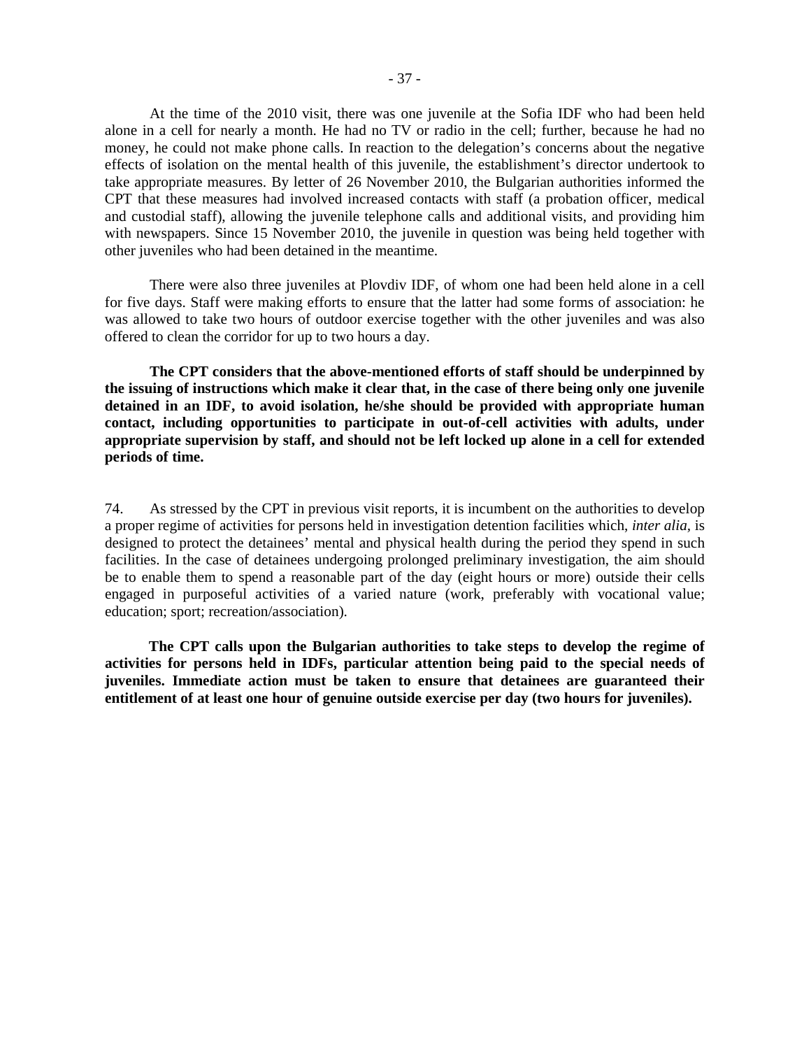At the time of the 2010 visit, there was one juvenile at the Sofia IDF who had been held alone in a cell for nearly a month. He had no TV or radio in the cell; further, because he had no money, he could not make phone calls. In reaction to the delegation's concerns about the negative effects of isolation on the mental health of this juvenile, the establishment's director undertook to take appropriate measures. By letter of 26 November 2010, the Bulgarian authorities informed the CPT that these measures had involved increased contacts with staff (a probation officer, medical and custodial staff), allowing the juvenile telephone calls and additional visits, and providing him with newspapers. Since 15 November 2010, the juvenile in question was being held together with other juveniles who had been detained in the meantime.

There were also three juveniles at Plovdiv IDF, of whom one had been held alone in a cell for five days. Staff were making efforts to ensure that the latter had some forms of association: he was allowed to take two hours of outdoor exercise together with the other juveniles and was also offered to clean the corridor for up to two hours a day.

**The CPT considers that the above-mentioned efforts of staff should be underpinned by the issuing of instructions which make it clear that, in the case of there being only one juvenile detained in an IDF, to avoid isolation, he/she should be provided with appropriate human contact, including opportunities to participate in out-of-cell activities with adults, under appropriate supervision by staff, and should not be left locked up alone in a cell for extended periods of time.**

74. As stressed by the CPT in previous visit reports, it is incumbent on the authorities to develop a proper regime of activities for persons held in investigation detention facilities which, *inter alia*, is designed to protect the detainees' mental and physical health during the period they spend in such facilities. In the case of detainees undergoing prolonged preliminary investigation, the aim should be to enable them to spend a reasonable part of the day (eight hours or more) outside their cells engaged in purposeful activities of a varied nature (work, preferably with vocational value; education; sport; recreation/association).

**The CPT calls upon the Bulgarian authorities to take steps to develop the regime of activities for persons held in IDFs, particular attention being paid to the special needs of juveniles. Immediate action must be taken to ensure that detainees are guaranteed their entitlement of at least one hour of genuine outside exercise per day (two hours for juveniles).**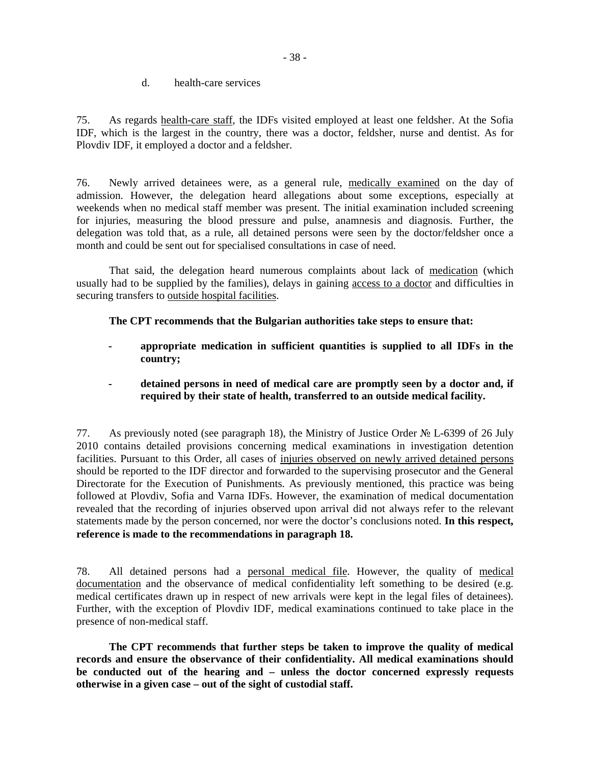d. health-care services

75. As regards health-care staff, the IDFs visited employed at least one feldsher. At the Sofia IDF, which is the largest in the country, there was a doctor, feldsher, nurse and dentist. As for Plovdiv IDF, it employed a doctor and a feldsher.

76. Newly arrived detainees were, as a general rule, medically examined on the day of admission. However, the delegation heard allegations about some exceptions, especially at weekends when no medical staff member was present. The initial examination included screening for injuries, measuring the blood pressure and pulse, anamnesis and diagnosis. Further, the delegation was told that, as a rule, all detained persons were seen by the doctor/feldsher once a month and could be sent out for specialised consultations in case of need.

That said, the delegation heard numerous complaints about lack of medication (which usually had to be supplied by the families), delays in gaining access to a doctor and difficulties in securing transfers to outside hospital facilities.

**The CPT recommends that the Bulgarian authorities take steps to ensure that:**

- **appropriate medication in sufficient quantities is supplied to all IDFs in the country;**
- **detained persons in need of medical care are promptly seen by a doctor and, if required by their state of health, transferred to an outside medical facility.**

77. As previously noted (see paragraph 18), the Ministry of Justice Order № L-6399 of 26 July 2010 contains detailed provisions concerning medical examinations in investigation detention facilities. Pursuant to this Order, all cases of injuries observed on newly arrived detained persons should be reported to the IDF director and forwarded to the supervising prosecutor and the General Directorate for the Execution of Punishments. As previously mentioned, this practice was being followed at Plovdiv, Sofia and Varna IDFs. However, the examination of medical documentation revealed that the recording of injuries observed upon arrival did not always refer to the relevant statements made by the person concerned, nor were the doctor's conclusions noted. **In this respect, reference is made to the recommendations in paragraph 18.**

78. All detained persons had a personal medical file. However, the quality of medical documentation and the observance of medical confidentiality left something to be desired (e.g. medical certificates drawn up in respect of new arrivals were kept in the legal files of detainees). Further, with the exception of Plovdiv IDF, medical examinations continued to take place in the presence of non-medical staff.

**The CPT recommends that further steps be taken to improve the quality of medical records and ensure the observance of their confidentiality. All medical examinations should be conducted out of the hearing and – unless the doctor concerned expressly requests otherwise in a given case – out of the sight of custodial staff.**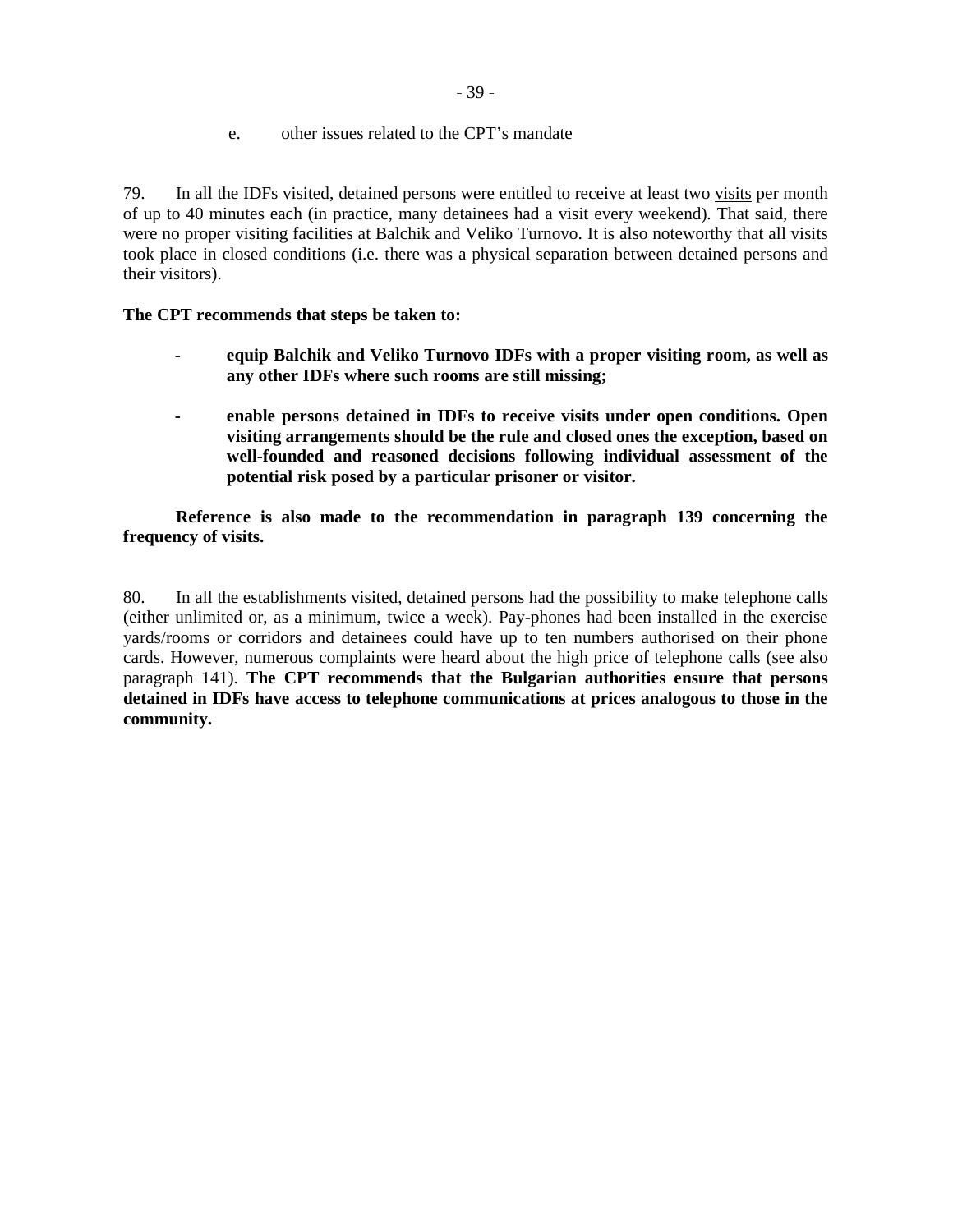### e. other issues related to the CPT's mandate

79. In all the IDFs visited, detained persons were entitled to receive at least two visits per month of up to 40 minutes each (in practice, many detainees had a visit every weekend). That said, there were no proper visiting facilities at Balchik and Veliko Turnovo. It is also noteworthy that all visits took place in closed conditions (i.e. there was a physical separation between detained persons and their visitors).

**The CPT recommends that steps be taken to:**

- **equip Balchik and Veliko Turnovo IDFs with a proper visiting room, as well as any other IDFs where such rooms are still missing;**
- **enable persons detained in IDFs to receive visits under open conditions. Open visiting arrangements should be the rule and closed ones the exception, based on well-founded and reasoned decisions following individual assessment of the potential risk posed by a particular prisoner or visitor.**

**Reference is also made to the recommendation in paragraph 139 concerning the frequency of visits.**

80. In all the establishments visited, detained persons had the possibility to make telephone calls (either unlimited or, as a minimum, twice a week). Pay-phones had been installed in the exercise yards/rooms or corridors and detainees could have up to ten numbers authorised on their phone cards. However, numerous complaints were heard about the high price of telephone calls (see also paragraph 141). **The CPT recommends that the Bulgarian authorities ensure that persons detained in IDFs have access to telephone communications at prices analogous to those in the community.**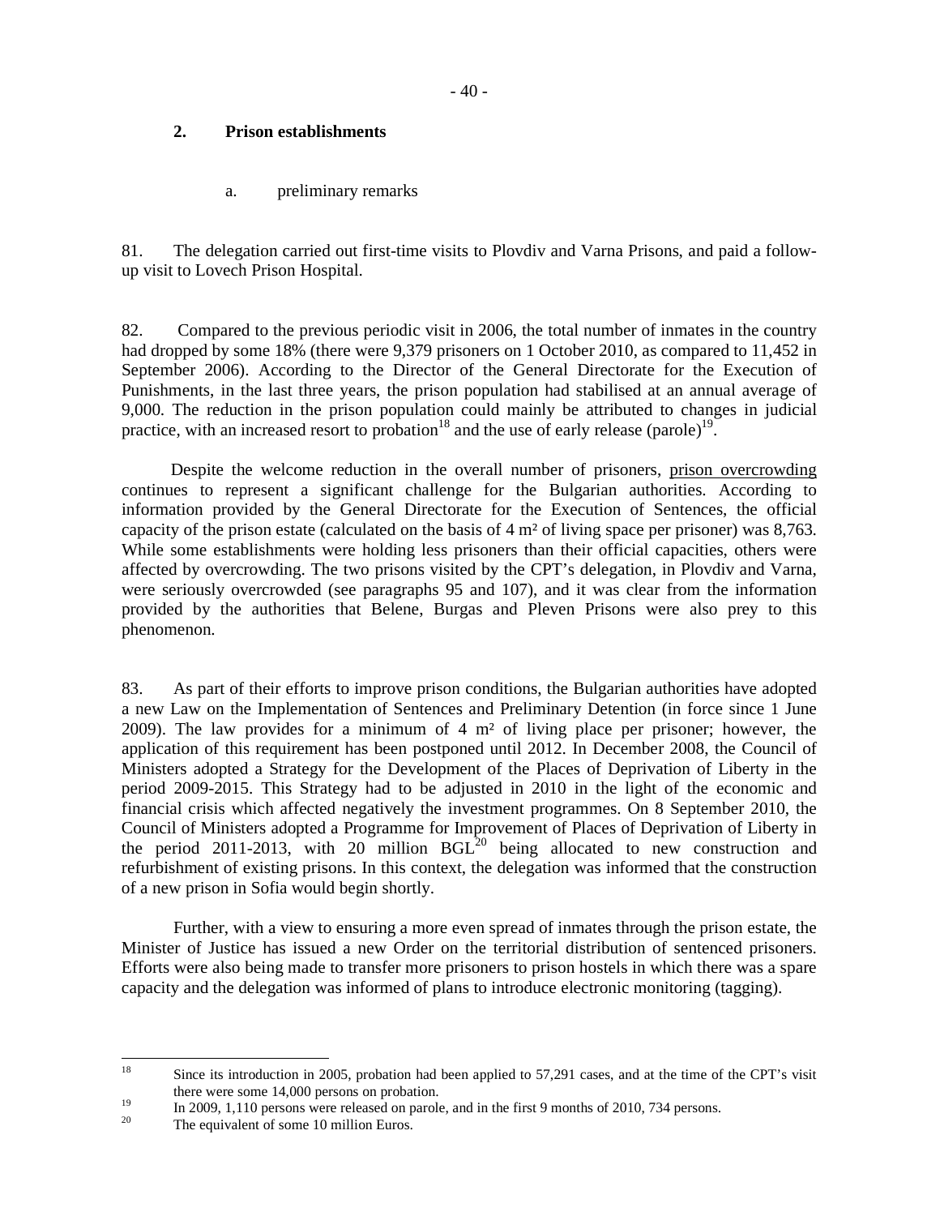## 2. Prison establishments

### a. preliminary remarks

81. The delegation carried out first-time visits to Plovdiv and Varna Prisons, and paid a follow-up visit to Lovech Prison Hospital.

82. Compared to the previous periodic visit in 2006, the total number of inmates in the country had dropped by some 18% (there were 9,379 prisoners on 1 October 2010, as compared to 11,452 in September 2006). According to the Director of the General Directorate for the Execution of Punishments, in the last three years, the prison population had stabilised at an annual average of 9,000. The reduction in the prison population could mainly be attributed to changes in judicial practice, with an increased resort to probation[18] and the use of early release (parole)[19].

Despite the welcome reduction in the overall number of prisoners, prison overcrowding continues to represent a significant challenge for the Bulgarian authorities. According to information provided by the General Directorate for the Execution of Sentences, the official capacity of the prison estate (calculated on the basis of 4 m² of living space per prisoner) was 8,763. While some establishments were holding less prisoners than their official capacities, others were affected by overcrowding. The two prisons visited by the CPT's delegation, in Plovdiv and Varna, were seriously overcrowded (see paragraphs 95 and 107), and it was clear from the information provided by the authorities that Belene, Burgas and Pleven Prisons were also prey to this phenomenon.

83. As part of their efforts to improve prison conditions, the Bulgarian authorities have adopted a new Law on the Implementation of Sentences and Preliminary Detention (in force since 1 June 2009). The law provides for a minimum of 4 m² of living place per prisoner; however, the application of this requirement has been postponed until 2012. In December 2008, the Council of Ministers adopted a Strategy for the Development of the Places of Deprivation of Liberty in the period 2009-2015. This Strategy had to be adjusted in 2010 in the light of the economic and financial crisis which affected negatively the investment programmes. On 8 September 2010, the Council of Ministers adopted a Programme for Improvement of Places of Deprivation of Liberty in the period 2011-2013, with 20 million BGL[20] being allocated to new construction and refurbishment of existing prisons. In this context, the delegation was informed that the construction of a new prison in Sofia would begin shortly.

Further, with a view to ensuring a more even spread of inmates through the prison estate, the Minister of Justice has issued a new Order on the territorial distribution of sentenced prisoners. Efforts were also being made to transfer more prisoners to prison hostels in which there was a spare capacity and the delegation was informed of plans to introduce electronic monitoring (tagging).

---

[18] Since its introduction in 2005, probation had been applied to 57,291 cases, and at the time of the CPT's visit there were some 14,000 persons on probation.

[19] In 2009, 1,110 persons were released on parole, and in the first 9 months of 2010, 734 persons.

[20] The equivalent of some 10 million Euros.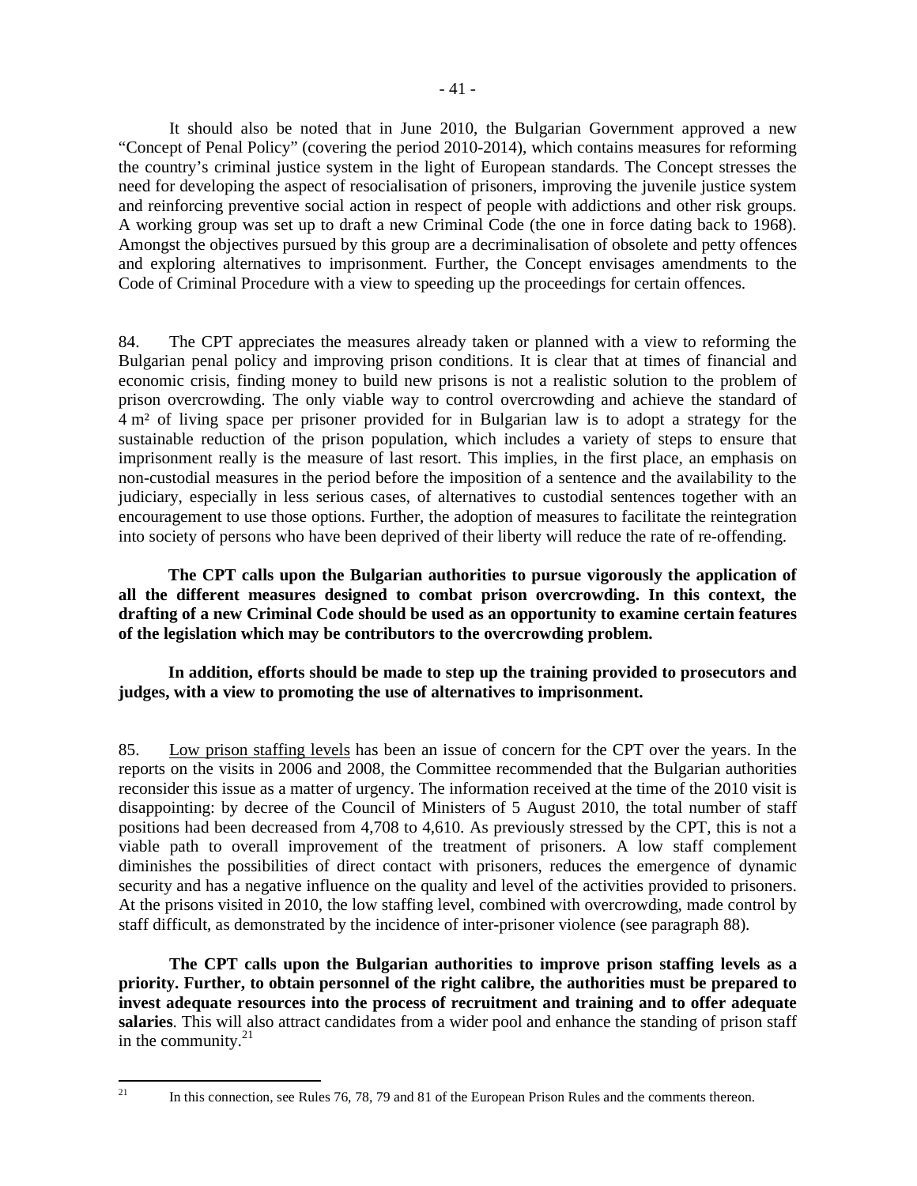It should also be noted that in June 2010, the Bulgarian Government approved a new "Concept of Penal Policy" (covering the period 2010-2014), which contains measures for reforming the country's criminal justice system in the light of European standards. The Concept stresses the need for developing the aspect of resocialisation of prisoners, improving the juvenile justice system and reinforcing preventive social action in respect of people with addictions and other risk groups. A working group was set up to draft a new Criminal Code (the one in force dating back to 1968). Amongst the objectives pursued by this group are a decriminalisation of obsolete and petty offences and exploring alternatives to imprisonment. Further, the Concept envisages amendments to the Code of Criminal Procedure with a view to speeding up the proceedings for certain offences.

84. The CPT appreciates the measures already taken or planned with a view to reforming the Bulgarian penal policy and improving prison conditions. It is clear that at times of financial and economic crisis, finding money to build new prisons is not a realistic solution to the problem of prison overcrowding. The only viable way to control overcrowding and achieve the standard of 4 m² of living space per prisoner provided for in Bulgarian law is to adopt a strategy for the sustainable reduction of the prison population, which includes a variety of steps to ensure that imprisonment really is the measure of last resort. This implies, in the first place, an emphasis on non-custodial measures in the period before the imposition of a sentence and the availability to the judiciary, especially in less serious cases, of alternatives to custodial sentences together with an encouragement to use those options. Further, the adoption of measures to facilitate the reintegration into society of persons who have been deprived of their liberty will reduce the rate of re-offending.

**The CPT calls upon the Bulgarian authorities to pursue vigorously the application of all the different measures designed to combat prison overcrowding. In this context, the drafting of a new Criminal Code should be used as an opportunity to examine certain features of the legislation which may be contributors to the overcrowding problem.**

**In addition, efforts should be made to step up the training provided to prosecutors and judges, with a view to promoting the use of alternatives to imprisonment.**

85. Low prison staffing levels has been an issue of concern for the CPT over the years. In the reports on the visits in 2006 and 2008, the Committee recommended that the Bulgarian authorities reconsider this issue as a matter of urgency. The information received at the time of the 2010 visit is disappointing: by decree of the Council of Ministers of 5 August 2010, the total number of staff positions had been decreased from 4,708 to 4,610. As previously stressed by the CPT, this is not a viable path to overall improvement of the treatment of prisoners. A low staff complement diminishes the possibilities of direct contact with prisoners, reduces the emergence of dynamic security and has a negative influence on the quality and level of the activities provided to prisoners. At the prisons visited in 2010, the low staffing level, combined with overcrowding, made control by staff difficult, as demonstrated by the incidence of inter-prisoner violence (see paragraph 88).

**The CPT calls upon the Bulgarian authorities to improve prison staffing levels as a priority. Further, to obtain personnel of the right calibre, the authorities must be prepared to invest adequate resources into the process of recruitment and training and to offer adequate salaries**. This will also attract candidates from a wider pool and enhance the standing of prison staff in the community.[21]

---

[21] In this connection, see Rules 76, 78, 79 and 81 of the European Prison Rules and the comments thereon.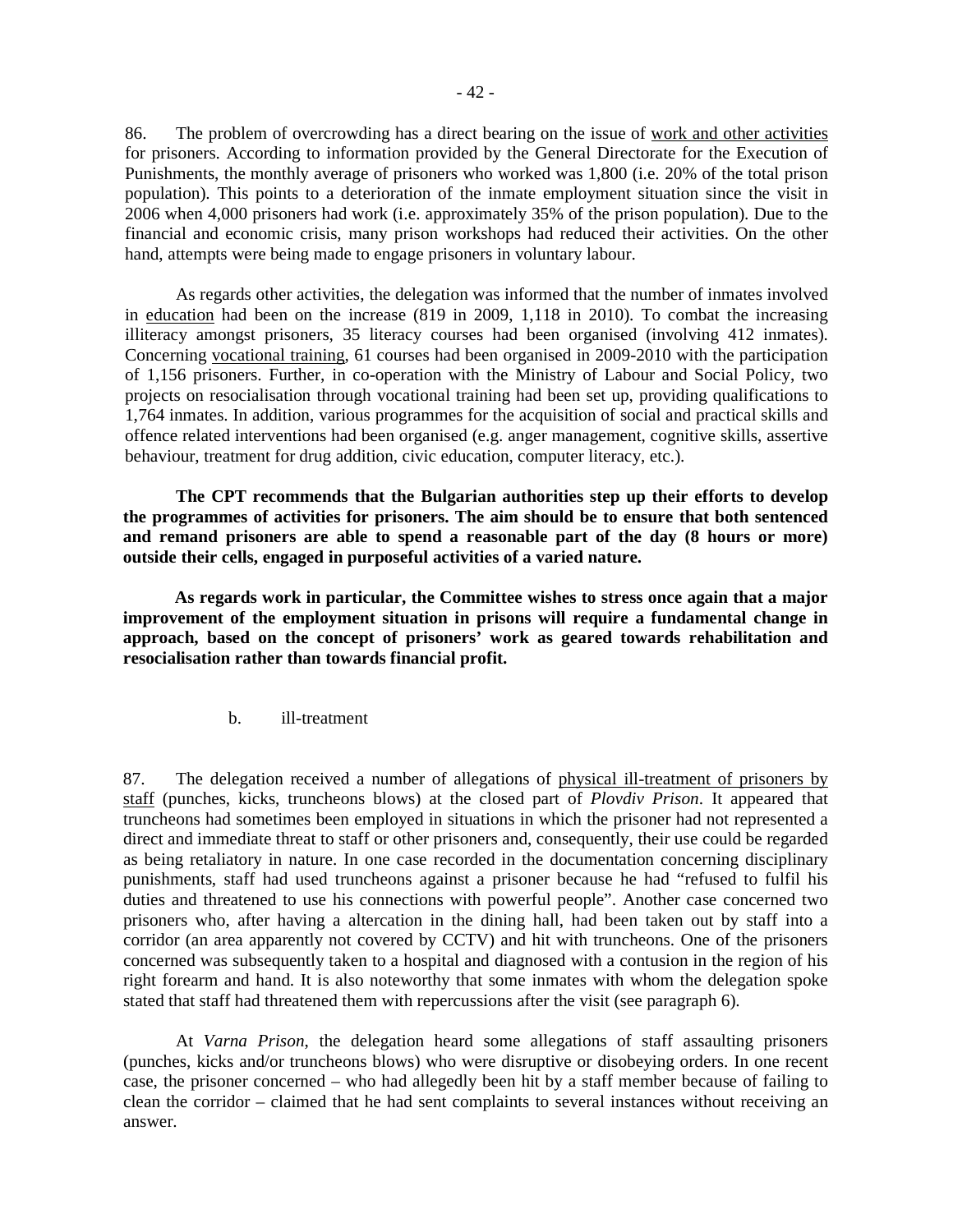86. The problem of overcrowding has a direct bearing on the issue of work and other activities for prisoners. According to information provided by the General Directorate for the Execution of Punishments, the monthly average of prisoners who worked was 1,800 (i.e. 20% of the total prison population). This points to a deterioration of the inmate employment situation since the visit in 2006 when 4,000 prisoners had work (i.e. approximately 35% of the prison population). Due to the financial and economic crisis, many prison workshops had reduced their activities. On the other hand, attempts were being made to engage prisoners in voluntary labour.

As regards other activities, the delegation was informed that the number of inmates involved in education had been on the increase (819 in 2009, 1,118 in 2010). To combat the increasing illiteracy amongst prisoners, 35 literacy courses had been organised (involving 412 inmates). Concerning vocational training, 61 courses had been organised in 2009-2010 with the participation of 1,156 prisoners. Further, in co-operation with the Ministry of Labour and Social Policy, two projects on resocialisation through vocational training had been set up, providing qualifications to 1,764 inmates. In addition, various programmes for the acquisition of social and practical skills and offence related interventions had been organised (e.g. anger management, cognitive skills, assertive behaviour, treatment for drug addition, civic education, computer literacy, etc.).

**The CPT recommends that the Bulgarian authorities step up their efforts to develop the programmes of activities for prisoners. The aim should be to ensure that both sentenced and remand prisoners are able to spend a reasonable part of the day (8 hours or more) outside their cells, engaged in purposeful activities of a varied nature.**

**As regards work in particular, the Committee wishes to stress once again that a major improvement of the employment situation in prisons will require a fundamental change in approach, based on the concept of prisoners' work as geared towards rehabilitation and resocialisation rather than towards financial profit.**

b. ill-treatment

87. The delegation received a number of allegations of physical ill-treatment of prisoners by staff (punches, kicks, truncheons blows) at the closed part of *Plovdiv Prison*. It appeared that truncheons had sometimes been employed in situations in which the prisoner had not represented a direct and immediate threat to staff or other prisoners and, consequently, their use could be regarded as being retaliatory in nature. In one case recorded in the documentation concerning disciplinary punishments, staff had used truncheons against a prisoner because he had "refused to fulfil his duties and threatened to use his connections with powerful people". Another case concerned two prisoners who, after having a altercation in the dining hall, had been taken out by staff into a corridor (an area apparently not covered by CCTV) and hit with truncheons. One of the prisoners concerned was subsequently taken to a hospital and diagnosed with a contusion in the region of his right forearm and hand. It is also noteworthy that some inmates with whom the delegation spoke stated that staff had threatened them with repercussions after the visit (see paragraph 6).

At *Varna Prison*, the delegation heard some allegations of staff assaulting prisoners (punches, kicks and/or truncheons blows) who were disruptive or disobeying orders. In one recent case, the prisoner concerned – who had allegedly been hit by a staff member because of failing to clean the corridor – claimed that he had sent complaints to several instances without receiving an answer.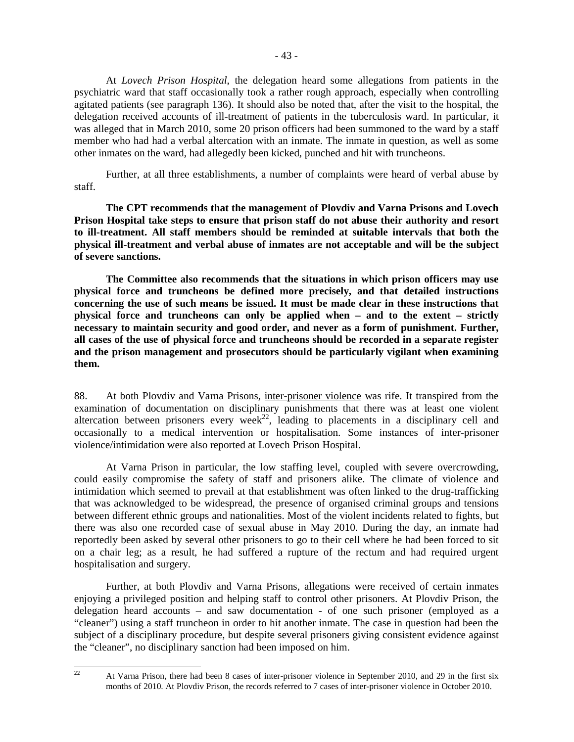At *Lovech Prison Hospital*, the delegation heard some allegations from patients in the psychiatric ward that staff occasionally took a rather rough approach, especially when controlling agitated patients (see paragraph 136). It should also be noted that, after the visit to the hospital, the delegation received accounts of ill-treatment of patients in the tuberculosis ward. In particular, it was alleged that in March 2010, some 20 prison officers had been summoned to the ward by a staff member who had had a verbal altercation with an inmate. The inmate in question, as well as some other inmates on the ward, had allegedly been kicked, punched and hit with truncheons.

Further, at all three establishments, a number of complaints were heard of verbal abuse by staff.

**The CPT recommends that the management of Plovdiv and Varna Prisons and Lovech Prison Hospital take steps to ensure that prison staff do not abuse their authority and resort to ill-treatment. All staff members should be reminded at suitable intervals that both the physical ill-treatment and verbal abuse of inmates are not acceptable and will be the subject of severe sanctions.**

**The Committee also recommends that the situations in which prison officers may use physical force and truncheons be defined more precisely, and that detailed instructions concerning the use of such means be issued. It must be made clear in these instructions that physical force and truncheons can only be applied when – and to the extent – strictly necessary to maintain security and good order, and never as a form of punishment. Further, all cases of the use of physical force and truncheons should be recorded in a separate register and the prison management and prosecutors should be particularly vigilant when examining them.**

88. At both Plovdiv and Varna Prisons, inter-prisoner violence was rife. It transpired from the examination of documentation on disciplinary punishments that there was at least one violent altercation between prisoners every week[22], leading to placements in a disciplinary cell and occasionally to a medical intervention or hospitalisation. Some instances of inter-prisoner violence/intimidation were also reported at Lovech Prison Hospital.

At Varna Prison in particular, the low staffing level, coupled with severe overcrowding, could easily compromise the safety of staff and prisoners alike. The climate of violence and intimidation which seemed to prevail at that establishment was often linked to the drug-trafficking that was acknowledged to be widespread, the presence of organised criminal groups and tensions between different ethnic groups and nationalities. Most of the violent incidents related to fights, but there was also one recorded case of sexual abuse in May 2010. During the day, an inmate had reportedly been asked by several other prisoners to go to their cell where he had been forced to sit on a chair leg; as a result, he had suffered a rupture of the rectum and had required urgent hospitalisation and surgery.

Further, at both Plovdiv and Varna Prisons, allegations were received of certain inmates enjoying a privileged position and helping staff to control other prisoners. At Plovdiv Prison, the delegation heard accounts – and saw documentation - of one such prisoner (employed as a "cleaner") using a staff truncheon in order to hit another inmate. The case in question had been the subject of a disciplinary procedure, but despite several prisoners giving consistent evidence against the "cleaner", no disciplinary sanction had been imposed on him.

[22] At Varna Prison, there had been 8 cases of inter-prisoner violence in September 2010, and 29 in the first six months of 2010. At Plovdiv Prison, the records referred to 7 cases of inter-prisoner violence in October 2010.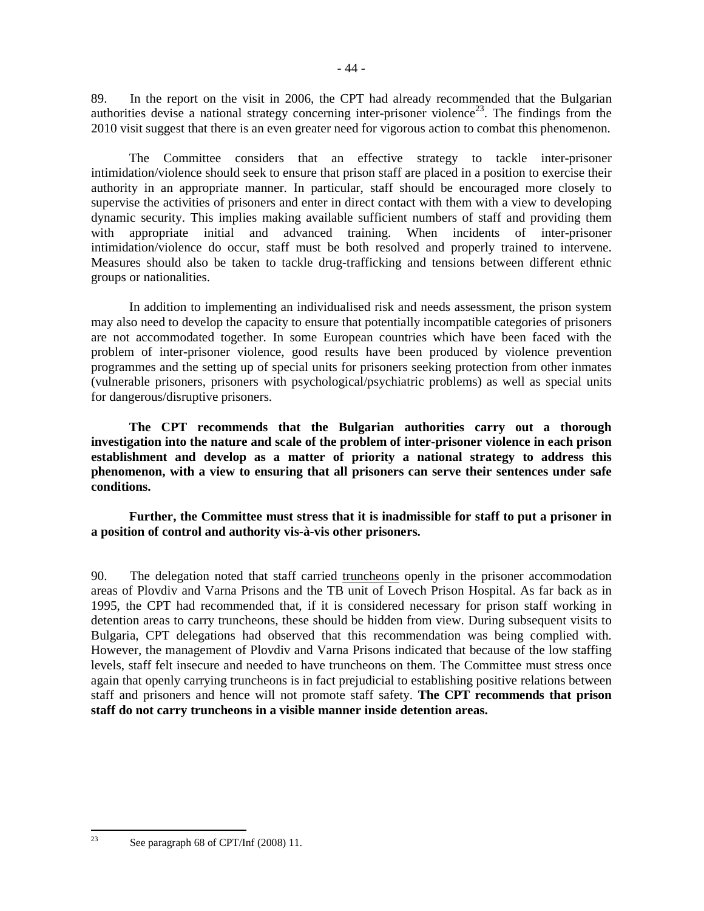89. In the report on the visit in 2006, the CPT had already recommended that the Bulgarian authorities devise a national strategy concerning inter-prisoner violence[23]. The findings from the 2010 visit suggest that there is an even greater need for vigorous action to combat this phenomenon.

The Committee considers that an effective strategy to tackle inter-prisoner intimidation/violence should seek to ensure that prison staff are placed in a position to exercise their authority in an appropriate manner. In particular, staff should be encouraged more closely to supervise the activities of prisoners and enter in direct contact with them with a view to developing dynamic security. This implies making available sufficient numbers of staff and providing them with appropriate initial and advanced training. When incidents of inter-prisoner intimidation/violence do occur, staff must be both resolved and properly trained to intervene. Measures should also be taken to tackle drug-trafficking and tensions between different ethnic groups or nationalities.

In addition to implementing an individualised risk and needs assessment, the prison system may also need to develop the capacity to ensure that potentially incompatible categories of prisoners are not accommodated together. In some European countries which have been faced with the problem of inter-prisoner violence, good results have been produced by violence prevention programmes and the setting up of special units for prisoners seeking protection from other inmates (vulnerable prisoners, prisoners with psychological/psychiatric problems) as well as special units for dangerous/disruptive prisoners.

**The CPT recommends that the Bulgarian authorities carry out a thorough investigation into the nature and scale of the problem of inter-prisoner violence in each prison establishment and develop as a matter of priority a national strategy to address this phenomenon, with a view to ensuring that all prisoners can serve their sentences under safe conditions.**

**Further, the Committee must stress that it is inadmissible for staff to put a prisoner in a position of control and authority vis-à-vis other prisoners.**

90. The delegation noted that staff carried <u>truncheons</u> openly in the prisoner accommodation areas of Plovdiv and Varna Prisons and the TB unit of Lovech Prison Hospital. As far back as in 1995, the CPT had recommended that, if it is considered necessary for prison staff working in detention areas to carry truncheons, these should be hidden from view. During subsequent visits to Bulgaria, CPT delegations had observed that this recommendation was being complied with. However, the management of Plovdiv and Varna Prisons indicated that because of the low staffing levels, staff felt insecure and needed to have truncheons on them. The Committee must stress once again that openly carrying truncheons is in fact prejudicial to establishing positive relations between staff and prisoners and hence will not promote staff safety. **The CPT recommends that prison staff do not carry truncheons in a visible manner inside detention areas.**

---

[23] See paragraph 68 of CPT/Inf (2008) 11.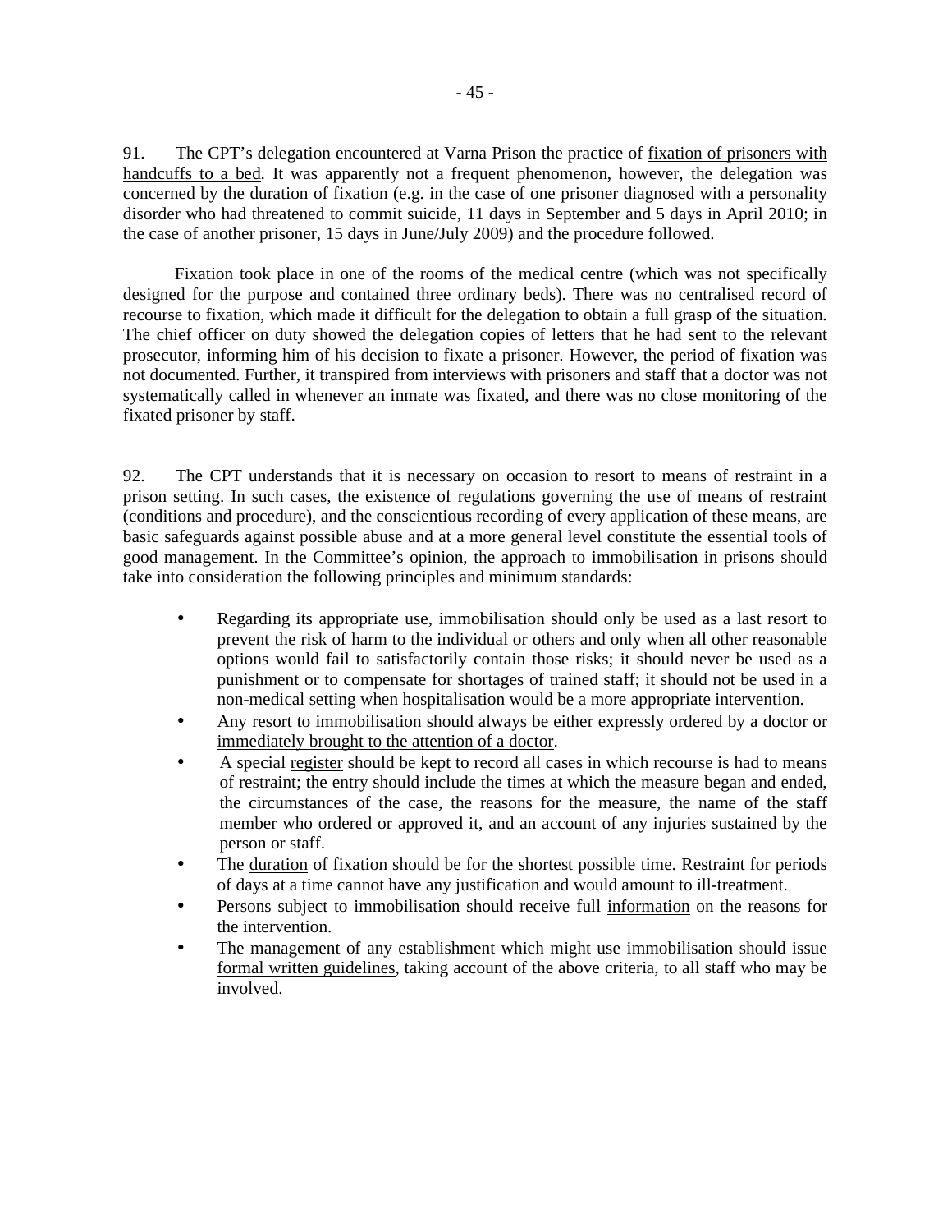91. The CPT's delegation encountered at Varna Prison the practice of fixation of prisoners with handcuffs to a bed. It was apparently not a frequent phenomenon, however, the delegation was concerned by the duration of fixation (e.g. in the case of one prisoner diagnosed with a personality disorder who had threatened to commit suicide, 11 days in September and 5 days in April 2010; in the case of another prisoner, 15 days in June/July 2009) and the procedure followed.

Fixation took place in one of the rooms of the medical centre (which was not specifically designed for the purpose and contained three ordinary beds). There was no centralised record of recourse to fixation, which made it difficult for the delegation to obtain a full grasp of the situation. The chief officer on duty showed the delegation copies of letters that he had sent to the relevant prosecutor, informing him of his decision to fixate a prisoner. However, the period of fixation was not documented. Further, it transpired from interviews with prisoners and staff that a doctor was not systematically called in whenever an inmate was fixated, and there was no close monitoring of the fixated prisoner by staff.

92. The CPT understands that it is necessary on occasion to resort to means of restraint in a prison setting. In such cases, the existence of regulations governing the use of means of restraint (conditions and procedure), and the conscientious recording of every application of these means, are basic safeguards against possible abuse and at a more general level constitute the essential tools of good management. In the Committee's opinion, the approach to immobilisation in prisons should take into consideration the following principles and minimum standards:

- Regarding its appropriate use, immobilisation should only be used as a last resort to prevent the risk of harm to the individual or others and only when all other reasonable options would fail to satisfactorily contain those risks; it should never be used as a punishment or to compensate for shortages of trained staff; it should not be used in a non-medical setting when hospitalisation would be a more appropriate intervention.
- Any resort to immobilisation should always be either expressly ordered by a doctor or immediately brought to the attention of a doctor.
- A special register should be kept to record all cases in which recourse is had to means of restraint; the entry should include the times at which the measure began and ended, the circumstances of the case, the reasons for the measure, the name of the staff member who ordered or approved it, and an account of any injuries sustained by the person or staff.
- The duration of fixation should be for the shortest possible time. Restraint for periods of days at a time cannot have any justification and would amount to ill-treatment.
- Persons subject to immobilisation should receive full information on the reasons for the intervention.
- The management of any establishment which might use immobilisation should issue formal written guidelines, taking account of the above criteria, to all staff who may be involved.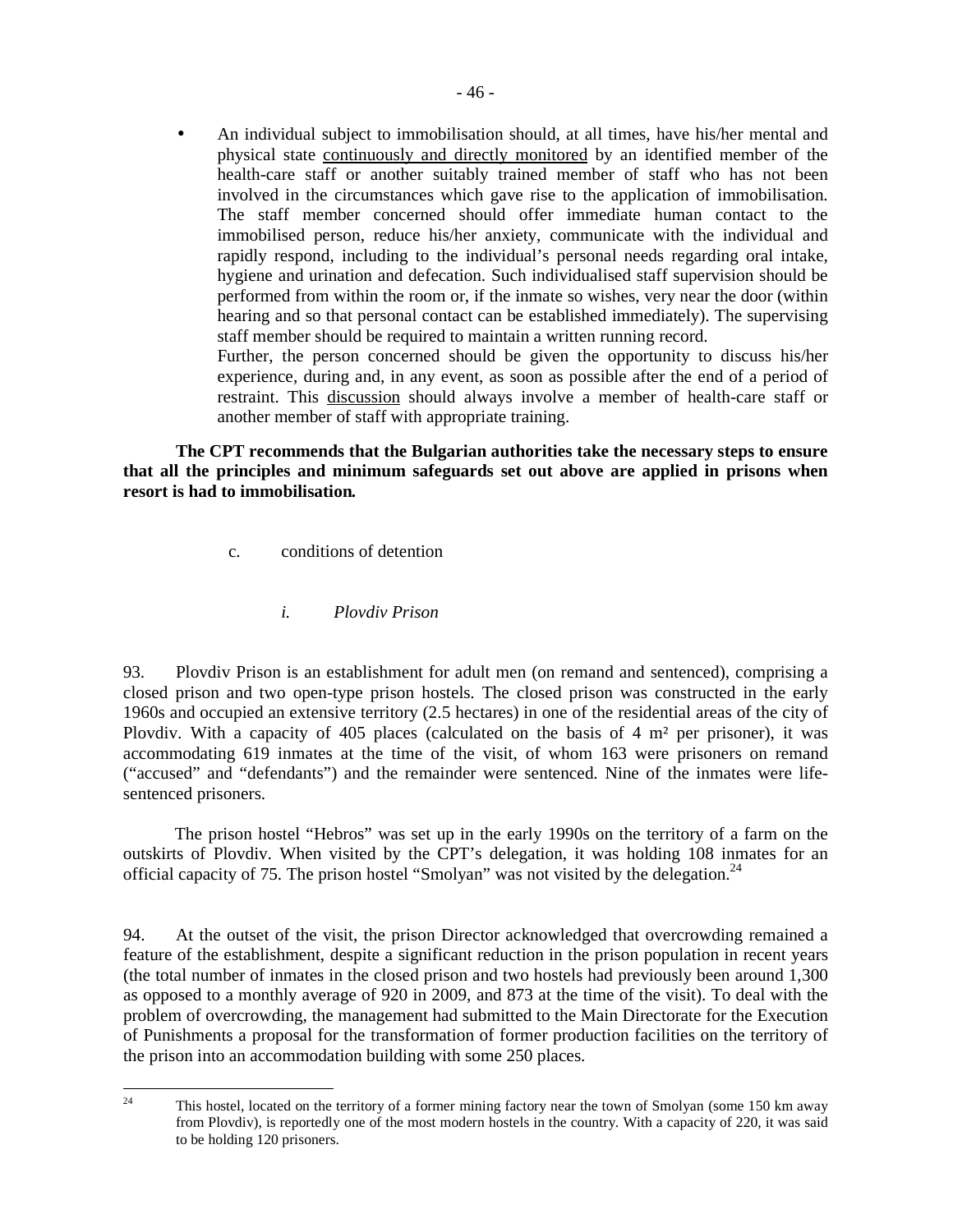- An individual subject to immobilisation should, at all times, have his/her mental and physical state continuously and directly monitored by an identified member of the health-care staff or another suitably trained member of staff who has not been involved in the circumstances which gave rise to the application of immobilisation. The staff member concerned should offer immediate human contact to the immobilised person, reduce his/her anxiety, communicate with the individual and rapidly respond, including to the individual's personal needs regarding oral intake, hygiene and urination and defecation. Such individualised staff supervision should be performed from within the room or, if the inmate so wishes, very near the door (within hearing and so that personal contact can be established immediately). The supervising staff member should be required to maintain a written running record.

  Further, the person concerned should be given the opportunity to discuss his/her experience, during and, in any event, as soon as possible after the end of a period of restraint. This discussion should always involve a member of health-care staff or another member of staff with appropriate training.

**The CPT recommends that the Bulgarian authorities take the necessary steps to ensure that all the principles and minimum safeguards set out above are applied in prisons when resort is had to immobilisation.**

c. conditions of detention

*i. Plovdiv Prison*

93. Plovdiv Prison is an establishment for adult men (on remand and sentenced), comprising a closed prison and two open-type prison hostels. The closed prison was constructed in the early 1960s and occupied an extensive territory (2.5 hectares) in one of the residential areas of the city of Plovdiv. With a capacity of 405 places (calculated on the basis of 4 m² per prisoner), it was accommodating 619 inmates at the time of the visit, of whom 163 were prisoners on remand ("accused" and "defendants") and the remainder were sentenced. Nine of the inmates were life-sentenced prisoners.

The prison hostel "Hebros" was set up in the early 1990s on the territory of a farm on the outskirts of Plovdiv. When visited by the CPT's delegation, it was holding 108 inmates for an official capacity of 75. The prison hostel "Smolyan" was not visited by the delegation.[24]

94. At the outset of the visit, the prison Director acknowledged that overcrowding remained a feature of the establishment, despite a significant reduction in the prison population in recent years (the total number of inmates in the closed prison and two hostels had previously been around 1,300 as opposed to a monthly average of 920 in 2009, and 873 at the time of the visit). To deal with the problem of overcrowding, the management had submitted to the Main Directorate for the Execution of Punishments a proposal for the transformation of former production facilities on the territory of the prison into an accommodation building with some 250 places.

---

[24] This hostel, located on the territory of a former mining factory near the town of Smolyan (some 150 km away from Plovdiv), is reportedly one of the most modern hostels in the country. With a capacity of 220, it was said to be holding 120 prisoners.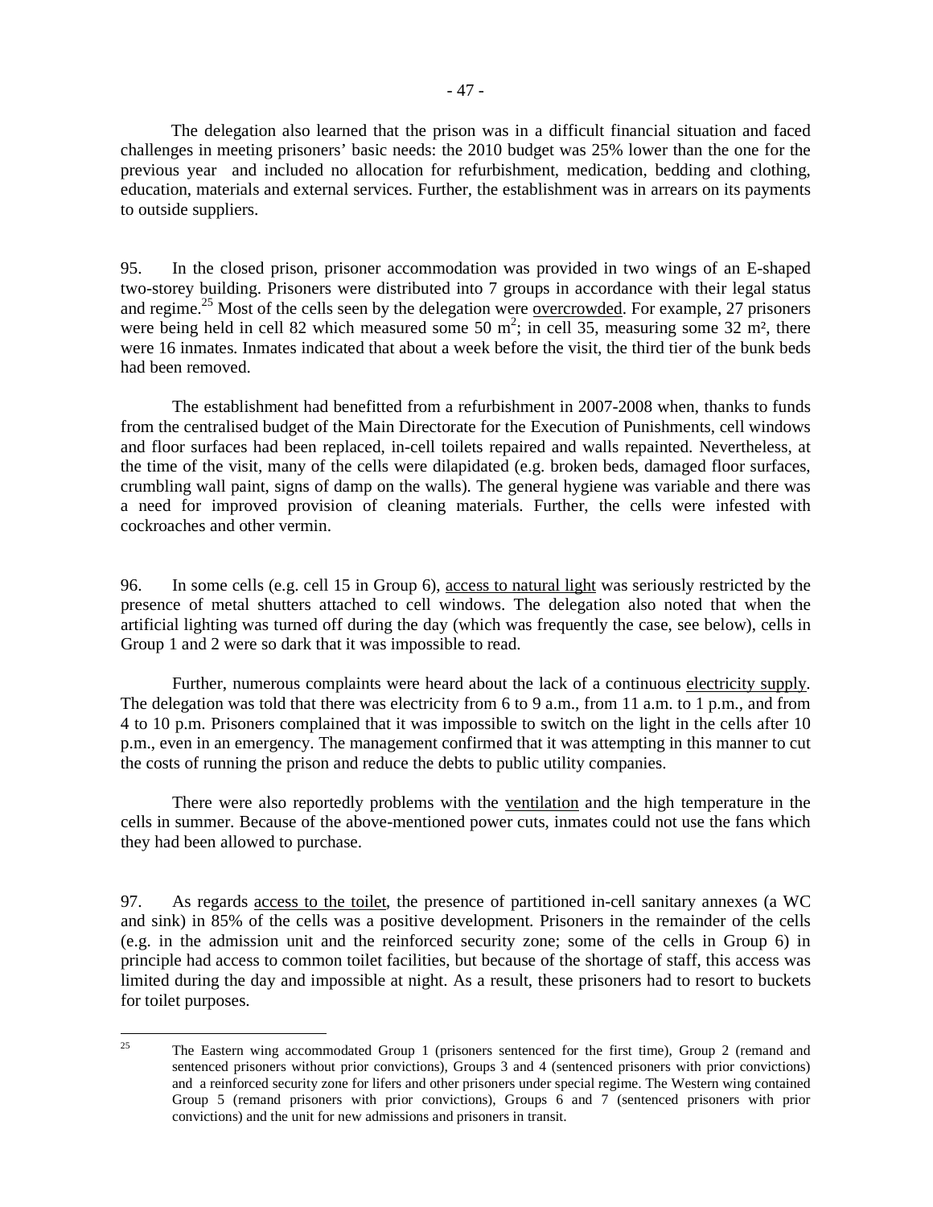The delegation also learned that the prison was in a difficult financial situation and faced challenges in meeting prisoners' basic needs: the 2010 budget was 25% lower than the one for the previous year and included no allocation for refurbishment, medication, bedding and clothing, education, materials and external services. Further, the establishment was in arrears on its payments to outside suppliers.

95. In the closed prison, prisoner accommodation was provided in two wings of an E-shaped two-storey building. Prisoners were distributed into 7 groups in accordance with their legal status and regime.[25] Most of the cells seen by the delegation were overcrowded. For example, 27 prisoners were being held in cell 82 which measured some 50 $m^2$; in cell 35, measuring some 32 $m^2$, there were 16 inmates. Inmates indicated that about a week before the visit, the third tier of the bunk beds had been removed.

The establishment had benefitted from a refurbishment in 2007-2008 when, thanks to funds from the centralised budget of the Main Directorate for the Execution of Punishments, cell windows and floor surfaces had been replaced, in-cell toilets repaired and walls repainted. Nevertheless, at the time of the visit, many of the cells were dilapidated (e.g. broken beds, damaged floor surfaces, crumbling wall paint, signs of damp on the walls). The general hygiene was variable and there was a need for improved provision of cleaning materials. Further, the cells were infested with cockroaches and other vermin.

96. In some cells (e.g. cell 15 in Group 6), access to natural light was seriously restricted by the presence of metal shutters attached to cell windows. The delegation also noted that when the artificial lighting was turned off during the day (which was frequently the case, see below), cells in Group 1 and 2 were so dark that it was impossible to read.

Further, numerous complaints were heard about the lack of a continuous electricity supply. The delegation was told that there was electricity from 6 to 9 a.m., from 11 a.m. to 1 p.m., and from 4 to 10 p.m. Prisoners complained that it was impossible to switch on the light in the cells after 10 p.m., even in an emergency. The management confirmed that it was attempting in this manner to cut the costs of running the prison and reduce the debts to public utility companies.

There were also reportedly problems with the ventilation and the high temperature in the cells in summer. Because of the above-mentioned power cuts, inmates could not use the fans which they had been allowed to purchase.

97. As regards access to the toilet, the presence of partitioned in-cell sanitary annexes (a WC and sink) in 85% of the cells was a positive development. Prisoners in the remainder of the cells (e.g. in the admission unit and the reinforced security zone; some of the cells in Group 6) in principle had access to common toilet facilities, but because of the shortage of staff, this access was limited during the day and impossible at night. As a result, these prisoners had to resort to buckets for toilet purposes.

---

[25] The Eastern wing accommodated Group 1 (prisoners sentenced for the first time), Group 2 (remand and sentenced prisoners without prior convictions), Groups 3 and 4 (sentenced prisoners with prior convictions) and a reinforced security zone for lifers and other prisoners under special regime. The Western wing contained Group 5 (remand prisoners with prior convictions), Groups 6 and 7 (sentenced prisoners with prior convictions) and the unit for new admissions and prisoners in transit.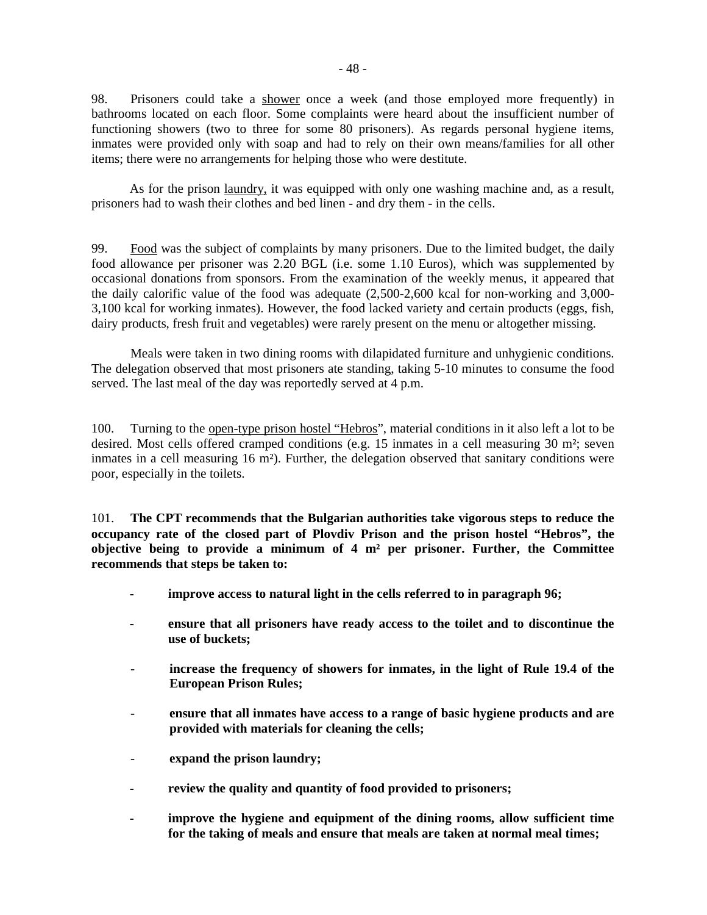98. Prisoners could take a shower once a week (and those employed more frequently) in bathrooms located on each floor. Some complaints were heard about the insufficient number of functioning showers (two to three for some 80 prisoners). As regards personal hygiene items, inmates were provided only with soap and had to rely on their own means/families for all other items; there were no arrangements for helping those who were destitute.

As for the prison laundry, it was equipped with only one washing machine and, as a result, prisoners had to wash their clothes and bed linen - and dry them - in the cells.

99. Food was the subject of complaints by many prisoners. Due to the limited budget, the daily food allowance per prisoner was 2.20 BGL (i.e. some 1.10 Euros), which was supplemented by occasional donations from sponsors. From the examination of the weekly menus, it appeared that the daily calorific value of the food was adequate (2,500-2,600 kcal for non-working and 3,000-3,100 kcal for working inmates). However, the food lacked variety and certain products (eggs, fish, dairy products, fresh fruit and vegetables) were rarely present on the menu or altogether missing.

Meals were taken in two dining rooms with dilapidated furniture and unhygienic conditions. The delegation observed that most prisoners ate standing, taking 5-10 minutes to consume the food served. The last meal of the day was reportedly served at 4 p.m.

100. Turning to the open-type prison hostel "Hebros", material conditions in it also left a lot to be desired. Most cells offered cramped conditions (e.g. 15 inmates in a cell measuring 30 m²; seven inmates in a cell measuring 16 m²). Further, the delegation observed that sanitary conditions were poor, especially in the toilets.

101. **The CPT recommends that the Bulgarian authorities take vigorous steps to reduce the occupancy rate of the closed part of Plovdiv Prison and the prison hostel "Hebros", the objective being to provide a minimum of 4 m² per prisoner. Further, the Committee recommends that steps be taken to:**

- **improve access to natural light in the cells referred to in paragraph 96;**
- **ensure that all prisoners have ready access to the toilet and to discontinue the use of buckets;**
- **increase the frequency of showers for inmates, in the light of Rule 19.4 of the European Prison Rules;**
- **ensure that all inmates have access to a range of basic hygiene products and are provided with materials for cleaning the cells;**
- **expand the prison laundry;**
- **review the quality and quantity of food provided to prisoners;**
- **improve the hygiene and equipment of the dining rooms, allow sufficient time for the taking of meals and ensure that meals are taken at normal meal times;**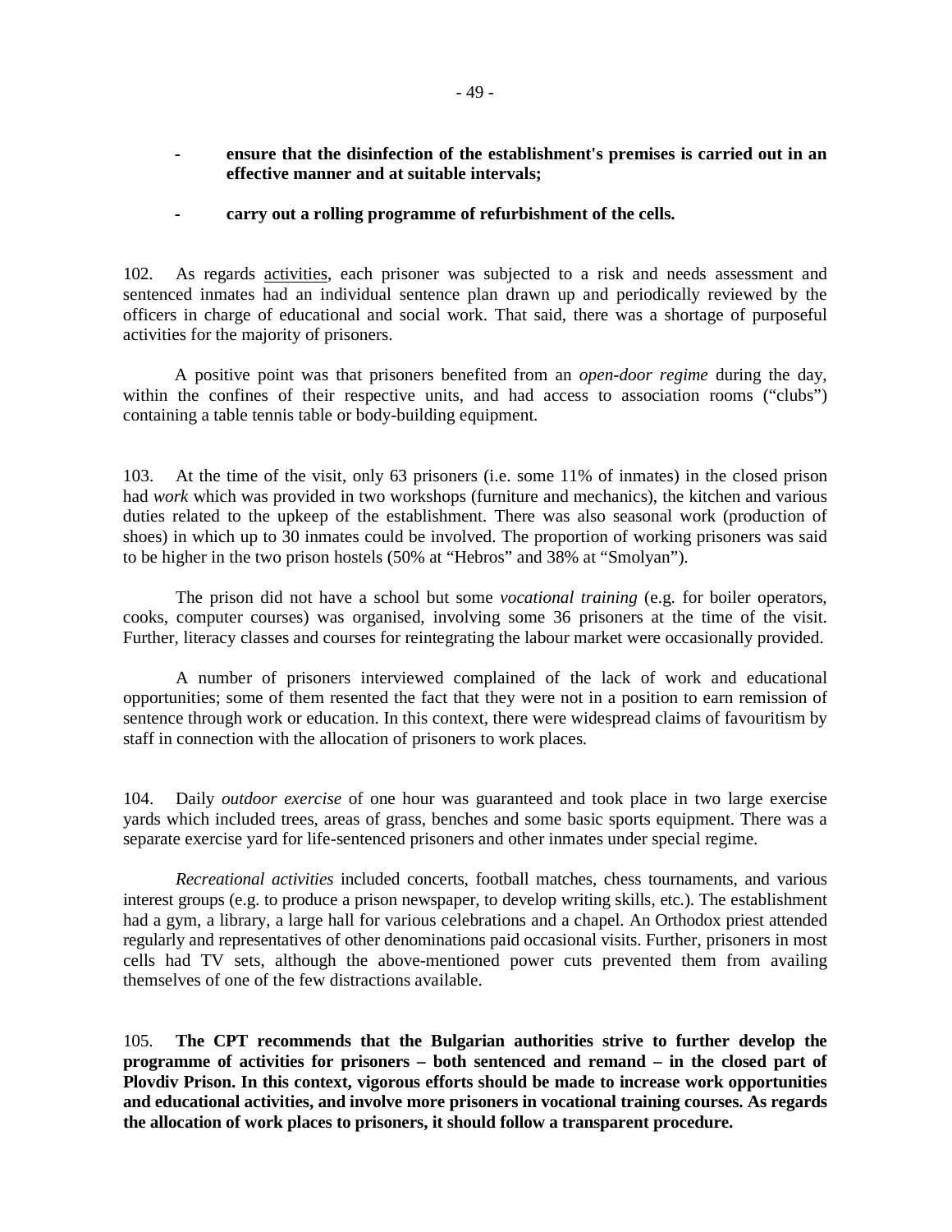- **ensure that the disinfection of the establishment's premises is carried out in an effective manner and at suitable intervals;**

- **carry out a rolling programme of refurbishment of the cells.**

102. As regards activities, each prisoner was subjected to a risk and needs assessment and sentenced inmates had an individual sentence plan drawn up and periodically reviewed by the officers in charge of educational and social work. That said, there was a shortage of purposeful activities for the majority of prisoners.

A positive point was that prisoners benefited from an *open-door regime* during the day, within the confines of their respective units, and had access to association rooms ("clubs") containing a table tennis table or body-building equipment.

103. At the time of the visit, only 63 prisoners (i.e. some 11% of inmates) in the closed prison had *work* which was provided in two workshops (furniture and mechanics), the kitchen and various duties related to the upkeep of the establishment. There was also seasonal work (production of shoes) in which up to 30 inmates could be involved. The proportion of working prisoners was said to be higher in the two prison hostels (50% at "Hebros" and 38% at "Smolyan").

The prison did not have a school but some *vocational training* (e.g. for boiler operators, cooks, computer courses) was organised, involving some 36 prisoners at the time of the visit. Further, literacy classes and courses for reintegrating the labour market were occasionally provided.

A number of prisoners interviewed complained of the lack of work and educational opportunities; some of them resented the fact that they were not in a position to earn remission of sentence through work or education. In this context, there were widespread claims of favouritism by staff in connection with the allocation of prisoners to work places.

104. Daily *outdoor exercise* of one hour was guaranteed and took place in two large exercise yards which included trees, areas of grass, benches and some basic sports equipment. There was a separate exercise yard for life-sentenced prisoners and other inmates under special regime.

*Recreational activities* included concerts, football matches, chess tournaments, and various interest groups (e.g. to produce a prison newspaper, to develop writing skills, etc.). The establishment had a gym, a library, a large hall for various celebrations and a chapel. An Orthodox priest attended regularly and representatives of other denominations paid occasional visits. Further, prisoners in most cells had TV sets, although the above-mentioned power cuts prevented them from availing themselves of one of the few distractions available.

105. **The CPT recommends that the Bulgarian authorities strive to further develop the programme of activities for prisoners – both sentenced and remand – in the closed part of Plovdiv Prison. In this context, vigorous efforts should be made to increase work opportunities and educational activities, and involve more prisoners in vocational training courses. As regards the allocation of work places to prisoners, it should follow a transparent procedure.**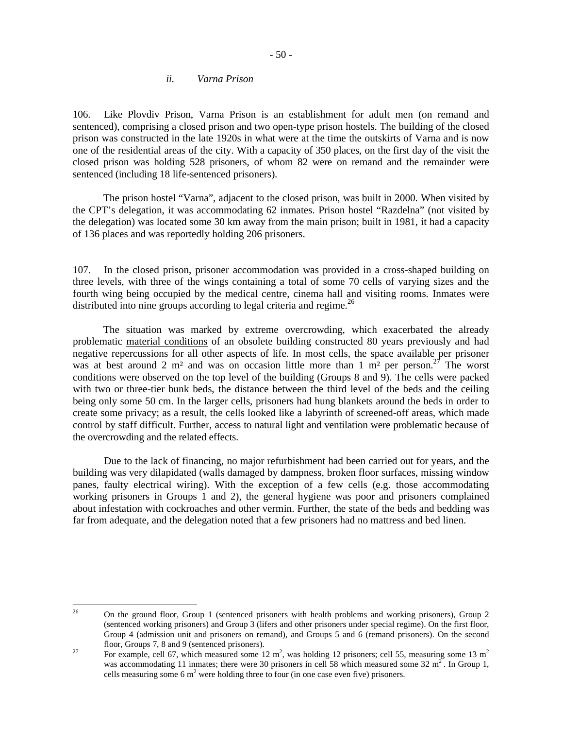### *ii. Varna Prison*

106. Like Plovdiv Prison, Varna Prison is an establishment for adult men (on remand and sentenced), comprising a closed prison and two open-type prison hostels. The building of the closed prison was constructed in the late 1920s in what were at the time the outskirts of Varna and is now one of the residential areas of the city. With a capacity of 350 places, on the first day of the visit the closed prison was holding 528 prisoners, of whom 82 were on remand and the remainder were sentenced (including 18 life-sentenced prisoners).

The prison hostel "Varna", adjacent to the closed prison, was built in 2000. When visited by the CPT's delegation, it was accommodating 62 inmates. Prison hostel "Razdelna" (not visited by the delegation) was located some 30 km away from the main prison; built in 1981, it had a capacity of 136 places and was reportedly holding 206 prisoners.

107. In the closed prison, prisoner accommodation was provided in a cross-shaped building on three levels, with three of the wings containing a total of some 70 cells of varying sizes and the fourth wing being occupied by the medical centre, cinema hall and visiting rooms. Inmates were distributed into nine groups according to legal criteria and regime.[26]

The situation was marked by extreme overcrowding, which exacerbated the already problematic material conditions of an obsolete building constructed 80 years previously and had negative repercussions for all other aspects of life. In most cells, the space available per prisoner was at best around 2 m² and was on occasion little more than 1 m² per person.[27] The worst conditions were observed on the top level of the building (Groups 8 and 9). The cells were packed with two or three-tier bunk beds, the distance between the third level of the beds and the ceiling being only some 50 cm. In the larger cells, prisoners had hung blankets around the beds in order to create some privacy; as a result, the cells looked like a labyrinth of screened-off areas, which made control by staff difficult. Further, access to natural light and ventilation were problematic because of the overcrowding and the related effects.

Due to the lack of financing, no major refurbishment had been carried out for years, and the building was very dilapidated (walls damaged by dampness, broken floor surfaces, missing window panes, faulty electrical wiring). With the exception of a few cells (e.g. those accommodating working prisoners in Groups 1 and 2), the general hygiene was poor and prisoners complained about infestation with cockroaches and other vermin. Further, the state of the beds and bedding was far from adequate, and the delegation noted that a few prisoners had no mattress and bed linen.

---

[26] On the ground floor, Group 1 (sentenced prisoners with health problems and working prisoners), Group 2 (sentenced working prisoners) and Group 3 (lifers and other prisoners under special regime). On the first floor, Group 4 (admission unit and prisoners on remand), and Groups 5 and 6 (remand prisoners). On the second floor, Groups 7, 8 and 9 (sentenced prisoners).

[27] For example, cell 67, which measured some 12 m², was holding 12 prisoners; cell 55, measuring some 13 m² was accommodating 11 inmates; there were 30 prisoners in cell 58 which measured some 32 m². In Group 1, cells measuring some 6 m² were holding three to four (in one case even five) prisoners.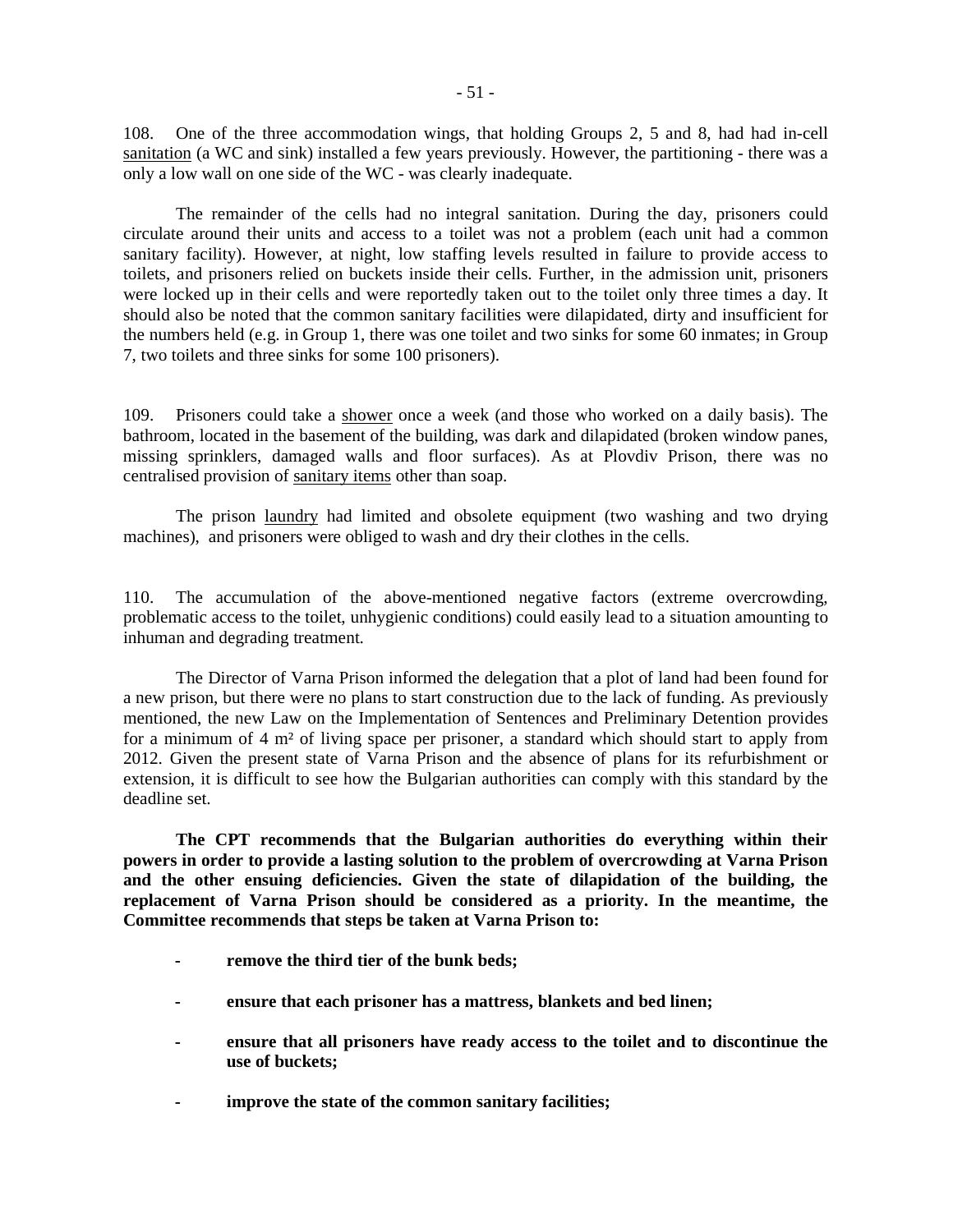108. One of the three accommodation wings, that holding Groups 2, 5 and 8, had had in-cell sanitation (a WC and sink) installed a few years previously. However, the partitioning - there was a only a low wall on one side of the WC - was clearly inadequate.

The remainder of the cells had no integral sanitation. During the day, prisoners could circulate around their units and access to a toilet was not a problem (each unit had a common sanitary facility). However, at night, low staffing levels resulted in failure to provide access to toilets, and prisoners relied on buckets inside their cells. Further, in the admission unit, prisoners were locked up in their cells and were reportedly taken out to the toilet only three times a day. It should also be noted that the common sanitary facilities were dilapidated, dirty and insufficient for the numbers held (e.g. in Group 1, there was one toilet and two sinks for some 60 inmates; in Group 7, two toilets and three sinks for some 100 prisoners).

109. Prisoners could take a shower once a week (and those who worked on a daily basis). The bathroom, located in the basement of the building, was dark and dilapidated (broken window panes, missing sprinklers, damaged walls and floor surfaces). As at Plovdiv Prison, there was no centralised provision of sanitary items other than soap.

The prison laundry had limited and obsolete equipment (two washing and two drying machines), and prisoners were obliged to wash and dry their clothes in the cells.

110. The accumulation of the above-mentioned negative factors (extreme overcrowding, problematic access to the toilet, unhygienic conditions) could easily lead to a situation amounting to inhuman and degrading treatment.

The Director of Varna Prison informed the delegation that a plot of land had been found for a new prison, but there were no plans to start construction due to the lack of funding. As previously mentioned, the new Law on the Implementation of Sentences and Preliminary Detention provides for a minimum of 4 m² of living space per prisoner, a standard which should start to apply from 2012. Given the present state of Varna Prison and the absence of plans for its refurbishment or extension, it is difficult to see how the Bulgarian authorities can comply with this standard by the deadline set.

**The CPT recommends that the Bulgarian authorities do everything within their powers in order to provide a lasting solution to the problem of overcrowding at Varna Prison and the other ensuing deficiencies. Given the state of dilapidation of the building, the replacement of Varna Prison should be considered as a priority. In the meantime, the Committee recommends that steps be taken at Varna Prison to:**

- **remove the third tier of the bunk beds;**
- **ensure that each prisoner has a mattress, blankets and bed linen;**
- **ensure that all prisoners have ready access to the toilet and to discontinue the use of buckets;**
- **improve the state of the common sanitary facilities;**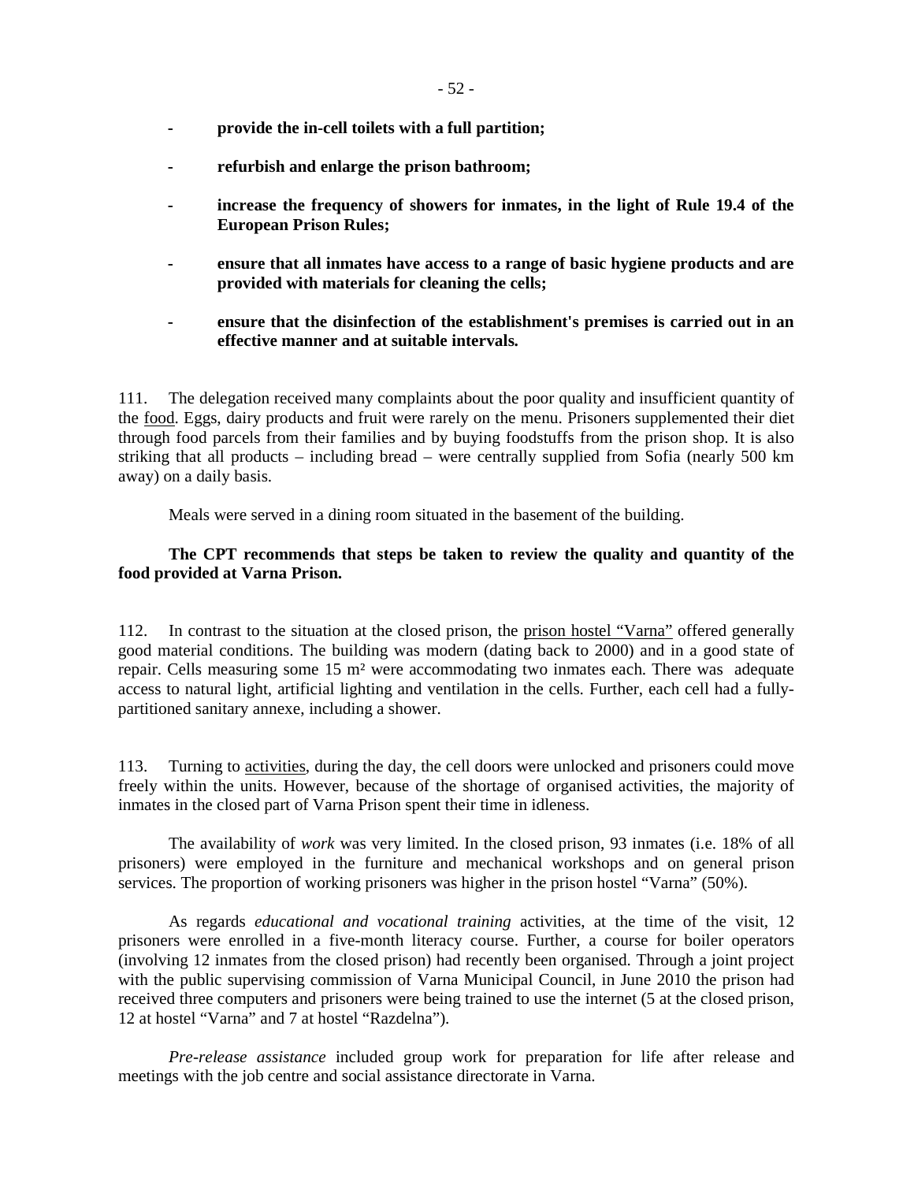- **provide the in-cell toilets with a full partition;**

- **refurbish and enlarge the prison bathroom;**

- **increase the frequency of showers for inmates, in the light of Rule 19.4 of the European Prison Rules;**

- **ensure that all inmates have access to a range of basic hygiene products and are provided with materials for cleaning the cells;**

- **ensure that the disinfection of the establishment's premises is carried out in an effective manner and at suitable intervals.**

111. The delegation received many complaints about the poor quality and insufficient quantity of the food. Eggs, dairy products and fruit were rarely on the menu. Prisoners supplemented their diet through food parcels from their families and by buying foodstuffs from the prison shop. It is also striking that all products – including bread – were centrally supplied from Sofia (nearly 500 km away) on a daily basis.

Meals were served in a dining room situated in the basement of the building.

**The CPT recommends that steps be taken to review the quality and quantity of the food provided at Varna Prison.**

112. In contrast to the situation at the closed prison, the prison hostel "Varna" offered generally good material conditions. The building was modern (dating back to 2000) and in a good state of repair. Cells measuring some 15 m² were accommodating two inmates each. There was adequate access to natural light, artificial lighting and ventilation in the cells. Further, each cell had a fully-partitioned sanitary annexe, including a shower.

113. Turning to activities, during the day, the cell doors were unlocked and prisoners could move freely within the units. However, because of the shortage of organised activities, the majority of inmates in the closed part of Varna Prison spent their time in idleness.

The availability of *work* was very limited. In the closed prison, 93 inmates (i.e. 18% of all prisoners) were employed in the furniture and mechanical workshops and on general prison services. The proportion of working prisoners was higher in the prison hostel "Varna" (50%).

As regards *educational and vocational training* activities, at the time of the visit, 12 prisoners were enrolled in a five-month literacy course. Further, a course for boiler operators (involving 12 inmates from the closed prison) had recently been organised. Through a joint project with the public supervising commission of Varna Municipal Council, in June 2010 the prison had received three computers and prisoners were being trained to use the internet (5 at the closed prison, 12 at hostel "Varna" and 7 at hostel "Razdelna").

*Pre-release assistance* included group work for preparation for life after release and meetings with the job centre and social assistance directorate in Varna.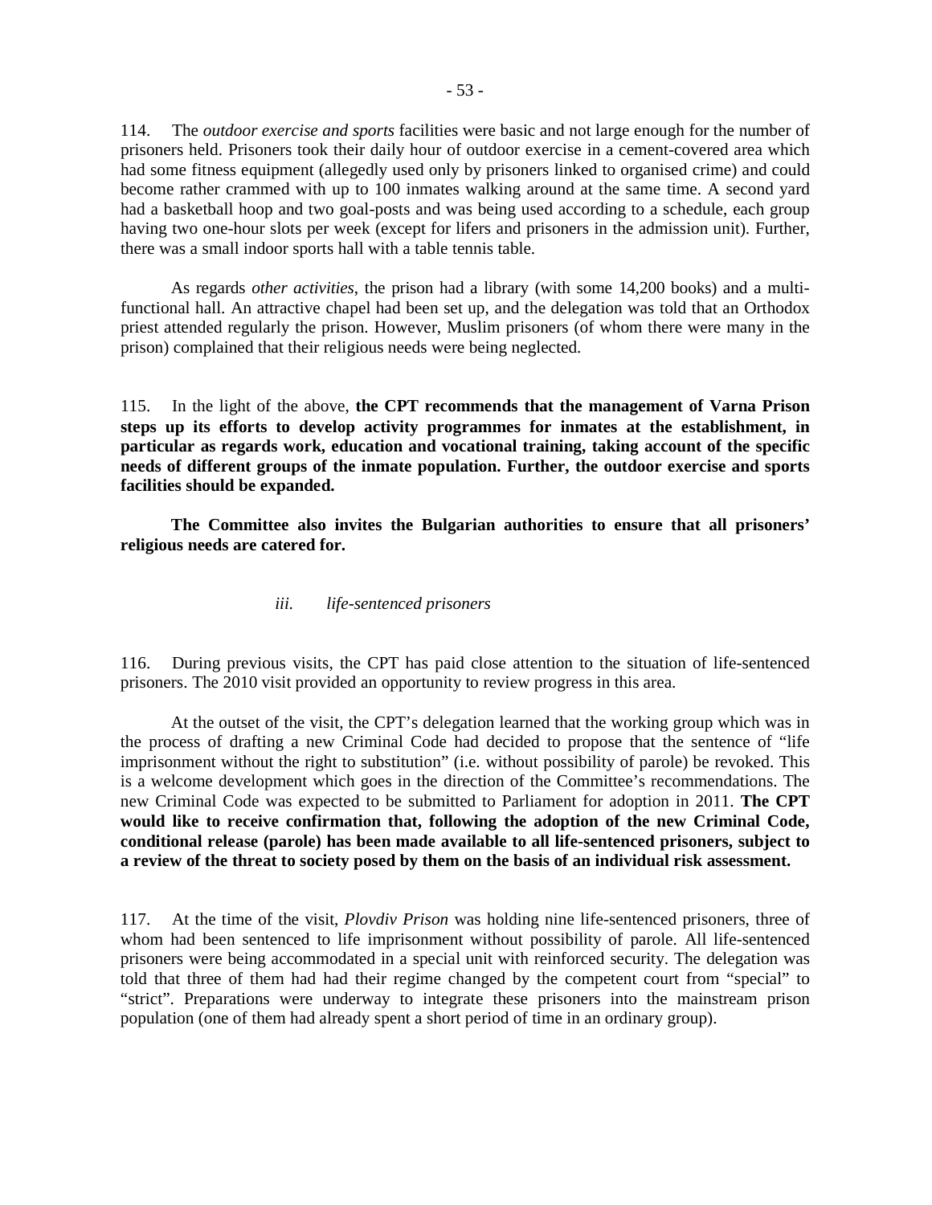114. The *outdoor exercise and sports* facilities were basic and not large enough for the number of prisoners held. Prisoners took their daily hour of outdoor exercise in a cement-covered area which had some fitness equipment (allegedly used only by prisoners linked to organised crime) and could become rather crammed with up to 100 inmates walking around at the same time. A second yard had a basketball hoop and two goal-posts and was being used according to a schedule, each group having two one-hour slots per week (except for lifers and prisoners in the admission unit). Further, there was a small indoor sports hall with a table tennis table.

As regards *other activities*, the prison had a library (with some 14,200 books) and a multi-functional hall. An attractive chapel had been set up, and the delegation was told that an Orthodox priest attended regularly the prison. However, Muslim prisoners (of whom there were many in the prison) complained that their religious needs were being neglected.

115. In the light of the above, **the CPT recommends that the management of Varna Prison steps up its efforts to develop activity programmes for inmates at the establishment, in particular as regards work, education and vocational training, taking account of the specific needs of different groups of the inmate population. Further, the outdoor exercise and sports facilities should be expanded.**

**The Committee also invites the Bulgarian authorities to ensure that all prisoners' religious needs are catered for.**

### *iii. life-sentenced prisoners*

116. During previous visits, the CPT has paid close attention to the situation of life-sentenced prisoners. The 2010 visit provided an opportunity to review progress in this area.

At the outset of the visit, the CPT's delegation learned that the working group which was in the process of drafting a new Criminal Code had decided to propose that the sentence of "life imprisonment without the right to substitution" (i.e. without possibility of parole) be revoked. This is a welcome development which goes in the direction of the Committee's recommendations. The new Criminal Code was expected to be submitted to Parliament for adoption in 2011. **The CPT would like to receive confirmation that, following the adoption of the new Criminal Code, conditional release (parole) has been made available to all life-sentenced prisoners, subject to a review of the threat to society posed by them on the basis of an individual risk assessment.**

117. At the time of the visit, *Plovdiv Prison* was holding nine life-sentenced prisoners, three of whom had been sentenced to life imprisonment without possibility of parole. All life-sentenced prisoners were being accommodated in a special unit with reinforced security. The delegation was told that three of them had had their regime changed by the competent court from "special" to "strict". Preparations were underway to integrate these prisoners into the mainstream prison population (one of them had already spent a short period of time in an ordinary group).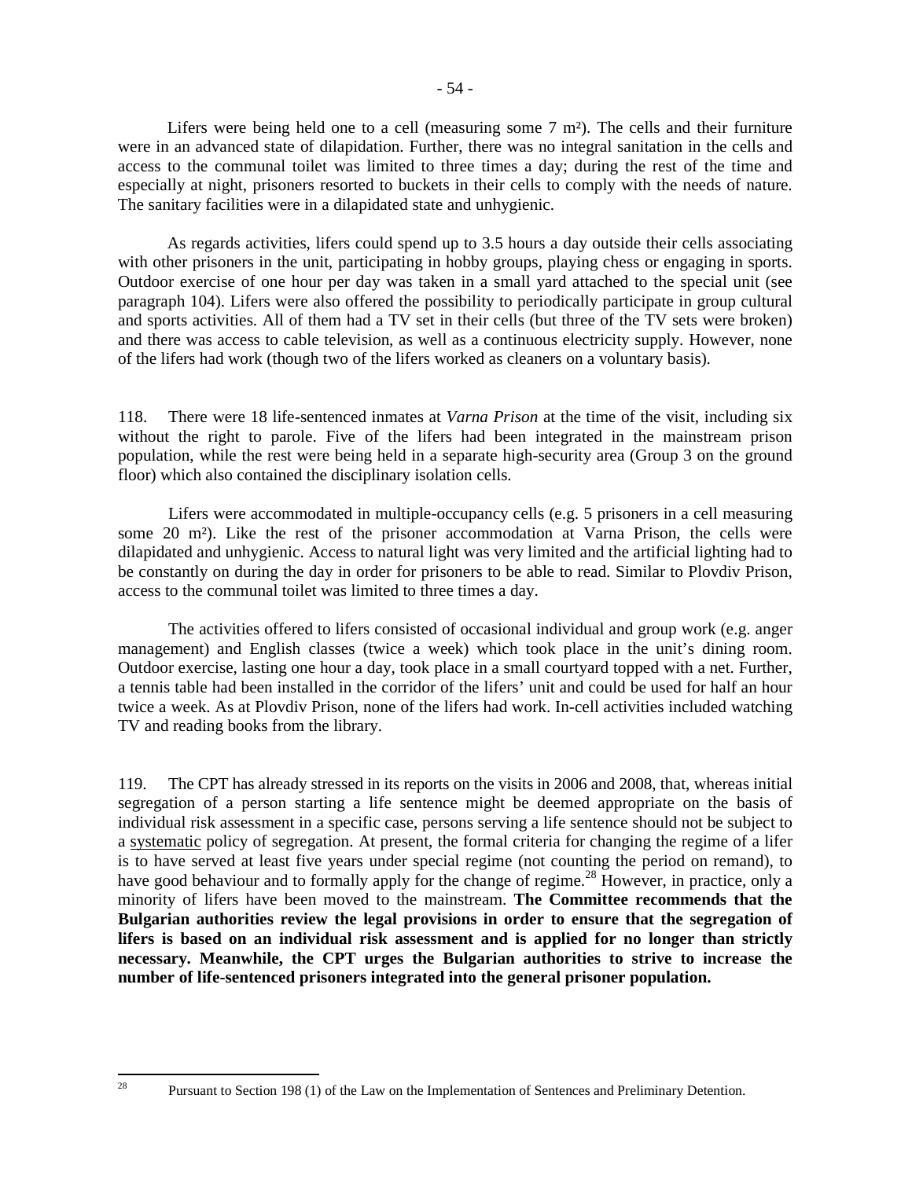Lifers were being held one to a cell (measuring some 7 m²). The cells and their furniture were in an advanced state of dilapidation. Further, there was no integral sanitation in the cells and access to the communal toilet was limited to three times a day; during the rest of the time and especially at night, prisoners resorted to buckets in their cells to comply with the needs of nature. The sanitary facilities were in a dilapidated state and unhygienic.

As regards activities, lifers could spend up to 3.5 hours a day outside their cells associating with other prisoners in the unit, participating in hobby groups, playing chess or engaging in sports. Outdoor exercise of one hour per day was taken in a small yard attached to the special unit (see paragraph 104). Lifers were also offered the possibility to periodically participate in group cultural and sports activities. All of them had a TV set in their cells (but three of the TV sets were broken) and there was access to cable television, as well as a continuous electricity supply. However, none of the lifers had work (though two of the lifers worked as cleaners on a voluntary basis).

118. There were 18 life-sentenced inmates at *Varna Prison* at the time of the visit, including six without the right to parole. Five of the lifers had been integrated in the mainstream prison population, while the rest were being held in a separate high-security area (Group 3 on the ground floor) which also contained the disciplinary isolation cells.

Lifers were accommodated in multiple-occupancy cells (e.g. 5 prisoners in a cell measuring some 20 m²). Like the rest of the prisoner accommodation at Varna Prison, the cells were dilapidated and unhygienic. Access to natural light was very limited and the artificial lighting had to be constantly on during the day in order for prisoners to be able to read. Similar to Plovdiv Prison, access to the communal toilet was limited to three times a day.

The activities offered to lifers consisted of occasional individual and group work (e.g. anger management) and English classes (twice a week) which took place in the unit's dining room. Outdoor exercise, lasting one hour a day, took place in a small courtyard topped with a net. Further, a tennis table had been installed in the corridor of the lifers' unit and could be used for half an hour twice a week. As at Plovdiv Prison, none of the lifers had work. In-cell activities included watching TV and reading books from the library.

119. The CPT has already stressed in its reports on the visits in 2006 and 2008, that, whereas initial segregation of a person starting a life sentence might be deemed appropriate on the basis of individual risk assessment in a specific case, persons serving a life sentence should not be subject to a <u>systematic</u> policy of segregation. At present, the formal criteria for changing the regime of a lifer is to have served at least five years under special regime (not counting the period on remand), to have good behaviour and to formally apply for the change of regime.[28] However, in practice, only a minority of lifers have been moved to the mainstream. **The Committee recommends that the Bulgarian authorities review the legal provisions in order to ensure that the segregation of lifers is based on an individual risk assessment and is applied for no longer than strictly necessary. Meanwhile, the CPT urges the Bulgarian authorities to strive to increase the number of life-sentenced prisoners integrated into the general prisoner population.**

---

[28] Pursuant to Section 198 (1) of the Law on the Implementation of Sentences and Preliminary Detention.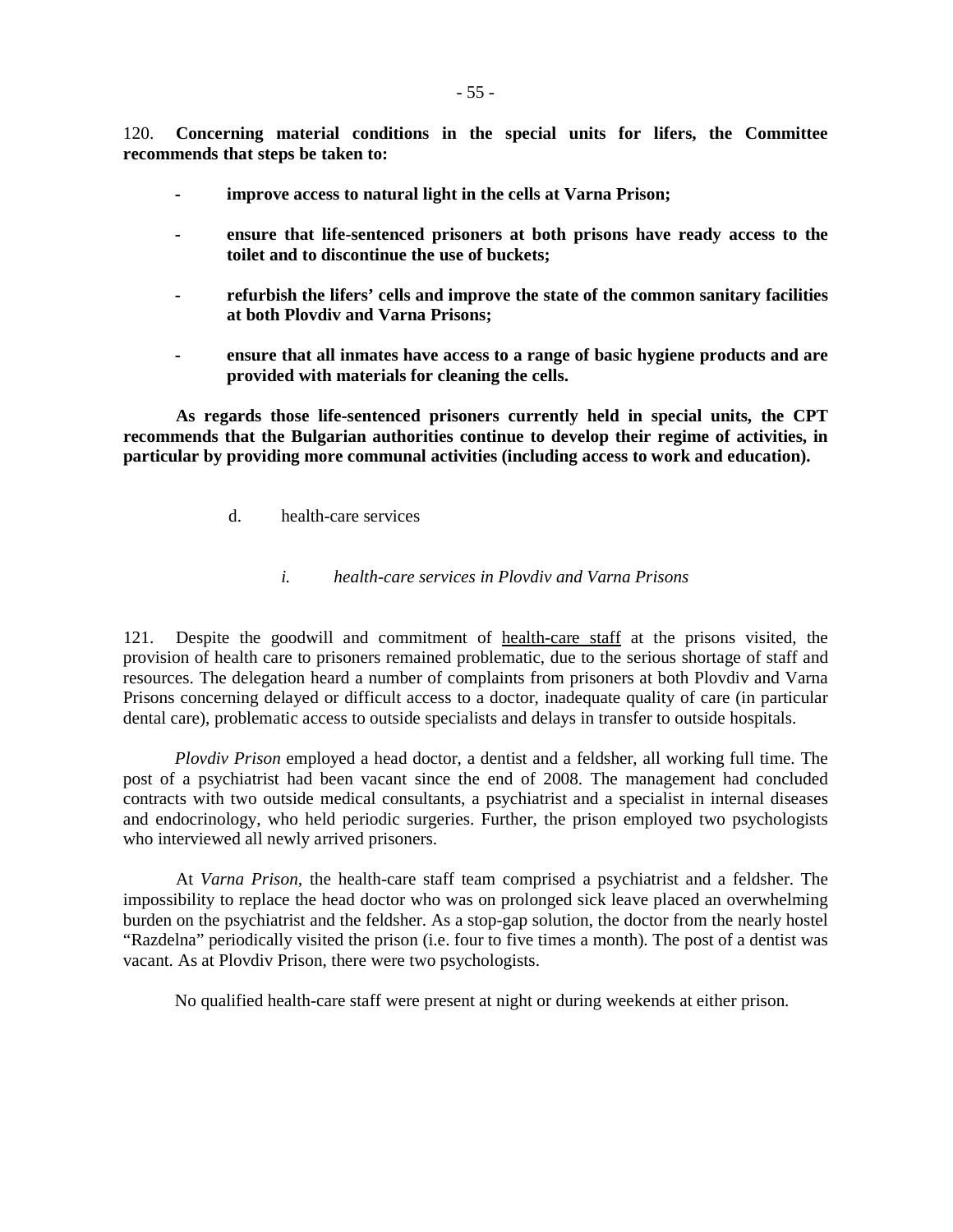120. **Concerning material conditions in the special units for lifers, the Committee recommends that steps be taken to:**

- **improve access to natural light in the cells at Varna Prison;**

- **ensure that life-sentenced prisoners at both prisons have ready access to the toilet and to discontinue the use of buckets;**

- **refurbish the lifers' cells and improve the state of the common sanitary facilities at both Plovdiv and Varna Prisons;**

- **ensure that all inmates have access to a range of basic hygiene products and are provided with materials for cleaning the cells.**

**As regards those life-sentenced prisoners currently held in special units, the CPT recommends that the Bulgarian authorities continue to develop their regime of activities, in particular by providing more communal activities (including access to work and education).**

d. health-care services

*i. health-care services in Plovdiv and Varna Prisons*

121. Despite the goodwill and commitment of health-care staff at the prisons visited, the provision of health care to prisoners remained problematic, due to the serious shortage of staff and resources. The delegation heard a number of complaints from prisoners at both Plovdiv and Varna Prisons concerning delayed or difficult access to a doctor, inadequate quality of care (in particular dental care), problematic access to outside specialists and delays in transfer to outside hospitals.

*Plovdiv Prison* employed a head doctor, a dentist and a feldsher, all working full time. The post of a psychiatrist had been vacant since the end of 2008. The management had concluded contracts with two outside medical consultants, a psychiatrist and a specialist in internal diseases and endocrinology, who held periodic surgeries. Further, the prison employed two psychologists who interviewed all newly arrived prisoners.

At *Varna Prison*, the health-care staff team comprised a psychiatrist and a feldsher. The impossibility to replace the head doctor who was on prolonged sick leave placed an overwhelming burden on the psychiatrist and the feldsher. As a stop-gap solution, the doctor from the nearly hostel "Razdelna" periodically visited the prison (i.e. four to five times a month). The post of a dentist was vacant. As at Plovdiv Prison, there were two psychologists.

No qualified health-care staff were present at night or during weekends at either prison.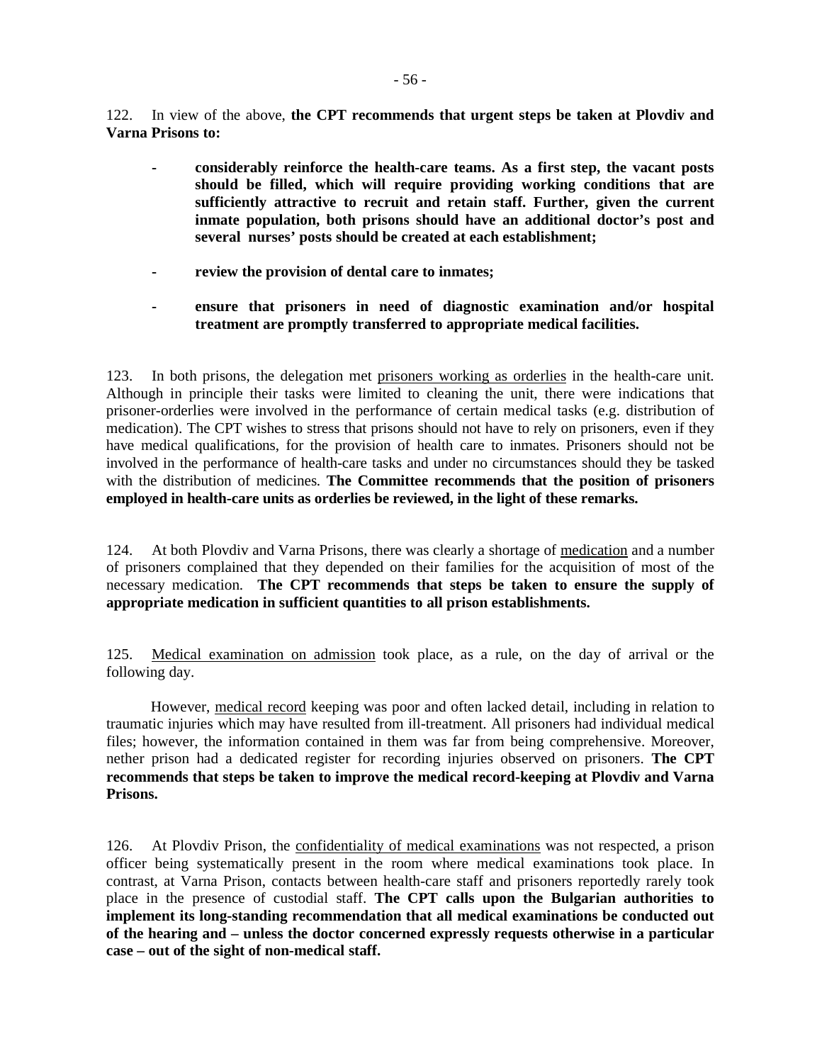122. In view of the above, **the CPT recommends that urgent steps be taken at Plovdiv and Varna Prisons to:**

- **considerably reinforce the health-care teams. As a first step, the vacant posts should be filled, which will require providing working conditions that are sufficiently attractive to recruit and retain staff. Further, given the current inmate population, both prisons should have an additional doctor's post and several nurses' posts should be created at each establishment;**

- **review the provision of dental care to inmates;**

- **ensure that prisoners in need of diagnostic examination and/or hospital treatment are promptly transferred to appropriate medical facilities.**

123. In both prisons, the delegation met prisoners working as orderlies in the health-care unit. Although in principle their tasks were limited to cleaning the unit, there were indications that prisoner-orderlies were involved in the performance of certain medical tasks (e.g. distribution of medication). The CPT wishes to stress that prisons should not have to rely on prisoners, even if they have medical qualifications, for the provision of health care to inmates. Prisoners should not be involved in the performance of health-care tasks and under no circumstances should they be tasked with the distribution of medicines. **The Committee recommends that the position of prisoners employed in health-care units as orderlies be reviewed, in the light of these remarks.**

124. At both Plovdiv and Varna Prisons, there was clearly a shortage of medication and a number of prisoners complained that they depended on their families for the acquisition of most of the necessary medication. **The CPT recommends that steps be taken to ensure the supply of appropriate medication in sufficient quantities to all prison establishments.**

125. Medical examination on admission took place, as a rule, on the day of arrival or the following day.

However, medical record keeping was poor and often lacked detail, including in relation to traumatic injuries which may have resulted from ill-treatment. All prisoners had individual medical files; however, the information contained in them was far from being comprehensive. Moreover, nether prison had a dedicated register for recording injuries observed on prisoners. **The CPT recommends that steps be taken to improve the medical record-keeping at Plovdiv and Varna Prisons.**

126. At Plovdiv Prison, the confidentiality of medical examinations was not respected, a prison officer being systematically present in the room where medical examinations took place. In contrast, at Varna Prison, contacts between health-care staff and prisoners reportedly rarely took place in the presence of custodial staff. **The CPT calls upon the Bulgarian authorities to implement its long-standing recommendation that all medical examinations be conducted out of the hearing and – unless the doctor concerned expressly requests otherwise in a particular case – out of the sight of non-medical staff.**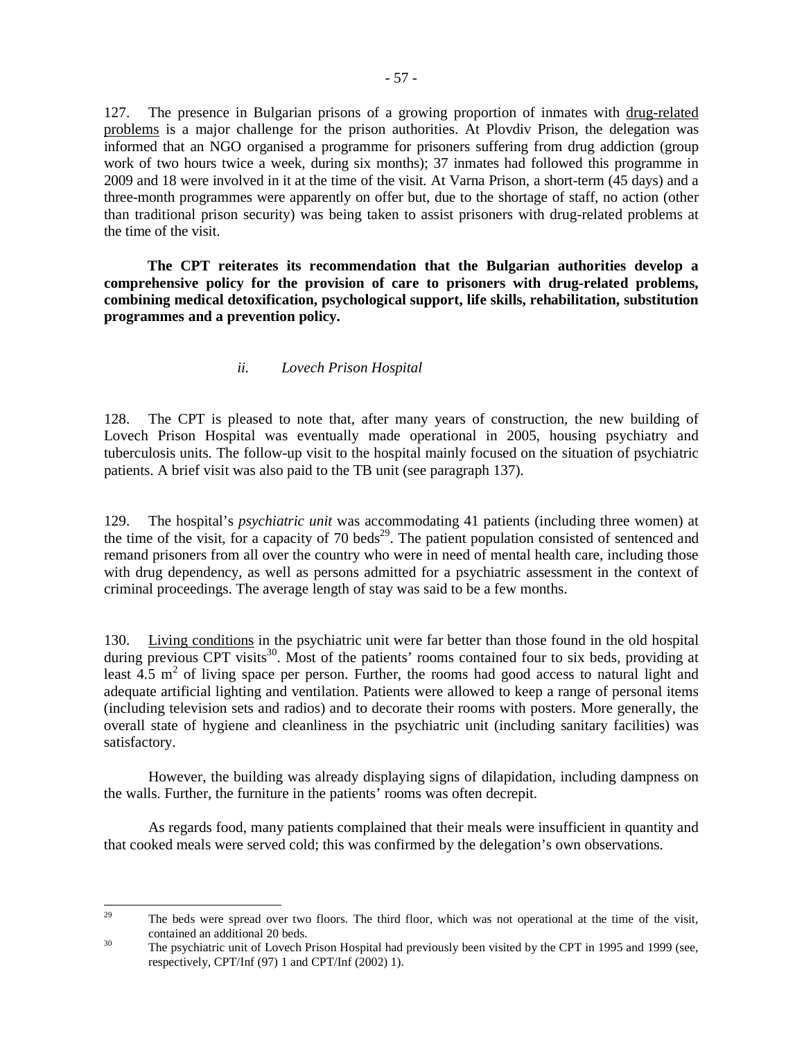127. The presence in Bulgarian prisons of a growing proportion of inmates with drug-related problems is a major challenge for the prison authorities. At Plovdiv Prison, the delegation was informed that an NGO organised a programme for prisoners suffering from drug addiction (group work of two hours twice a week, during six months); 37 inmates had followed this programme in 2009 and 18 were involved in it at the time of the visit. At Varna Prison, a short-term (45 days) and a three-month programmes were apparently on offer but, due to the shortage of staff, no action (other than traditional prison security) was being taken to assist prisoners with drug-related problems at the time of the visit.

**The CPT reiterates its recommendation that the Bulgarian authorities develop a comprehensive policy for the provision of care to prisoners with drug-related problems, combining medical detoxification, psychological support, life skills, rehabilitation, substitution programmes and a prevention policy.**

*ii. Lovech Prison Hospital*

128. The CPT is pleased to note that, after many years of construction, the new building of Lovech Prison Hospital was eventually made operational in 2005, housing psychiatry and tuberculosis units. The follow-up visit to the hospital mainly focused on the situation of psychiatric patients. A brief visit was also paid to the TB unit (see paragraph 137).

129. The hospital's *psychiatric unit* was accommodating 41 patients (including three women) at the time of the visit, for a capacity of 70 beds[29]. The patient population consisted of sentenced and remand prisoners from all over the country who were in need of mental health care, including those with drug dependency, as well as persons admitted for a psychiatric assessment in the context of criminal proceedings. The average length of stay was said to be a few months.

130. Living conditions in the psychiatric unit were far better than those found in the old hospital during previous CPT visits[30]. Most of the patients' rooms contained four to six beds, providing at least 4.5 m² of living space per person. Further, the rooms had good access to natural light and adequate artificial lighting and ventilation. Patients were allowed to keep a range of personal items (including television sets and radios) and to decorate their rooms with posters. More generally, the overall state of hygiene and cleanliness in the psychiatric unit (including sanitary facilities) was satisfactory.

However, the building was already displaying signs of dilapidation, including dampness on the walls. Further, the furniture in the patients' rooms was often decrepit.

As regards food, many patients complained that their meals were insufficient in quantity and that cooked meals were served cold; this was confirmed by the delegation's own observations.

---

[29] The beds were spread over two floors. The third floor, which was not operational at the time of the visit, contained an additional 20 beds.

[30] The psychiatric unit of Lovech Prison Hospital had previously been visited by the CPT in 1995 and 1999 (see, respectively, CPT/Inf (97) 1 and CPT/Inf (2002) 1).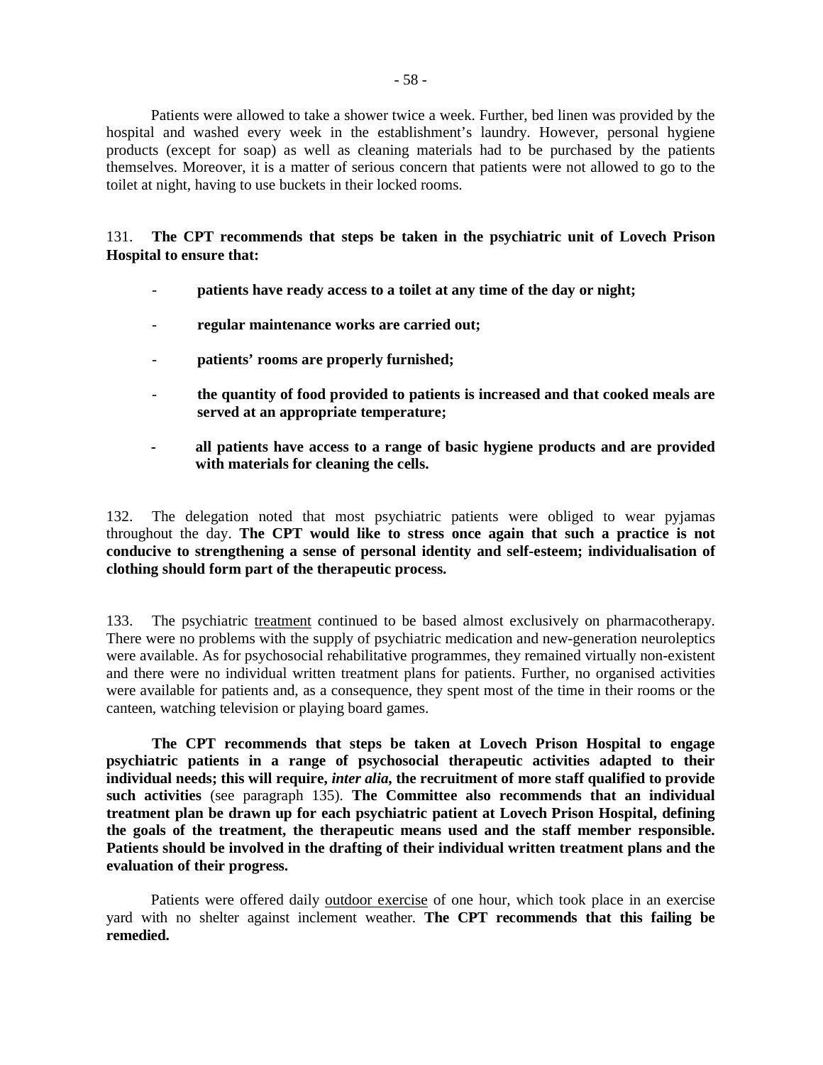Patients were allowed to take a shower twice a week. Further, bed linen was provided by the hospital and washed every week in the establishment's laundry. However, personal hygiene products (except for soap) as well as cleaning materials had to be purchased by the patients themselves. Moreover, it is a matter of serious concern that patients were not allowed to go to the toilet at night, having to use buckets in their locked rooms.

131. **The CPT recommends that steps be taken in the psychiatric unit of Lovech Prison Hospital to ensure that:**

- **patients have ready access to a toilet at any time of the day or night;**
- **regular maintenance works are carried out;**
- **patients' rooms are properly furnished;**
- **the quantity of food provided to patients is increased and that cooked meals are served at an appropriate temperature;**
- **all patients have access to a range of basic hygiene products and are provided with materials for cleaning the cells.**

132. The delegation noted that most psychiatric patients were obliged to wear pyjamas throughout the day. **The CPT would like to stress once again that such a practice is not conducive to strengthening a sense of personal identity and self-esteem; individualisation of clothing should form part of the therapeutic process.**

133. The psychiatric <u>treatment</u> continued to be based almost exclusively on pharmacotherapy. There were no problems with the supply of psychiatric medication and new-generation neuroleptics were available. As for psychosocial rehabilitative programmes, they remained virtually non-existent and there were no individual written treatment plans for patients. Further, no organised activities were available for patients and, as a consequence, they spent most of the time in their rooms or the canteen, watching television or playing board games.

**The CPT recommends that steps be taken at Lovech Prison Hospital to engage psychiatric patients in a range of psychosocial therapeutic activities adapted to their individual needs; this will require, *inter alia*, the recruitment of more staff qualified to provide such activities** (see paragraph 135). **The Committee also recommends that an individual treatment plan be drawn up for each psychiatric patient at Lovech Prison Hospital, defining the goals of the treatment, the therapeutic means used and the staff member responsible. Patients should be involved in the drafting of their individual written treatment plans and the evaluation of their progress.**

Patients were offered daily <u>outdoor exercise</u> of one hour, which took place in an exercise yard with no shelter against inclement weather. **The CPT recommends that this failing be remedied.**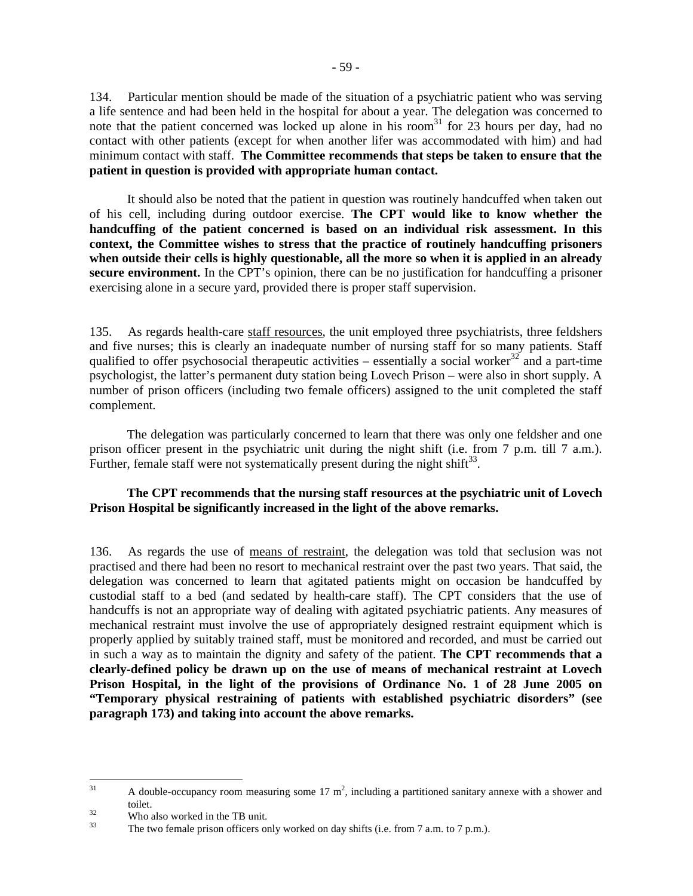134. Particular mention should be made of the situation of a psychiatric patient who was serving a life sentence and had been held in the hospital for about a year. The delegation was concerned to note that the patient concerned was locked up alone in his room[31] for 23 hours per day, had no contact with other patients (except for when another lifer was accommodated with him) and had minimum contact with staff. **The Committee recommends that steps be taken to ensure that the patient in question is provided with appropriate human contact.**

It should also be noted that the patient in question was routinely handcuffed when taken out of his cell, including during outdoor exercise. **The CPT would like to know whether the handcuffing of the patient concerned is based on an individual risk assessment. In this context, the Committee wishes to stress that the practice of routinely handcuffing prisoners when outside their cells is highly questionable, all the more so when it is applied in an already secure environment.** In the CPT's opinion, there can be no justification for handcuffing a prisoner exercising alone in a secure yard, provided there is proper staff supervision.

135. As regards health-care staff resources, the unit employed three psychiatrists, three feldshers and five nurses; this is clearly an inadequate number of nursing staff for so many patients. Staff qualified to offer psychosocial therapeutic activities – essentially a social worker[32] and a part-time psychologist, the latter's permanent duty station being Lovech Prison – were also in short supply. A number of prison officers (including two female officers) assigned to the unit completed the staff complement.

The delegation was particularly concerned to learn that there was only one feldsher and one prison officer present in the psychiatric unit during the night shift (i.e. from 7 p.m. till 7 a.m.). Further, female staff were not systematically present during the night shift[33].

**The CPT recommends that the nursing staff resources at the psychiatric unit of Lovech Prison Hospital be significantly increased in the light of the above remarks.**

136. As regards the use of means of restraint, the delegation was told that seclusion was not practised and there had been no resort to mechanical restraint over the past two years. That said, the delegation was concerned to learn that agitated patients might on occasion be handcuffed by custodial staff to a bed (and sedated by health-care staff). The CPT considers that the use of handcuffs is not an appropriate way of dealing with agitated psychiatric patients. Any measures of mechanical restraint must involve the use of appropriately designed restraint equipment which is properly applied by suitably trained staff, must be monitored and recorded, and must be carried out in such a way as to maintain the dignity and safety of the patient. **The CPT recommends that a clearly-defined policy be drawn up on the use of means of mechanical restraint at Lovech Prison Hospital, in the light of the provisions of Ordinance No. 1 of 28 June 2005 on "Temporary physical restraining of patients with established psychiatric disorders" (see paragraph 173) and taking into account the above remarks.**

---

[31] A double-occupancy room measuring some 17 m$^2$, including a partitioned sanitary annexe with a shower and toilet.

[32] Who also worked in the TB unit.

[33] The two female prison officers only worked on day shifts (i.e. from 7 a.m. to 7 p.m.).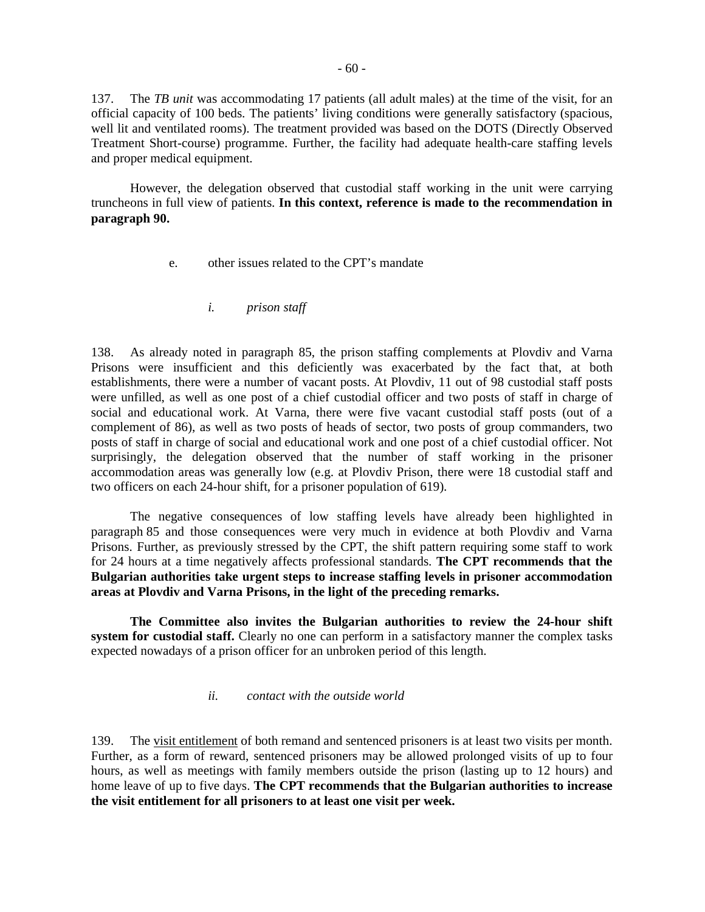137. The *TB unit* was accommodating 17 patients (all adult males) at the time of the visit, for an official capacity of 100 beds. The patients' living conditions were generally satisfactory (spacious, well lit and ventilated rooms). The treatment provided was based on the DOTS (Directly Observed Treatment Short-course) programme. Further, the facility had adequate health-care staffing levels and proper medical equipment.

However, the delegation observed that custodial staff working in the unit were carrying truncheons in full view of patients. **In this context, reference is made to the recommendation in paragraph 90.**

e. other issues related to the CPT's mandate

*i. prison staff*

138. As already noted in paragraph 85, the prison staffing complements at Plovdiv and Varna Prisons were insufficient and this deficiently was exacerbated by the fact that, at both establishments, there were a number of vacant posts. At Plovdiv, 11 out of 98 custodial staff posts were unfilled, as well as one post of a chief custodial officer and two posts of staff in charge of social and educational work. At Varna, there were five vacant custodial staff posts (out of a complement of 86), as well as two posts of heads of sector, two posts of group commanders, two posts of staff in charge of social and educational work and one post of a chief custodial officer. Not surprisingly, the delegation observed that the number of staff working in the prisoner accommodation areas was generally low (e.g. at Plovdiv Prison, there were 18 custodial staff and two officers on each 24-hour shift, for a prisoner population of 619).

The negative consequences of low staffing levels have already been highlighted in paragraph 85 and those consequences were very much in evidence at both Plovdiv and Varna Prisons. Further, as previously stressed by the CPT, the shift pattern requiring some staff to work for 24 hours at a time negatively affects professional standards. **The CPT recommends that the Bulgarian authorities take urgent steps to increase staffing levels in prisoner accommodation areas at Plovdiv and Varna Prisons, in the light of the preceding remarks.**

**The Committee also invites the Bulgarian authorities to review the 24-hour shift system for custodial staff.** Clearly no one can perform in a satisfactory manner the complex tasks expected nowadays of a prison officer for an unbroken period of this length.

*ii. contact with the outside world*

139. The visit entitlement of both remand and sentenced prisoners is at least two visits per month. Further, as a form of reward, sentenced prisoners may be allowed prolonged visits of up to four hours, as well as meetings with family members outside the prison (lasting up to 12 hours) and home leave of up to five days. **The CPT recommends that the Bulgarian authorities to increase the visit entitlement for all prisoners to at least one visit per week.**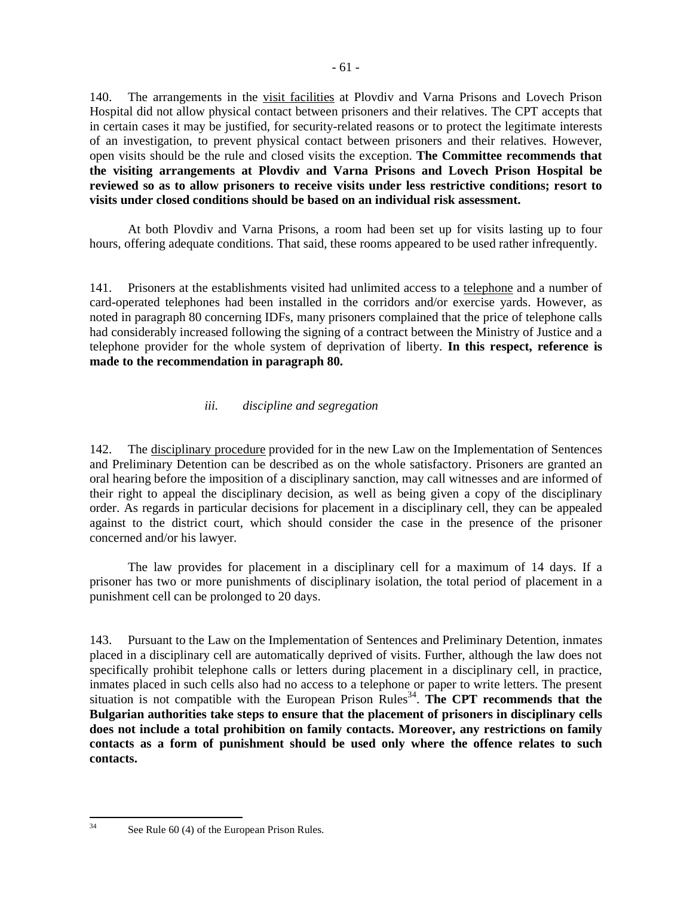140. The arrangements in the visit facilities at Plovdiv and Varna Prisons and Lovech Prison Hospital did not allow physical contact between prisoners and their relatives. The CPT accepts that in certain cases it may be justified, for security-related reasons or to protect the legitimate interests of an investigation, to prevent physical contact between prisoners and their relatives. However, open visits should be the rule and closed visits the exception. **The Committee recommends that the visiting arrangements at Plovdiv and Varna Prisons and Lovech Prison Hospital be reviewed so as to allow prisoners to receive visits under less restrictive conditions; resort to visits under closed conditions should be based on an individual risk assessment.**

At both Plovdiv and Varna Prisons, a room had been set up for visits lasting up to four hours, offering adequate conditions. That said, these rooms appeared to be used rather infrequently.

141. Prisoners at the establishments visited had unlimited access to a telephone and a number of card-operated telephones had been installed in the corridors and/or exercise yards. However, as noted in paragraph 80 concerning IDFs, many prisoners complained that the price of telephone calls had considerably increased following the signing of a contract between the Ministry of Justice and a telephone provider for the whole system of deprivation of liberty. **In this respect, reference is made to the recommendation in paragraph 80.**

### *iii. discipline and segregation*

142. The disciplinary procedure provided for in the new Law on the Implementation of Sentences and Preliminary Detention can be described as on the whole satisfactory. Prisoners are granted an oral hearing before the imposition of a disciplinary sanction, may call witnesses and are informed of their right to appeal the disciplinary decision, as well as being given a copy of the disciplinary order. As regards in particular decisions for placement in a disciplinary cell, they can be appealed against to the district court, which should consider the case in the presence of the prisoner concerned and/or his lawyer.

The law provides for placement in a disciplinary cell for a maximum of 14 days. If a prisoner has two or more punishments of disciplinary isolation, the total period of placement in a punishment cell can be prolonged to 20 days.

143. Pursuant to the Law on the Implementation of Sentences and Preliminary Detention, inmates placed in a disciplinary cell are automatically deprived of visits. Further, although the law does not specifically prohibit telephone calls or letters during placement in a disciplinary cell, in practice, inmates placed in such cells also had no access to a telephone or paper to write letters. The present situation is not compatible with the European Prison Rules[34]. **The CPT recommends that the Bulgarian authorities take steps to ensure that the placement of prisoners in disciplinary cells does not include a total prohibition on family contacts. Moreover, any restrictions on family contacts as a form of punishment should be used only where the offence relates to such contacts.**

---

[34] See Rule 60 (4) of the European Prison Rules.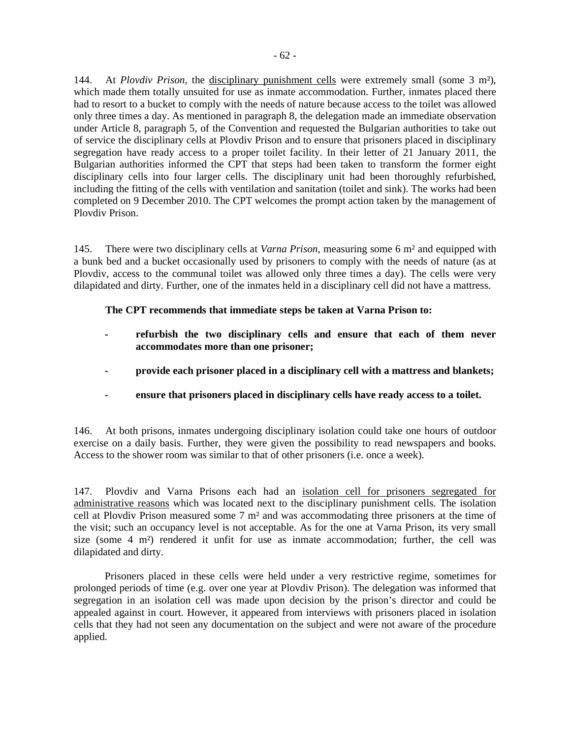144. At *Plovdiv Prison*, the disciplinary punishment cells were extremely small (some 3 m²), which made them totally unsuited for use as inmate accommodation. Further, inmates placed there had to resort to a bucket to comply with the needs of nature because access to the toilet was allowed only three times a day. As mentioned in paragraph 8, the delegation made an immediate observation under Article 8, paragraph 5, of the Convention and requested the Bulgarian authorities to take out of service the disciplinary cells at Plovdiv Prison and to ensure that prisoners placed in disciplinary segregation have ready access to a proper toilet facility. In their letter of 21 January 2011, the Bulgarian authorities informed the CPT that steps had been taken to transform the former eight disciplinary cells into four larger cells. The disciplinary unit had been thoroughly refurbished, including the fitting of the cells with ventilation and sanitation (toilet and sink). The works had been completed on 9 December 2010. The CPT welcomes the prompt action taken by the management of Plovdiv Prison.

145. There were two disciplinary cells at *Varna Prison*, measuring some 6 m² and equipped with a bunk bed and a bucket occasionally used by prisoners to comply with the needs of nature (as at Plovdiv, access to the communal toilet was allowed only three times a day). The cells were very dilapidated and dirty. Further, one of the inmates held in a disciplinary cell did not have a mattress.

**The CPT recommends that immediate steps be taken at Varna Prison to:**

- **refurbish the two disciplinary cells and ensure that each of them never accommodates more than one prisoner;**
- **provide each prisoner placed in a disciplinary cell with a mattress and blankets;**
- **ensure that prisoners placed in disciplinary cells have ready access to a toilet.**

146. At both prisons, inmates undergoing disciplinary isolation could take one hours of outdoor exercise on a daily basis. Further, they were given the possibility to read newspapers and books. Access to the shower room was similar to that of other prisoners (i.e. once a week).

147. Plovdiv and Varna Prisons each had an isolation cell for prisoners segregated for administrative reasons which was located next to the disciplinary punishment cells. The isolation cell at Plovdiv Prison measured some 7 m² and was accommodating three prisoners at the time of the visit; such an occupancy level is not acceptable. As for the one at Varna Prison, its very small size (some 4 m²) rendered it unfit for use as inmate accommodation; further, the cell was dilapidated and dirty.

Prisoners placed in these cells were held under a very restrictive regime, sometimes for prolonged periods of time (e.g. over one year at Plovdiv Prison). The delegation was informed that segregation in an isolation cell was made upon decision by the prison's director and could be appealed against in court. However, it appeared from interviews with prisoners placed in isolation cells that they had not seen any documentation on the subject and were not aware of the procedure applied.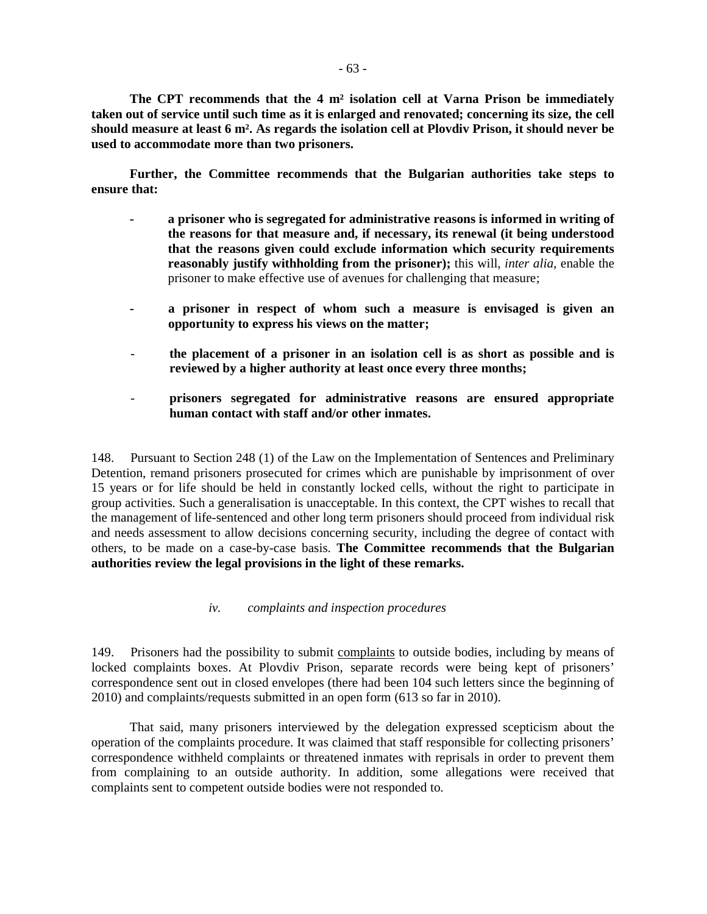**The CPT recommends that the 4 m² isolation cell at Varna Prison be immediately taken out of service until such time as it is enlarged and renovated; concerning its size, the cell should measure at least 6 m². As regards the isolation cell at Plovdiv Prison, it should never be used to accommodate more than two prisoners.**

**Further, the Committee recommends that the Bulgarian authorities take steps to ensure that:**

- **a prisoner who is segregated for administrative reasons is informed in writing of the reasons for that measure and, if necessary, its renewal (it being understood that the reasons given could exclude information which security requirements reasonably justify withholding from the prisoner);** this will, *inter alia*, enable the prisoner to make effective use of avenues for challenging that measure;

- **a prisoner in respect of whom such a measure is envisaged is given an opportunity to express his views on the matter;**

- **the placement of a prisoner in an isolation cell is as short as possible and is reviewed by a higher authority at least once every three months;**

- **prisoners segregated for administrative reasons are ensured appropriate human contact with staff and/or other inmates.**

148. Pursuant to Section 248 (1) of the Law on the Implementation of Sentences and Preliminary Detention, remand prisoners prosecuted for crimes which are punishable by imprisonment of over 15 years or for life should be held in constantly locked cells, without the right to participate in group activities. Such a generalisation is unacceptable. In this context, the CPT wishes to recall that the management of life-sentenced and other long term prisoners should proceed from individual risk and needs assessment to allow decisions concerning security, including the degree of contact with others, to be made on a case-by-case basis. **The Committee recommends that the Bulgarian authorities review the legal provisions in the light of these remarks.**

*iv. complaints and inspection procedures*

149. Prisoners had the possibility to submit complaints to outside bodies, including by means of locked complaints boxes. At Plovdiv Prison, separate records were being kept of prisoners' correspondence sent out in closed envelopes (there had been 104 such letters since the beginning of 2010) and complaints/requests submitted in an open form (613 so far in 2010).

That said, many prisoners interviewed by the delegation expressed scepticism about the operation of the complaints procedure. It was claimed that staff responsible for collecting prisoners' correspondence withheld complaints or threatened inmates with reprisals in order to prevent them from complaining to an outside authority. In addition, some allegations were received that complaints sent to competent outside bodies were not responded to.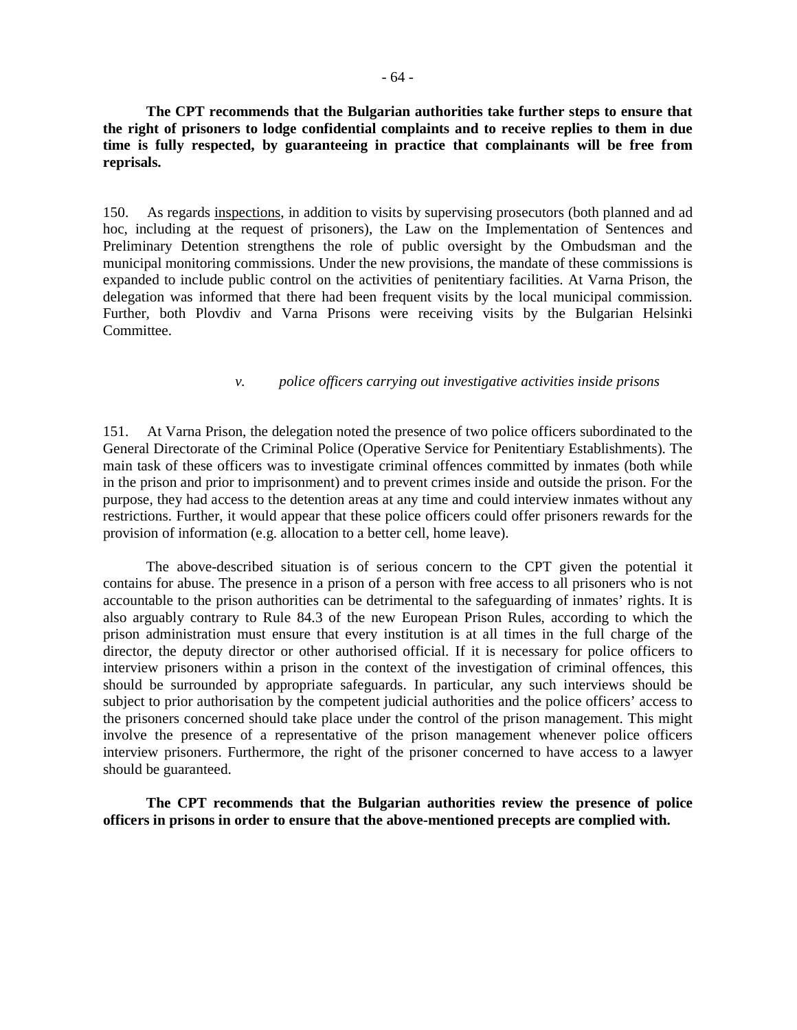**The CPT recommends that the Bulgarian authorities take further steps to ensure that the right of prisoners to lodge confidential complaints and to receive replies to them in due time is fully respected, by guaranteeing in practice that complainants will be free from reprisals.**

150. As regards inspections, in addition to visits by supervising prosecutors (both planned and ad hoc, including at the request of prisoners), the Law on the Implementation of Sentences and Preliminary Detention strengthens the role of public oversight by the Ombudsman and the municipal monitoring commissions. Under the new provisions, the mandate of these commissions is expanded to include public control on the activities of penitentiary facilities. At Varna Prison, the delegation was informed that there had been frequent visits by the local municipal commission. Further, both Plovdiv and Varna Prisons were receiving visits by the Bulgarian Helsinki Committee.

*v. police officers carrying out investigative activities inside prisons*

151. At Varna Prison, the delegation noted the presence of two police officers subordinated to the General Directorate of the Criminal Police (Operative Service for Penitentiary Establishments). The main task of these officers was to investigate criminal offences committed by inmates (both while in the prison and prior to imprisonment) and to prevent crimes inside and outside the prison. For the purpose, they had access to the detention areas at any time and could interview inmates without any restrictions. Further, it would appear that these police officers could offer prisoners rewards for the provision of information (e.g. allocation to a better cell, home leave).

The above-described situation is of serious concern to the CPT given the potential it contains for abuse. The presence in a prison of a person with free access to all prisoners who is not accountable to the prison authorities can be detrimental to the safeguarding of inmates' rights. It is also arguably contrary to Rule 84.3 of the new European Prison Rules, according to which the prison administration must ensure that every institution is at all times in the full charge of the director, the deputy director or other authorised official. If it is necessary for police officers to interview prisoners within a prison in the context of the investigation of criminal offences, this should be surrounded by appropriate safeguards. In particular, any such interviews should be subject to prior authorisation by the competent judicial authorities and the police officers' access to the prisoners concerned should take place under the control of the prison management. This might involve the presence of a representative of the prison management whenever police officers interview prisoners. Furthermore, the right of the prisoner concerned to have access to a lawyer should be guaranteed.

**The CPT recommends that the Bulgarian authorities review the presence of police officers in prisons in order to ensure that the above-mentioned precepts are complied with.**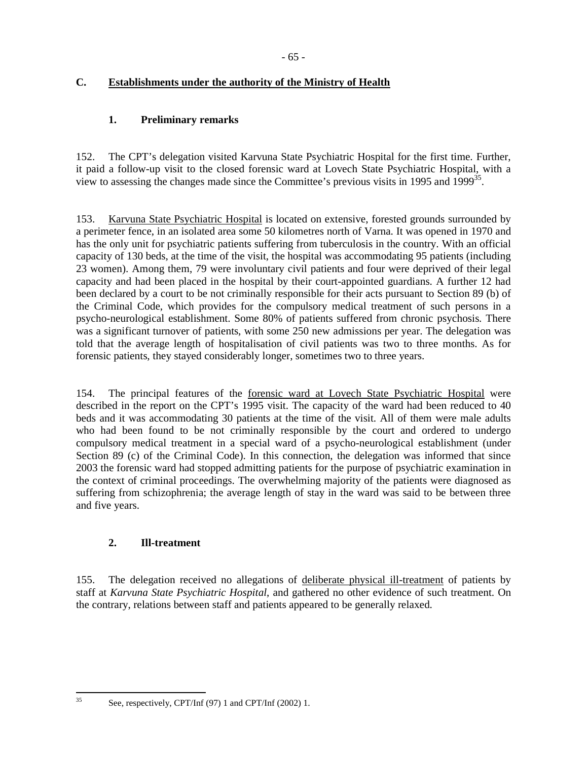## C. <u>Establishments under the authority of the Ministry of Health</u>

### 1. Preliminary remarks

152. The CPT's delegation visited Karvuna State Psychiatric Hospital for the first time. Further, it paid a follow-up visit to the closed forensic ward at Lovech State Psychiatric Hospital, with a view to assessing the changes made since the Committee's previous visits in 1995 and 1999[35].

153. <u>Karvuna State Psychiatric Hospital</u> is located on extensive, forested grounds surrounded by a perimeter fence, in an isolated area some 50 kilometres north of Varna. It was opened in 1970 and has the only unit for psychiatric patients suffering from tuberculosis in the country. With an official capacity of 130 beds, at the time of the visit, the hospital was accommodating 95 patients (including 23 women). Among them, 79 were involuntary civil patients and four were deprived of their legal capacity and had been placed in the hospital by their court-appointed guardians. A further 12 had been declared by a court to be not criminally responsible for their acts pursuant to Section 89 (b) of the Criminal Code, which provides for the compulsory medical treatment of such persons in a psycho-neurological establishment. Some 80% of patients suffered from chronic psychosis. There was a significant turnover of patients, with some 250 new admissions per year. The delegation was told that the average length of hospitalisation of civil patients was two to three months. As for forensic patients, they stayed considerably longer, sometimes two to three years.

154. The principal features of the <u>forensic ward at Lovech State Psychiatric Hospital</u> were described in the report on the CPT's 1995 visit. The capacity of the ward had been reduced to 40 beds and it was accommodating 30 patients at the time of the visit. All of them were male adults who had been found to be not criminally responsible by the court and ordered to undergo compulsory medical treatment in a special ward of a psycho-neurological establishment (under Section 89 (c) of the Criminal Code). In this connection, the delegation was informed that since 2003 the forensic ward had stopped admitting patients for the purpose of psychiatric examination in the context of criminal proceedings. The overwhelming majority of the patients were diagnosed as suffering from schizophrenia; the average length of stay in the ward was said to be between three and five years.

### 2. Ill-treatment

155. The delegation received no allegations of <u>deliberate physical ill-treatment</u> of patients by staff at *Karvuna State Psychiatric Hospital*, and gathered no other evidence of such treatment. On the contrary, relations between staff and patients appeared to be generally relaxed.

---

[35] See, respectively, CPT/Inf (97) 1 and CPT/Inf (2002) 1.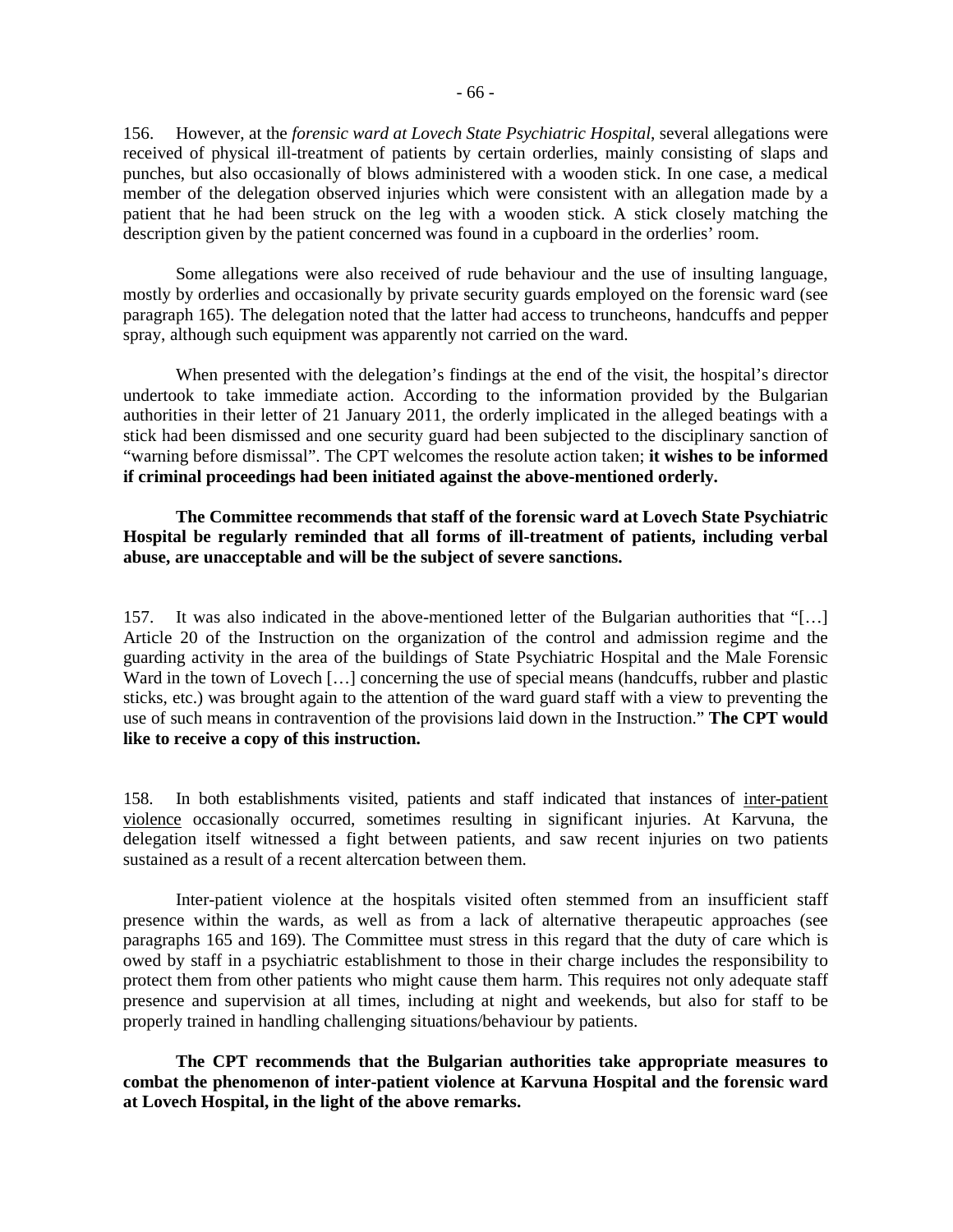156. However, at the *forensic ward at Lovech State Psychiatric Hospital*, several allegations were received of physical ill-treatment of patients by certain orderlies, mainly consisting of slaps and punches, but also occasionally of blows administered with a wooden stick. In one case, a medical member of the delegation observed injuries which were consistent with an allegation made by a patient that he had been struck on the leg with a wooden stick. A stick closely matching the description given by the patient concerned was found in a cupboard in the orderlies' room.

Some allegations were also received of rude behaviour and the use of insulting language, mostly by orderlies and occasionally by private security guards employed on the forensic ward (see paragraph 165). The delegation noted that the latter had access to truncheons, handcuffs and pepper spray, although such equipment was apparently not carried on the ward.

When presented with the delegation's findings at the end of the visit, the hospital's director undertook to take immediate action. According to the information provided by the Bulgarian authorities in their letter of 21 January 2011, the orderly implicated in the alleged beatings with a stick had been dismissed and one security guard had been subjected to the disciplinary sanction of "warning before dismissal". The CPT welcomes the resolute action taken; **it wishes to be informed if criminal proceedings had been initiated against the above-mentioned orderly.**

**The Committee recommends that staff of the forensic ward at Lovech State Psychiatric Hospital be regularly reminded that all forms of ill-treatment of patients, including verbal abuse, are unacceptable and will be the subject of severe sanctions.**

157. It was also indicated in the above-mentioned letter of the Bulgarian authorities that "[…] Article 20 of the Instruction on the organization of the control and admission regime and the guarding activity in the area of the buildings of State Psychiatric Hospital and the Male Forensic Ward in the town of Lovech […] concerning the use of special means (handcuffs, rubber and plastic sticks, etc.) was brought again to the attention of the ward guard staff with a view to preventing the use of such means in contravention of the provisions laid down in the Instruction." **The CPT would like to receive a copy of this instruction.**

158. In both establishments visited, patients and staff indicated that instances of inter-patient violence occasionally occurred, sometimes resulting in significant injuries. At Karvuna, the delegation itself witnessed a fight between patients, and saw recent injuries on two patients sustained as a result of a recent altercation between them.

Inter-patient violence at the hospitals visited often stemmed from an insufficient staff presence within the wards, as well as from a lack of alternative therapeutic approaches (see paragraphs 165 and 169). The Committee must stress in this regard that the duty of care which is owed by staff in a psychiatric establishment to those in their charge includes the responsibility to protect them from other patients who might cause them harm. This requires not only adequate staff presence and supervision at all times, including at night and weekends, but also for staff to be properly trained in handling challenging situations/behaviour by patients.

**The CPT recommends that the Bulgarian authorities take appropriate measures to combat the phenomenon of inter-patient violence at Karvuna Hospital and the forensic ward at Lovech Hospital, in the light of the above remarks.**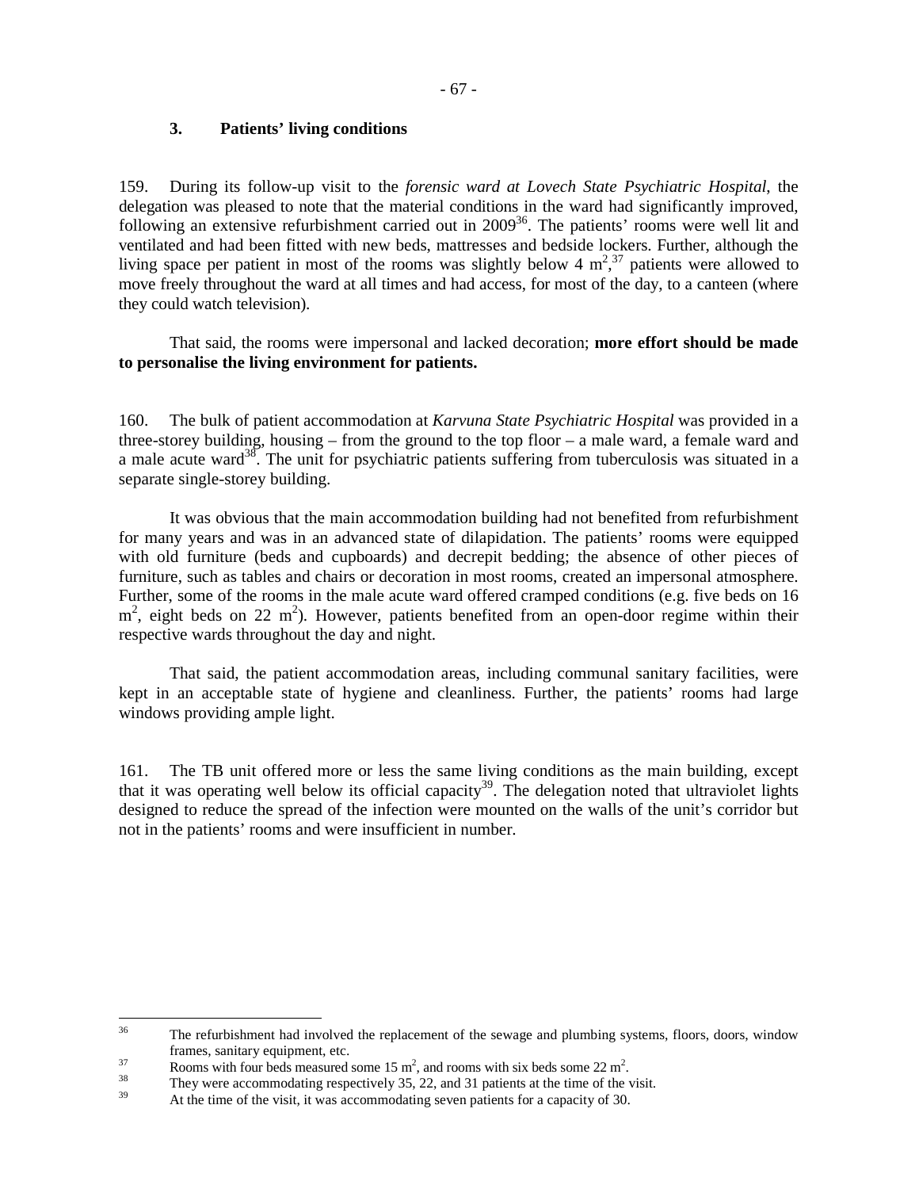### 3. Patients' living conditions

159. During its follow-up visit to the *forensic ward at Lovech State Psychiatric Hospital*, the delegation was pleased to note that the material conditions in the ward had significantly improved, following an extensive refurbishment carried out in 2009[36]. The patients' rooms were well lit and ventilated and had been fitted with new beds, mattresses and bedside lockers. Further, although the living space per patient in most of the rooms was slightly below 4 $m^2$,[37] patients were allowed to move freely throughout the ward at all times and had access, for most of the day, to a canteen (where they could watch television).

That said, the rooms were impersonal and lacked decoration; **more effort should be made to personalise the living environment for patients.**

160. The bulk of patient accommodation at *Karvuna State Psychiatric Hospital* was provided in a three-storey building, housing – from the ground to the top floor – a male ward, a female ward and a male acute ward[38]. The unit for psychiatric patients suffering from tuberculosis was situated in a separate single-storey building.

It was obvious that the main accommodation building had not benefited from refurbishment for many years and was in an advanced state of dilapidation. The patients' rooms were equipped with old furniture (beds and cupboards) and decrepit bedding; the absence of other pieces of furniture, such as tables and chairs or decoration in most rooms, created an impersonal atmosphere. Further, some of the rooms in the male acute ward offered cramped conditions (e.g. five beds on 16 $m^2$, eight beds on 22 $m^2$). However, patients benefited from an open-door regime within their respective wards throughout the day and night.

That said, the patient accommodation areas, including communal sanitary facilities, were kept in an acceptable state of hygiene and cleanliness. Further, the patients' rooms had large windows providing ample light.

161. The TB unit offered more or less the same living conditions as the main building, except that it was operating well below its official capacity[39]. The delegation noted that ultraviolet lights designed to reduce the spread of the infection were mounted on the walls of the unit's corridor but not in the patients' rooms and were insufficient in number.

---

[36] The refurbishment had involved the replacement of the sewage and plumbing systems, floors, doors, window frames, sanitary equipment, etc.

[37] Rooms with four beds measured some 15 $m^2$, and rooms with six beds some 22 $m^2$.

[38] They were accommodating respectively 35, 22, and 31 patients at the time of the visit.

[39] At the time of the visit, it was accommodating seven patients for a capacity of 30.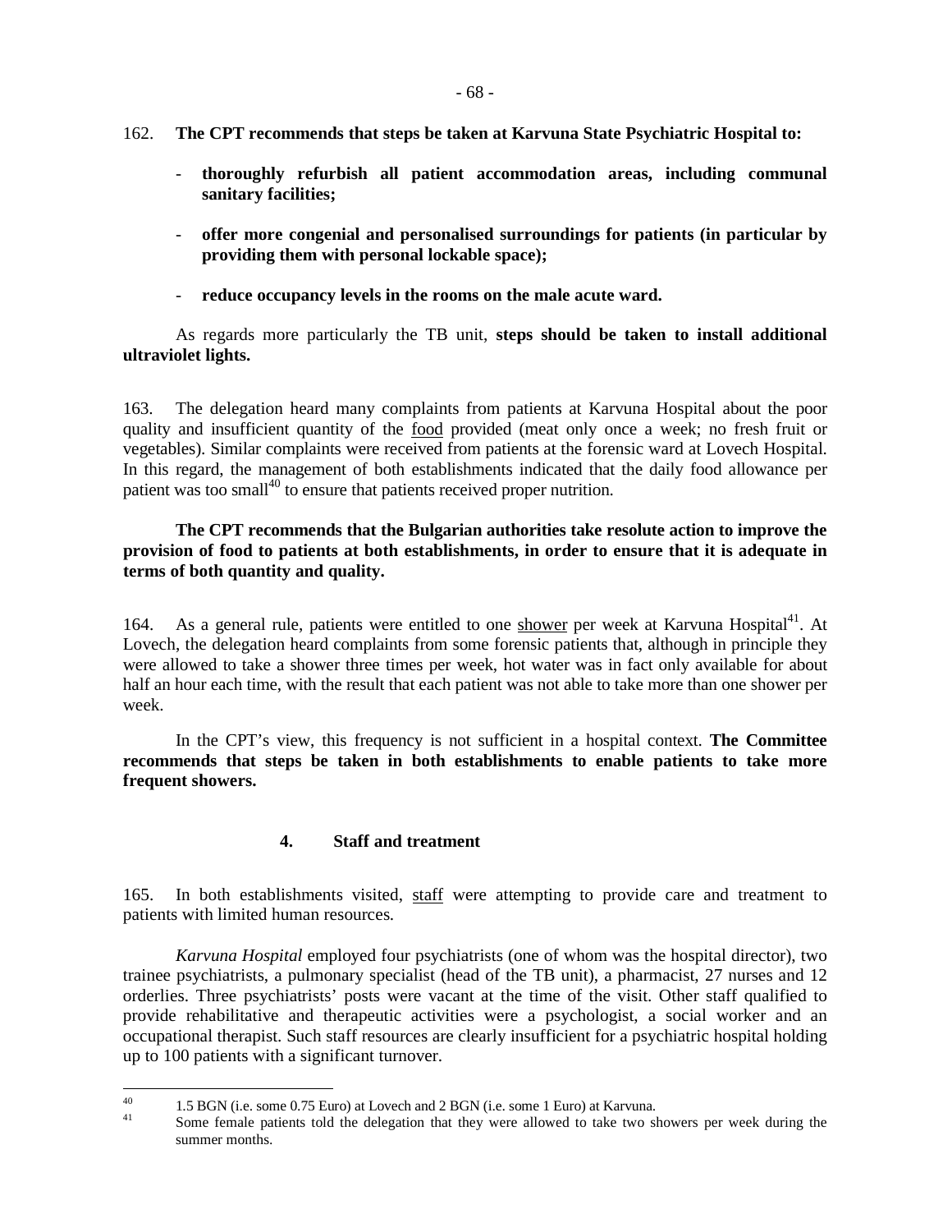162. **The CPT recommends that steps be taken at Karvuna State Psychiatric Hospital to:**

- **thoroughly refurbish all patient accommodation areas, including communal sanitary facilities;**
- **offer more congenial and personalised surroundings for patients (in particular by providing them with personal lockable space);**
- **reduce occupancy levels in the rooms on the male acute ward.**

As regards more particularly the TB unit, **steps should be taken to install additional ultraviolet lights.**

163. The delegation heard many complaints from patients at Karvuna Hospital about the poor quality and insufficient quantity of the food provided (meat only once a week; no fresh fruit or vegetables). Similar complaints were received from patients at the forensic ward at Lovech Hospital. In this regard, the management of both establishments indicated that the daily food allowance per patient was too small[40] to ensure that patients received proper nutrition.

**The CPT recommends that the Bulgarian authorities take resolute action to improve the provision of food to patients at both establishments, in order to ensure that it is adequate in terms of both quantity and quality.**

164. As a general rule, patients were entitled to one shower per week at Karvuna Hospital[41]. At Lovech, the delegation heard complaints from some forensic patients that, although in principle they were allowed to take a shower three times per week, hot water was in fact only available for about half an hour each time, with the result that each patient was not able to take more than one shower per week.

In the CPT's view, this frequency is not sufficient in a hospital context. **The Committee recommends that steps be taken in both establishments to enable patients to take more frequent showers.**

### 4. Staff and treatment

165. In both establishments visited, staff were attempting to provide care and treatment to patients with limited human resources.

*Karvuna Hospital* employed four psychiatrists (one of whom was the hospital director), two trainee psychiatrists, a pulmonary specialist (head of the TB unit), a pharmacist, 27 nurses and 12 orderlies. Three psychiatrists' posts were vacant at the time of the visit. Other staff qualified to provide rehabilitative and therapeutic activities were a psychologist, a social worker and an occupational therapist. Such staff resources are clearly insufficient for a psychiatric hospital holding up to 100 patients with a significant turnover.

---

[40] 1.5 BGN (i.e. some 0.75 Euro) at Lovech and 2 BGN (i.e. some 1 Euro) at Karvuna.

[41] Some female patients told the delegation that they were allowed to take two showers per week during the summer months.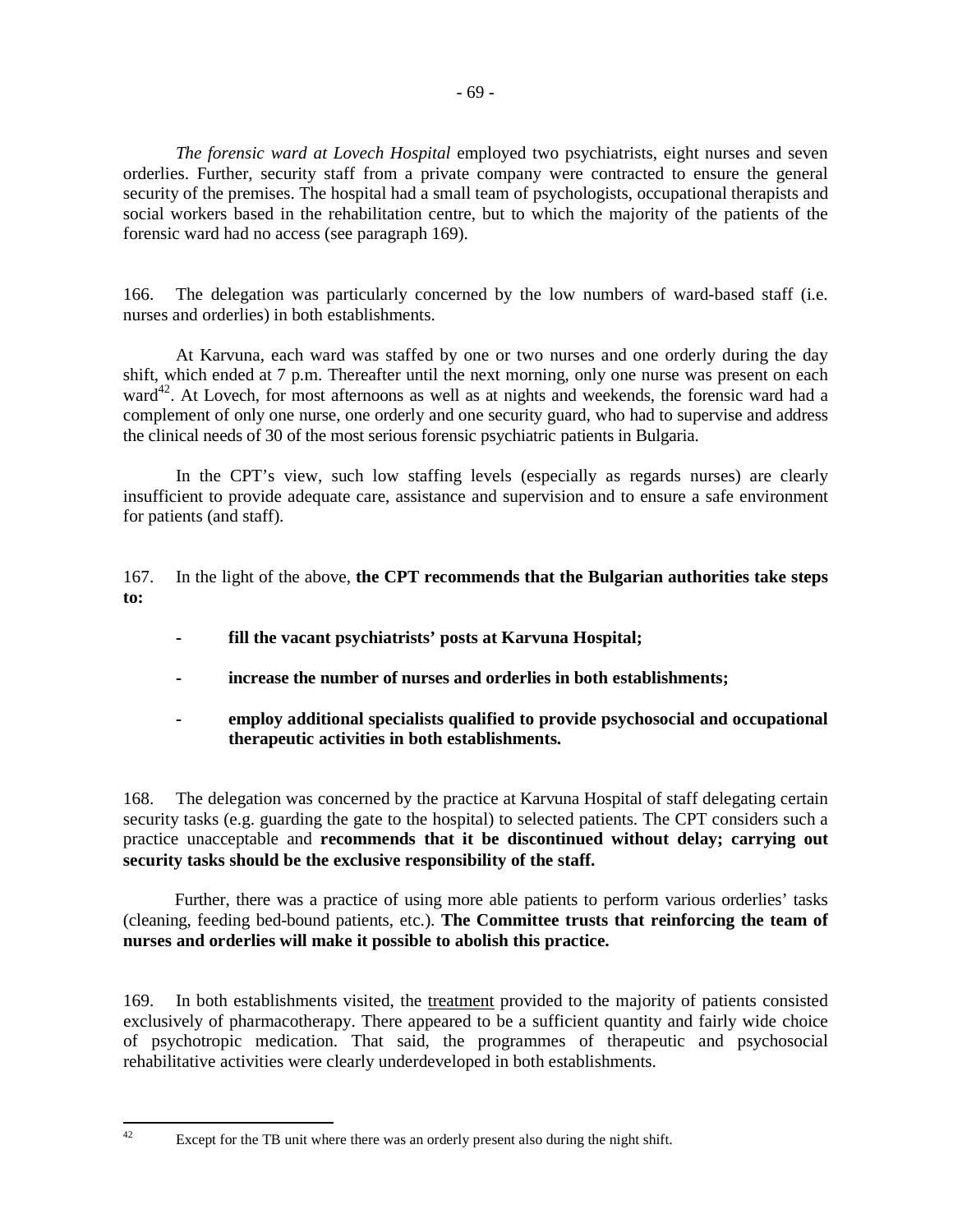*The forensic ward at Lovech Hospital* employed two psychiatrists, eight nurses and seven orderlies. Further, security staff from a private company were contracted to ensure the general security of the premises. The hospital had a small team of psychologists, occupational therapists and social workers based in the rehabilitation centre, but to which the majority of the patients of the forensic ward had no access (see paragraph 169).

166. The delegation was particularly concerned by the low numbers of ward-based staff (i.e. nurses and orderlies) in both establishments.

At Karvuna, each ward was staffed by one or two nurses and one orderly during the day shift, which ended at 7 p.m. Thereafter until the next morning, only one nurse was present on each ward[42]. At Lovech, for most afternoons as well as at nights and weekends, the forensic ward had a complement of only one nurse, one orderly and one security guard, who had to supervise and address the clinical needs of 30 of the most serious forensic psychiatric patients in Bulgaria.

In the CPT's view, such low staffing levels (especially as regards nurses) are clearly insufficient to provide adequate care, assistance and supervision and to ensure a safe environment for patients (and staff).

167. In the light of the above, **the CPT recommends that the Bulgarian authorities take steps to:**

- **fill the vacant psychiatrists' posts at Karvuna Hospital;**
- **increase the number of nurses and orderlies in both establishments;**
- **employ additional specialists qualified to provide psychosocial and occupational therapeutic activities in both establishments.**

168. The delegation was concerned by the practice at Karvuna Hospital of staff delegating certain security tasks (e.g. guarding the gate to the hospital) to selected patients. The CPT considers such a practice unacceptable and **recommends that it be discontinued without delay; carrying out security tasks should be the exclusive responsibility of the staff.**

Further, there was a practice of using more able patients to perform various orderlies' tasks (cleaning, feeding bed-bound patients, etc.). **The Committee trusts that reinforcing the team of nurses and orderlies will make it possible to abolish this practice.**

169. In both establishments visited, the treatment provided to the majority of patients consisted exclusively of pharmacotherapy. There appeared to be a sufficient quantity and fairly wide choice of psychotropic medication. That said, the programmes of therapeutic and psychosocial rehabilitative activities were clearly underdeveloped in both establishments.

---

[42] Except for the TB unit where there was an orderly present also during the night shift.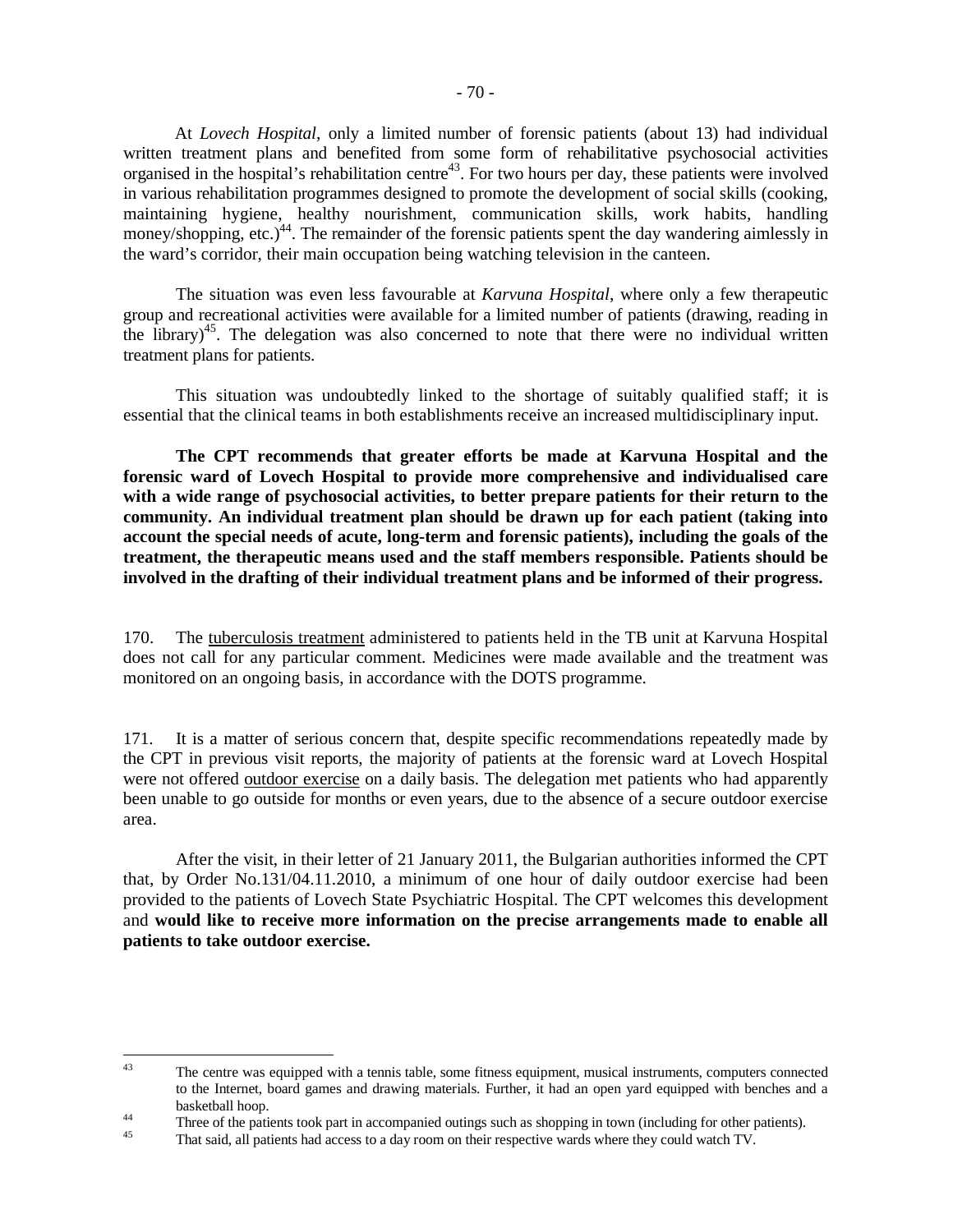At *Lovech Hospital*, only a limited number of forensic patients (about 13) had individual written treatment plans and benefited from some form of rehabilitative psychosocial activities organised in the hospital's rehabilitation centre[43]. For two hours per day, these patients were involved in various rehabilitation programmes designed to promote the development of social skills (cooking, maintaining hygiene, healthy nourishment, communication skills, work habits, handling money/shopping, etc.)[44]. The remainder of the forensic patients spent the day wandering aimlessly in the ward's corridor, their main occupation being watching television in the canteen.

The situation was even less favourable at *Karvuna Hospital*, where only a few therapeutic group and recreational activities were available for a limited number of patients (drawing, reading in the library)[45]. The delegation was also concerned to note that there were no individual written treatment plans for patients.

This situation was undoubtedly linked to the shortage of suitably qualified staff; it is essential that the clinical teams in both establishments receive an increased multidisciplinary input.

**The CPT recommends that greater efforts be made at Karvuna Hospital and the forensic ward of Lovech Hospital to provide more comprehensive and individualised care with a wide range of psychosocial activities, to better prepare patients for their return to the community. An individual treatment plan should be drawn up for each patient (taking into account the special needs of acute, long-term and forensic patients), including the goals of the treatment, the therapeutic means used and the staff members responsible. Patients should be involved in the drafting of their individual treatment plans and be informed of their progress.**

170. The tuberculosis treatment administered to patients held in the TB unit at Karvuna Hospital does not call for any particular comment. Medicines were made available and the treatment was monitored on an ongoing basis, in accordance with the DOTS programme.

171. It is a matter of serious concern that, despite specific recommendations repeatedly made by the CPT in previous visit reports, the majority of patients at the forensic ward at Lovech Hospital were not offered outdoor exercise on a daily basis. The delegation met patients who had apparently been unable to go outside for months or even years, due to the absence of a secure outdoor exercise area.

After the visit, in their letter of 21 January 2011, the Bulgarian authorities informed the CPT that, by Order No.131/04.11.2010, a minimum of one hour of daily outdoor exercise had been provided to the patients of Lovech State Psychiatric Hospital. The CPT welcomes this development and **would like to receive more information on the precise arrangements made to enable all patients to take outdoor exercise.**

---

[43] The centre was equipped with a tennis table, some fitness equipment, musical instruments, computers connected to the Internet, board games and drawing materials. Further, it had an open yard equipped with benches and a basketball hoop.

[44] Three of the patients took part in accompanied outings such as shopping in town (including for other patients).

[45] That said, all patients had access to a day room on their respective wards where they could watch TV.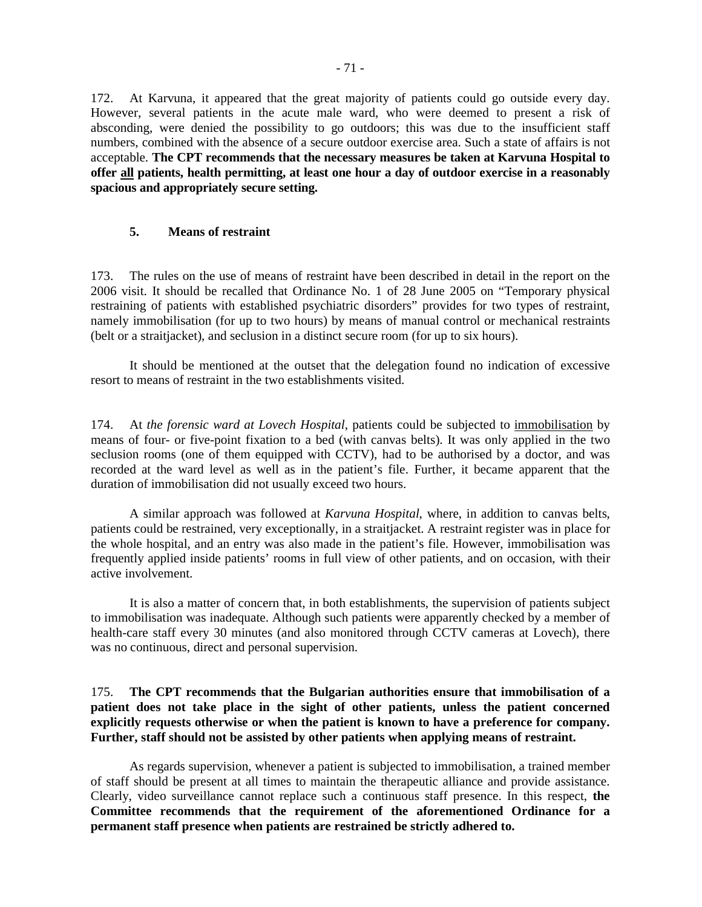172. At Karvuna, it appeared that the great majority of patients could go outside every day. However, several patients in the acute male ward, who were deemed to present a risk of absconding, were denied the possibility to go outdoors; this was due to the insufficient staff numbers, combined with the absence of a secure outdoor exercise area. Such a state of affairs is not acceptable. **The CPT recommends that the necessary measures be taken at Karvuna Hospital to offer <u>all</u> patients, health permitting, at least one hour a day of outdoor exercise in a reasonably spacious and appropriately secure setting.**

### 5. Means of restraint

173. The rules on the use of means of restraint have been described in detail in the report on the 2006 visit. It should be recalled that Ordinance No. 1 of 28 June 2005 on "Temporary physical restraining of patients with established psychiatric disorders" provides for two types of restraint, namely immobilisation (for up to two hours) by means of manual control or mechanical restraints (belt or a straitjacket), and seclusion in a distinct secure room (for up to six hours).

It should be mentioned at the outset that the delegation found no indication of excessive resort to means of restraint in the two establishments visited.

174. At *the forensic ward at Lovech Hospital*, patients could be subjected to <u>immobilisation</u> by means of four- or five-point fixation to a bed (with canvas belts). It was only applied in the two seclusion rooms (one of them equipped with CCTV), had to be authorised by a doctor, and was recorded at the ward level as well as in the patient's file. Further, it became apparent that the duration of immobilisation did not usually exceed two hours.

A similar approach was followed at *Karvuna Hospital*, where, in addition to canvas belts, patients could be restrained, very exceptionally, in a straitjacket. A restraint register was in place for the whole hospital, and an entry was also made in the patient's file. However, immobilisation was frequently applied inside patients' rooms in full view of other patients, and on occasion, with their active involvement.

It is also a matter of concern that, in both establishments, the supervision of patients subject to immobilisation was inadequate. Although such patients were apparently checked by a member of health-care staff every 30 minutes (and also monitored through CCTV cameras at Lovech), there was no continuous, direct and personal supervision.

175. **The CPT recommends that the Bulgarian authorities ensure that immobilisation of a patient does not take place in the sight of other patients, unless the patient concerned explicitly requests otherwise or when the patient is known to have a preference for company. Further, staff should not be assisted by other patients when applying means of restraint.**

As regards supervision, whenever a patient is subjected to immobilisation, a trained member of staff should be present at all times to maintain the therapeutic alliance and provide assistance. Clearly, video surveillance cannot replace such a continuous staff presence. In this respect, **the Committee recommends that the requirement of the aforementioned Ordinance for a permanent staff presence when patients are restrained be strictly adhered to.**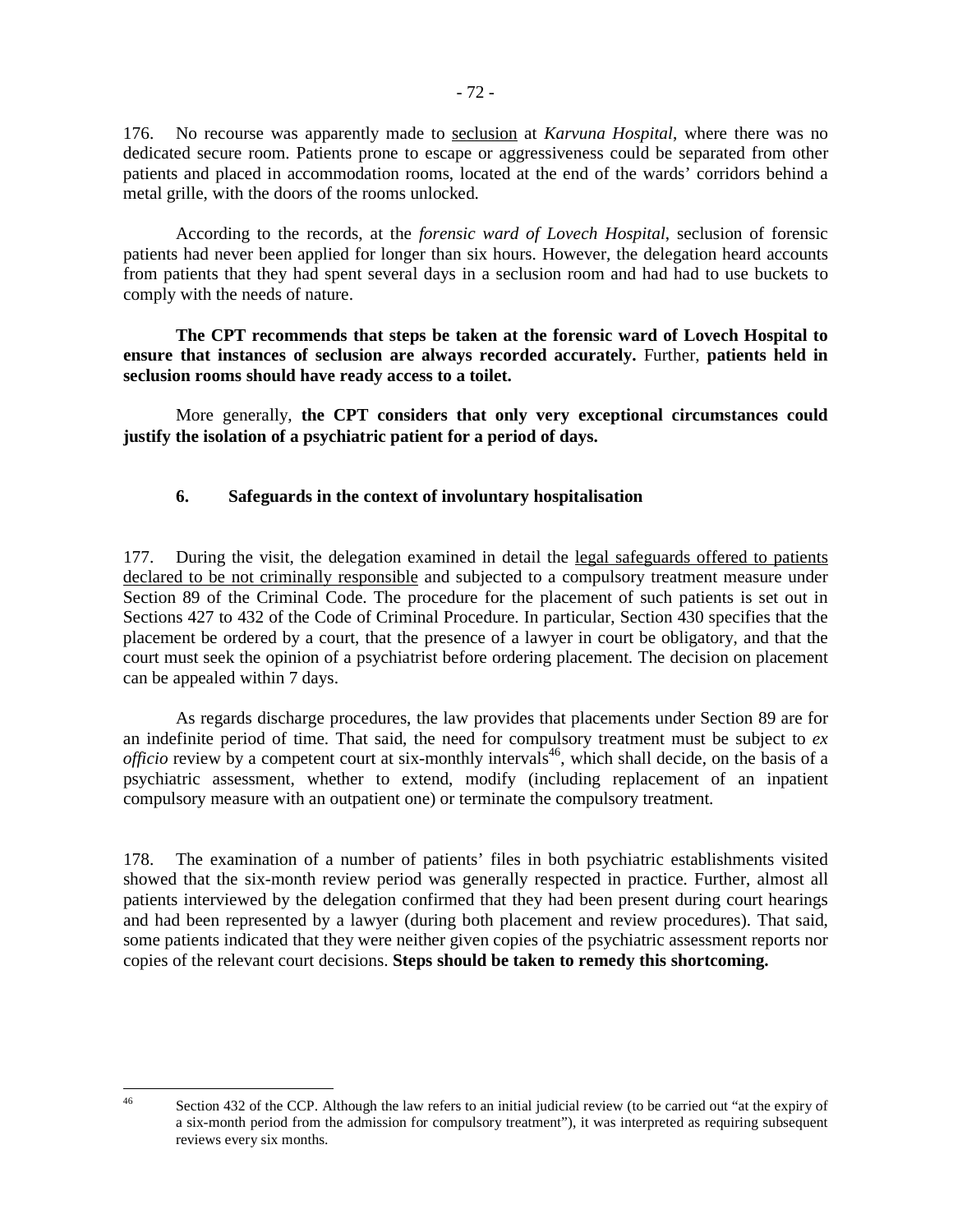176. No recourse was apparently made to seclusion at *Karvuna Hospital*, where there was no dedicated secure room. Patients prone to escape or aggressiveness could be separated from other patients and placed in accommodation rooms, located at the end of the wards' corridors behind a metal grille, with the doors of the rooms unlocked.

According to the records, at the *forensic ward of Lovech Hospital*, seclusion of forensic patients had never been applied for longer than six hours. However, the delegation heard accounts from patients that they had spent several days in a seclusion room and had had to use buckets to comply with the needs of nature.

**The CPT recommends that steps be taken at the forensic ward of Lovech Hospital to ensure that instances of seclusion are always recorded accurately.** Further, **patients held in seclusion rooms should have ready access to a toilet.**

More generally, **the CPT considers that only very exceptional circumstances could justify the isolation of a psychiatric patient for a period of days.**

### 6. Safeguards in the context of involuntary hospitalisation

177. During the visit, the delegation examined in detail the legal safeguards offered to patients declared to be not criminally responsible and subjected to a compulsory treatment measure under Section 89 of the Criminal Code. The procedure for the placement of such patients is set out in Sections 427 to 432 of the Code of Criminal Procedure. In particular, Section 430 specifies that the placement be ordered by a court, that the presence of a lawyer in court be obligatory, and that the court must seek the opinion of a psychiatrist before ordering placement. The decision on placement can be appealed within 7 days.

As regards discharge procedures, the law provides that placements under Section 89 are for an indefinite period of time. That said, the need for compulsory treatment must be subject to *ex officio* review by a competent court at six-monthly intervals[46], which shall decide, on the basis of a psychiatric assessment, whether to extend, modify (including replacement of an inpatient compulsory measure with an outpatient one) or terminate the compulsory treatment.

178. The examination of a number of patients' files in both psychiatric establishments visited showed that the six-month review period was generally respected in practice. Further, almost all patients interviewed by the delegation confirmed that they had been present during court hearings and had been represented by a lawyer (during both placement and review procedures). That said, some patients indicated that they were neither given copies of the psychiatric assessment reports nor copies of the relevant court decisions. **Steps should be taken to remedy this shortcoming.**

---

[46] Section 432 of the CCP. Although the law refers to an initial judicial review (to be carried out "at the expiry of a six-month period from the admission for compulsory treatment"), it was interpreted as requiring subsequent reviews every six months.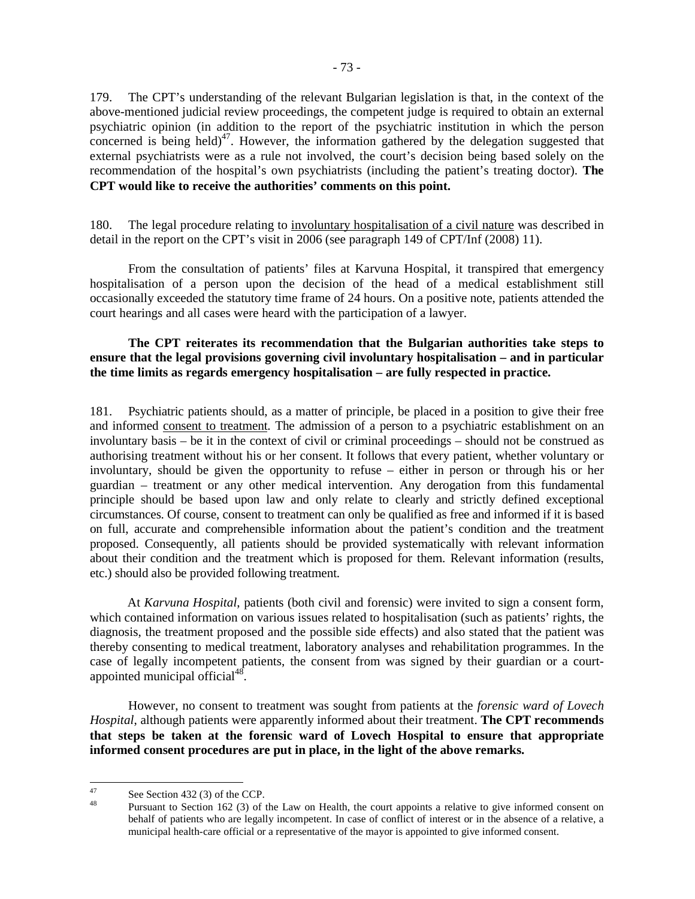179. The CPT's understanding of the relevant Bulgarian legislation is that, in the context of the above-mentioned judicial review proceedings, the competent judge is required to obtain an external psychiatric opinion (in addition to the report of the psychiatric institution in which the person concerned is being held)[47]. However, the information gathered by the delegation suggested that external psychiatrists were as a rule not involved, the court's decision being based solely on the recommendation of the hospital's own psychiatrists (including the patient's treating doctor). **The CPT would like to receive the authorities' comments on this point.**

180. The legal procedure relating to <u>involuntary hospitalisation of a civil nature</u> was described in detail in the report on the CPT's visit in 2006 (see paragraph 149 of CPT/Inf (2008) 11).

From the consultation of patients' files at Karvuna Hospital, it transpired that emergency hospitalisation of a person upon the decision of the head of a medical establishment still occasionally exceeded the statutory time frame of 24 hours. On a positive note, patients attended the court hearings and all cases were heard with the participation of a lawyer.

**The CPT reiterates its recommendation that the Bulgarian authorities take steps to ensure that the legal provisions governing civil involuntary hospitalisation – and in particular the time limits as regards emergency hospitalisation – are fully respected in practice.**

181. Psychiatric patients should, as a matter of principle, be placed in a position to give their free and informed <u>consent to treatment</u>. The admission of a person to a psychiatric establishment on an involuntary basis – be it in the context of civil or criminal proceedings – should not be construed as authorising treatment without his or her consent. It follows that every patient, whether voluntary or involuntary, should be given the opportunity to refuse – either in person or through his or her guardian – treatment or any other medical intervention. Any derogation from this fundamental principle should be based upon law and only relate to clearly and strictly defined exceptional circumstances. Of course, consent to treatment can only be qualified as free and informed if it is based on full, accurate and comprehensible information about the patient's condition and the treatment proposed. Consequently, all patients should be provided systematically with relevant information about their condition and the treatment which is proposed for them. Relevant information (results, etc.) should also be provided following treatment.

At *Karvuna Hospital*, patients (both civil and forensic) were invited to sign a consent form, which contained information on various issues related to hospitalisation (such as patients' rights, the diagnosis, the treatment proposed and the possible side effects) and also stated that the patient was thereby consenting to medical treatment, laboratory analyses and rehabilitation programmes. In the case of legally incompetent patients, the consent from was signed by their guardian or a court-appointed municipal official[48].

However, no consent to treatment was sought from patients at the *forensic ward of Lovech Hospital*, although patients were apparently informed about their treatment. **The CPT recommends that steps be taken at the forensic ward of Lovech Hospital to ensure that appropriate informed consent procedures are put in place, in the light of the above remarks.**

---

[47] See Section 432 (3) of the CCP.

[48] Pursuant to Section 162 (3) of the Law on Health, the court appoints a relative to give informed consent on behalf of patients who are legally incompetent. In case of conflict of interest or in the absence of a relative, a municipal health-care official or a representative of the mayor is appointed to give informed consent.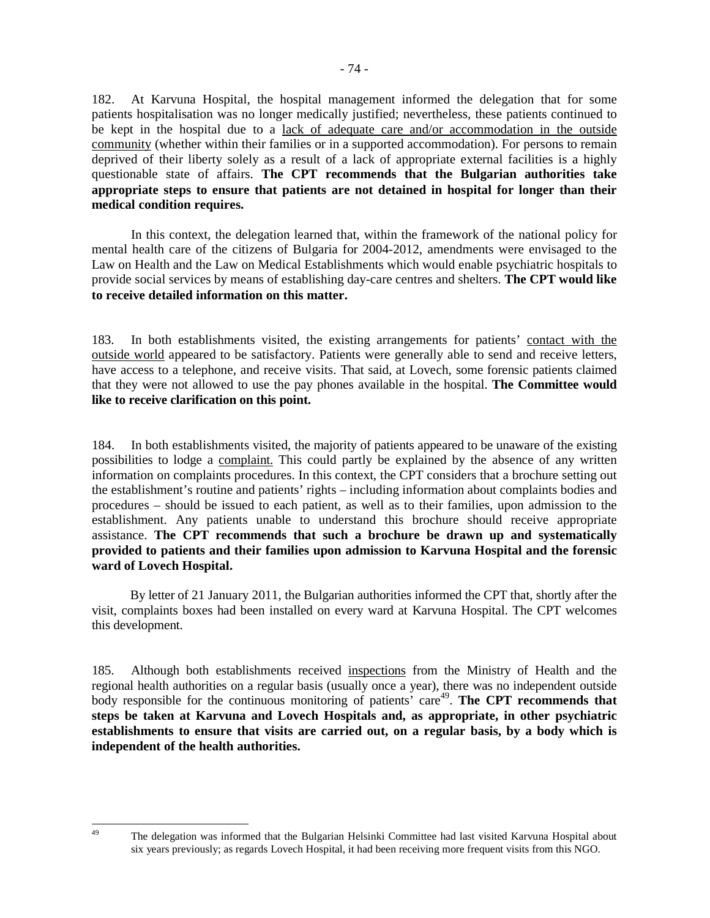182. At Karvuna Hospital, the hospital management informed the delegation that for some patients hospitalisation was no longer medically justified; nevertheless, these patients continued to be kept in the hospital due to a lack of adequate care and/or accommodation in the outside community (whether within their families or in a supported accommodation). For persons to remain deprived of their liberty solely as a result of a lack of appropriate external facilities is a highly questionable state of affairs. **The CPT recommends that the Bulgarian authorities take appropriate steps to ensure that patients are not detained in hospital for longer than their medical condition requires.**

In this context, the delegation learned that, within the framework of the national policy for mental health care of the citizens of Bulgaria for 2004-2012, amendments were envisaged to the Law on Health and the Law on Medical Establishments which would enable psychiatric hospitals to provide social services by means of establishing day-care centres and shelters. **The CPT would like to receive detailed information on this matter.**

183. In both establishments visited, the existing arrangements for patients' contact with the outside world appeared to be satisfactory. Patients were generally able to send and receive letters, have access to a telephone, and receive visits. That said, at Lovech, some forensic patients claimed that they were not allowed to use the pay phones available in the hospital. **The Committee would like to receive clarification on this point.**

184. In both establishments visited, the majority of patients appeared to be unaware of the existing possibilities to lodge a complaint. This could partly be explained by the absence of any written information on complaints procedures. In this context, the CPT considers that a brochure setting out the establishment's routine and patients' rights – including information about complaints bodies and procedures – should be issued to each patient, as well as to their families, upon admission to the establishment. Any patients unable to understand this brochure should receive appropriate assistance. **The CPT recommends that such a brochure be drawn up and systematically provided to patients and their families upon admission to Karvuna Hospital and the forensic ward of Lovech Hospital.**

By letter of 21 January 2011, the Bulgarian authorities informed the CPT that, shortly after the visit, complaints boxes had been installed on every ward at Karvuna Hospital. The CPT welcomes this development.

185. Although both establishments received inspections from the Ministry of Health and the regional health authorities on a regular basis (usually once a year), there was no independent outside body responsible for the continuous monitoring of patients' care[49]. **The CPT recommends that steps be taken at Karvuna and Lovech Hospitals and, as appropriate, in other psychiatric establishments to ensure that visits are carried out, on a regular basis, by a body which is independent of the health authorities.**

---

[49] The delegation was informed that the Bulgarian Helsinki Committee had last visited Karvuna Hospital about six years previously; as regards Lovech Hospital, it had been receiving more frequent visits from this NGO.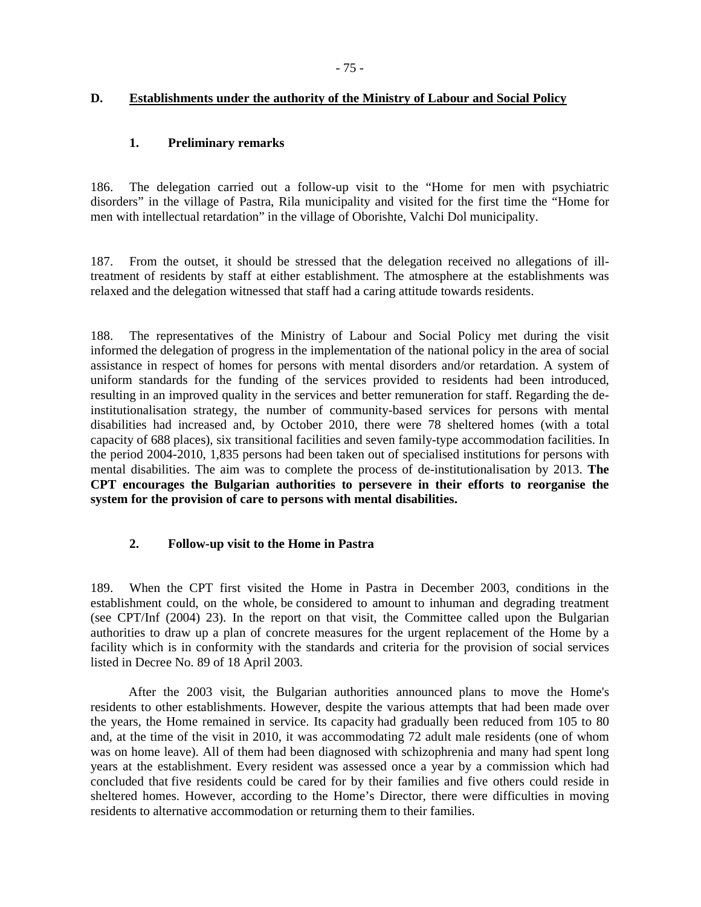## D. Establishments under the authority of the Ministry of Labour and Social Policy

### 1. Preliminary remarks

186. The delegation carried out a follow-up visit to the "Home for men with psychiatric disorders" in the village of Pastra, Rila municipality and visited for the first time the "Home for men with intellectual retardation" in the village of Oborishte, Valchi Dol municipality.

187. From the outset, it should be stressed that the delegation received no allegations of ill-treatment of residents by staff at either establishment. The atmosphere at the establishments was relaxed and the delegation witnessed that staff had a caring attitude towards residents.

188. The representatives of the Ministry of Labour and Social Policy met during the visit informed the delegation of progress in the implementation of the national policy in the area of social assistance in respect of homes for persons with mental disorders and/or retardation. A system of uniform standards for the funding of the services provided to residents had been introduced, resulting in an improved quality in the services and better remuneration for staff. Regarding the de-institutionalisation strategy, the number of community-based services for persons with mental disabilities had increased and, by October 2010, there were 78 sheltered homes (with a total capacity of 688 places), six transitional facilities and seven family-type accommodation facilities. In the period 2004-2010, 1,835 persons had been taken out of specialised institutions for persons with mental disabilities. The aim was to complete the process of de-institutionalisation by 2013. **The CPT encourages the Bulgarian authorities to persevere in their efforts to reorganise the system for the provision of care to persons with mental disabilities.**

### 2. Follow-up visit to the Home in Pastra

189. When the CPT first visited the Home in Pastra in December 2003, conditions in the establishment could, on the whole, be considered to amount to inhuman and degrading treatment (see CPT/Inf (2004) 23). In the report on that visit, the Committee called upon the Bulgarian authorities to draw up a plan of concrete measures for the urgent replacement of the Home by a facility which is in conformity with the standards and criteria for the provision of social services listed in Decree No. 89 of 18 April 2003.

After the 2003 visit, the Bulgarian authorities announced plans to move the Home's residents to other establishments. However, despite the various attempts that had been made over the years, the Home remained in service. Its capacity had gradually been reduced from 105 to 80 and, at the time of the visit in 2010, it was accommodating 72 adult male residents (one of whom was on home leave). All of them had been diagnosed with schizophrenia and many had spent long years at the establishment. Every resident was assessed once a year by a commission which had concluded that five residents could be cared for by their families and five others could reside in sheltered homes. However, according to the Home's Director, there were difficulties in moving residents to alternative accommodation or returning them to their families.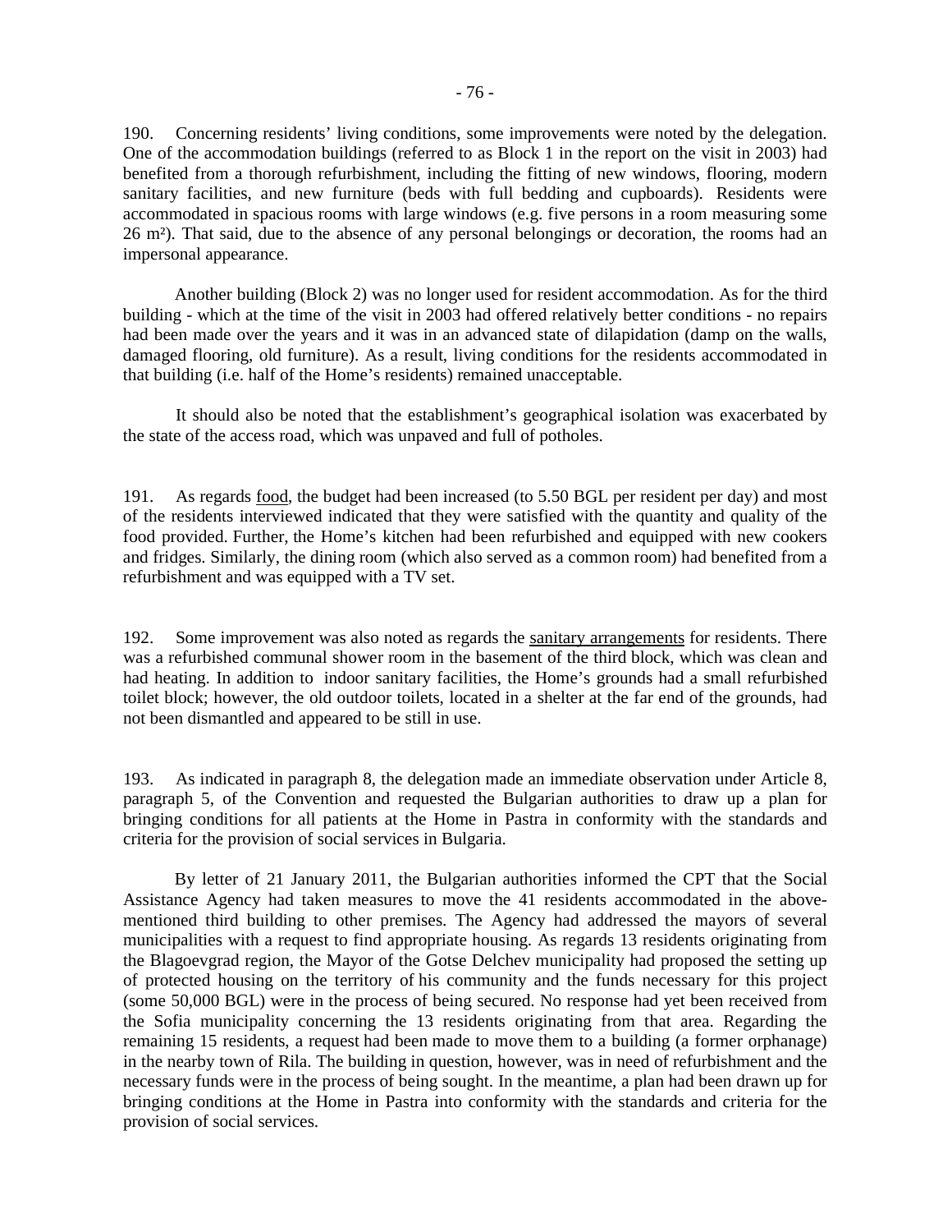190. Concerning residents' living conditions, some improvements were noted by the delegation. One of the accommodation buildings (referred to as Block 1 in the report on the visit in 2003) had benefited from a thorough refurbishment, including the fitting of new windows, flooring, modern sanitary facilities, and new furniture (beds with full bedding and cupboards). Residents were accommodated in spacious rooms with large windows (e.g. five persons in a room measuring some 26 m²). That said, due to the absence of any personal belongings or decoration, the rooms had an impersonal appearance.

Another building (Block 2) was no longer used for resident accommodation. As for the third building - which at the time of the visit in 2003 had offered relatively better conditions - no repairs had been made over the years and it was in an advanced state of dilapidation (damp on the walls, damaged flooring, old furniture). As a result, living conditions for the residents accommodated in that building (i.e. half of the Home's residents) remained unacceptable.

It should also be noted that the establishment's geographical isolation was exacerbated by the state of the access road, which was unpaved and full of potholes.

191. As regards food, the budget had been increased (to 5.50 BGL per resident per day) and most of the residents interviewed indicated that they were satisfied with the quantity and quality of the food provided. Further, the Home's kitchen had been refurbished and equipped with new cookers and fridges. Similarly, the dining room (which also served as a common room) had benefited from a refurbishment and was equipped with a TV set.

192. Some improvement was also noted as regards the sanitary arrangements for residents. There was a refurbished communal shower room in the basement of the third block, which was clean and had heating. In addition to indoor sanitary facilities, the Home's grounds had a small refurbished toilet block; however, the old outdoor toilets, located in a shelter at the far end of the grounds, had not been dismantled and appeared to be still in use.

193. As indicated in paragraph 8, the delegation made an immediate observation under Article 8, paragraph 5, of the Convention and requested the Bulgarian authorities to draw up a plan for bringing conditions for all patients at the Home in Pastra in conformity with the standards and criteria for the provision of social services in Bulgaria.

By letter of 21 January 2011, the Bulgarian authorities informed the CPT that the Social Assistance Agency had taken measures to move the 41 residents accommodated in the above-mentioned third building to other premises. The Agency had addressed the mayors of several municipalities with a request to find appropriate housing. As regards 13 residents originating from the Blagoevgrad region, the Mayor of the Gotse Delchev municipality had proposed the setting up of protected housing on the territory of his community and the funds necessary for this project (some 50,000 BGL) were in the process of being secured. No response had yet been received from the Sofia municipality concerning the 13 residents originating from that area. Regarding the remaining 15 residents, a request had been made to move them to a building (a former orphanage) in the nearby town of Rila. The building in question, however, was in need of refurbishment and the necessary funds were in the process of being sought. In the meantime, a plan had been drawn up for bringing conditions at the Home in Pastra into conformity with the standards and criteria for the provision of social services.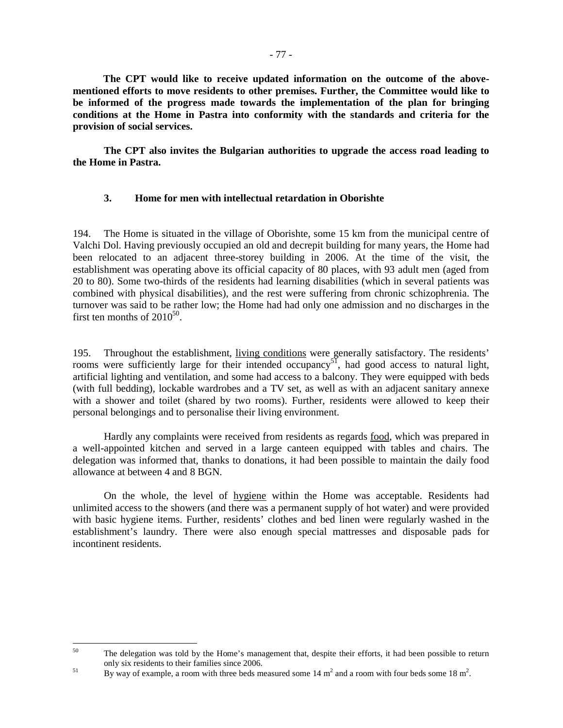**The CPT would like to receive updated information on the outcome of the above-mentioned efforts to move residents to other premises. Further, the Committee would like to be informed of the progress made towards the implementation of the plan for bringing conditions at the Home in Pastra into conformity with the standards and criteria for the provision of social services.**

**The CPT also invites the Bulgarian authorities to upgrade the access road leading to the Home in Pastra.**

### 3. Home for men with intellectual retardation in Oborishte

194. The Home is situated in the village of Oborishte, some 15 km from the municipal centre of Valchi Dol. Having previously occupied an old and decrepit building for many years, the Home had been relocated to an adjacent three-storey building in 2006. At the time of the visit, the establishment was operating above its official capacity of 80 places, with 93 adult men (aged from 20 to 80). Some two-thirds of the residents had learning disabilities (which in several patients was combined with physical disabilities), and the rest were suffering from chronic schizophrenia. The turnover was said to be rather low; the Home had had only one admission and no discharges in the first ten months of 2010[50].

195. Throughout the establishment, living conditions were generally satisfactory. The residents' rooms were sufficiently large for their intended occupancy[51], had good access to natural light, artificial lighting and ventilation, and some had access to a balcony. They were equipped with beds (with full bedding), lockable wardrobes and a TV set, as well as with an adjacent sanitary annexe with a shower and toilet (shared by two rooms). Further, residents were allowed to keep their personal belongings and to personalise their living environment.

Hardly any complaints were received from residents as regards food, which was prepared in a well-appointed kitchen and served in a large canteen equipped with tables and chairs. The delegation was informed that, thanks to donations, it had been possible to maintain the daily food allowance at between 4 and 8 BGN.

On the whole, the level of hygiene within the Home was acceptable. Residents had unlimited access to the showers (and there was a permanent supply of hot water) and were provided with basic hygiene items. Further, residents' clothes and bed linen were regularly washed in the establishment's laundry. There were also enough special mattresses and disposable pads for incontinent residents.

---

[50] The delegation was told by the Home's management that, despite their efforts, it had been possible to return only six residents to their families since 2006.

[51] By way of example, a room with three beds measured some 14 $m^2$ and a room with four beds some 18 $m^2$.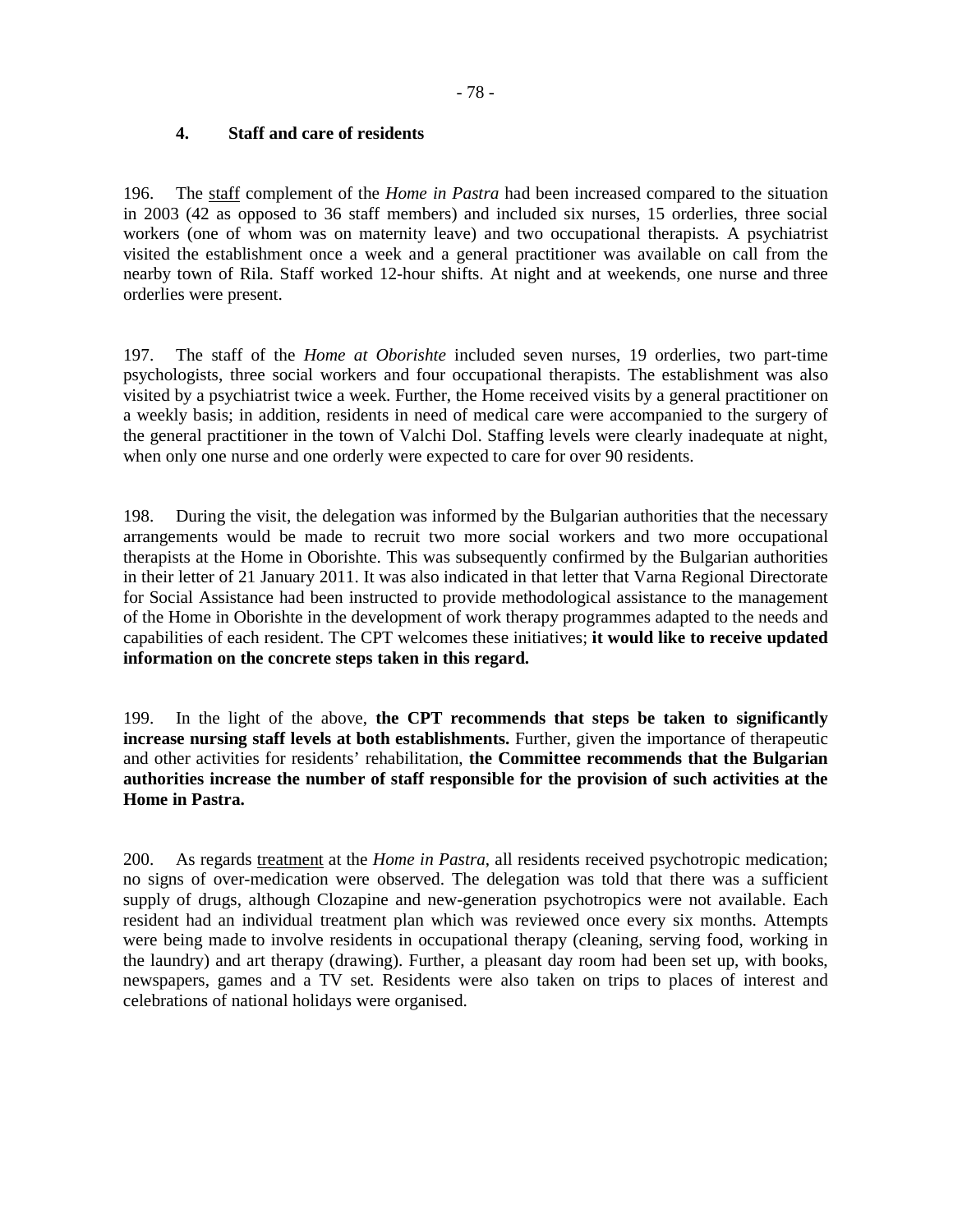### 4. Staff and care of residents

196. The staff complement of the *Home in Pastra* had been increased compared to the situation in 2003 (42 as opposed to 36 staff members) and included six nurses, 15 orderlies, three social workers (one of whom was on maternity leave) and two occupational therapists. A psychiatrist visited the establishment once a week and a general practitioner was available on call from the nearby town of Rila. Staff worked 12-hour shifts. At night and at weekends, one nurse and three orderlies were present.

197. The staff of the *Home at Oborishte* included seven nurses, 19 orderlies, two part-time psychologists, three social workers and four occupational therapists. The establishment was also visited by a psychiatrist twice a week. Further, the Home received visits by a general practitioner on a weekly basis; in addition, residents in need of medical care were accompanied to the surgery of the general practitioner in the town of Valchi Dol. Staffing levels were clearly inadequate at night, when only one nurse and one orderly were expected to care for over 90 residents.

198. During the visit, the delegation was informed by the Bulgarian authorities that the necessary arrangements would be made to recruit two more social workers and two more occupational therapists at the Home in Oborishte. This was subsequently confirmed by the Bulgarian authorities in their letter of 21 January 2011. It was also indicated in that letter that Varna Regional Directorate for Social Assistance had been instructed to provide methodological assistance to the management of the Home in Oborishte in the development of work therapy programmes adapted to the needs and capabilities of each resident. The CPT welcomes these initiatives; **it would like to receive updated information on the concrete steps taken in this regard.**

199. In the light of the above, **the CPT recommends that steps be taken to significantly increase nursing staff levels at both establishments.** Further, given the importance of therapeutic and other activities for residents' rehabilitation, **the Committee recommends that the Bulgarian authorities increase the number of staff responsible for the provision of such activities at the Home in Pastra.**

200. As regards treatment at the *Home in Pastra*, all residents received psychotropic medication; no signs of over-medication were observed. The delegation was told that there was a sufficient supply of drugs, although Clozapine and new-generation psychotropics were not available. Each resident had an individual treatment plan which was reviewed once every six months. Attempts were being made to involve residents in occupational therapy (cleaning, serving food, working in the laundry) and art therapy (drawing). Further, a pleasant day room had been set up, with books, newspapers, games and a TV set. Residents were also taken on trips to places of interest and celebrations of national holidays were organised.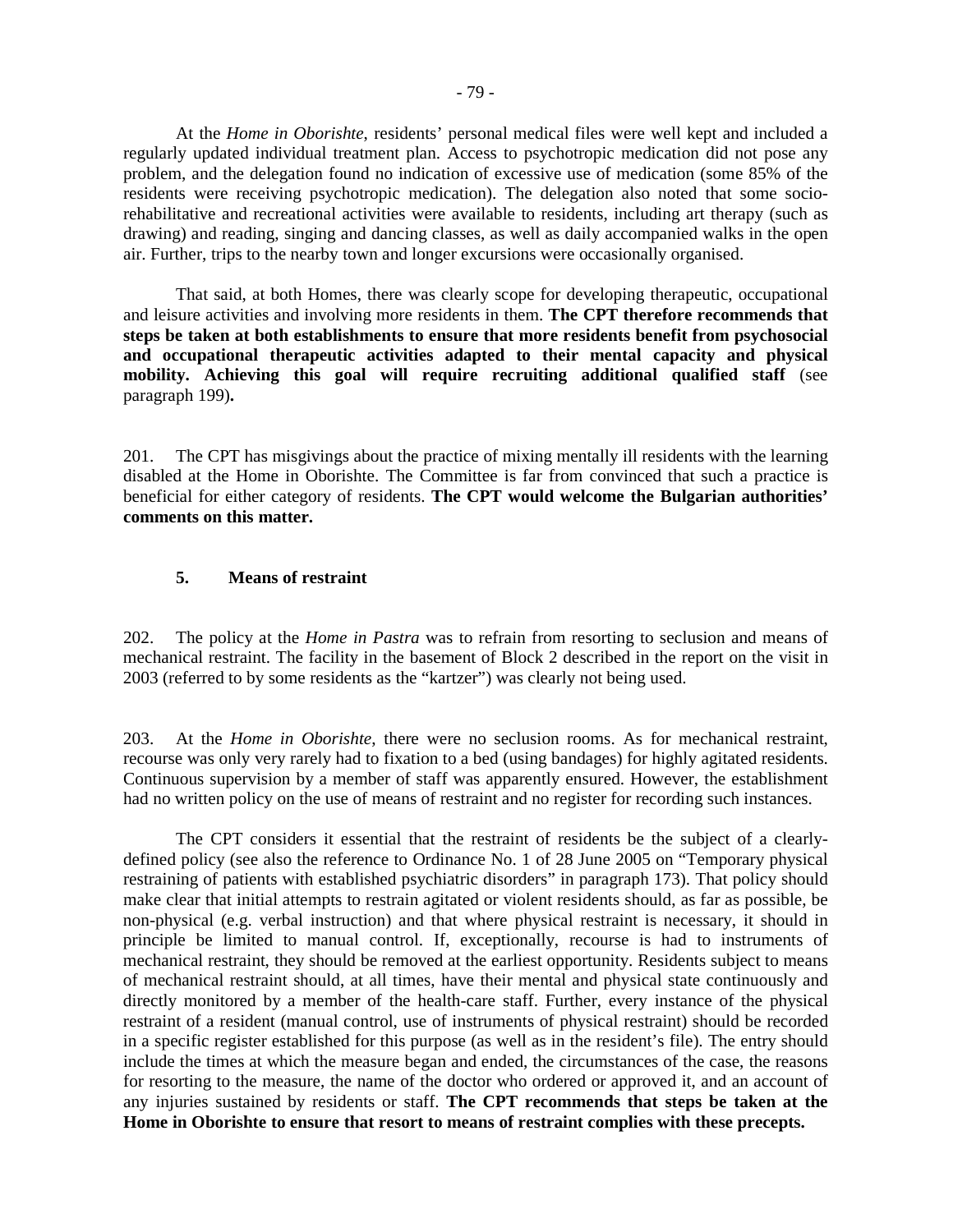At the *Home in Oborishte*, residents' personal medical files were well kept and included a regularly updated individual treatment plan. Access to psychotropic medication did not pose any problem, and the delegation found no indication of excessive use of medication (some 85% of the residents were receiving psychotropic medication). The delegation also noted that some socio-rehabilitative and recreational activities were available to residents, including art therapy (such as drawing) and reading, singing and dancing classes, as well as daily accompanied walks in the open air. Further, trips to the nearby town and longer excursions were occasionally organised.

That said, at both Homes, there was clearly scope for developing therapeutic, occupational and leisure activities and involving more residents in them. **The CPT therefore recommends that steps be taken at both establishments to ensure that more residents benefit from psychosocial and occupational therapeutic activities adapted to their mental capacity and physical mobility. Achieving this goal will require recruiting additional qualified staff** (see paragraph 199)**.**

201. The CPT has misgivings about the practice of mixing mentally ill residents with the learning disabled at the Home in Oborishte. The Committee is far from convinced that such a practice is beneficial for either category of residents. **The CPT would welcome the Bulgarian authorities' comments on this matter.**

### 5. Means of restraint

202. The policy at the *Home in Pastra* was to refrain from resorting to seclusion and means of mechanical restraint. The facility in the basement of Block 2 described in the report on the visit in 2003 (referred to by some residents as the "kartzer") was clearly not being used.

203. At the *Home in Oborishte*, there were no seclusion rooms. As for mechanical restraint, recourse was only very rarely had to fixation to a bed (using bandages) for highly agitated residents. Continuous supervision by a member of staff was apparently ensured. However, the establishment had no written policy on the use of means of restraint and no register for recording such instances.

The CPT considers it essential that the restraint of residents be the subject of a clearly-defined policy (see also the reference to Ordinance No. 1 of 28 June 2005 on "Temporary physical restraining of patients with established psychiatric disorders" in paragraph 173). That policy should make clear that initial attempts to restrain agitated or violent residents should, as far as possible, be non-physical (e.g. verbal instruction) and that where physical restraint is necessary, it should in principle be limited to manual control. If, exceptionally, recourse is had to instruments of mechanical restraint, they should be removed at the earliest opportunity. Residents subject to means of mechanical restraint should, at all times, have their mental and physical state continuously and directly monitored by a member of the health-care staff. Further, every instance of the physical restraint of a resident (manual control, use of instruments of physical restraint) should be recorded in a specific register established for this purpose (as well as in the resident's file). The entry should include the times at which the measure began and ended, the circumstances of the case, the reasons for resorting to the measure, the name of the doctor who ordered or approved it, and an account of any injuries sustained by residents or staff. **The CPT recommends that steps be taken at the Home in Oborishte to ensure that resort to means of restraint complies with these precepts.**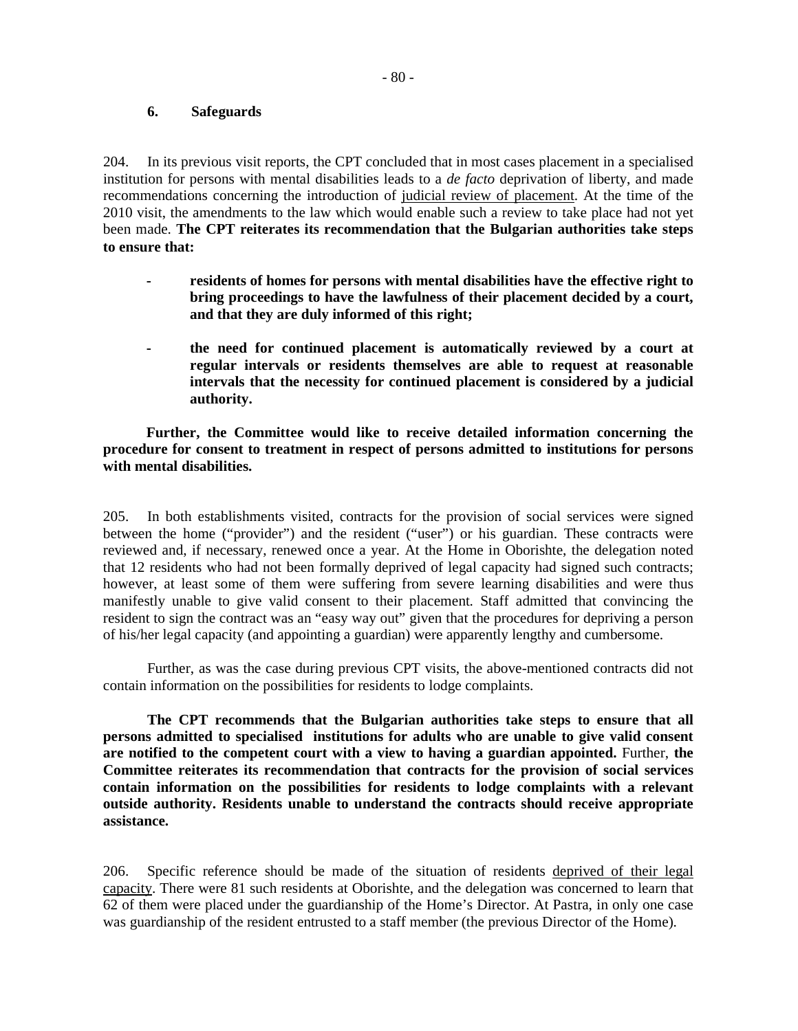### 6. Safeguards

204. In its previous visit reports, the CPT concluded that in most cases placement in a specialised institution for persons with mental disabilities leads to a *de facto* deprivation of liberty, and made recommendations concerning the introduction of judicial review of placement. At the time of the 2010 visit, the amendments to the law which would enable such a review to take place had not yet been made. **The CPT reiterates its recommendation that the Bulgarian authorities take steps to ensure that:**

- **residents of homes for persons with mental disabilities have the effective right to bring proceedings to have the lawfulness of their placement decided by a court, and that they are duly informed of this right;**

- **the need for continued placement is automatically reviewed by a court at regular intervals or residents themselves are able to request at reasonable intervals that the necessity for continued placement is considered by a judicial authority.**

**Further, the Committee would like to receive detailed information concerning the procedure for consent to treatment in respect of persons admitted to institutions for persons with mental disabilities.**

205. In both establishments visited, contracts for the provision of social services were signed between the home ("provider") and the resident ("user") or his guardian. These contracts were reviewed and, if necessary, renewed once a year. At the Home in Oborishte, the delegation noted that 12 residents who had not been formally deprived of legal capacity had signed such contracts; however, at least some of them were suffering from severe learning disabilities and were thus manifestly unable to give valid consent to their placement. Staff admitted that convincing the resident to sign the contract was an "easy way out" given that the procedures for depriving a person of his/her legal capacity (and appointing a guardian) were apparently lengthy and cumbersome.

Further, as was the case during previous CPT visits, the above-mentioned contracts did not contain information on the possibilities for residents to lodge complaints.

**The CPT recommends that the Bulgarian authorities take steps to ensure that all persons admitted to specialised institutions for adults who are unable to give valid consent are notified to the competent court with a view to having a guardian appointed.** Further, **the Committee reiterates its recommendation that contracts for the provision of social services contain information on the possibilities for residents to lodge complaints with a relevant outside authority. Residents unable to understand the contracts should receive appropriate assistance.**

206. Specific reference should be made of the situation of residents deprived of their legal capacity. There were 81 such residents at Oborishte, and the delegation was concerned to learn that 62 of them were placed under the guardianship of the Home's Director. At Pastra, in only one case was guardianship of the resident entrusted to a staff member (the previous Director of the Home).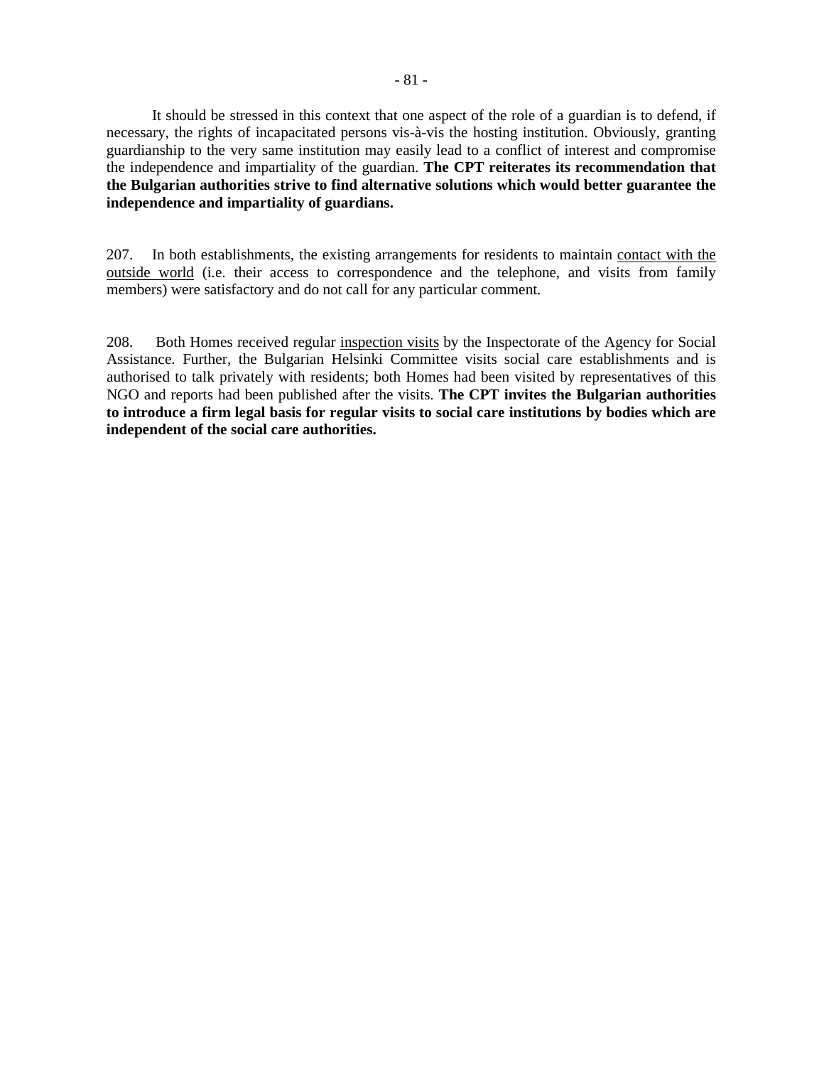It should be stressed in this context that one aspect of the role of a guardian is to defend, if necessary, the rights of incapacitated persons vis-à-vis the hosting institution. Obviously, granting guardianship to the very same institution may easily lead to a conflict of interest and compromise the independence and impartiality of the guardian. **The CPT reiterates its recommendation that the Bulgarian authorities strive to find alternative solutions which would better guarantee the independence and impartiality of guardians.**

207. In both establishments, the existing arrangements for residents to maintain contact with the outside world (i.e. their access to correspondence and the telephone, and visits from family members) were satisfactory and do not call for any particular comment.

208. Both Homes received regular inspection visits by the Inspectorate of the Agency for Social Assistance. Further, the Bulgarian Helsinki Committee visits social care establishments and is authorised to talk privately with residents; both Homes had been visited by representatives of this NGO and reports had been published after the visits. **The CPT invites the Bulgarian authorities to introduce a firm legal basis for regular visits to social care institutions by bodies which are independent of the social care authorities.**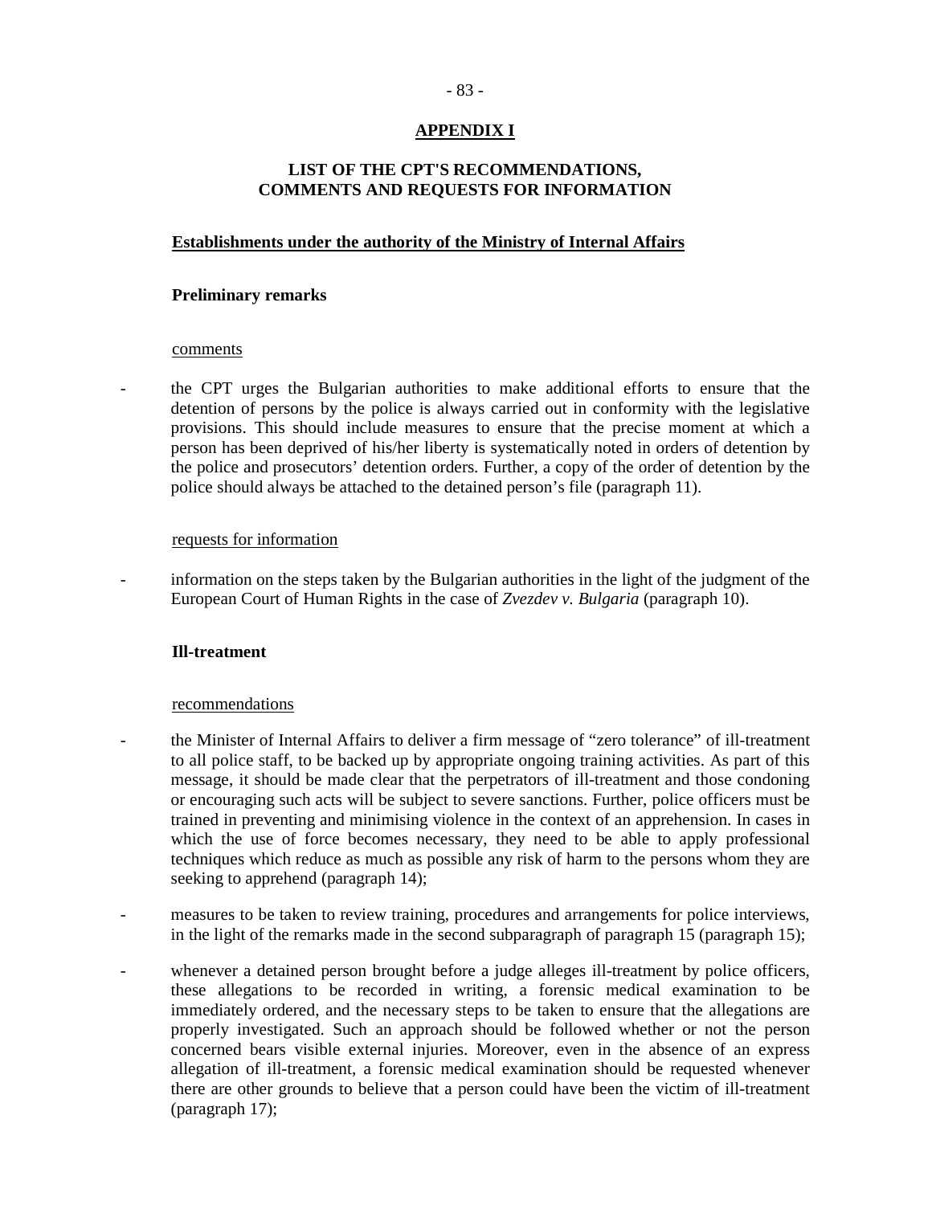# APPENDIX I

## LIST OF THE CPT'S RECOMMENDATIONS, COMMENTS AND REQUESTS FOR INFORMATION

### Establishments under the authority of the Ministry of Internal Affairs

#### Preliminary remarks

comments

- the CPT urges the Bulgarian authorities to make additional efforts to ensure that the detention of persons by the police is always carried out in conformity with the legislative provisions. This should include measures to ensure that the precise moment at which a person has been deprived of his/her liberty is systematically noted in orders of detention by the police and prosecutors' detention orders. Further, a copy of the order of detention by the police should always be attached to the detained person's file (paragraph 11).

requests for information

- information on the steps taken by the Bulgarian authorities in the light of the judgment of the European Court of Human Rights in the case of *Zvezdev v. Bulgaria* (paragraph 10).

#### Ill-treatment

recommendations

- the Minister of Internal Affairs to deliver a firm message of "zero tolerance" of ill-treatment to all police staff, to be backed up by appropriate ongoing training activities. As part of this message, it should be made clear that the perpetrators of ill-treatment and those condoning or encouraging such acts will be subject to severe sanctions. Further, police officers must be trained in preventing and minimising violence in the context of an apprehension. In cases in which the use of force becomes necessary, they need to be able to apply professional techniques which reduce as much as possible any risk of harm to the persons whom they are seeking to apprehend (paragraph 14);

- measures to be taken to review training, procedures and arrangements for police interviews, in the light of the remarks made in the second subparagraph of paragraph 15 (paragraph 15);

- whenever a detained person brought before a judge alleges ill-treatment by police officers, these allegations to be recorded in writing, a forensic medical examination to be immediately ordered, and the necessary steps to be taken to ensure that the allegations are properly investigated. Such an approach should be followed whether or not the person concerned bears visible external injuries. Moreover, even in the absence of an express allegation of ill-treatment, a forensic medical examination should be requested whenever there are other grounds to believe that a person could have been the victim of ill-treatment (paragraph 17);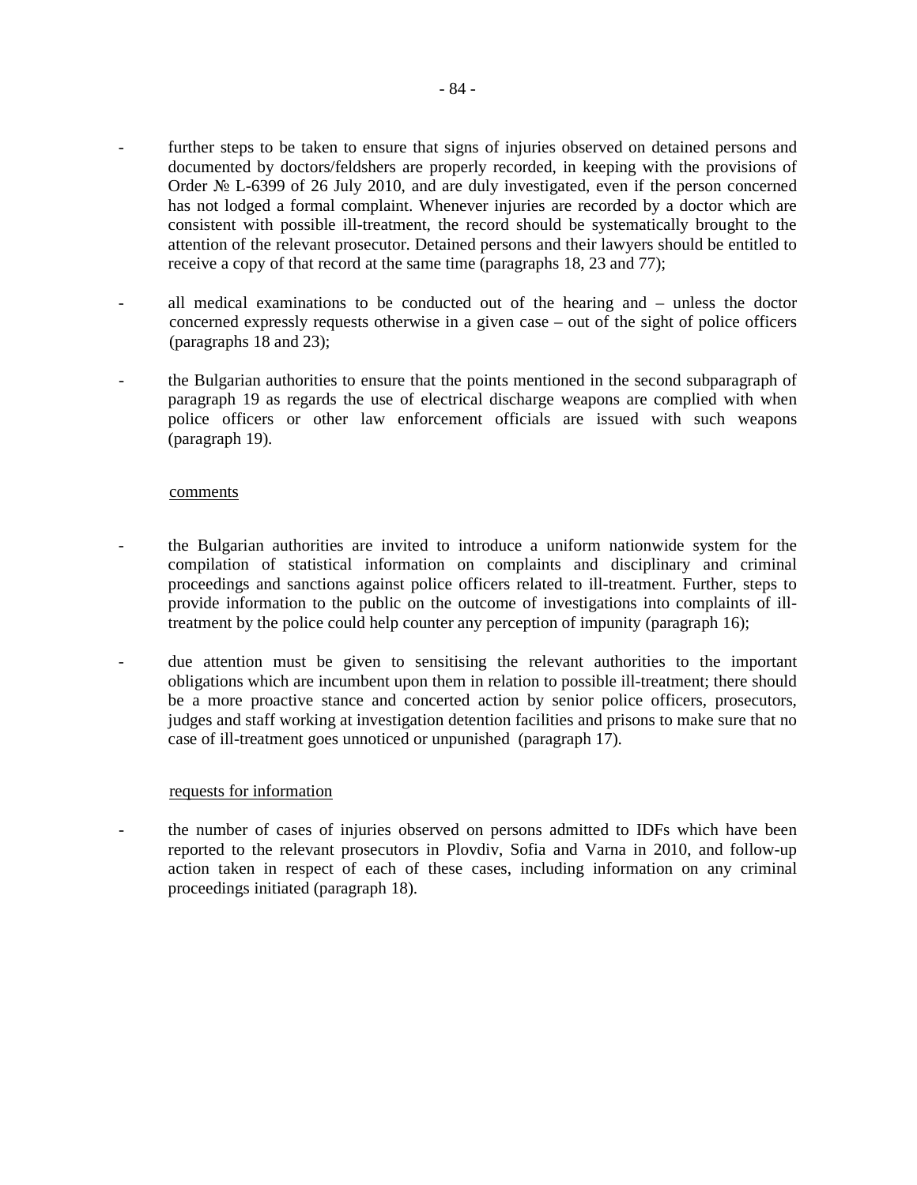- further steps to be taken to ensure that signs of injuries observed on detained persons and documented by doctors/feldshers are properly recorded, in keeping with the provisions of Order № L-6399 of 26 July 2010, and are duly investigated, even if the person concerned has not lodged a formal complaint. Whenever injuries are recorded by a doctor which are consistent with possible ill-treatment, the record should be systematically brought to the attention of the relevant prosecutor. Detained persons and their lawyers should be entitled to receive a copy of that record at the same time (paragraphs 18, 23 and 77);

- all medical examinations to be conducted out of the hearing and – unless the doctor concerned expressly requests otherwise in a given case – out of the sight of police officers (paragraphs 18 and 23);

- the Bulgarian authorities to ensure that the points mentioned in the second subparagraph of paragraph 19 as regards the use of electrical discharge weapons are complied with when police officers or other law enforcement officials are issued with such weapons (paragraph 19).

comments

- the Bulgarian authorities are invited to introduce a uniform nationwide system for the compilation of statistical information on complaints and disciplinary and criminal proceedings and sanctions against police officers related to ill-treatment. Further, steps to provide information to the public on the outcome of investigations into complaints of ill-treatment by the police could help counter any perception of impunity (paragraph 16);

- due attention must be given to sensitising the relevant authorities to the important obligations which are incumbent upon them in relation to possible ill-treatment; there should be a more proactive stance and concerted action by senior police officers, prosecutors, judges and staff working at investigation detention facilities and prisons to make sure that no case of ill-treatment goes unnoticed or unpunished (paragraph 17).

requests for information

- the number of cases of injuries observed on persons admitted to IDFs which have been reported to the relevant prosecutors in Plovdiv, Sofia and Varna in 2010, and follow-up action taken in respect of each of these cases, including information on any criminal proceedings initiated (paragraph 18).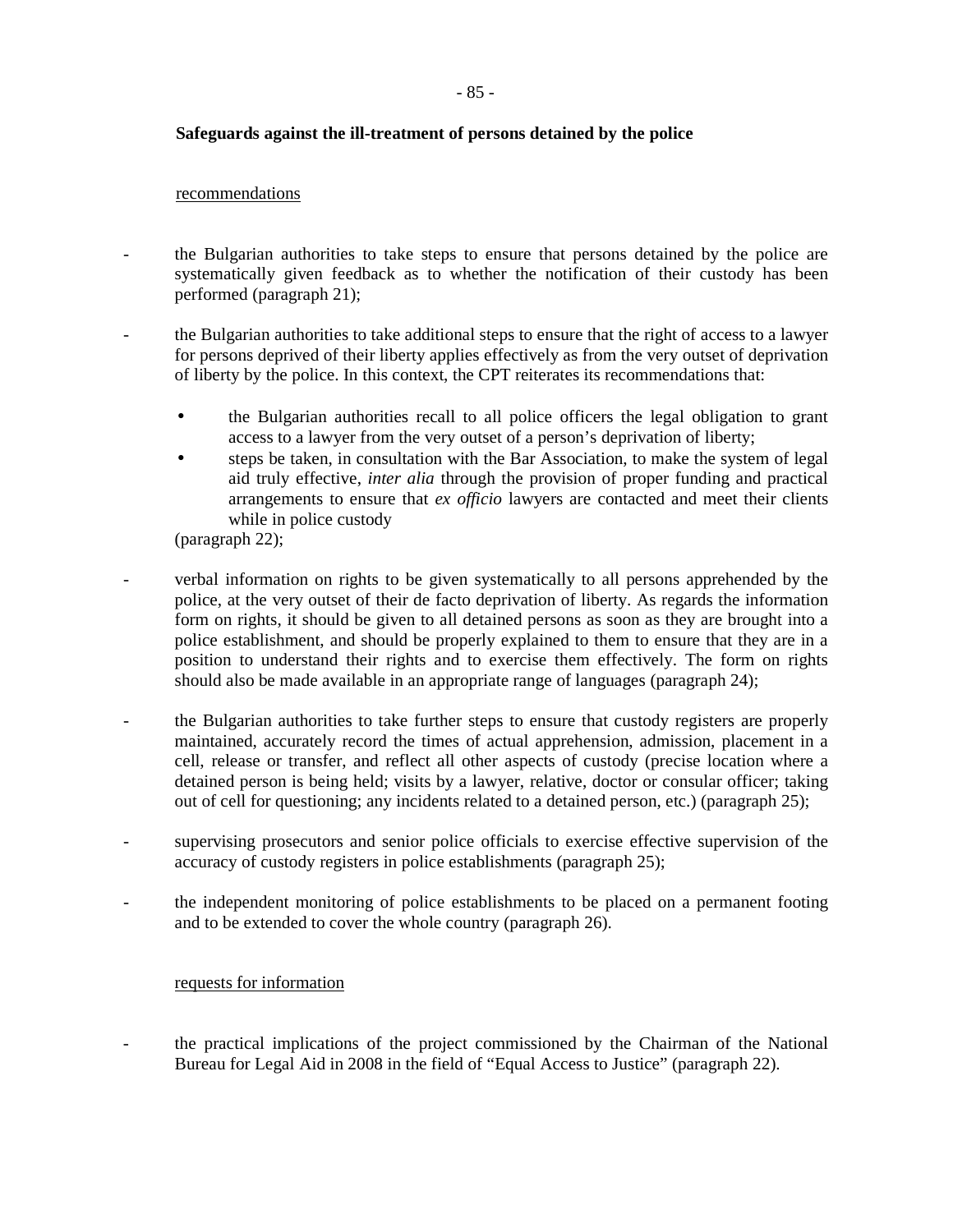**Safeguards against the ill-treatment of persons detained by the police**

recommendations

- the Bulgarian authorities to take steps to ensure that persons detained by the police are systematically given feedback as to whether the notification of their custody has been performed (paragraph 21);

- the Bulgarian authorities to take additional steps to ensure that the right of access to a lawyer for persons deprived of their liberty applies effectively as from the very outset of deprivation of liberty by the police. In this context, the CPT reiterates its recommendations that:

  - the Bulgarian authorities recall to all police officers the legal obligation to grant access to a lawyer from the very outset of a person's deprivation of liberty;
  - steps be taken, in consultation with the Bar Association, to make the system of legal aid truly effective, *inter alia* through the provision of proper funding and practical arrangements to ensure that *ex officio* lawyers are contacted and meet their clients while in police custody

  (paragraph 22);

- verbal information on rights to be given systematically to all persons apprehended by the police, at the very outset of their de facto deprivation of liberty. As regards the information form on rights, it should be given to all detained persons as soon as they are brought into a police establishment, and should be properly explained to them to ensure that they are in a position to understand their rights and to exercise them effectively. The form on rights should also be made available in an appropriate range of languages (paragraph 24);

- the Bulgarian authorities to take further steps to ensure that custody registers are properly maintained, accurately record the times of actual apprehension, admission, placement in a cell, release or transfer, and reflect all other aspects of custody (precise location where a detained person is being held; visits by a lawyer, relative, doctor or consular officer; taking out of cell for questioning; any incidents related to a detained person, etc.) (paragraph 25);

- supervising prosecutors and senior police officials to exercise effective supervision of the accuracy of custody registers in police establishments (paragraph 25);

- the independent monitoring of police establishments to be placed on a permanent footing and to be extended to cover the whole country (paragraph 26).

requests for information

- the practical implications of the project commissioned by the Chairman of the National Bureau for Legal Aid in 2008 in the field of "Equal Access to Justice" (paragraph 22).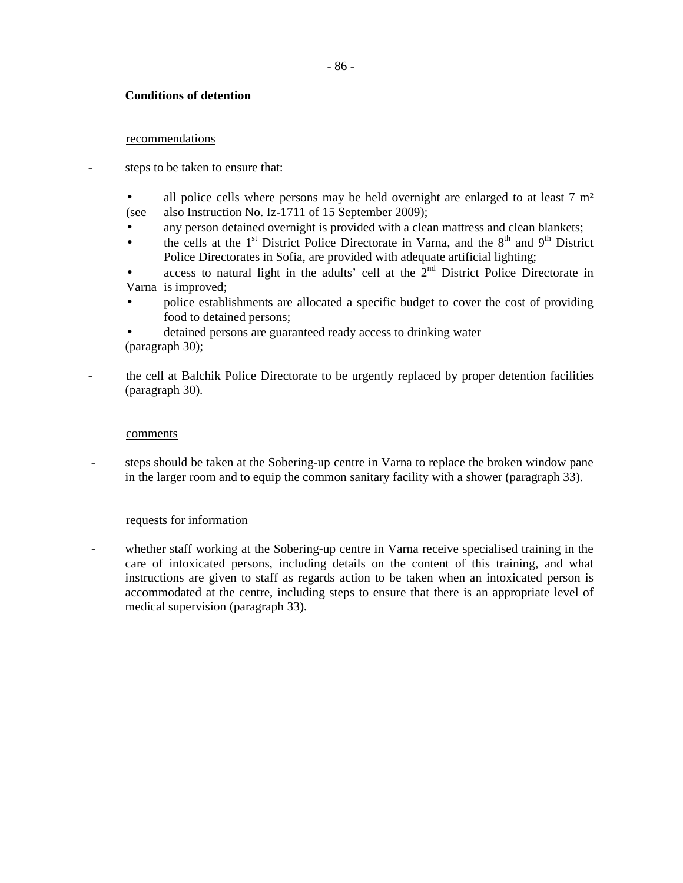**Conditions of detention**

recommendations

- steps to be taken to ensure that:

  - all police cells where persons may be held overnight are enlarged to at least 7 m² (see also Instruction No. Iz-1711 of 15 September 2009);
  - any person detained overnight is provided with a clean mattress and clean blankets;
  - the cells at the 1st District Police Directorate in Varna, and the 8th and 9th District Police Directorates in Sofia, are provided with adequate artificial lighting;
  - access to natural light in the adults' cell at the 2nd District Police Directorate in Varna is improved;
  - police establishments are allocated a specific budget to cover the cost of providing food to detained persons;
  - detained persons are guaranteed ready access to drinking water

  (paragraph 30);

- the cell at Balchik Police Directorate to be urgently replaced by proper detention facilities (paragraph 30).

comments

- steps should be taken at the Sobering-up centre in Varna to replace the broken window pane in the larger room and to equip the common sanitary facility with a shower (paragraph 33).

requests for information

- whether staff working at the Sobering-up centre in Varna receive specialised training in the care of intoxicated persons, including details on the content of this training, and what instructions are given to staff as regards action to be taken when an intoxicated person is accommodated at the centre, including steps to ensure that there is an appropriate level of medical supervision (paragraph 33).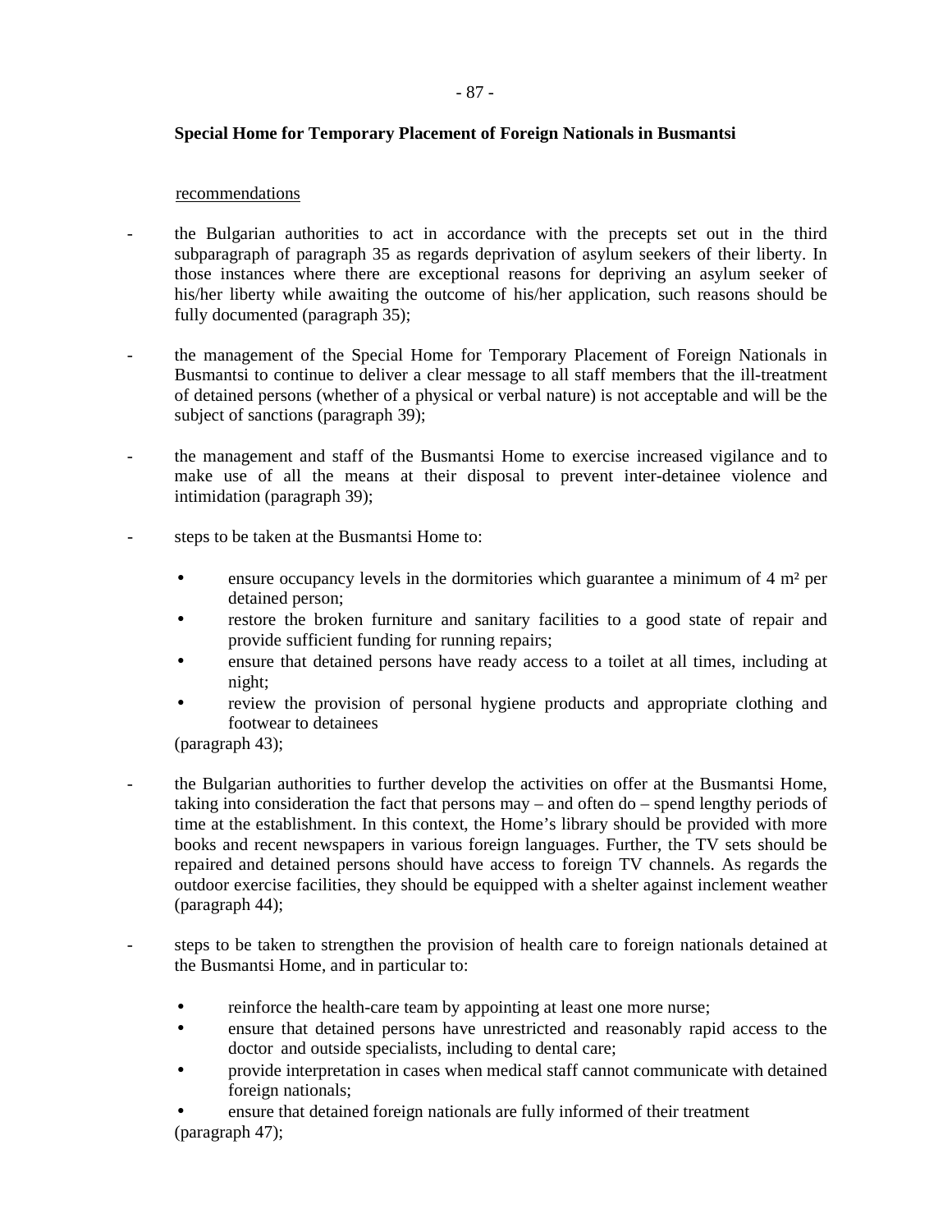**Special Home for Temporary Placement of Foreign Nationals in Busmantsi**

recommendations

- the Bulgarian authorities to act in accordance with the precepts set out in the third subparagraph of paragraph 35 as regards deprivation of asylum seekers of their liberty. In those instances where there are exceptional reasons for depriving an asylum seeker of his/her liberty while awaiting the outcome of his/her application, such reasons should be fully documented (paragraph 35);

- the management of the Special Home for Temporary Placement of Foreign Nationals in Busmantsi to continue to deliver a clear message to all staff members that the ill-treatment of detained persons (whether of a physical or verbal nature) is not acceptable and will be the subject of sanctions (paragraph 39);

- the management and staff of the Busmantsi Home to exercise increased vigilance and to make use of all the means at their disposal to prevent inter-detainee violence and intimidation (paragraph 39);

- steps to be taken at the Busmantsi Home to:

  - ensure occupancy levels in the dormitories which guarantee a minimum of 4 m² per detained person;
  - restore the broken furniture and sanitary facilities to a good state of repair and provide sufficient funding for running repairs;
  - ensure that detained persons have ready access to a toilet at all times, including at night;
  - review the provision of personal hygiene products and appropriate clothing and footwear to detainees

  (paragraph 43);

- the Bulgarian authorities to further develop the activities on offer at the Busmantsi Home, taking into consideration the fact that persons may – and often do – spend lengthy periods of time at the establishment. In this context, the Home's library should be provided with more books and recent newspapers in various foreign languages. Further, the TV sets should be repaired and detained persons should have access to foreign TV channels. As regards the outdoor exercise facilities, they should be equipped with a shelter against inclement weather (paragraph 44);

- steps to be taken to strengthen the provision of health care to foreign nationals detained at the Busmantsi Home, and in particular to:

  - reinforce the health-care team by appointing at least one more nurse;
  - ensure that detained persons have unrestricted and reasonably rapid access to the doctor and outside specialists, including to dental care;
  - provide interpretation in cases when medical staff cannot communicate with detained foreign nationals;
  - ensure that detained foreign nationals are fully informed of their treatment

  (paragraph 47);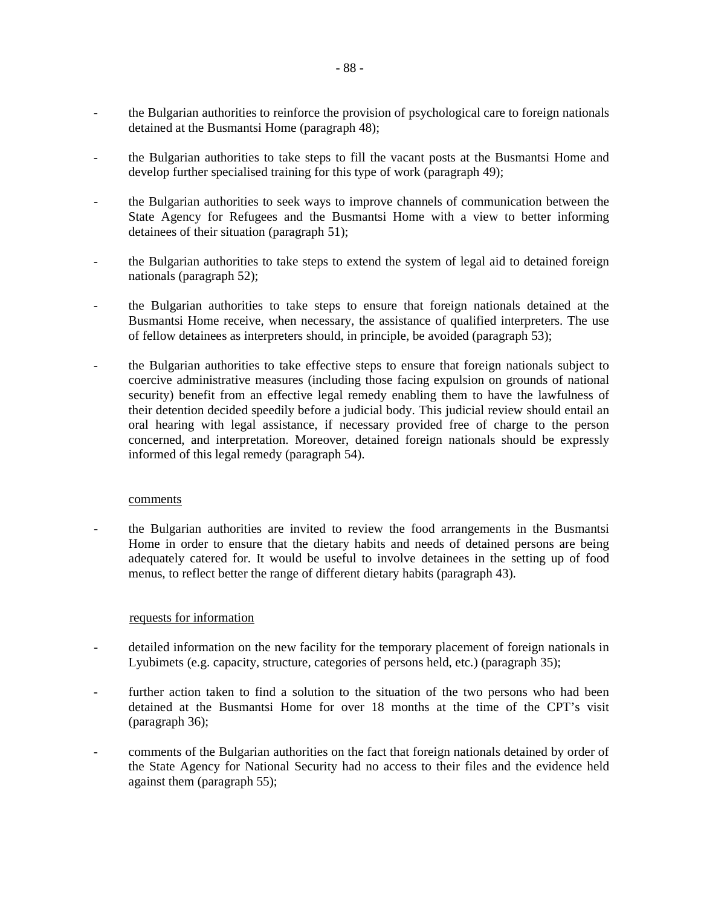- the Bulgarian authorities to reinforce the provision of psychological care to foreign nationals detained at the Busmantsi Home (paragraph 48);

- the Bulgarian authorities to take steps to fill the vacant posts at the Busmantsi Home and develop further specialised training for this type of work (paragraph 49);

- the Bulgarian authorities to seek ways to improve channels of communication between the State Agency for Refugees and the Busmantsi Home with a view to better informing detainees of their situation (paragraph 51);

- the Bulgarian authorities to take steps to extend the system of legal aid to detained foreign nationals (paragraph 52);

- the Bulgarian authorities to take steps to ensure that foreign nationals detained at the Busmantsi Home receive, when necessary, the assistance of qualified interpreters. The use of fellow detainees as interpreters should, in principle, be avoided (paragraph 53);

- the Bulgarian authorities to take effective steps to ensure that foreign nationals subject to coercive administrative measures (including those facing expulsion on grounds of national security) benefit from an effective legal remedy enabling them to have the lawfulness of their detention decided speedily before a judicial body. This judicial review should entail an oral hearing with legal assistance, if necessary provided free of charge to the person concerned, and interpretation. Moreover, detained foreign nationals should be expressly informed of this legal remedy (paragraph 54).

<u>comments</u>

- the Bulgarian authorities are invited to review the food arrangements in the Busmantsi Home in order to ensure that the dietary habits and needs of detained persons are being adequately catered for. It would be useful to involve detainees in the setting up of food menus, to reflect better the range of different dietary habits (paragraph 43).

<u>requests for information</u>

- detailed information on the new facility for the temporary placement of foreign nationals in Lyubimets (e.g. capacity, structure, categories of persons held, etc.) (paragraph 35);

- further action taken to find a solution to the situation of the two persons who had been detained at the Busmantsi Home for over 18 months at the time of the CPT's visit (paragraph 36);

- comments of the Bulgarian authorities on the fact that foreign nationals detained by order of the State Agency for National Security had no access to their files and the evidence held against them (paragraph 55);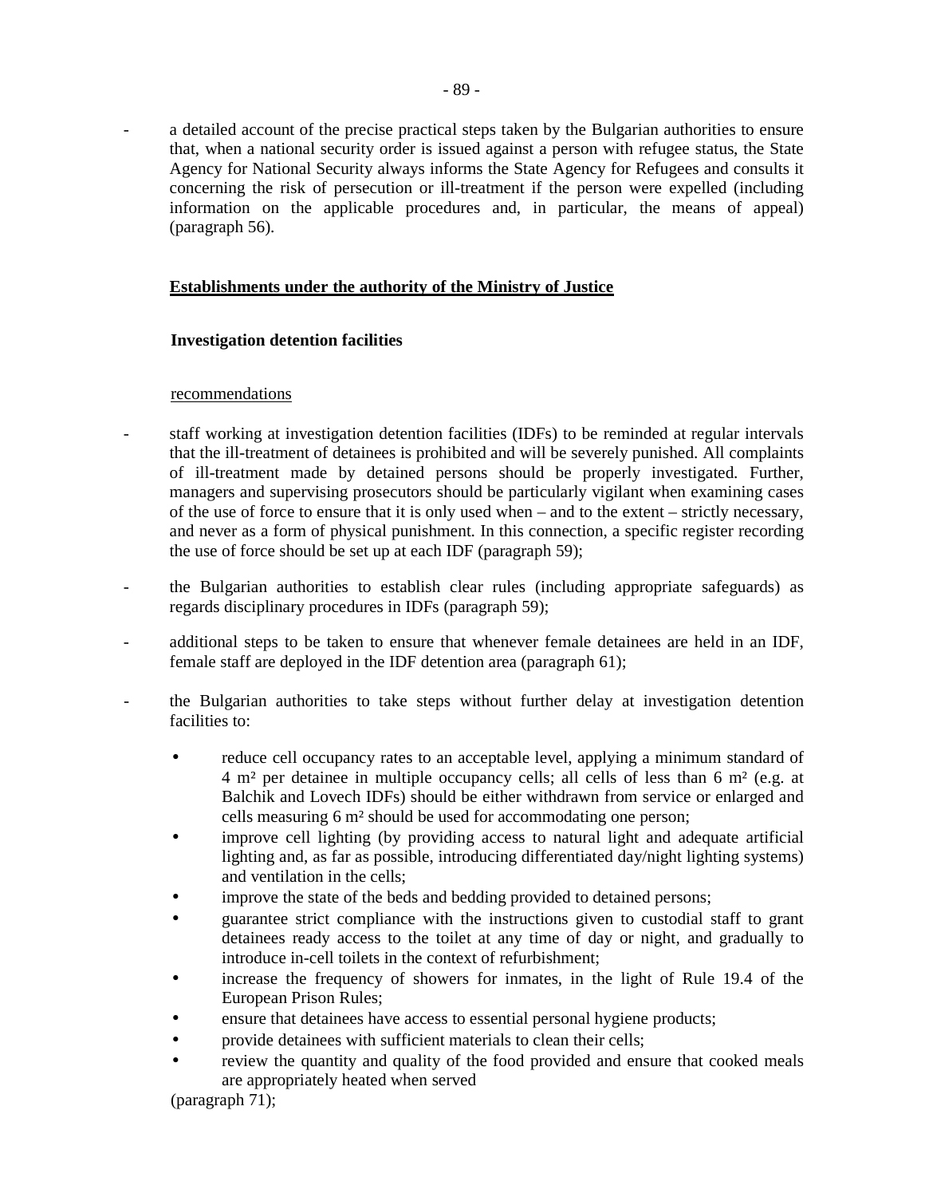- a detailed account of the precise practical steps taken by the Bulgarian authorities to ensure that, when a national security order is issued against a person with refugee status, the State Agency for National Security always informs the State Agency for Refugees and consults it concerning the risk of persecution or ill-treatment if the person were expelled (including information on the applicable procedures and, in particular, the means of appeal) (paragraph 56).

## **Establishments under the authority of the Ministry of Justice**

### **Investigation detention facilities**

recommendations

- staff working at investigation detention facilities (IDFs) to be reminded at regular intervals that the ill-treatment of detainees is prohibited and will be severely punished. All complaints of ill-treatment made by detained persons should be properly investigated. Further, managers and supervising prosecutors should be particularly vigilant when examining cases of the use of force to ensure that it is only used when – and to the extent – strictly necessary, and never as a form of physical punishment. In this connection, a specific register recording the use of force should be set up at each IDF (paragraph 59);

- the Bulgarian authorities to establish clear rules (including appropriate safeguards) as regards disciplinary procedures in IDFs (paragraph 59);

- additional steps to be taken to ensure that whenever female detainees are held in an IDF, female staff are deployed in the IDF detention area (paragraph 61);

- the Bulgarian authorities to take steps without further delay at investigation detention facilities to:

  - reduce cell occupancy rates to an acceptable level, applying a minimum standard of 4 m² per detainee in multiple occupancy cells; all cells of less than 6 m² (e.g. at Balchik and Lovech IDFs) should be either withdrawn from service or enlarged and cells measuring 6 m² should be used for accommodating one person;
  - improve cell lighting (by providing access to natural light and adequate artificial lighting and, as far as possible, introducing differentiated day/night lighting systems) and ventilation in the cells;
  - improve the state of the beds and bedding provided to detained persons;
  - guarantee strict compliance with the instructions given to custodial staff to grant detainees ready access to the toilet at any time of day or night, and gradually to introduce in-cell toilets in the context of refurbishment;
  - increase the frequency of showers for inmates, in the light of Rule 19.4 of the European Prison Rules;
  - ensure that detainees have access to essential personal hygiene products;
  - provide detainees with sufficient materials to clean their cells;
  - review the quantity and quality of the food provided and ensure that cooked meals are appropriately heated when served

  (paragraph 71);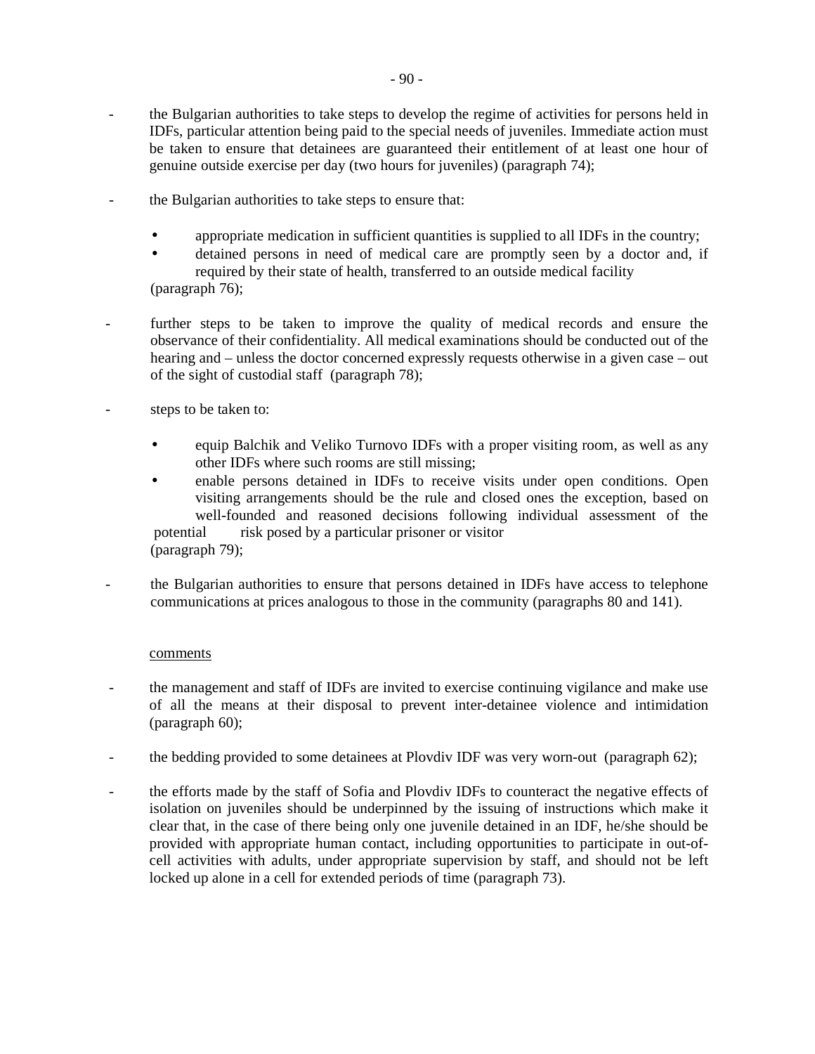- the Bulgarian authorities to take steps to develop the regime of activities for persons held in IDFs, particular attention being paid to the special needs of juveniles. Immediate action must be taken to ensure that detainees are guaranteed their entitlement of at least one hour of genuine outside exercise per day (two hours for juveniles) (paragraph 74);

- the Bulgarian authorities to take steps to ensure that:

  - appropriate medication in sufficient quantities is supplied to all IDFs in the country;
  - detained persons in need of medical care are promptly seen by a doctor and, if required by their state of health, transferred to an outside medical facility

  (paragraph 76);

- further steps to be taken to improve the quality of medical records and ensure the observance of their confidentiality. All medical examinations should be conducted out of the hearing and – unless the doctor concerned expressly requests otherwise in a given case – out of the sight of custodial staff (paragraph 78);

- steps to be taken to:

  - equip Balchik and Veliko Turnovo IDFs with a proper visiting room, as well as any other IDFs where such rooms are still missing;
  - enable persons detained in IDFs to receive visits under open conditions. Open visiting arrangements should be the rule and closed ones the exception, based on well-founded and reasoned decisions following individual assessment of the potential risk posed by a particular prisoner or visitor

  (paragraph 79);

- the Bulgarian authorities to ensure that persons detained in IDFs have access to telephone communications at prices analogous to those in the community (paragraphs 80 and 141).

<u>comments</u>

- the management and staff of IDFs are invited to exercise continuing vigilance and make use of all the means at their disposal to prevent inter-detainee violence and intimidation (paragraph 60);

- the bedding provided to some detainees at Plovdiv IDF was very worn-out (paragraph 62);

- the efforts made by the staff of Sofia and Plovdiv IDFs to counteract the negative effects of isolation on juveniles should be underpinned by the issuing of instructions which make it clear that, in the case of there being only one juvenile detained in an IDF, he/she should be provided with appropriate human contact, including opportunities to participate in out-of-cell activities with adults, under appropriate supervision by staff, and should not be left locked up alone in a cell for extended periods of time (paragraph 73).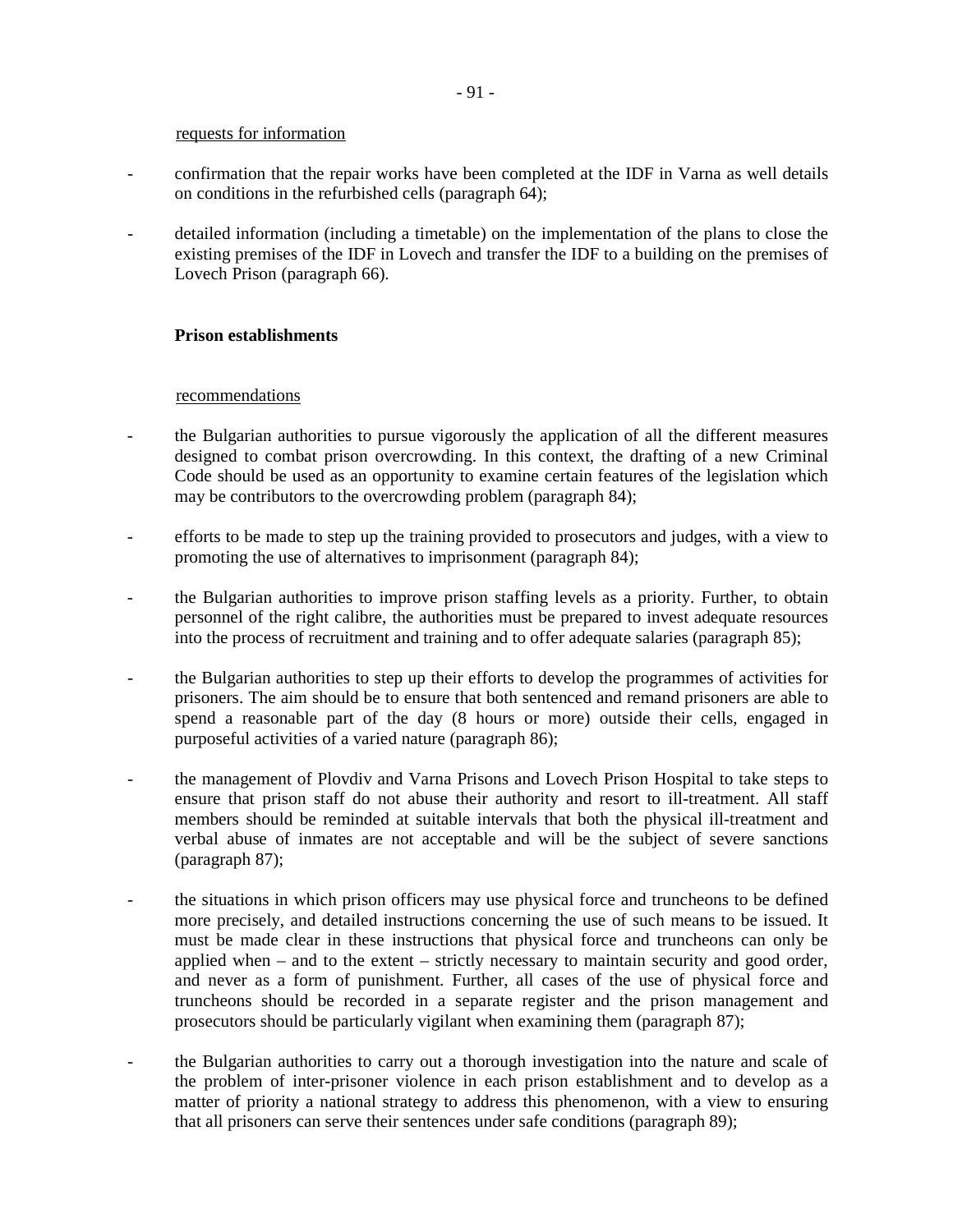requests for information

- confirmation that the repair works have been completed at the IDF in Varna as well details on conditions in the refurbished cells (paragraph 64);

- detailed information (including a timetable) on the implementation of the plans to close the existing premises of the IDF in Lovech and transfer the IDF to a building on the premises of Lovech Prison (paragraph 66).

**Prison establishments**

recommendations

- the Bulgarian authorities to pursue vigorously the application of all the different measures designed to combat prison overcrowding. In this context, the drafting of a new Criminal Code should be used as an opportunity to examine certain features of the legislation which may be contributors to the overcrowding problem (paragraph 84);

- efforts to be made to step up the training provided to prosecutors and judges, with a view to promoting the use of alternatives to imprisonment (paragraph 84);

- the Bulgarian authorities to improve prison staffing levels as a priority. Further, to obtain personnel of the right calibre, the authorities must be prepared to invest adequate resources into the process of recruitment and training and to offer adequate salaries (paragraph 85);

- the Bulgarian authorities to step up their efforts to develop the programmes of activities for prisoners. The aim should be to ensure that both sentenced and remand prisoners are able to spend a reasonable part of the day (8 hours or more) outside their cells, engaged in purposeful activities of a varied nature (paragraph 86);

- the management of Plovdiv and Varna Prisons and Lovech Prison Hospital to take steps to ensure that prison staff do not abuse their authority and resort to ill-treatment. All staff members should be reminded at suitable intervals that both the physical ill-treatment and verbal abuse of inmates are not acceptable and will be the subject of severe sanctions (paragraph 87);

- the situations in which prison officers may use physical force and truncheons to be defined more precisely, and detailed instructions concerning the use of such means to be issued. It must be made clear in these instructions that physical force and truncheons can only be applied when – and to the extent – strictly necessary to maintain security and good order, and never as a form of punishment. Further, all cases of the use of physical force and truncheons should be recorded in a separate register and the prison management and prosecutors should be particularly vigilant when examining them (paragraph 87);

- the Bulgarian authorities to carry out a thorough investigation into the nature and scale of the problem of inter-prisoner violence in each prison establishment and to develop as a matter of priority a national strategy to address this phenomenon, with a view to ensuring that all prisoners can serve their sentences under safe conditions (paragraph 89);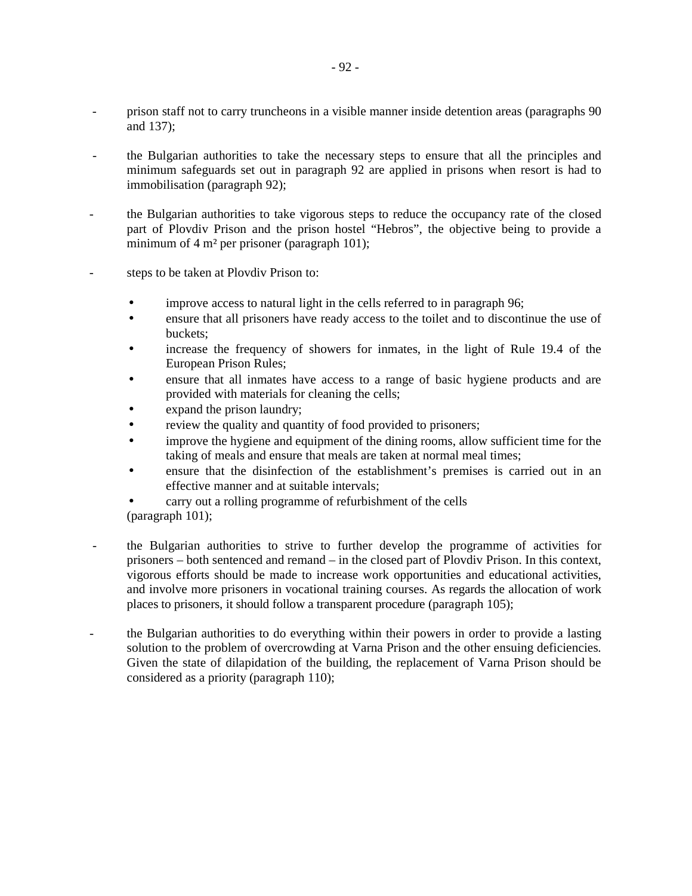- prison staff not to carry truncheons in a visible manner inside detention areas (paragraphs 90 and 137);

- the Bulgarian authorities to take the necessary steps to ensure that all the principles and minimum safeguards set out in paragraph 92 are applied in prisons when resort is had to immobilisation (paragraph 92);

- the Bulgarian authorities to take vigorous steps to reduce the occupancy rate of the closed part of Plovdiv Prison and the prison hostel "Hebros", the objective being to provide a minimum of 4 m² per prisoner (paragraph 101);

- steps to be taken at Plovdiv Prison to:

  - improve access to natural light in the cells referred to in paragraph 96;
  - ensure that all prisoners have ready access to the toilet and to discontinue the use of buckets;
  - increase the frequency of showers for inmates, in the light of Rule 19.4 of the European Prison Rules;
  - ensure that all inmates have access to a range of basic hygiene products and are provided with materials for cleaning the cells;
  - expand the prison laundry;
  - review the quality and quantity of food provided to prisoners;
  - improve the hygiene and equipment of the dining rooms, allow sufficient time for the taking of meals and ensure that meals are taken at normal meal times;
  - ensure that the disinfection of the establishment's premises is carried out in an effective manner and at suitable intervals;
  - carry out a rolling programme of refurbishment of the cells

  (paragraph 101);

- the Bulgarian authorities to strive to further develop the programme of activities for prisoners – both sentenced and remand – in the closed part of Plovdiv Prison. In this context, vigorous efforts should be made to increase work opportunities and educational activities, and involve more prisoners in vocational training courses. As regards the allocation of work places to prisoners, it should follow a transparent procedure (paragraph 105);

- the Bulgarian authorities to do everything within their powers in order to provide a lasting solution to the problem of overcrowding at Varna Prison and the other ensuing deficiencies. Given the state of dilapidation of the building, the replacement of Varna Prison should be considered as a priority (paragraph 110);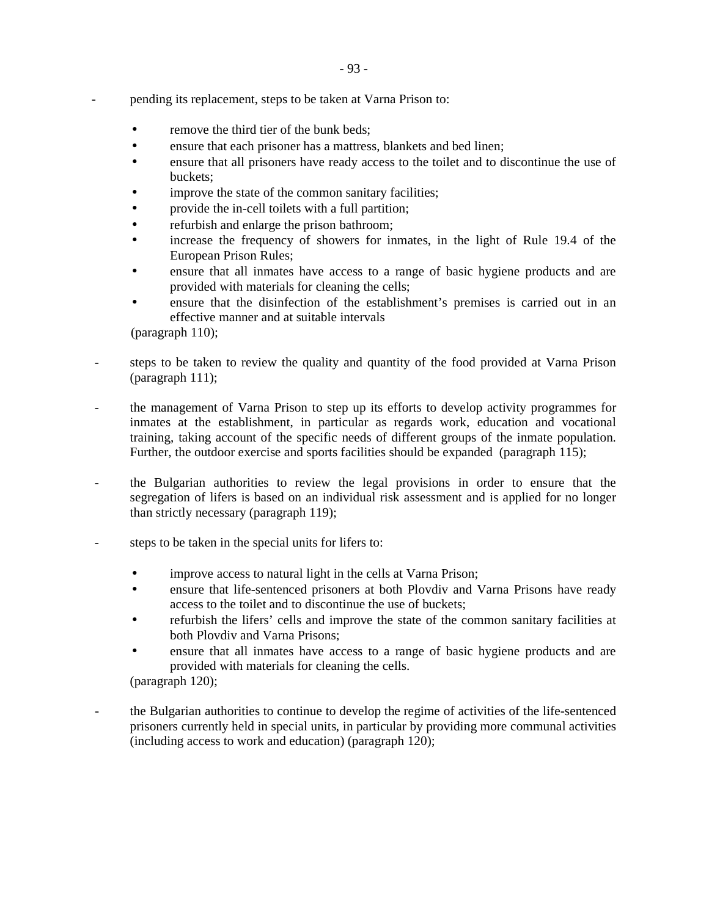- pending its replacement, steps to be taken at Varna Prison to:

    - remove the third tier of the bunk beds;
    - ensure that each prisoner has a mattress, blankets and bed linen;
    - ensure that all prisoners have ready access to the toilet and to discontinue the use of buckets;
    - improve the state of the common sanitary facilities;
    - provide the in-cell toilets with a full partition;
    - refurbish and enlarge the prison bathroom;
    - increase the frequency of showers for inmates, in the light of Rule 19.4 of the European Prison Rules;
    - ensure that all inmates have access to a range of basic hygiene products and are provided with materials for cleaning the cells;
    - ensure that the disinfection of the establishment's premises is carried out in an effective manner and at suitable intervals

  (paragraph 110);

- steps to be taken to review the quality and quantity of the food provided at Varna Prison (paragraph 111);

- the management of Varna Prison to step up its efforts to develop activity programmes for inmates at the establishment, in particular as regards work, education and vocational training, taking account of the specific needs of different groups of the inmate population. Further, the outdoor exercise and sports facilities should be expanded (paragraph 115);

- the Bulgarian authorities to review the legal provisions in order to ensure that the segregation of lifers is based on an individual risk assessment and is applied for no longer than strictly necessary (paragraph 119);

- steps to be taken in the special units for lifers to:

    - improve access to natural light in the cells at Varna Prison;
    - ensure that life-sentenced prisoners at both Plovdiv and Varna Prisons have ready access to the toilet and to discontinue the use of buckets;
    - refurbish the lifers' cells and improve the state of the common sanitary facilities at both Plovdiv and Varna Prisons;
    - ensure that all inmates have access to a range of basic hygiene products and are provided with materials for cleaning the cells.

  (paragraph 120);

- the Bulgarian authorities to continue to develop the regime of activities of the life-sentenced prisoners currently held in special units, in particular by providing more communal activities (including access to work and education) (paragraph 120);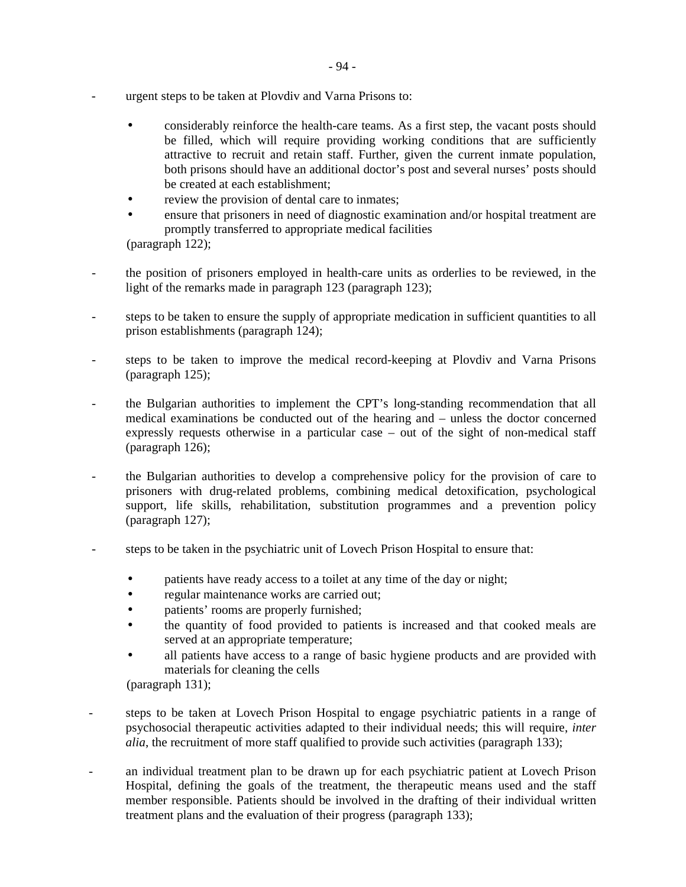- urgent steps to be taken at Plovdiv and Varna Prisons to:

    - considerably reinforce the health-care teams. As a first step, the vacant posts should be filled, which will require providing working conditions that are sufficiently attractive to recruit and retain staff. Further, given the current inmate population, both prisons should have an additional doctor's post and several nurses' posts should be created at each establishment;
    - review the provision of dental care to inmates;
    - ensure that prisoners in need of diagnostic examination and/or hospital treatment are promptly transferred to appropriate medical facilities

    (paragraph 122);

- the position of prisoners employed in health-care units as orderlies to be reviewed, in the light of the remarks made in paragraph 123 (paragraph 123);

- steps to be taken to ensure the supply of appropriate medication in sufficient quantities to all prison establishments (paragraph 124);

- steps to be taken to improve the medical record-keeping at Plovdiv and Varna Prisons (paragraph 125);

- the Bulgarian authorities to implement the CPT's long-standing recommendation that all medical examinations be conducted out of the hearing and – unless the doctor concerned expressly requests otherwise in a particular case – out of the sight of non-medical staff (paragraph 126);

- the Bulgarian authorities to develop a comprehensive policy for the provision of care to prisoners with drug-related problems, combining medical detoxification, psychological support, life skills, rehabilitation, substitution programmes and a prevention policy (paragraph 127);

- steps to be taken in the psychiatric unit of Lovech Prison Hospital to ensure that:

    - patients have ready access to a toilet at any time of the day or night;
    - regular maintenance works are carried out;
    - patients' rooms are properly furnished;
    - the quantity of food provided to patients is increased and that cooked meals are served at an appropriate temperature;
    - all patients have access to a range of basic hygiene products and are provided with materials for cleaning the cells

    (paragraph 131);

- steps to be taken at Lovech Prison Hospital to engage psychiatric patients in a range of psychosocial therapeutic activities adapted to their individual needs; this will require, *inter alia*, the recruitment of more staff qualified to provide such activities (paragraph 133);

- an individual treatment plan to be drawn up for each psychiatric patient at Lovech Prison Hospital, defining the goals of the treatment, the therapeutic means used and the staff member responsible. Patients should be involved in the drafting of their individual written treatment plans and the evaluation of their progress (paragraph 133);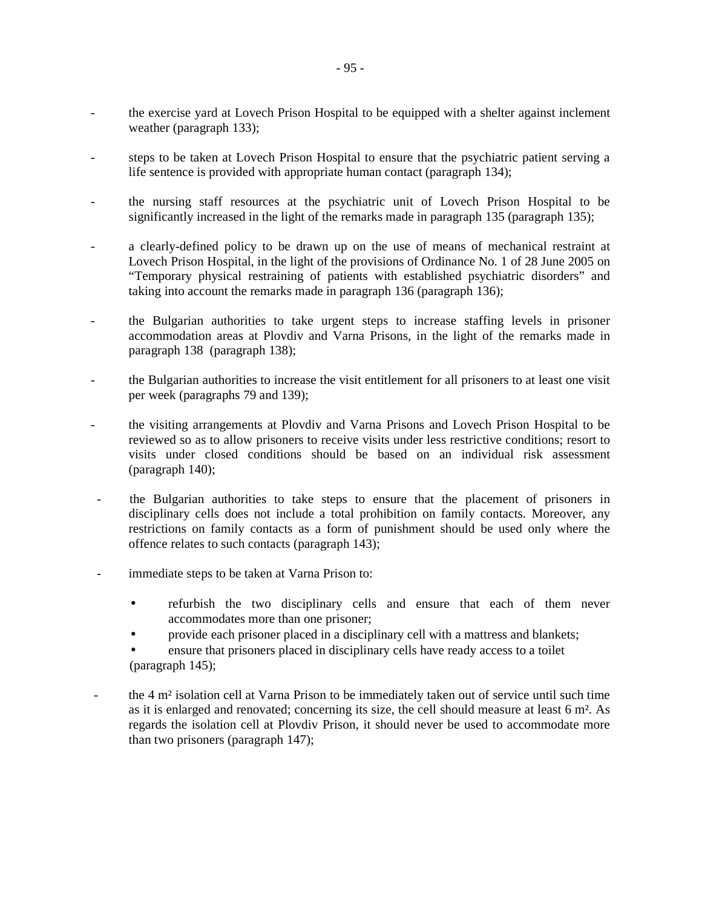- the exercise yard at Lovech Prison Hospital to be equipped with a shelter against inclement weather (paragraph 133);

- steps to be taken at Lovech Prison Hospital to ensure that the psychiatric patient serving a life sentence is provided with appropriate human contact (paragraph 134);

- the nursing staff resources at the psychiatric unit of Lovech Prison Hospital to be significantly increased in the light of the remarks made in paragraph 135 (paragraph 135);

- a clearly-defined policy to be drawn up on the use of means of mechanical restraint at Lovech Prison Hospital, in the light of the provisions of Ordinance No. 1 of 28 June 2005 on "Temporary physical restraining of patients with established psychiatric disorders" and taking into account the remarks made in paragraph 136 (paragraph 136);

- the Bulgarian authorities to take urgent steps to increase staffing levels in prisoner accommodation areas at Plovdiv and Varna Prisons, in the light of the remarks made in paragraph 138 (paragraph 138);

- the Bulgarian authorities to increase the visit entitlement for all prisoners to at least one visit per week (paragraphs 79 and 139);

- the visiting arrangements at Plovdiv and Varna Prisons and Lovech Prison Hospital to be reviewed so as to allow prisoners to receive visits under less restrictive conditions; resort to visits under closed conditions should be based on an individual risk assessment (paragraph 140);

- the Bulgarian authorities to take steps to ensure that the placement of prisoners in disciplinary cells does not include a total prohibition on family contacts. Moreover, any restrictions on family contacts as a form of punishment should be used only where the offence relates to such contacts (paragraph 143);

- immediate steps to be taken at Varna Prison to:

  - refurbish the two disciplinary cells and ensure that each of them never accommodates more than one prisoner;
  - provide each prisoner placed in a disciplinary cell with a mattress and blankets;
  - ensure that prisoners placed in disciplinary cells have ready access to a toilet

  (paragraph 145);

- the 4 m² isolation cell at Varna Prison to be immediately taken out of service until such time as it is enlarged and renovated; concerning its size, the cell should measure at least 6 m². As regards the isolation cell at Plovdiv Prison, it should never be used to accommodate more than two prisoners (paragraph 147);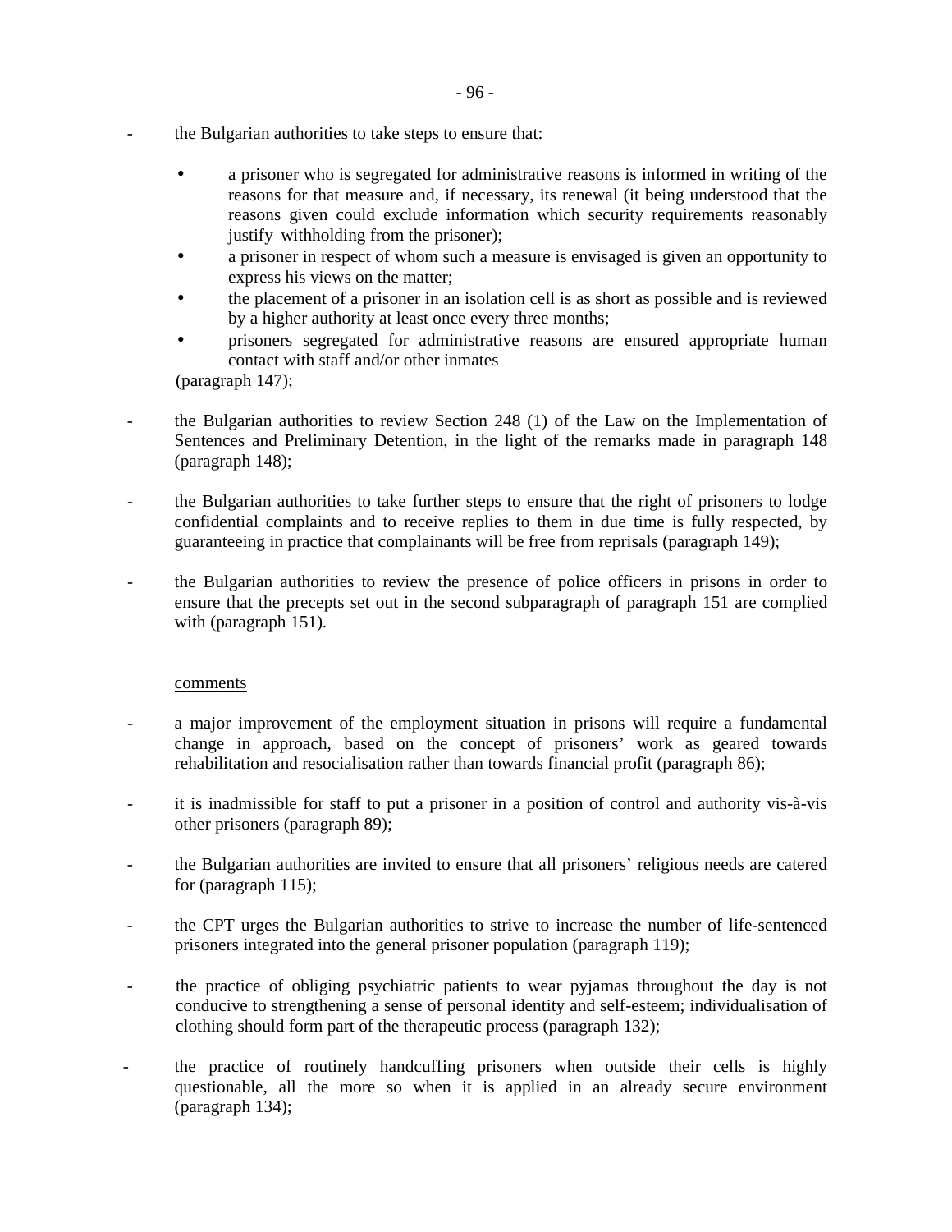- the Bulgarian authorities to take steps to ensure that:

    - a prisoner who is segregated for administrative reasons is informed in writing of the reasons for that measure and, if necessary, its renewal (it being understood that the reasons given could exclude information which security requirements reasonably justify withholding from the prisoner);
    - a prisoner in respect of whom such a measure is envisaged is given an opportunity to express his views on the matter;
    - the placement of a prisoner in an isolation cell is as short as possible and is reviewed by a higher authority at least once every three months;
    - prisoners segregated for administrative reasons are ensured appropriate human contact with staff and/or other inmates

    (paragraph 147);

- the Bulgarian authorities to review Section 248 (1) of the Law on the Implementation of Sentences and Preliminary Detention, in the light of the remarks made in paragraph 148 (paragraph 148);

- the Bulgarian authorities to take further steps to ensure that the right of prisoners to lodge confidential complaints and to receive replies to them in due time is fully respected, by guaranteeing in practice that complainants will be free from reprisals (paragraph 149);

- the Bulgarian authorities to review the presence of police officers in prisons in order to ensure that the precepts set out in the second subparagraph of paragraph 151 are complied with (paragraph 151).

comments

- a major improvement of the employment situation in prisons will require a fundamental change in approach, based on the concept of prisoners' work as geared towards rehabilitation and resocialisation rather than towards financial profit (paragraph 86);

- it is inadmissible for staff to put a prisoner in a position of control and authority vis-à-vis other prisoners (paragraph 89);

- the Bulgarian authorities are invited to ensure that all prisoners' religious needs are catered for (paragraph 115);

- the CPT urges the Bulgarian authorities to strive to increase the number of life-sentenced prisoners integrated into the general prisoner population (paragraph 119);

- the practice of obliging psychiatric patients to wear pyjamas throughout the day is not conducive to strengthening a sense of personal identity and self-esteem; individualisation of clothing should form part of the therapeutic process (paragraph 132);

- the practice of routinely handcuffing prisoners when outside their cells is highly questionable, all the more so when it is applied in an already secure environment (paragraph 134);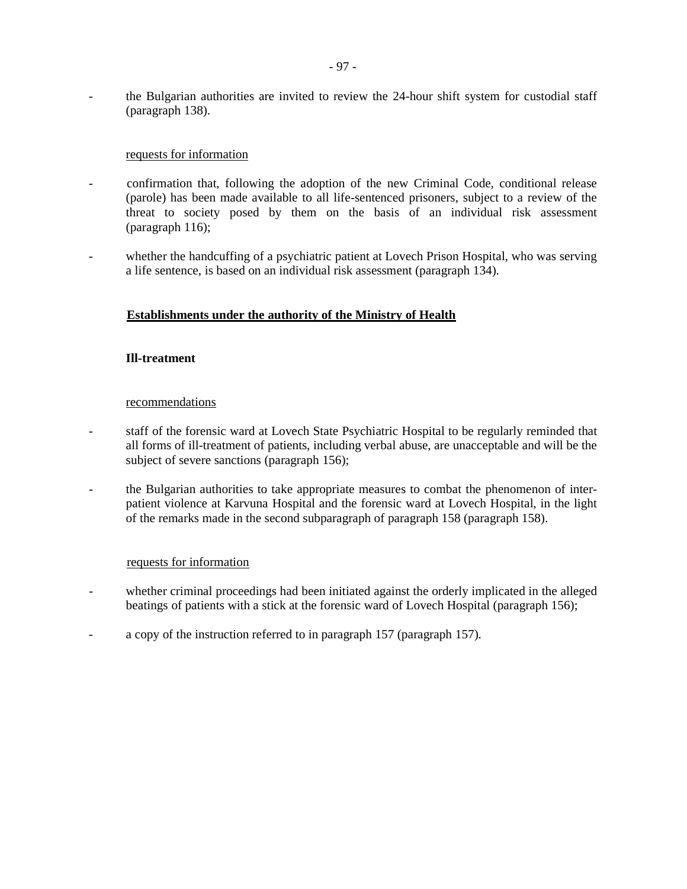- the Bulgarian authorities are invited to review the 24-hour shift system for custodial staff (paragraph 138).

requests for information

- confirmation that, following the adoption of the new Criminal Code, conditional release (parole) has been made available to all life-sentenced prisoners, subject to a review of the threat to society posed by them on the basis of an individual risk assessment (paragraph 116);
- whether the handcuffing of a psychiatric patient at Lovech Prison Hospital, who was serving a life sentence, is based on an individual risk assessment (paragraph 134).

**Establishments under the authority of the Ministry of Health**

**Ill-treatment**

recommendations

- staff of the forensic ward at Lovech State Psychiatric Hospital to be regularly reminded that all forms of ill-treatment of patients, including verbal abuse, are unacceptable and will be the subject of severe sanctions (paragraph 156);
- the Bulgarian authorities to take appropriate measures to combat the phenomenon of inter-patient violence at Karvuna Hospital and the forensic ward at Lovech Hospital, in the light of the remarks made in the second subparagraph of paragraph 158 (paragraph 158).

requests for information

- whether criminal proceedings had been initiated against the orderly implicated in the alleged beatings of patients with a stick at the forensic ward of Lovech Hospital (paragraph 156);
- a copy of the instruction referred to in paragraph 157 (paragraph 157).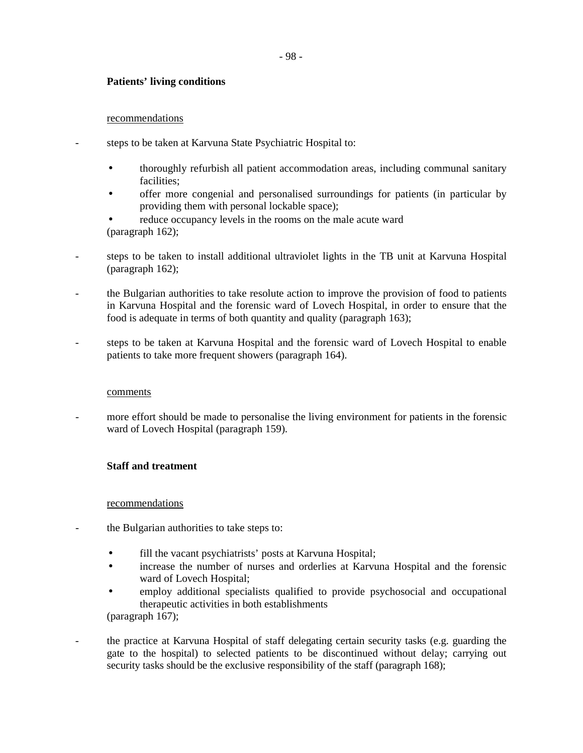**Patients' living conditions**

recommendations

- steps to be taken at Karvuna State Psychiatric Hospital to:

    - thoroughly refurbish all patient accommodation areas, including communal sanitary facilities;
    - offer more congenial and personalised surroundings for patients (in particular by providing them with personal lockable space);
    - reduce occupancy levels in the rooms on the male acute ward

    (paragraph 162);

- steps to be taken to install additional ultraviolet lights in the TB unit at Karvuna Hospital (paragraph 162);

- the Bulgarian authorities to take resolute action to improve the provision of food to patients in Karvuna Hospital and the forensic ward of Lovech Hospital, in order to ensure that the food is adequate in terms of both quantity and quality (paragraph 163);

- steps to be taken at Karvuna Hospital and the forensic ward of Lovech Hospital to enable patients to take more frequent showers (paragraph 164).

comments

- more effort should be made to personalise the living environment for patients in the forensic ward of Lovech Hospital (paragraph 159).

**Staff and treatment**

recommendations

- the Bulgarian authorities to take steps to:

    - fill the vacant psychiatrists' posts at Karvuna Hospital;
    - increase the number of nurses and orderlies at Karvuna Hospital and the forensic ward of Lovech Hospital;
    - employ additional specialists qualified to provide psychosocial and occupational therapeutic activities in both establishments

    (paragraph 167);

- the practice at Karvuna Hospital of staff delegating certain security tasks (e.g. guarding the gate to the hospital) to selected patients to be discontinued without delay; carrying out security tasks should be the exclusive responsibility of the staff (paragraph 168);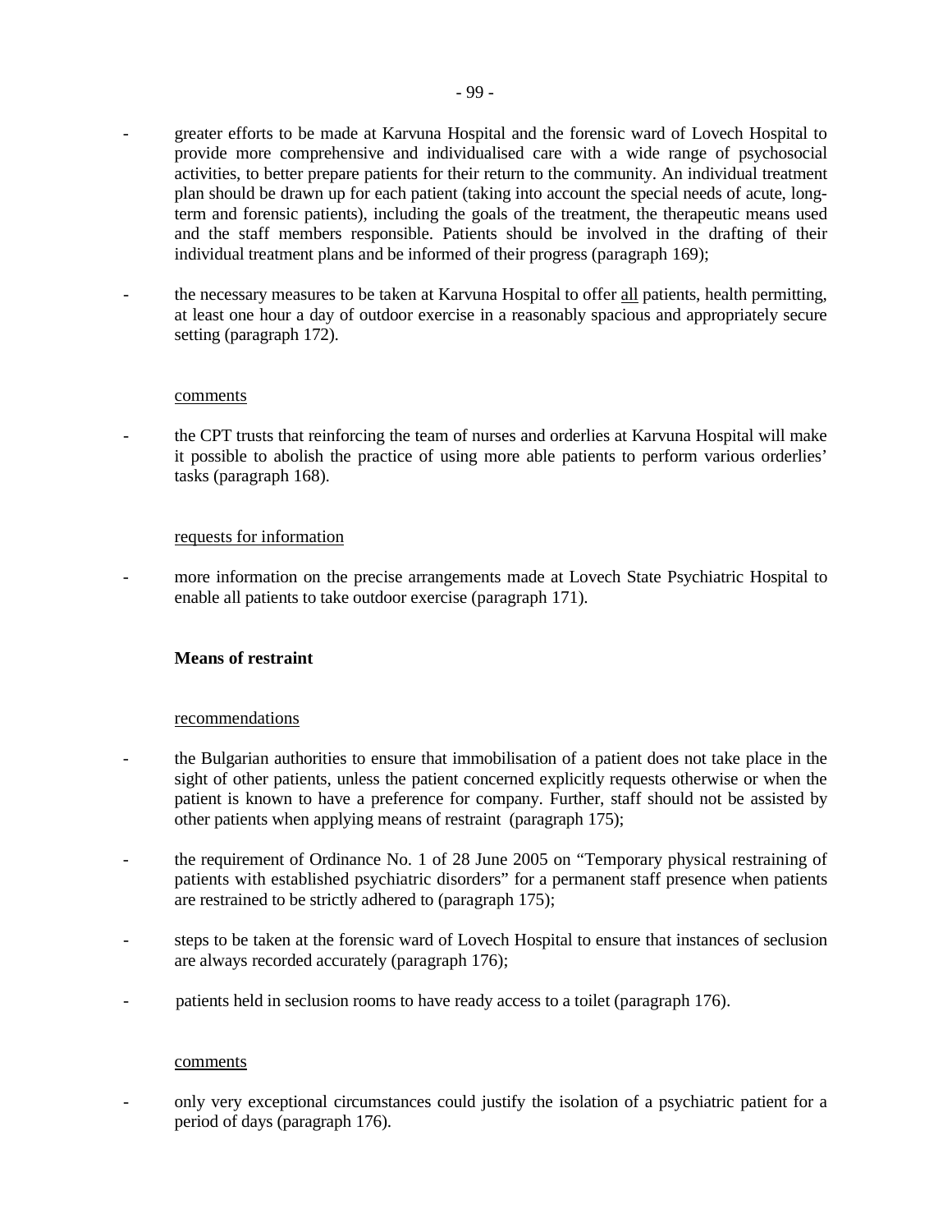- greater efforts to be made at Karvuna Hospital and the forensic ward of Lovech Hospital to provide more comprehensive and individualised care with a wide range of psychosocial activities, to better prepare patients for their return to the community. An individual treatment plan should be drawn up for each patient (taking into account the special needs of acute, long-term and forensic patients), including the goals of the treatment, the therapeutic means used and the staff members responsible. Patients should be involved in the drafting of their individual treatment plans and be informed of their progress (paragraph 169);

- the necessary measures to be taken at Karvuna Hospital to offer <u>all</u> patients, health permitting, at least one hour a day of outdoor exercise in a reasonably spacious and appropriately secure setting (paragraph 172).

<u>comments</u>

- the CPT trusts that reinforcing the team of nurses and orderlies at Karvuna Hospital will make it possible to abolish the practice of using more able patients to perform various orderlies' tasks (paragraph 168).

<u>requests for information</u>

- more information on the precise arrangements made at Lovech State Psychiatric Hospital to enable all patients to take outdoor exercise (paragraph 171).

**Means of restraint**

<u>recommendations</u>

- the Bulgarian authorities to ensure that immobilisation of a patient does not take place in the sight of other patients, unless the patient concerned explicitly requests otherwise or when the patient is known to have a preference for company. Further, staff should not be assisted by other patients when applying means of restraint (paragraph 175);

- the requirement of Ordinance No. 1 of 28 June 2005 on "Temporary physical restraining of patients with established psychiatric disorders" for a permanent staff presence when patients are restrained to be strictly adhered to (paragraph 175);

- steps to be taken at the forensic ward of Lovech Hospital to ensure that instances of seclusion are always recorded accurately (paragraph 176);

- patients held in seclusion rooms to have ready access to a toilet (paragraph 176).

<u>comments</u>

- only very exceptional circumstances could justify the isolation of a psychiatric patient for a period of days (paragraph 176).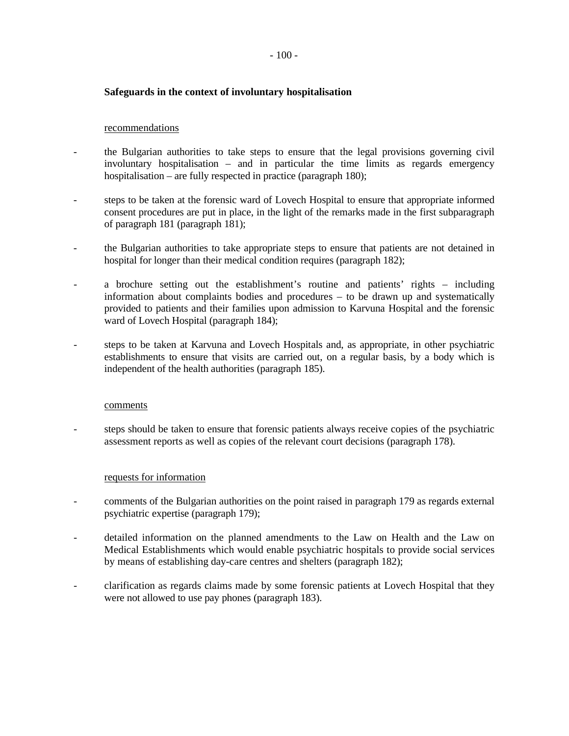**Safeguards in the context of involuntary hospitalisation**

recommendations

- the Bulgarian authorities to take steps to ensure that the legal provisions governing civil involuntary hospitalisation – and in particular the time limits as regards emergency hospitalisation – are fully respected in practice (paragraph 180);

- steps to be taken at the forensic ward of Lovech Hospital to ensure that appropriate informed consent procedures are put in place, in the light of the remarks made in the first subparagraph of paragraph 181 (paragraph 181);

- the Bulgarian authorities to take appropriate steps to ensure that patients are not detained in hospital for longer than their medical condition requires (paragraph 182);

- a brochure setting out the establishment's routine and patients' rights – including information about complaints bodies and procedures – to be drawn up and systematically provided to patients and their families upon admission to Karvuna Hospital and the forensic ward of Lovech Hospital (paragraph 184);

- steps to be taken at Karvuna and Lovech Hospitals and, as appropriate, in other psychiatric establishments to ensure that visits are carried out, on a regular basis, by a body which is independent of the health authorities (paragraph 185).

comments

- steps should be taken to ensure that forensic patients always receive copies of the psychiatric assessment reports as well as copies of the relevant court decisions (paragraph 178).

requests for information

- comments of the Bulgarian authorities on the point raised in paragraph 179 as regards external psychiatric expertise (paragraph 179);

- detailed information on the planned amendments to the Law on Health and the Law on Medical Establishments which would enable psychiatric hospitals to provide social services by means of establishing day-care centres and shelters (paragraph 182);

- clarification as regards claims made by some forensic patients at Lovech Hospital that they were not allowed to use pay phones (paragraph 183).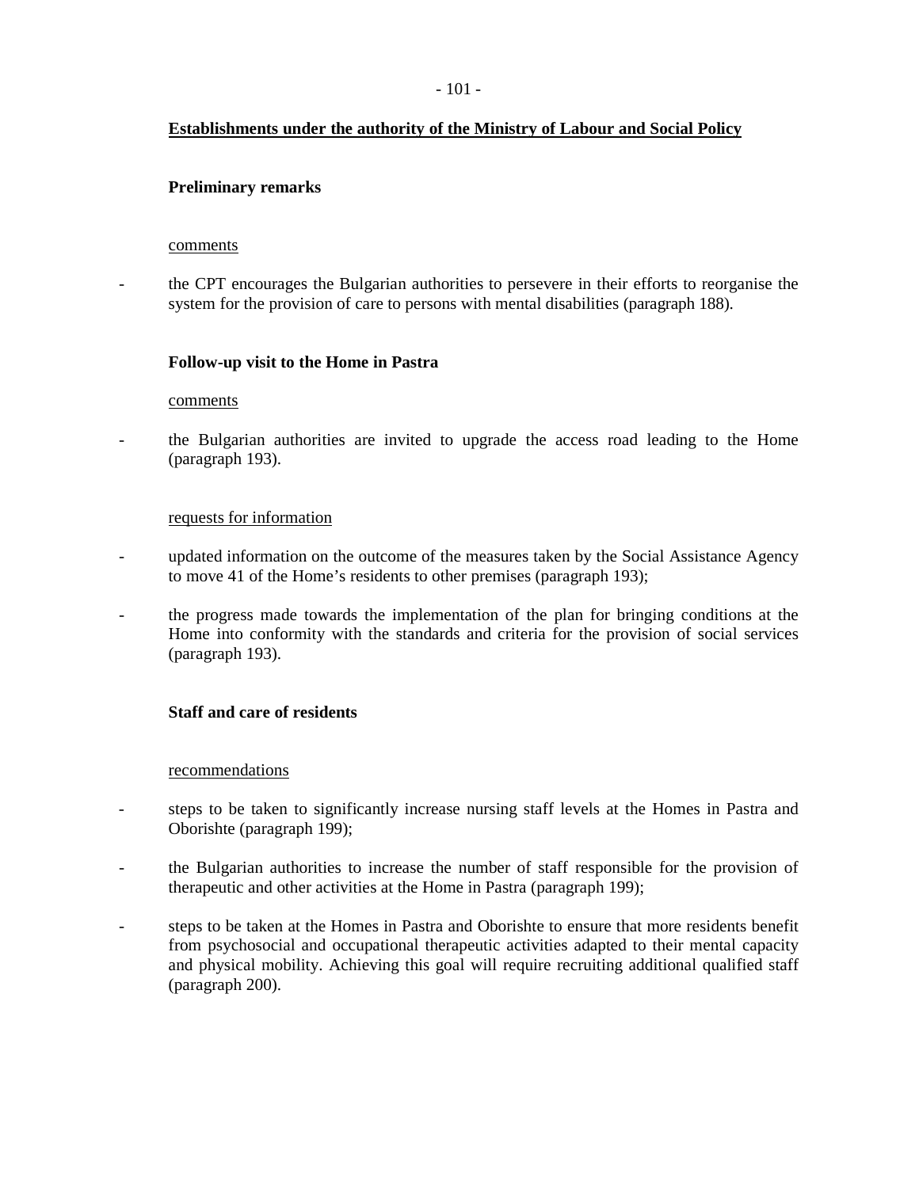## Establishments under the authority of the Ministry of Labour and Social Policy

### Preliminary remarks

comments

- the CPT encourages the Bulgarian authorities to persevere in their efforts to reorganise the system for the provision of care to persons with mental disabilities (paragraph 188).

### Follow-up visit to the Home in Pastra

comments

- the Bulgarian authorities are invited to upgrade the access road leading to the Home (paragraph 193).

requests for information

- updated information on the outcome of the measures taken by the Social Assistance Agency to move 41 of the Home's residents to other premises (paragraph 193);
- the progress made towards the implementation of the plan for bringing conditions at the Home into conformity with the standards and criteria for the provision of social services (paragraph 193).

### Staff and care of residents

recommendations

- steps to be taken to significantly increase nursing staff levels at the Homes in Pastra and Oborishte (paragraph 199);
- the Bulgarian authorities to increase the number of staff responsible for the provision of therapeutic and other activities at the Home in Pastra (paragraph 199);
- steps to be taken at the Homes in Pastra and Oborishte to ensure that more residents benefit from psychosocial and occupational therapeutic activities adapted to their mental capacity and physical mobility. Achieving this goal will require recruiting additional qualified staff (paragraph 200).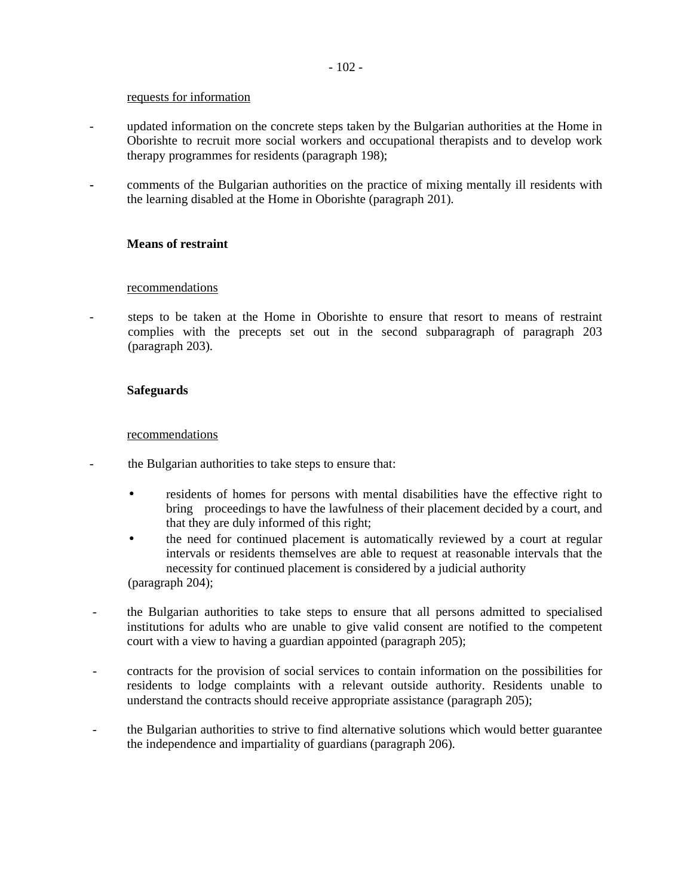<u>requests for information</u>

- updated information on the concrete steps taken by the Bulgarian authorities at the Home in Oborishte to recruit more social workers and occupational therapists and to develop work therapy programmes for residents (paragraph 198);

- comments of the Bulgarian authorities on the practice of mixing mentally ill residents with the learning disabled at the Home in Oborishte (paragraph 201).

**Means of restraint**

<u>recommendations</u>

- steps to be taken at the Home in Oborishte to ensure that resort to means of restraint complies with the precepts set out in the second subparagraph of paragraph 203 (paragraph 203).

**Safeguards**

<u>recommendations</u>

- the Bulgarian authorities to take steps to ensure that:

  - residents of homes for persons with mental disabilities have the effective right to bring proceedings to have the lawfulness of their placement decided by a court, and that they are duly informed of this right;
  - the need for continued placement is automatically reviewed by a court at regular intervals or residents themselves are able to request at reasonable intervals that the necessity for continued placement is considered by a judicial authority

  (paragraph 204);

- the Bulgarian authorities to take steps to ensure that all persons admitted to specialised institutions for adults who are unable to give valid consent are notified to the competent court with a view to having a guardian appointed (paragraph 205);

- contracts for the provision of social services to contain information on the possibilities for residents to lodge complaints with a relevant outside authority. Residents unable to understand the contracts should receive appropriate assistance (paragraph 205);

- the Bulgarian authorities to strive to find alternative solutions which would better guarantee the independence and impartiality of guardians (paragraph 206).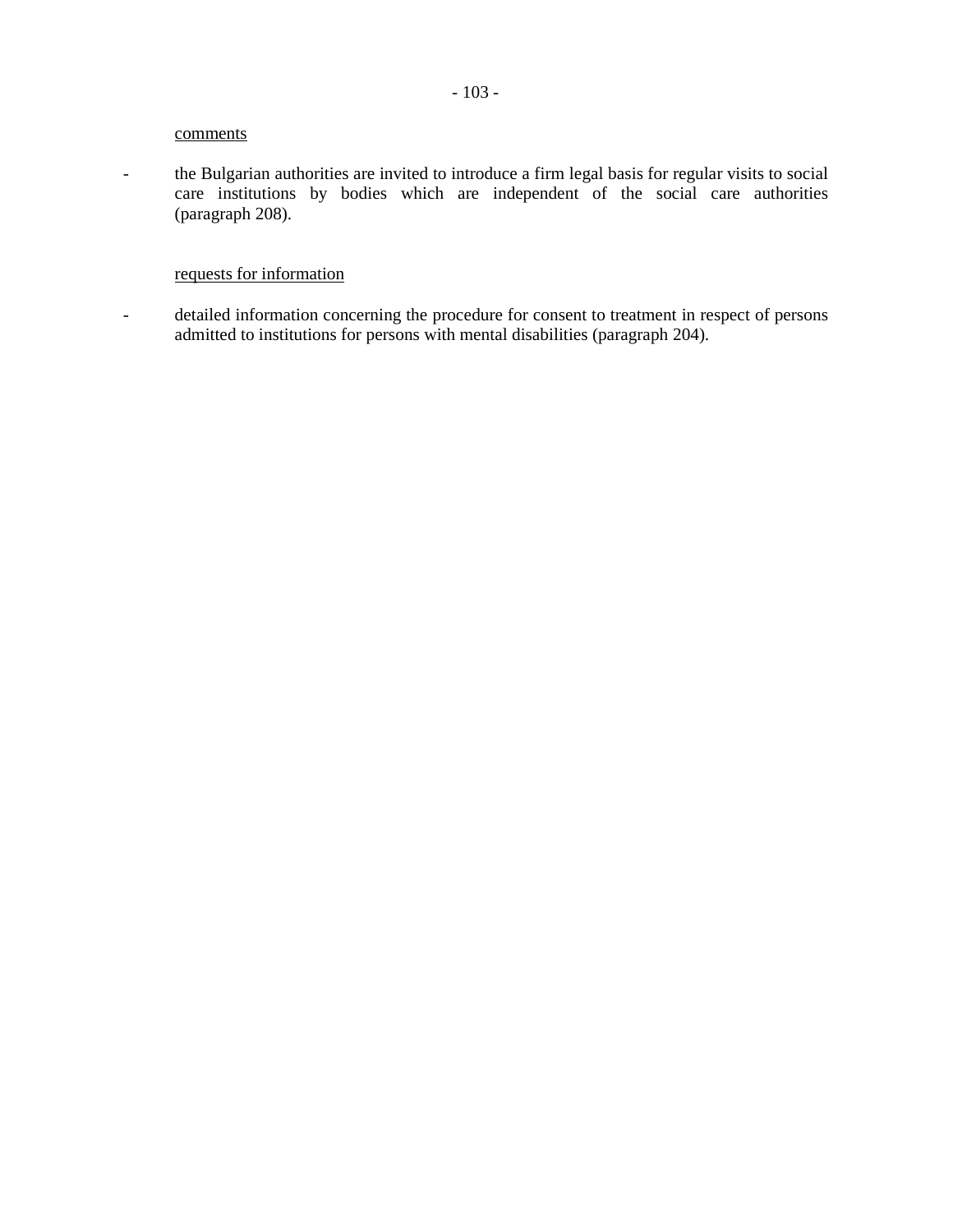<u>comments</u>

- the Bulgarian authorities are invited to introduce a firm legal basis for regular visits to social care institutions by bodies which are independent of the social care authorities (paragraph 208).

<u>requests for information</u>

- detailed information concerning the procedure for consent to treatment in respect of persons admitted to institutions for persons with mental disabilities (paragraph 204).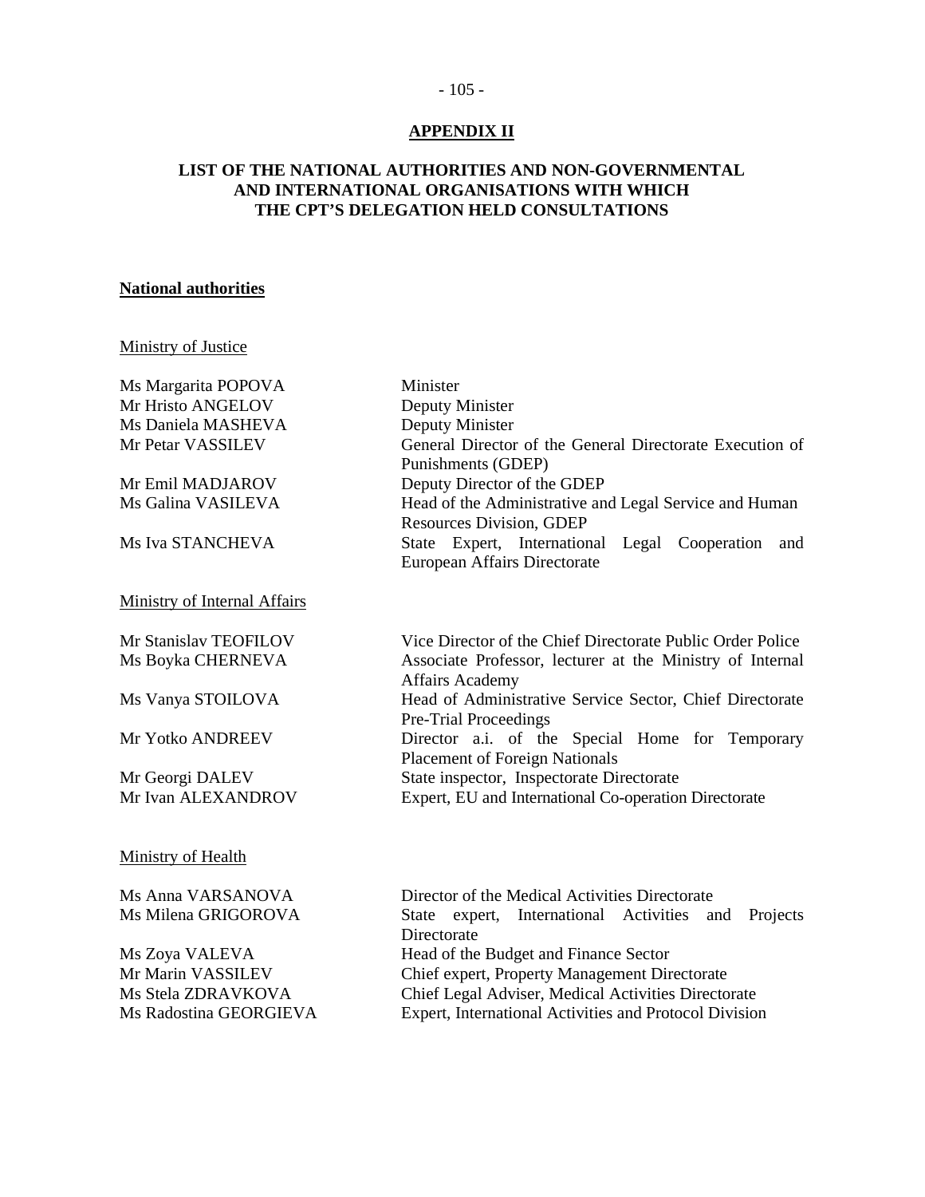# APPENDIX II

## LIST OF THE NATIONAL AUTHORITIES AND NON-GOVERNMENTAL AND INTERNATIONAL ORGANISATIONS WITH WHICH THE CPT'S DELEGATION HELD CONSULTATIONS

### National authorities

Ministry of Justice

| | |
|---|---|
| Ms Margarita POPOVA | Minister |
| Mr Hristo ANGELOV | Deputy Minister |
| Ms Daniela MASHEVA | Deputy Minister |
| Mr Petar VASSILEV | General Director of the General Directorate Execution of Punishments (GDEP) |
| Mr Emil MADJAROV | Deputy Director of the GDEP |
| Ms Galina VASILEVA | Head of the Administrative and Legal Service and Human Resources Division, GDEP |
| Ms Iva STANCHEVA | State Expert, International Legal Cooperation and European Affairs Directorate |

Ministry of Internal Affairs

| | |
|---|---|
| Mr Stanislav TEOFILOV | Vice Director of the Chief Directorate Public Order Police |
| Ms Boyka CHERNEVA | Associate Professor, lecturer at the Ministry of Internal Affairs Academy |
| Ms Vanya STOILOVA | Head of Administrative Service Sector, Chief Directorate Pre-Trial Proceedings |
| Mr Yotko ANDREEV | Director a.i. of the Special Home for Temporary Placement of Foreign Nationals |
| Mr Georgi DALEV | State inspector, Inspectorate Directorate |
| Mr Ivan ALEXANDROV | Expert, EU and International Co-operation Directorate |

Ministry of Health

| | |
|---|---|
| Ms Anna VARSANOVA | Director of the Medical Activities Directorate |
| Ms Milena GRIGOROVA | State expert, International Activities and Projects Directorate |
| Ms Zoya VALEVA | Head of the Budget and Finance Sector |
| Mr Marin VASSILEV | Chief expert, Property Management Directorate |
| Ms Stela ZDRAVKOVA | Chief Legal Adviser, Medical Activities Directorate |
| Ms Radostina GEORGIEVA | Expert, International Activities and Protocol Division |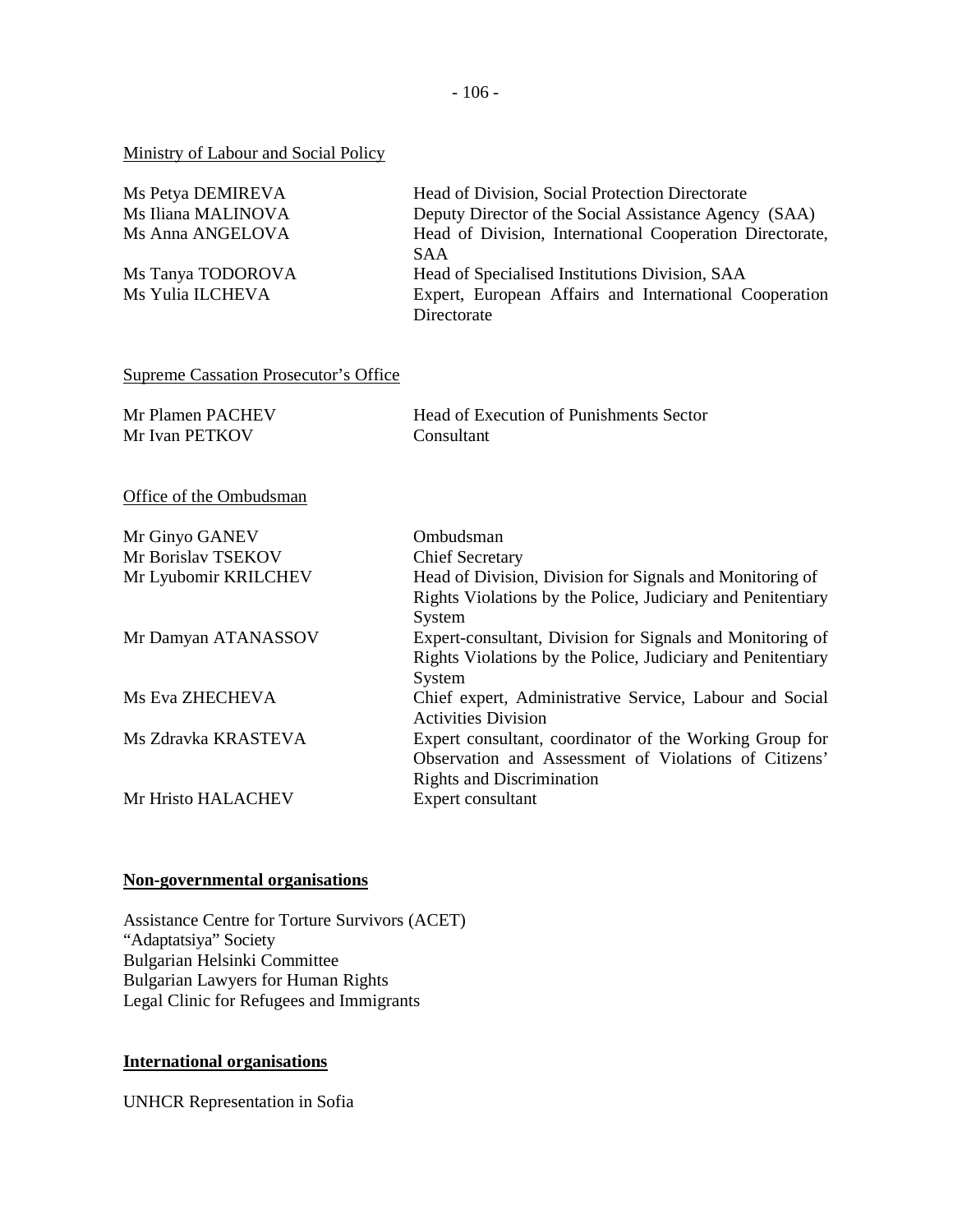Ministry of Labour and Social Policy

| | |
|---|---|
| Ms Petya DEMIREVA | Head of Division, Social Protection Directorate |
| Ms Iliana MALINOVA | Deputy Director of the Social Assistance Agency (SAA) |
| Ms Anna ANGELOVA | Head of Division, International Cooperation Directorate, SAA |
| Ms Tanya TODOROVA | Head of Specialised Institutions Division, SAA |
| Ms Yulia ILCHEVA | Expert, European Affairs and International Cooperation Directorate |

Supreme Cassation Prosecutor's Office

| | |
|---|---|
| Mr Plamen PACHEV | Head of Execution of Punishments Sector |
| Mr Ivan PETKOV | Consultant |

Office of the Ombudsman

| | |
|---|---|
| Mr Ginyo GANEV | Ombudsman |
| Mr Borislav TSEKOV | Chief Secretary |
| Mr Lyubomir KRILCHEV | Head of Division, Division for Signals and Monitoring of Rights Violations by the Police, Judiciary and Penitentiary System |
| Mr Damyan ATANASSOV | Expert-consultant, Division for Signals and Monitoring of Rights Violations by the Police, Judiciary and Penitentiary System |
| Ms Eva ZHECHEVA | Chief expert, Administrative Service, Labour and Social Activities Division |
| Ms Zdravka KRASTEVA | Expert consultant, coordinator of the Working Group for Observation and Assessment of Violations of Citizens' Rights and Discrimination |
| Mr Hristo HALACHEV | Expert consultant |

**Non-governmental organisations**

Assistance Centre for Torture Survivors (ACET)
"Adaptatsiya" Society
Bulgarian Helsinki Committee
Bulgarian Lawyers for Human Rights
Legal Clinic for Refugees and Immigrants

**International organisations**

UNHCR Representation in Sofia